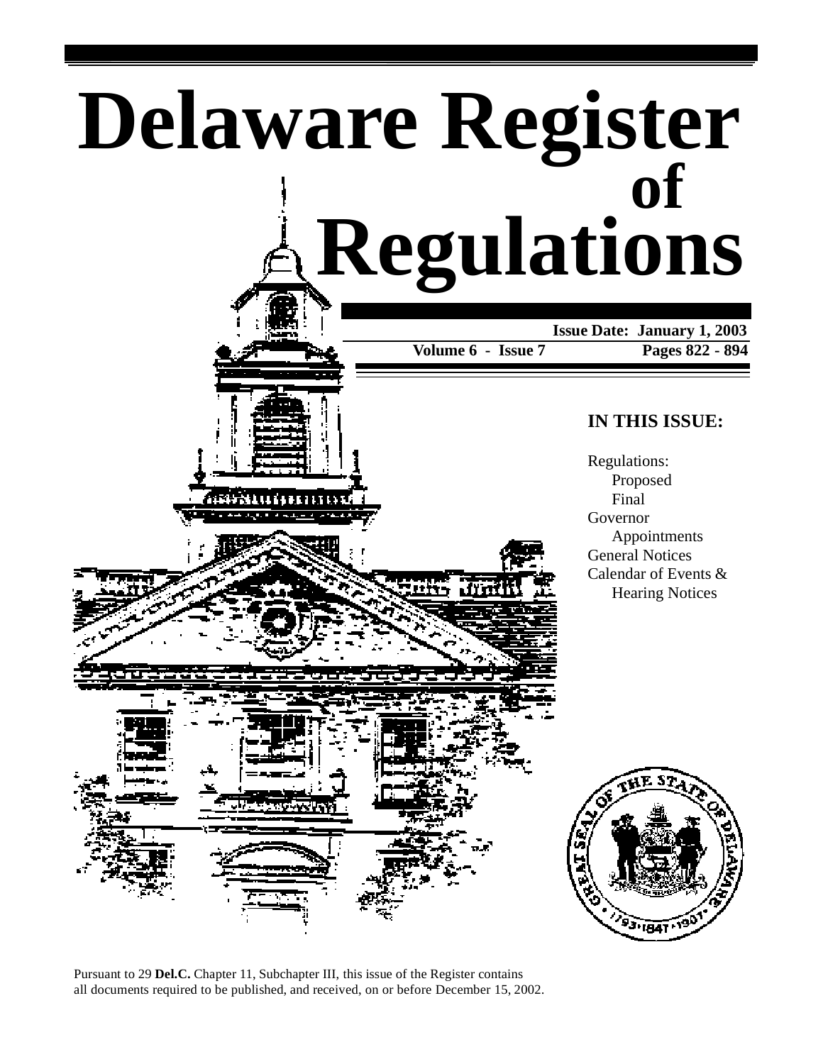# Delaware Register of Regulations

**Issue Date: January 1, 2003**

**Volume 6 - Issue 7** **Pages 822 - 894**

## IN THIS ISSUE:

Regulations:
- Proposed
- Final

Governor
- Appointments

General Notices

Calendar of Events &
- Hearing Notices

Pursuant to 29 **Del.C.** Chapter 11, Subchapter III, this issue of the Register contains all documents required to be published, and received, on or before December 15, 2002.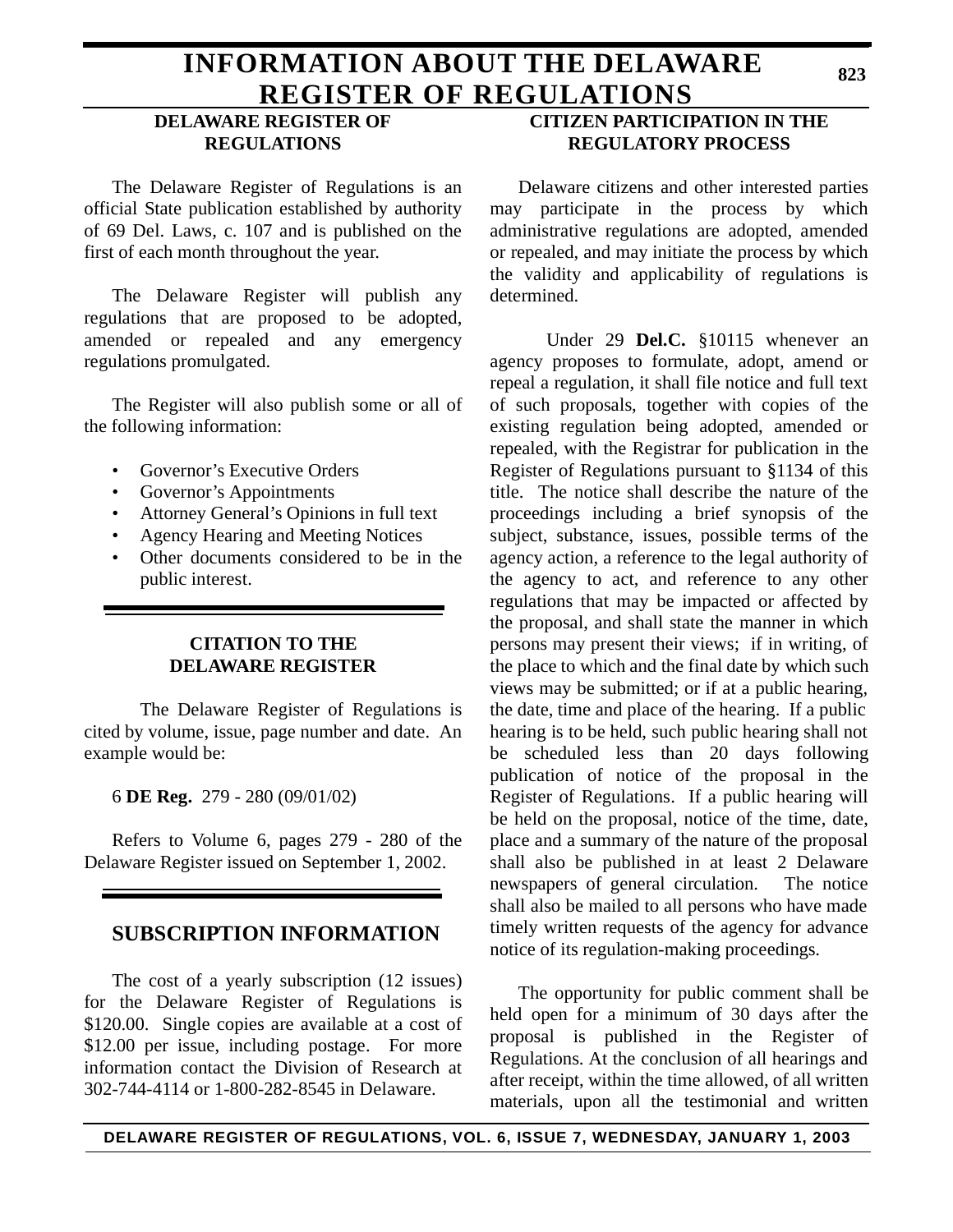# INFORMATION ABOUT THE DELAWARE REGISTER OF REGULATIONS

## DELAWARE REGISTER OF REGULATIONS

The Delaware Register of Regulations is an official State publication established by authority of 69 Del. Laws, c. 107 and is published on the first of each month throughout the year.

The Delaware Register will publish any regulations that are proposed to be adopted, amended or repealed and any emergency regulations promulgated.

The Register will also publish some or all of the following information:

- Governor's Executive Orders
- Governor's Appointments
- Attorney General's Opinions in full text
- Agency Hearing and Meeting Notices
- Other documents considered to be in the public interest.

## CITATION TO THE DELAWARE REGISTER

The Delaware Register of Regulations is cited by volume, issue, page number and date. An example would be:

6 **DE Reg.** 279 - 280 (09/01/02)

Refers to Volume 6, pages 279 - 280 of the Delaware Register issued on September 1, 2002.

## SUBSCRIPTION INFORMATION

The cost of a yearly subscription (12 issues) for the Delaware Register of Regulations is $120.00. Single copies are available at a cost of $12.00 per issue, including postage. For more information contact the Division of Research at 302-744-4114 or 1-800-282-8545 in Delaware.

## CITIZEN PARTICIPATION IN THE REGULATORY PROCESS

Delaware citizens and other interested parties may participate in the process by which administrative regulations are adopted, amended or repealed, and may initiate the process by which the validity and applicability of regulations is determined.

Under 29 **Del.C.** §10115 whenever an agency proposes to formulate, adopt, amend or repeal a regulation, it shall file notice and full text of such proposals, together with copies of the existing regulation being adopted, amended or repealed, with the Registrar for publication in the Register of Regulations pursuant to §1134 of this title. The notice shall describe the nature of the proceedings including a brief synopsis of the subject, substance, issues, possible terms of the agency action, a reference to the legal authority of the agency to act, and reference to any other regulations that may be impacted or affected by the proposal, and shall state the manner in which persons may present their views; if in writing, of the place to which and the final date by which such views may be submitted; or if at a public hearing, the date, time and place of the hearing. If a public hearing is to be held, such public hearing shall not be scheduled less than 20 days following publication of notice of the proposal in the Register of Regulations. If a public hearing will be held on the proposal, notice of the time, date, place and a summary of the nature of the proposal shall also be published in at least 2 Delaware newspapers of general circulation. The notice shall also be mailed to all persons who have made timely written requests of the agency for advance notice of its regulation-making proceedings.

The opportunity for public comment shall be held open for a minimum of 30 days after the proposal is published in the Register of Regulations. At the conclusion of all hearings and after receipt, within the time allowed, of all written materials, upon all the testimonial and written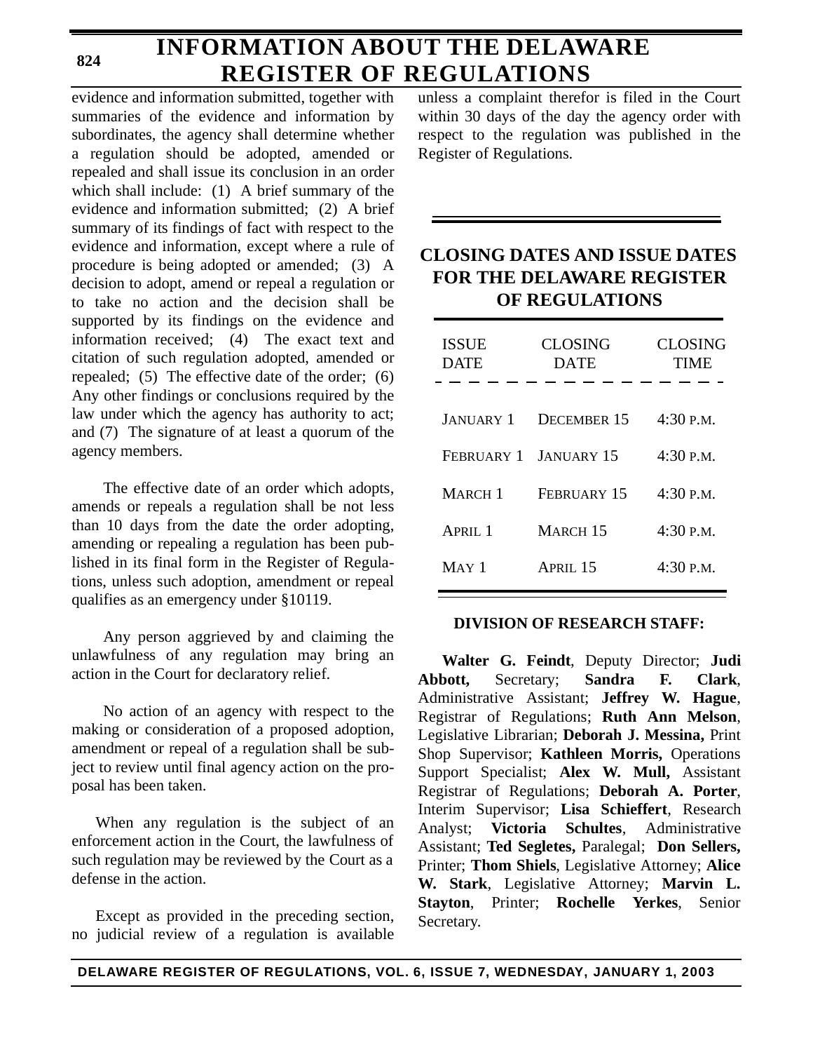evidence and information submitted, together with summaries of the evidence and information by subordinates, the agency shall determine whether a regulation should be adopted, amended or repealed and shall issue its conclusion in an order which shall include: (1) A brief summary of the evidence and information submitted; (2) A brief summary of its findings of fact with respect to the evidence and information, except where a rule of procedure is being adopted or amended; (3) A decision to adopt, amend or repeal a regulation or to take no action and the decision shall be supported by its findings on the evidence and information received; (4) The exact text and citation of such regulation adopted, amended or repealed; (5) The effective date of the order; (6) Any other findings or conclusions required by the law under which the agency has authority to act; and (7) The signature of at least a quorum of the agency members.

The effective date of an order which adopts, amends or repeals a regulation shall be not less than 10 days from the date the order adopting, amending or repealing a regulation has been published in its final form in the Register of Regulations, unless such adoption, amendment or repeal qualifies as an emergency under §10119.

Any person aggrieved by and claiming the unlawfulness of any regulation may bring an action in the Court for declaratory relief.

No action of an agency with respect to the making or consideration of a proposed adoption, amendment or repeal of a regulation shall be subject to review until final agency action on the proposal has been taken.

When any regulation is the subject of an enforcement action in the Court, the lawfulness of such regulation may be reviewed by the Court as a defense in the action.

Except as provided in the preceding section, no judicial review of a regulation is available unless a complaint therefor is filed in the Court within 30 days of the day the agency order with respect to the regulation was published in the Register of Regulations.

## CLOSING DATES AND ISSUE DATES FOR THE DELAWARE REGISTER OF REGULATIONS

| ISSUE DATE | CLOSING DATE | CLOSING TIME |
|---|---|---|
| January 1 | December 15 | 4:30 p.m. |
| February 1 | January 15 | 4:30 p.m. |
| March 1 | February 15 | 4:30 p.m. |
| April 1 | March 15 | 4:30 p.m. |
| May 1 | April 15 | 4:30 p.m. |

### DIVISION OF RESEARCH STAFF:

**Walter G. Feindt**, Deputy Director; **Judi Abbott,** Secretary; **Sandra F. Clark**, Administrative Assistant; **Jeffrey W. Hague**, Registrar of Regulations; **Ruth Ann Melson**, Legislative Librarian; **Deborah J. Messina,** Print Shop Supervisor; **Kathleen Morris,** Operations Support Specialist; **Alex W. Mull,** Assistant Registrar of Regulations; **Deborah A. Porter**, Interim Supervisor; **Lisa Schieffert**, Research Analyst; **Victoria Schultes**, Administrative Assistant; **Ted Segletes,** Paralegal; **Don Sellers,** Printer; **Thom Shiels**, Legislative Attorney; **Alice W. Stark**, Legislative Attorney; **Marvin L. Stayton**, Printer; **Rochelle Yerkes**, Senior Secretary.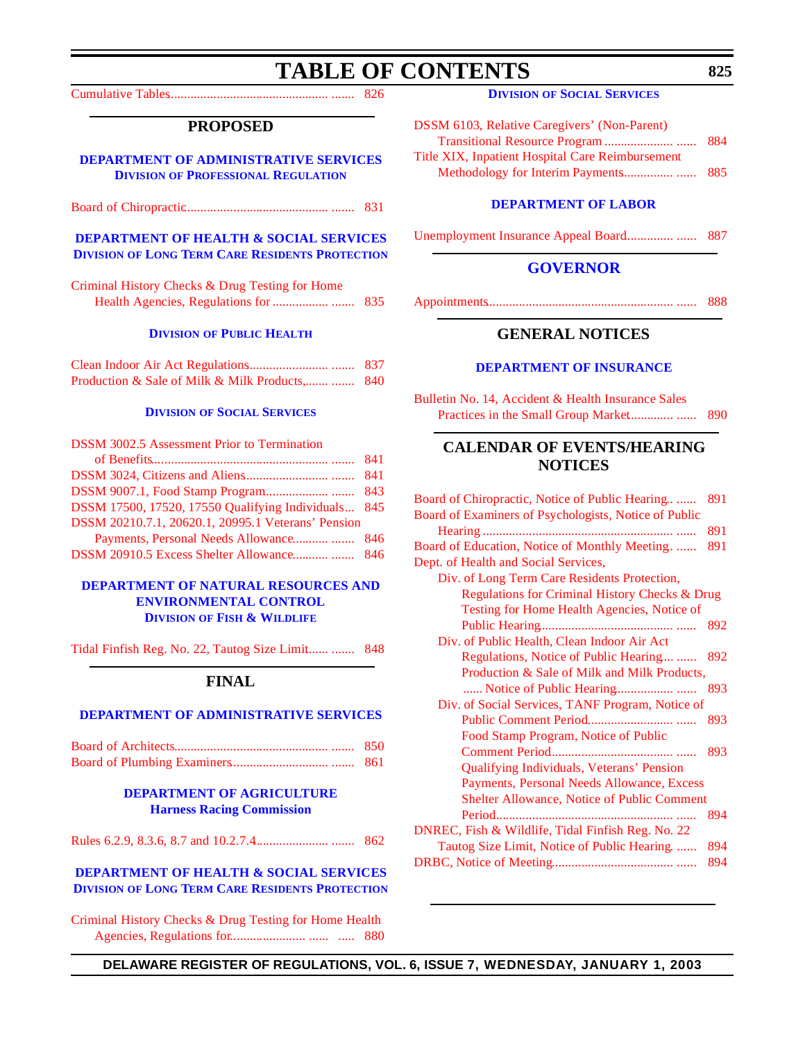# TABLE OF CONTENTS

Cumulative Tables....................................................... 826

## PROPOSED

### DEPARTMENT OF ADMINISTRATIVE SERVICES
#### DIVISION OF PROFESSIONAL REGULATION

Board of Chiropractic.................................................. 831

### DEPARTMENT OF HEALTH & SOCIAL SERVICES
#### DIVISION OF LONG TERM CARE RESIDENTS PROTECTION

Criminal History Checks & Drug Testing for Home Health Agencies, Regulations for ........................ 835

#### DIVISION OF PUBLIC HEALTH

Clean Indoor Air Act Regulations............................... 837
Production & Sale of Milk & Milk Products,.............. 840

#### DIVISION OF SOCIAL SERVICES

DSSM 3002.5 Assessment Prior to Termination of Benefits............................................................ 841
DSSM 3024, Citizens and Aliens................................ 841
DSSM 9007.1, Food Stamp Program.......................... 843
DSSM 17500, 17520, 17550 Qualifying Individuals... 845
DSSM 20210.7.1, 20620.1, 20995.1 Veterans' Pension Payments, Personal Needs Allowance.................. 846
DSSM 20910.5 Excess Shelter Allowance.................. 846

### DEPARTMENT OF NATURAL RESOURCES AND ENVIRONMENTAL CONTROL
#### DIVISION OF FISH & WILDLIFE

Tidal Finfish Reg. No. 22, Tautog Size Limit............. 848

## FINAL

### DEPARTMENT OF ADMINISTRATIVE SERVICES

Board of Architects...................................................... 850
Board of Plumbing Examiners.................................... 861

### DEPARTMENT OF AGRICULTURE
#### Harness Racing Commission

Rules 6.2.9, 8.3.6, 8.7 and 10.2.7.4............................. 862

### DEPARTMENT OF HEALTH & SOCIAL SERVICES
#### DIVISION OF LONG TERM CARE RESIDENTS PROTECTION

Criminal History Checks & Drug Testing for Home Health Agencies, Regulations for............................. 880

#### DIVISION OF SOCIAL SERVICES

DSSM 6103, Relative Caregivers' (Non-Parent) Transitional Resource Program ........................... 884
Title XIX, Inpatient Hospital Care Reimbursement Methodology for Interim Payments..................... 885

### DEPARTMENT OF LABOR

Unemployment Insurance Appeal Board................... 887

## GOVERNOR

Appointments............................................................... 888

## GENERAL NOTICES

### DEPARTMENT OF INSURANCE

Bulletin No. 14, Accident & Health Insurance Sales Practices in the Small Group Market................... 890

## CALENDAR OF EVENTS/HEARING NOTICES

Board of Chiropractic, Notice of Public Hearing.......... 891
Board of Examiners of Psychologists, Notice of Public Hearing ................................................................ 891
Board of Education, Notice of Monthly Meeting......... 891
Dept. of Health and Social Services,
- Div. of Long Term Care Residents Protection, Regulations for Criminal History Checks & Drug Testing for Home Health Agencies, Notice of Public Hearing............................................ 892
- Div. of Public Health, Clean Indoor Air Act Regulations, Notice of Public Hearing.......... 892
  - Production & Sale of Milk and Milk Products, ...... Notice of Public Hearing........................ 893
- Div. of Social Services, TANF Program, Notice of Public Comment Period............................. 893
  - Food Stamp Program, Notice of Public Comment Period........................................... 893
  - Qualifying Individuals, Veterans' Pension Payments, Personal Needs Allowance, Excess Shelter Allowance, Notice of Public Comment Period............................................................ 894

DNREC, Fish & Wildlife, Tidal Finfish Reg. No. 22 Tautog Size Limit, Notice of Public Hearing........ 894
DRBC, Notice of Meeting........................................... 894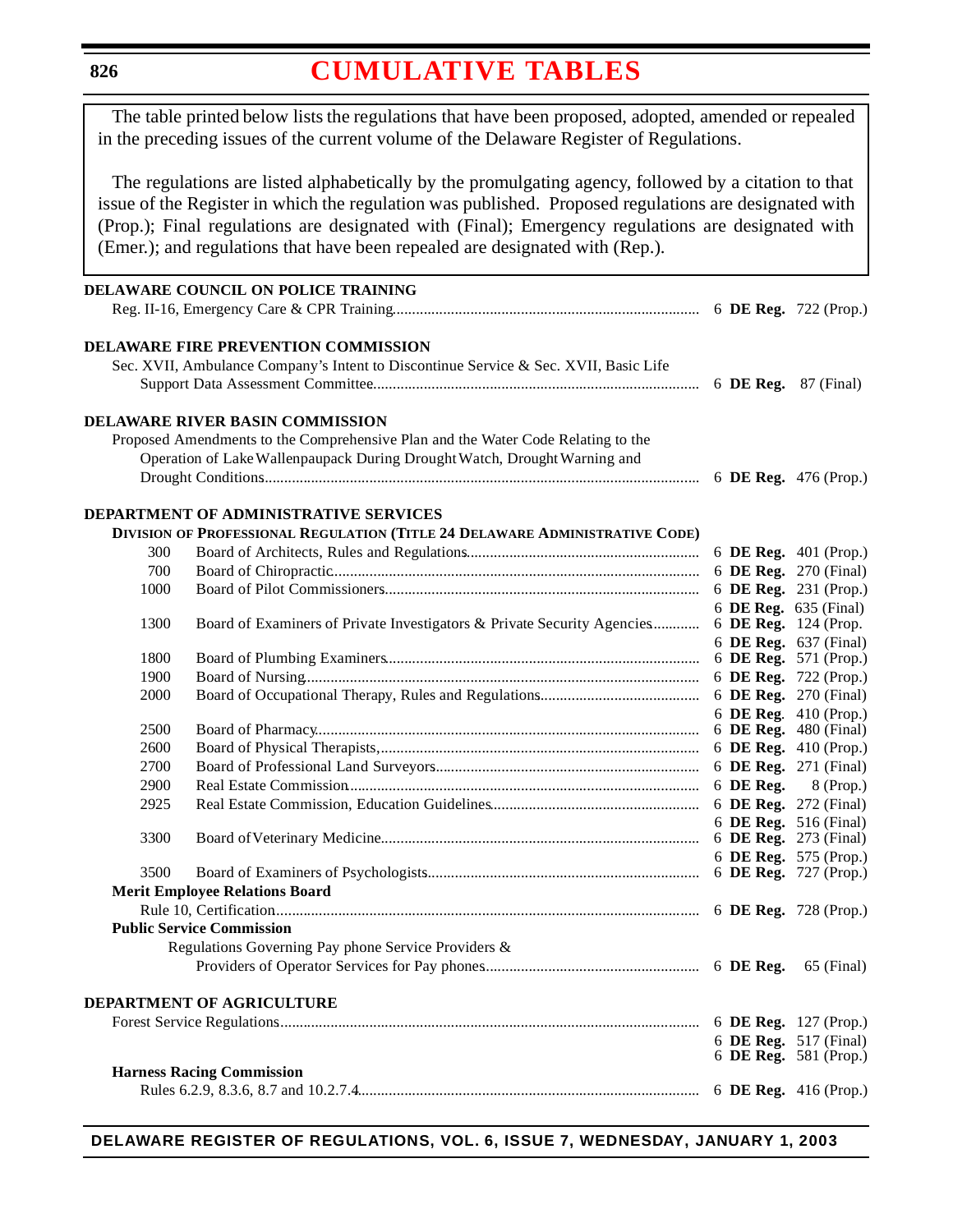# CUMULATIVE TABLES

The table printed below lists the regulations that have been proposed, adopted, amended or repealed in the preceding issues of the current volume of the Delaware Register of Regulations.

The regulations are listed alphabetically by the promulgating agency, followed by a citation to that issue of the Register in which the regulation was published. Proposed regulations are designated with (Prop.); Final regulations are designated with (Final); Emergency regulations are designated with (Emer.); and regulations that have been repealed are designated with (Rep.).

**DELAWARE COUNCIL ON POLICE TRAINING**

Reg. II-16, Emergency Care & CPR Training .......... 6 **DE Reg.** 722 (Prop.)

**DELAWARE FIRE PREVENTION COMMISSION**

Sec. XVII, Ambulance Company's Intent to Discontinue Service & Sec. XVII, Basic Life Support Data Assessment Committee .......... 6 **DE Reg.** 87 (Final)

**DELAWARE RIVER BASIN COMMISSION**

Proposed Amendments to the Comprehensive Plan and the Water Code Relating to the Operation of Lake Wallenpaupack During Drought Watch, Drought Warning and Drought Conditions .......... 6 **DE Reg.** 476 (Prop.)

**DEPARTMENT OF ADMINISTRATIVE SERVICES**

**DIVISION OF PROFESSIONAL REGULATION (TITLE 24 DELAWARE ADMINISTRATIVE CODE)**

| | | |
|---|---|---|
| 300 | Board of Architects, Rules and Regulations | 6 **DE Reg.** 401 (Prop.) |
| 700 | Board of Chiropractic | 6 **DE Reg.** 270 (Final) |
| 1000 | Board of Pilot Commissioners | 6 **DE Reg.** 231 (Prop.)<br>6 **DE Reg.** 635 (Final) |
| 1300 | Board of Examiners of Private Investigators & Private Security Agencies | 6 **DE Reg.** 124 (Prop.<br>6 **DE Reg.** 637 (Final) |
| 1800 | Board of Plumbing Examiners | 6 **DE Reg.** 571 (Prop.) |
| 1900 | Board of Nursing | 6 **DE Reg.** 722 (Prop.) |
| 2000 | Board of Occupational Therapy, Rules and Regulations | 6 **DE Reg.** 270 (Final)<br>6 **DE Reg**. 410 (Prop.) |
| 2500 | Board of Pharmacy | 6 **DE Reg.** 480 (Final) |
| 2600 | Board of Physical Therapists, | 6 **DE Reg.** 410 (Prop.) |
| 2700 | Board of Professional Land Surveyors | 6 **DE Reg.** 271 (Final) |
| 2900 | Real Estate Commission | 6 **DE Reg.** 8 (Prop.) |
| 2925 | Real Estate Commission, Education Guidelines | 6 **DE Reg.** 272 (Final)<br>6 **DE Reg.** 516 (Final) |
| 3300 | Board of Veterinary Medicine | 6 **DE Reg.** 273 (Final)<br>6 **DE Reg.** 575 (Prop.) |
| 3500 | Board of Examiners of Psychologists | 6 **DE Reg.** 727 (Prop.) |

**Merit Employee Relations Board**

Rule 10, Certification .......... 6 **DE Reg.** 728 (Prop.)

**Public Service Commission**

Regulations Governing Pay phone Service Providers & Providers of Operator Services for Pay phones .......... 6 **DE Reg.** 65 (Final)

**DEPARTMENT OF AGRICULTURE**

Forest Service Regulations .......... 6 **DE Reg.** 127 (Prop.)
6 **DE Reg.** 517 (Final)
6 **DE Reg.** 581 (Prop.)

**Harness Racing Commission**

Rules 6.2.9, 8.3.6, 8.7 and 10.2.7.4 .......... 6 **DE Reg.** 416 (Prop.)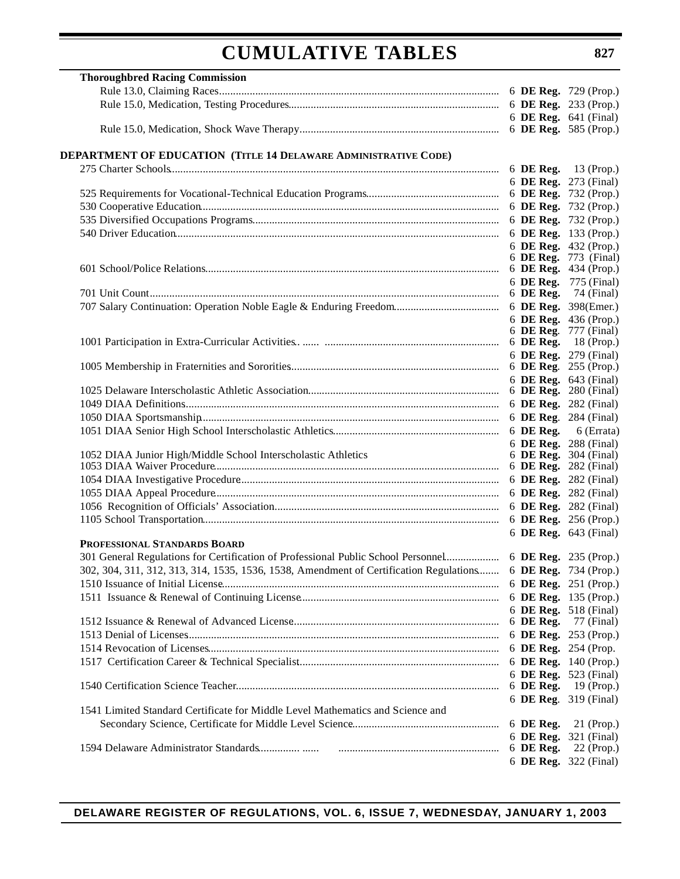# CUMULATIVE TABLES

**Thoroughbred Racing Commission**

| | |
|---|---|
| Rule 13.0, Claiming Races | 6 **DE Reg.** 729 (Prop.) |
| Rule 15.0, Medication, Testing Procedures | 6 **DE Reg.** 233 (Prop.) |
| | 6 **DE Reg.** 641 (Final) |
| Rule 15.0, Medication, Shock Wave Therapy | 6 **DE Reg.** 585 (Prop.) |

**DEPARTMENT OF EDUCATION (TITLE 14 DELAWARE ADMINISTRATIVE CODE)**

| | |
|---|---|
| 275 Charter Schools | 6 **DE Reg.** 13 (Prop.) |
| | 6 **DE Reg.** 273 (Final) |
| 525 Requirements for Vocational-Technical Education Programs | 6 **DE Reg.** 732 (Prop.) |
| 530 Cooperative Education | 6 **DE Reg.** 732 (Prop.) |
| 535 Diversified Occupations Programs | 6 **DE Reg.** 732 (Prop.) |
| 540 Driver Education | 6 **DE Reg.** 133 (Prop.) |
| | 6 **DE Reg.** 432 (Prop.) |
| | 6 **DE Reg.** 773 (Final) |
| 601 School/Police Relations | 6 **DE Reg.** 434 (Prop.) |
| | 6 **DE Reg.** 775 (Final) |
| 701 Unit Count | 6 **DE Reg.** 74 (Final) |
| 707 Salary Continuation: Operation Noble Eagle & Enduring Freedom | 6 **DE Reg.** 398(Emer.) |
| | 6 **DE Reg.** 436 (Prop.) |
| | 6 **DE Reg.** 777 (Final) |
| 1001 Participation in Extra-Curricular Activities | 6 **DE Reg.** 18 (Prop.) |
| | 6 **DE Reg.** 279 (Final) |
| 1005 Membership in Fraternities and Sororities | 6 **DE Reg.** 255 (Prop.) |
| | 6 **DE Reg.** 643 (Final) |
| 1025 Delaware Interscholastic Athletic Association | 6 **DE Reg.** 280 (Final) |
| 1049 DIAA Definitions | 6 **DE Reg.** 282 (Final) |
| 1050 DIAA Sportsmanship | 6 **DE Reg**. 284 (Final) |
| 1051 DIAA Senior High School Interscholastic Athletics | 6 **DE Reg.** 6 (Errata) |
| | 6 **DE Reg.** 288 (Final) |
| 1052 DIAA Junior High/Middle School Interscholastic Athletics | 6 **DE Reg.** 304 (Final) |
| 1053 DIAA Waiver Procedure | 6 **DE Reg.** 282 (Final) |
| 1054 DIAA Investigative Procedure | 6 **DE Reg.** 282 (Final) |
| 1055 DIAA Appeal Procedure | 6 **DE Reg.** 282 (Final) |
| 1056 Recognition of Officials' Association | 6 **DE Reg.** 282 (Final) |
| 1105 School Transportation | 6 **DE Reg.** 256 (Prop.) |
| | 6 **DE Reg.** 643 (Final) |

**PROFESSIONAL STANDARDS BOARD**

| | |
|---|---|
| 301 General Regulations for Certification of Professional Public School Personnel | 6 **DE Reg.** 235 (Prop.) |
| 302, 304, 311, 312, 313, 314, 1535, 1536, 1538, Amendment of Certification Regulations | 6 **DE Reg.** 734 (Prop.) |
| 1510 Issuance of Initial License | 6 **DE Reg.** 251 (Prop.) |
| 1511 Issuance & Renewal of Continuing License | 6 **DE Reg.** 135 (Prop.) |
| | 6 **DE Reg.** 518 (Final) |
| 1512 Issuance & Renewal of Advanced License | 6 **DE Reg.** 77 (Final) |
| 1513 Denial of Licenses | 6 **DE Reg.** 253 (Prop.) |
| 1514 Revocation of Licenses | 6 **DE Reg.** 254 (Prop. |
| 1517 Certification Career & Technical Specialist | 6 **DE Reg.** 140 (Prop.) |
| | 6 **DE Reg.** 523 (Final) |
| 1540 Certification Science Teacher | 6 **DE Reg.** 19 (Prop.) |
| | 6 **DE Reg**. 319 (Final) |
| 1541 Limited Standard Certificate for Middle Level Mathematics and Science and Secondary Science, Certificate for Middle Level Science | 6 **DE Reg.** 21 (Prop.) |
| | 6 **DE Reg.** 321 (Final) |
| 1594 Delaware Administrator Standards | 6 **DE Reg.** 22 (Prop.) |
| | 6 **DE Reg.** 322 (Final) |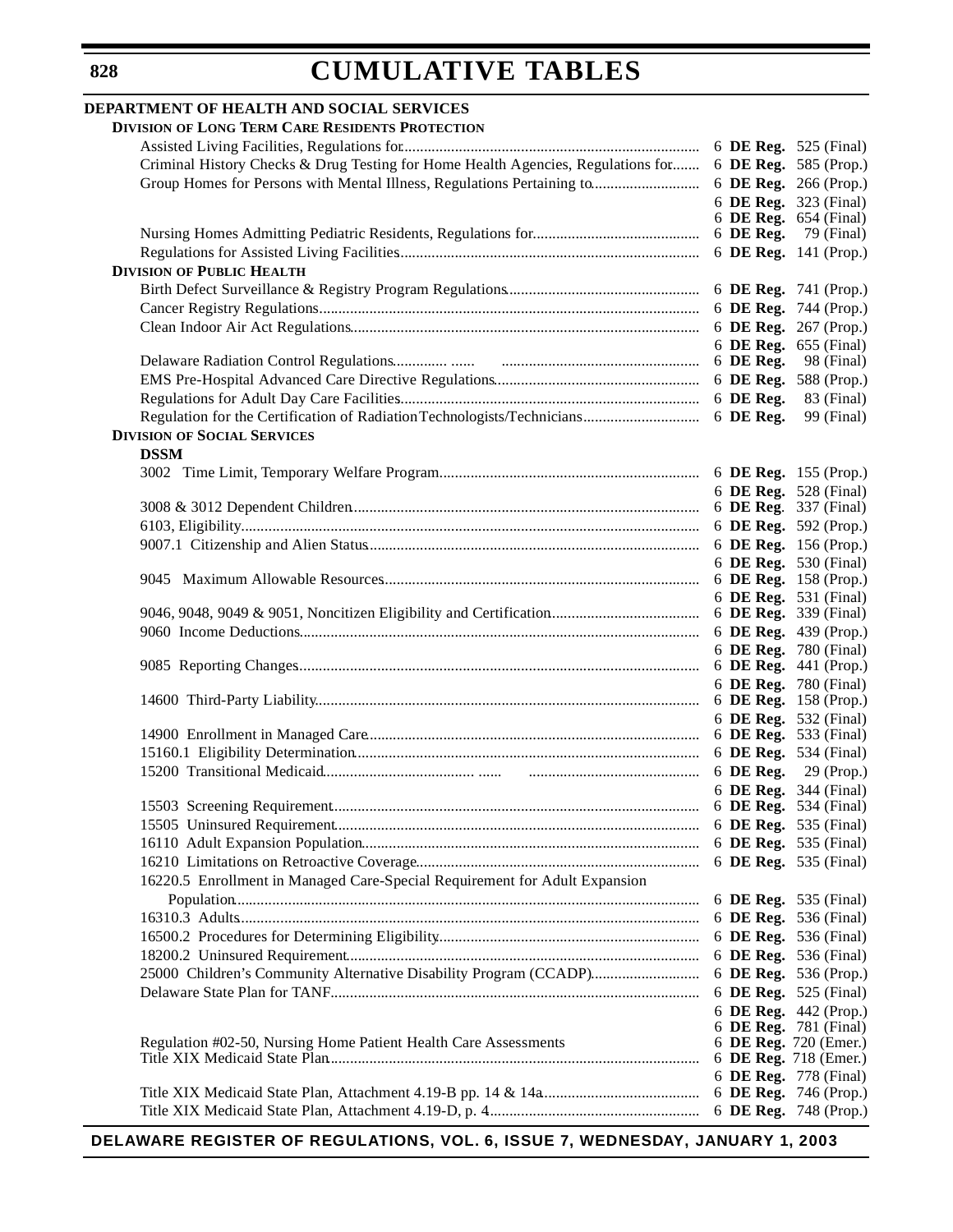# CUMULATIVE TABLES

## DEPARTMENT OF HEALTH AND SOCIAL SERVICES

### DIVISION OF LONG TERM CARE RESIDENTS PROTECTION

| Regulation | Citation |
|---|---|
| Assisted Living Facilities, Regulations for | 6 **DE Reg.** 525 (Final) |
| Criminal History Checks & Drug Testing for Home Health Agencies, Regulations for | 6 **DE Reg.** 585 (Prop.) |
| Group Homes for Persons with Mental Illness, Regulations Pertaining to | 6 **DE Reg.** 266 (Prop.) |
| | 6 **DE Reg.** 323 (Final) |
| | 6 **DE Reg.** 654 (Final) |
| Nursing Homes Admitting Pediatric Residents, Regulations for | 6 **DE Reg.** 79 (Final) |
| Regulations for Assisted Living Facilities | 6 **DE Reg.** 141 (Prop.) |

### DIVISION OF PUBLIC HEALTH

| Regulation | Citation |
|---|---|
| Birth Defect Surveillance & Registry Program Regulations | 6 **DE Reg.** 741 (Prop.) |
| Cancer Registry Regulations | 6 **DE Reg.** 744 (Prop.) |
| Clean Indoor Air Act Regulations | 6 **DE Reg.** 267 (Prop.) |
| | 6 **DE Reg.** 655 (Final) |
| Delaware Radiation Control Regulations | 6 **DE Reg.** 98 (Final) |
| EMS Pre-Hospital Advanced Care Directive Regulations | 6 **DE Reg.** 588 (Prop.) |
| Regulations for Adult Day Care Facilities | 6 **DE Reg.** 83 (Final) |
| Regulation for the Certification of Radiation Technologists/Technicians | 6 **DE Reg.** 99 (Final) |

### DIVISION OF SOCIAL SERVICES

**DSSM**

| Regulation | Citation |
|---|---|
| 3002 Time Limit, Temporary Welfare Program | 6 **DE Reg.** 155 (Prop.) |
| | 6 **DE Reg.** 528 (Final) |
| 3008 & 3012 Dependent Children | 6 **DE Reg**. 337 (Final) |
| 6103, Eligibility | 6 **DE Reg.** 592 (Prop.) |
| 9007.1 Citizenship and Alien Status | 6 **DE Reg.** 156 (Prop.) |
| | 6 **DE Reg.** 530 (Final) |
| 9045 Maximum Allowable Resources | 6 **DE Reg.** 158 (Prop.) |
| | 6 **DE Reg.** 531 (Final) |
| 9046, 9048, 9049 & 9051, Noncitizen Eligibility and Certification | 6 **DE Reg.** 339 (Final) |
| 9060 Income Deductions | 6 **DE Reg.** 439 (Prop.) |
| | 6 **DE Reg.** 780 (Final) |
| 9085 Reporting Changes | 6 **DE Reg.** 441 (Prop.) |
| | 6 **DE Reg.** 780 (Final) |
| 14600 Third-Party Liability | 6 **DE Reg.** 158 (Prop.) |
| | 6 **DE Reg.** 532 (Final) |
| 14900 Enrollment in Managed Care | 6 **DE Reg.** 533 (Final) |
| 15160.1 Eligibility Determination | 6 **DE Reg.** 534 (Final) |
| 15200 Transitional Medicaid | 6 **DE Reg.** 29 (Prop.) |
| | 6 **DE Reg.** 344 (Final) |
| 15503 Screening Requirement | 6 **DE Reg.** 534 (Final) |
| 15505 Uninsured Requirement | 6 **DE Reg.** 535 (Final) |
| 16110 Adult Expansion Population | 6 **DE Reg.** 535 (Final) |
| 16210 Limitations on Retroactive Coverage | 6 **DE Reg.** 535 (Final) |
| 16220.5 Enrollment in Managed Care-Special Requirement for Adult Expansion Population | 6 **DE Reg.** 535 (Final) |
| 16310.3 Adults | 6 **DE Reg.** 536 (Final) |
| 16500.2 Procedures for Determining Eligibility | 6 **DE Reg.** 536 (Final) |
| 18200.2 Uninsured Requirement | 6 **DE Reg.** 536 (Final) |
| 25000 Children's Community Alternative Disability Program (CCADP) | 6 **DE Reg.** 536 (Prop.) |
| Delaware State Plan for TANF | 6 **DE Reg.** 525 (Final) |
| | 6 **DE Reg.** 442 (Prop.) |
| | 6 **DE Reg.** 781 (Final) |
| Regulation #02-50, Nursing Home Patient Health Care Assessments | 6 **DE Reg.** 720 (Emer.) |
| Title XIX Medicaid State Plan | 6 **DE Reg.** 718 (Emer.) |
| | 6 **DE Reg.** 778 (Final) |
| Title XIX Medicaid State Plan, Attachment 4.19-B pp. 14 & 14a | 6 **DE Reg.** 746 (Prop.) |
| Title XIX Medicaid State Plan, Attachment 4.19-D, p. 4 | 6 **DE Reg.** 748 (Prop.) |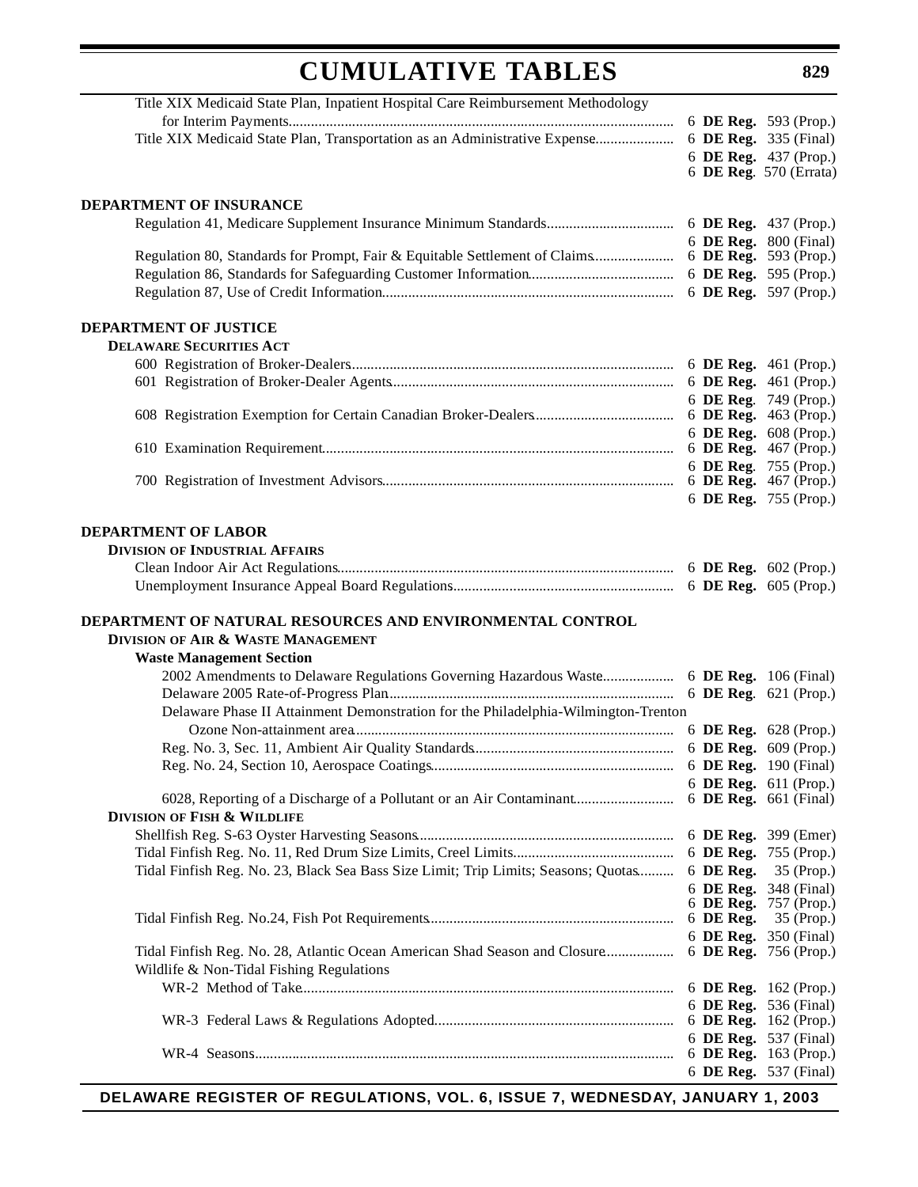# CUMULATIVE TABLES

Title XIX Medicaid State Plan, Inpatient Hospital Care Reimbursement Methodology for Interim Payments ...... 6 **DE Reg.** 593 (Prop.)

Title XIX Medicaid State Plan, Transportation as an Administrative Expense ...... 6 **DE Reg.** 335 (Final)
6 **DE Reg.** 437 (Prop.)
6 **DE Reg**. 570 (Errata)

**DEPARTMENT OF INSURANCE**

Regulation 41, Medicare Supplement Insurance Minimum Standards ...... 6 **DE Reg.** 437 (Prop.)
6 **DE Reg.** 800 (Final)

Regulation 80, Standards for Prompt, Fair & Equitable Settlement of Claims ...... 6 **DE Reg.** 593 (Prop.)

Regulation 86, Standards for Safeguarding Customer Information ...... 6 **DE Reg.** 595 (Prop.)

Regulation 87, Use of Credit Information ...... 6 **DE Reg.** 597 (Prop.)

**DEPARTMENT OF JUSTICE**

**DELAWARE SECURITIES ACT**

600 Registration of Broker-Dealers ...... 6 **DE Reg.** 461 (Prop.)

601 Registration of Broker-Dealer Agents ...... 6 **DE Reg.** 461 (Prop.)
6 **DE Reg**. 749 (Prop.)

608 Registration Exemption for Certain Canadian Broker-Dealers ...... 6 **DE Reg.** 463 (Prop.)
6 **DE Reg.** 608 (Prop.)

610 Examination Requirement ...... 6 **DE Reg.** 467 (Prop.)
6 **DE Reg**. 755 (Prop.)

700 Registration of Investment Advisors ...... 6 **DE Reg.** 467 (Prop.)
6 **DE Reg.** 755 (Prop.)

**DEPARTMENT OF LABOR**

**DIVISION OF INDUSTRIAL AFFAIRS**

Clean Indoor Air Act Regulations ...... 6 **DE Reg.** 602 (Prop.)

Unemployment Insurance Appeal Board Regulations ...... 6 **DE Reg.** 605 (Prop.)

**DEPARTMENT OF NATURAL RESOURCES AND ENVIRONMENTAL CONTROL**

**DIVISION OF AIR & WASTE MANAGEMENT**

**Waste Management Section**

2002 Amendments to Delaware Regulations Governing Hazardous Waste ...... 6 **DE Reg.** 106 (Final)

Delaware 2005 Rate-of-Progress Plan ...... 6 **DE Reg**. 621 (Prop.)

Delaware Phase II Attainment Demonstration for the Philadelphia-Wilmington-Trenton Ozone Non-attainment area ...... 6 **DE Reg.** 628 (Prop.)

Reg. No. 3, Sec. 11, Ambient Air Quality Standards ...... 6 **DE Reg.** 609 (Prop.)

Reg. No. 24, Section 10, Aerospace Coatings ...... 6 **DE Reg.** 190 (Final)
6 **DE Reg.** 611 (Prop.)

6028, Reporting of a Discharge of a Pollutant or an Air Contaminant ...... 6 **DE Reg.** 661 (Final)

**DIVISION OF FISH & WILDLIFE**

Shellfish Reg. S-63 Oyster Harvesting Seasons ...... 6 **DE Reg.** 399 (Emer)

Tidal Finfish Reg. No. 11, Red Drum Size Limits, Creel Limits ...... 6 **DE Reg.** 755 (Prop.)

Tidal Finfish Reg. No. 23, Black Sea Bass Size Limit; Trip Limits; Seasons; Quotas ...... 6 **DE Reg.** 35 (Prop.)
6 **DE Reg.** 348 (Final)
6 **DE Reg.** 757 (Prop.)

Tidal Finfish Reg. No.24, Fish Pot Requirements ...... 6 **DE Reg.** 35 (Prop.)
6 **DE Reg.** 350 (Final)

Tidal Finfish Reg. No. 28, Atlantic Ocean American Shad Season and Closure ...... 6 **DE Reg.** 756 (Prop.)

Wildlife & Non-Tidal Fishing Regulations

WR-2 Method of Take ...... 6 **DE Reg.** 162 (Prop.)
6 **DE Reg.** 536 (Final)

WR-3 Federal Laws & Regulations Adopted ...... 6 **DE Reg.** 162 (Prop.)
6 **DE Reg.** 537 (Final)

WR-4 Seasons ...... 6 **DE Reg.** 163 (Prop.)
6 **DE Reg.** 537 (Final)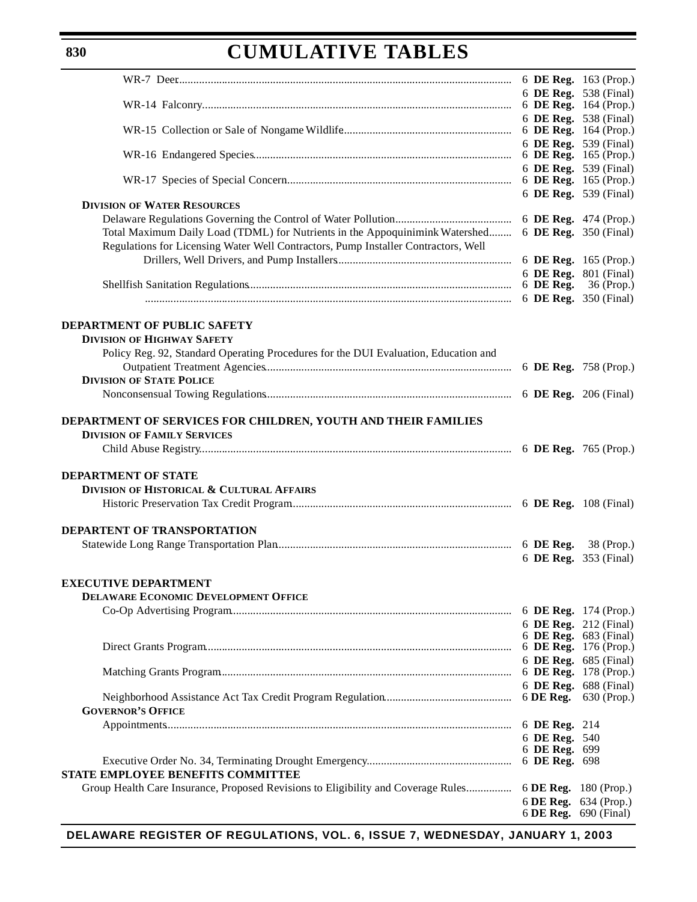# CUMULATIVE TABLES

WR-7 Deer............ 6 **DE Reg.** 163 (Prop.)
6 **DE Reg.** 538 (Final)

WR-14 Falconry............ 6 **DE Reg.** 164 (Prop.)
6 **DE Reg.** 538 (Final)

WR-15 Collection or Sale of Nongame Wildlife............ 6 **DE Reg.** 164 (Prop.)
6 **DE Reg.** 539 (Final)

WR-16 Endangered Species............ 6 **DE Reg.** 165 (Prop.)
6 **DE Reg.** 539 (Final)

WR-17 Species of Special Concern............ 6 **DE Reg.** 165 (Prop.)
6 **DE Reg.** 539 (Final)

**DIVISION OF WATER RESOURCES**

Delaware Regulations Governing the Control of Water Pollution............ 6 **DE Reg.** 474 (Prop.)

Total Maximum Daily Load (TDML) for Nutrients in the Appoquinimink Watershed............ 6 **DE Reg.** 350 (Final)

Regulations for Licensing Water Well Contractors, Pump Installer Contractors, Well Drillers, Well Drivers, and Pump Installers............ 6 **DE Reg.** 165 (Prop.)
6 **DE Reg.** 801 (Final)

Shellfish Sanitation Regulations............ 6 **DE Reg.** 36 (Prop.)
............ 6 **DE Reg.** 350 (Final)

## DEPARTMENT OF PUBLIC SAFETY

**DIVISION OF HIGHWAY SAFETY**

Policy Reg. 92, Standard Operating Procedures for the DUI Evaluation, Education and Outpatient Treatment Agencies............ 6 **DE Reg.** 758 (Prop.)

**DIVISION OF STATE POLICE**

Nonconsensual Towing Regulations............ 6 **DE Reg.** 206 (Final)

## DEPARTMENT OF SERVICES FOR CHILDREN, YOUTH AND THEIR FAMILIES

**DIVISION OF FAMILY SERVICES**

Child Abuse Registry............ 6 **DE Reg.** 765 (Prop.)

## DEPARTMENT OF STATE

**DIVISION OF HISTORICAL & CULTURAL AFFAIRS**

Historic Preservation Tax Credit Program............ 6 **DE Reg.** 108 (Final)

## DEPARTENT OF TRANSPORTATION

Statewide Long Range Transportation Plan............ 6 **DE Reg.** 38 (Prop.)
6 **DE Reg.** 353 (Final)

## EXECUTIVE DEPARTMENT

**DELAWARE ECONOMIC DEVELOPMENT OFFICE**

Co-Op Advertising Program............ 6 **DE Reg.** 174 (Prop.)
6 **DE Reg.** 212 (Final)
6 **DE Reg.** 683 (Final)

Direct Grants Program............ 6 **DE Reg.** 176 (Prop.)
6 **DE Reg.** 685 (Final)

Matching Grants Program............ 6 **DE Reg.** 178 (Prop.)
6 **DE Reg.** 688 (Final)

Neighborhood Assistance Act Tax Credit Program Regulation............ 6 **DE Reg.** 630 (Prop.)

**GOVERNOR'S OFFICE**

Appointments............ 6 **DE Reg.** 214
6 **DE Reg.** 540
6 **DE Reg.** 699

Executive Order No. 34, Terminating Drought Emergency............ 6 **DE Reg.** 698

## STATE EMPLOYEE BENEFITS COMMITTEE

Group Health Care Insurance, Proposed Revisions to Eligibility and Coverage Rules............ 6 **DE Reg.** 180 (Prop.)
6 **DE Reg.** 634 (Prop.)
6 **DE Reg.** 690 (Final)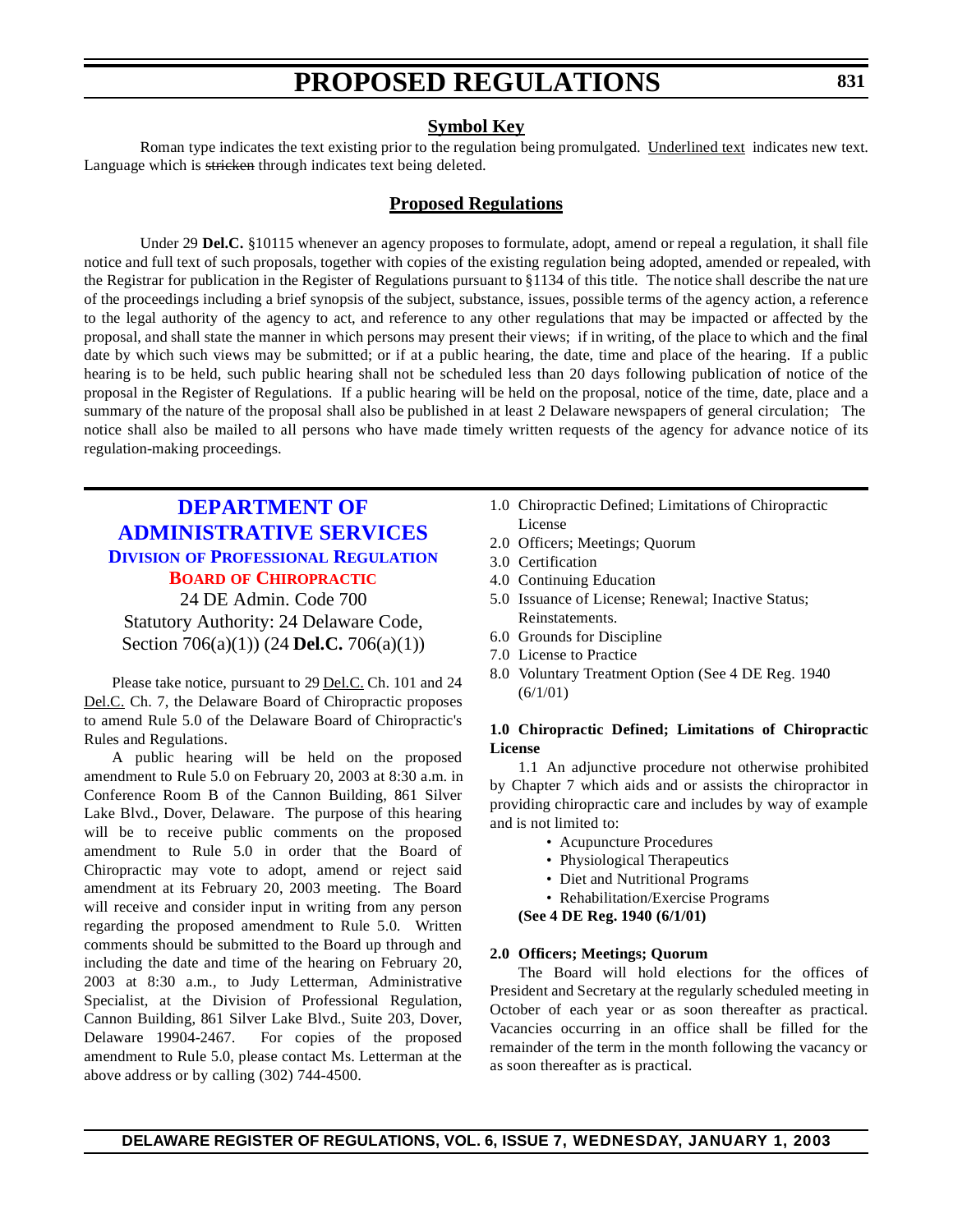# PROPOSED REGULATIONS

## Symbol Key

Roman type indicates the text existing prior to the regulation being promulgated. Underlined text indicates new text. Language which is ~~stricken~~ through indicates text being deleted.

## Proposed Regulations

Under 29 **Del.C.** §10115 whenever an agency proposes to formulate, adopt, amend or repeal a regulation, it shall file notice and full text of such proposals, together with copies of the existing regulation being adopted, amended or repealed, with the Registrar for publication in the Register of Regulations pursuant to §1134 of this title. The notice shall describe the nature of the proceedings including a brief synopsis of the subject, substance, issues, possible terms of the agency action, a reference to the legal authority of the agency to act, and reference to any other regulations that may be impacted or affected by the proposal, and shall state the manner in which persons may present their views; if in writing, of the place to which and the final date by which such views may be submitted; or if at a public hearing, the date, time and place of the hearing. If a public hearing is to be held, such public hearing shall not be scheduled less than 20 days following publication of notice of the proposal in the Register of Regulations. If a public hearing will be held on the proposal, notice of the time, date, place and a summary of the nature of the proposal shall also be published in at least 2 Delaware newspapers of general circulation; The notice shall also be mailed to all persons who have made timely written requests of the agency for advance notice of its regulation-making proceedings.

## DEPARTMENT OF ADMINISTRATIVE SERVICES

### Division of Professional Regulation

### Board of Chiropractic

24 DE Admin. Code 700

Statutory Authority: 24 Delaware Code, Section 706(a)(1)) (24 **Del.C.** 706(a)(1))

Please take notice, pursuant to 29 Del.C. Ch. 101 and 24 Del.C. Ch. 7, the Delaware Board of Chiropractic proposes to amend Rule 5.0 of the Delaware Board of Chiropractic's Rules and Regulations.

A public hearing will be held on the proposed amendment to Rule 5.0 on February 20, 2003 at 8:30 a.m. in Conference Room B of the Cannon Building, 861 Silver Lake Blvd., Dover, Delaware. The purpose of this hearing will be to receive public comments on the proposed amendment to Rule 5.0 in order that the Board of Chiropractic may vote to adopt, amend or reject said amendment at its February 20, 2003 meeting. The Board will receive and consider input in writing from any person regarding the proposed amendment to Rule 5.0. Written comments should be submitted to the Board up through and including the date and time of the hearing on February 20, 2003 at 8:30 a.m., to Judy Letterman, Administrative Specialist, at the Division of Professional Regulation, Cannon Building, 861 Silver Lake Blvd., Suite 203, Dover, Delaware 19904-2467. For copies of the proposed amendment to Rule 5.0, please contact Ms. Letterman at the above address or by calling (302) 744-4500.

1.0 Chiropractic Defined; Limitations of Chiropractic License
2.0 Officers; Meetings; Quorum
3.0 Certification
4.0 Continuing Education
5.0 Issuance of License; Renewal; Inactive Status; Reinstatements.
6.0 Grounds for Discipline
7.0 License to Practice
8.0 Voluntary Treatment Option (See 4 DE Reg. 1940 (6/1/01)

**1.0 Chiropractic Defined; Limitations of Chiropractic License**

1.1 An adjunctive procedure not otherwise prohibited by Chapter 7 which aids and or assists the chiropractor in providing chiropractic care and includes by way of example and is not limited to:

- Acupuncture Procedures
- Physiological Therapeutics
- Diet and Nutritional Programs
- Rehabilitation/Exercise Programs

**(See 4 DE Reg. 1940 (6/1/01)**

**2.0 Officers; Meetings; Quorum**

The Board will hold elections for the offices of President and Secretary at the regularly scheduled meeting in October of each year or as soon thereafter as practical. Vacancies occurring in an office shall be filled for the remainder of the term in the month following the vacancy or as soon thereafter as is practical.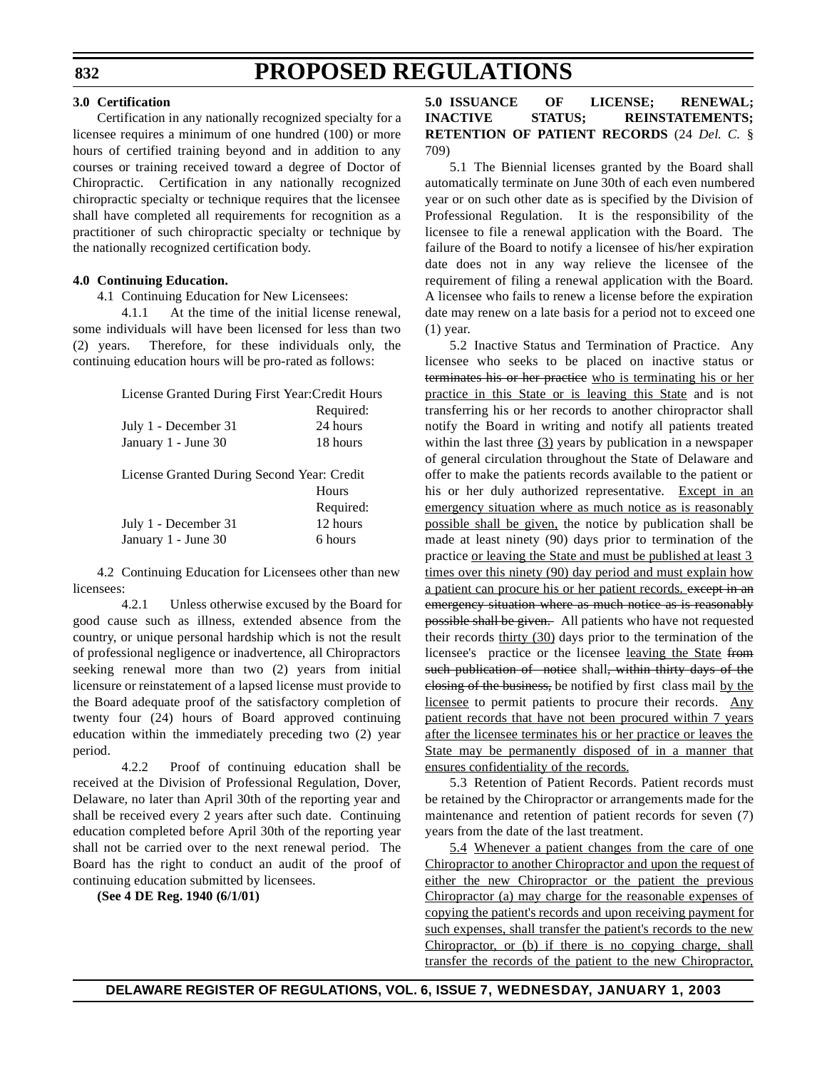**3.0 Certification**

Certification in any nationally recognized specialty for a licensee requires a minimum of one hundred (100) or more hours of certified training beyond and in addition to any courses or training received toward a degree of Doctor of Chiropractic. Certification in any nationally recognized chiropractic specialty or technique requires that the licensee shall have completed all requirements for recognition as a practitioner of such chiropractic specialty or technique by the nationally recognized certification body.

**4.0 Continuing Education.**

4.1 Continuing Education for New Licensees:

4.1.1 At the time of the initial license renewal, some individuals will have been licensed for less than two (2) years. Therefore, for these individuals only, the continuing education hours will be pro-rated as follows:

| License Granted During First Year: | Credit Hours Required: |
|---|---|
| July 1 - December 31 | 24 hours |
| January 1 - June 30 | 18 hours |

| License Granted During Second Year: | Credit Hours Required: |
|---|---|
| July 1 - December 31 | 12 hours |
| January 1 - June 30 | 6 hours |

4.2 Continuing Education for Licensees other than new licensees:

4.2.1 Unless otherwise excused by the Board for good cause such as illness, extended absence from the country, or unique personal hardship which is not the result of professional negligence or inadvertence, all Chiropractors seeking renewal more than two (2) years from initial licensure or reinstatement of a lapsed license must provide to the Board adequate proof of the satisfactory completion of twenty four (24) hours of Board approved continuing education within the immediately preceding two (2) year period.

4.2.2 Proof of continuing education shall be received at the Division of Professional Regulation, Dover, Delaware, no later than April 30th of the reporting year and shall be received every 2 years after such date. Continuing education completed before April 30th of the reporting year shall not be carried over to the next renewal period. The Board has the right to conduct an audit of the proof of continuing education submitted by licensees.

**(See 4 DE Reg. 1940 (6/1/01)**

**5.0 ISSUANCE OF LICENSE; RENEWAL; INACTIVE STATUS; REINSTATEMENTS; RETENTION OF PATIENT RECORDS** (24 *Del. C.* § 709)

5.1 The Biennial licenses granted by the Board shall automatically terminate on June 30th of each even numbered year or on such other date as is specified by the Division of Professional Regulation. It is the responsibility of the licensee to file a renewal application with the Board. The failure of the Board to notify a licensee of his/her expiration date does not in any way relieve the licensee of the requirement of filing a renewal application with the Board. A licensee who fails to renew a license before the expiration date may renew on a late basis for a period not to exceed one (1) year.

5.2 Inactive Status and Termination of Practice. Any licensee who seeks to be placed on inactive status or ~~terminates his or her practice~~ <u>who is terminating his or her practice in this State or is leaving this State</u> and is not transferring his or her records to another chiropractor shall notify the Board in writing and notify all patients treated within the last three <u>(3)</u> years by publication in a newspaper of general circulation throughout the State of Delaware and offer to make the patients records available to the patient or his or her duly authorized representative. <u>Except in an emergency situation where as much notice as is reasonably possible shall be given,</u> the notice by publication shall be made at least ninety (90) days prior to termination of the practice <u>or leaving the State and must be published at least 3 times over this ninety (90) day period and must explain how a patient can procure his or her patient records.</u> ~~except in an emergency situation where as much notice as is reasonably possible shall be given.~~ All patients who have not requested their records <u>thirty (30)</u> days prior to the termination of the licensee's practice or the licensee <u>leaving the State</u> ~~from such publication of notice~~ shall~~, within thirty days of the closing of the business,~~ be notified by first class mail <u>by the licensee</u> to permit patients to procure their records. <u>Any patient records that have not been procured within 7 years after the licensee terminates his or her practice or leaves the State may be permanently disposed of in a manner that ensures confidentiality of the records.</u>

5.3 Retention of Patient Records. Patient records must be retained by the Chiropractor or arrangements made for the maintenance and retention of patient records for seven (7) years from the date of the last treatment.

<u>5.4</u> <u>Whenever a patient changes from the care of one Chiropractor to another Chiropractor and upon the request of either the new Chiropractor or the patient the previous Chiropractor (a) may charge for the reasonable expenses of copying the patient's records and upon receiving payment for such expenses, shall transfer the patient's records to the new Chiropractor, or (b) if there is no copying charge, shall transfer the records of the patient to the new Chiropractor,</u>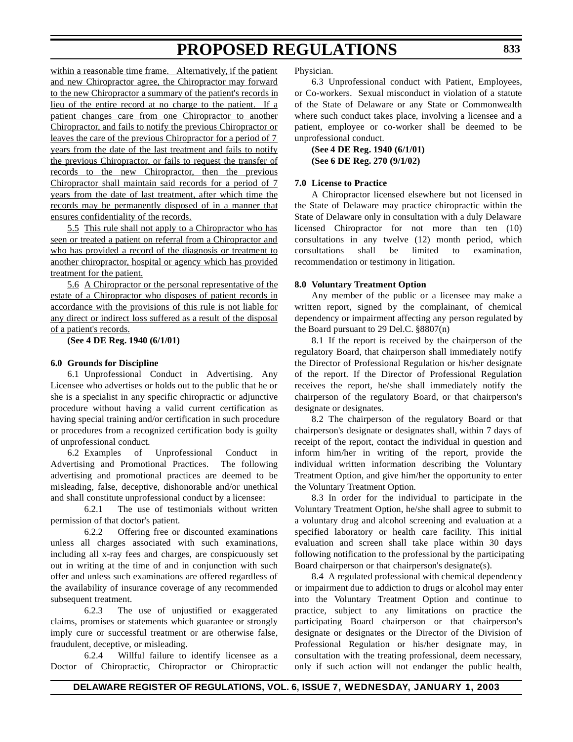within a reasonable time frame. Alternatively, if the patient and new Chiropractor agree, the Chiropractor may forward to the new Chiropractor a summary of the patient's records in lieu of the entire record at no charge to the patient. If a patient changes care from one Chiropractor to another Chiropractor, and fails to notify the previous Chiropractor or leaves the care of the previous Chiropractor for a period of 7 years from the date of the last treatment and fails to notify the previous Chiropractor, or fails to request the transfer of records to the new Chiropractor, then the previous Chiropractor shall maintain said records for a period of 7 years from the date of last treatment, after which time the records may be permanently disposed of in a manner that ensures confidentiality of the records.

5.5 This rule shall not apply to a Chiropractor who has seen or treated a patient on referral from a Chiropractor and who has provided a record of the diagnosis or treatment to another chiropractor, hospital or agency which has provided treatment for the patient.

5.6 A Chiropractor or the personal representative of the estate of a Chiropractor who disposes of patient records in accordance with the provisions of this rule is not liable for any direct or indirect loss suffered as a result of the disposal of a patient's records.

**(See 4 DE Reg. 1940 (6/1/01)**

**6.0 Grounds for Discipline**

6.1 Unprofessional Conduct in Advertising. Any Licensee who advertises or holds out to the public that he or she is a specialist in any specific chiropractic or adjunctive procedure without having a valid current certification as having special training and/or certification in such procedure or procedures from a recognized certification body is guilty of unprofessional conduct.

6.2 Examples of Unprofessional Conduct in Advertising and Promotional Practices. The following advertising and promotional practices are deemed to be misleading, false, deceptive, dishonorable and/or unethical and shall constitute unprofessional conduct by a licensee:

6.2.1 The use of testimonials without written permission of that doctor's patient.

6.2.2 Offering free or discounted examinations unless all charges associated with such examinations, including all x-ray fees and charges, are conspicuously set out in writing at the time of and in conjunction with such offer and unless such examinations are offered regardless of the availability of insurance coverage of any recommended subsequent treatment.

6.2.3 The use of unjustified or exaggerated claims, promises or statements which guarantee or strongly imply cure or successful treatment or are otherwise false, fraudulent, deceptive, or misleading.

6.2.4 Willful failure to identify licensee as a Doctor of Chiropractic, Chiropractor or Chiropractic Physician.

6.3 Unprofessional conduct with Patient, Employees, or Co-workers. Sexual misconduct in violation of a statute of the State of Delaware or any State or Commonwealth where such conduct takes place, involving a licensee and a patient, employee or co-worker shall be deemed to be unprofessional conduct.

**(See 4 DE Reg. 1940 (6/1/01)**
**(See 6 DE Reg. 270 (9/1/02)**

**7.0 License to Practice**

A Chiropractor licensed elsewhere but not licensed in the State of Delaware may practice chiropractic within the State of Delaware only in consultation with a duly Delaware licensed Chiropractor for not more than ten (10) consultations in any twelve (12) month period, which consultations shall be limited to examination, recommendation or testimony in litigation.

**8.0 Voluntary Treatment Option**

Any member of the public or a licensee may make a written report, signed by the complainant, of chemical dependency or impairment affecting any person regulated by the Board pursuant to 29 Del.C. §8807(n)

8.1 If the report is received by the chairperson of the regulatory Board, that chairperson shall immediately notify the Director of Professional Regulation or his/her designate of the report. If the Director of Professional Regulation receives the report, he/she shall immediately notify the chairperson of the regulatory Board, or that chairperson's designate or designates.

8.2 The chairperson of the regulatory Board or that chairperson's designate or designates shall, within 7 days of receipt of the report, contact the individual in question and inform him/her in writing of the report, provide the individual written information describing the Voluntary Treatment Option, and give him/her the opportunity to enter the Voluntary Treatment Option.

8.3 In order for the individual to participate in the Voluntary Treatment Option, he/she shall agree to submit to a voluntary drug and alcohol screening and evaluation at a specified laboratory or health care facility. This initial evaluation and screen shall take place within 30 days following notification to the professional by the participating Board chairperson or that chairperson's designate(s).

8.4 A regulated professional with chemical dependency or impairment due to addiction to drugs or alcohol may enter into the Voluntary Treatment Option and continue to practice, subject to any limitations on practice the participating Board chairperson or that chairperson's designate or designates or the Director of the Division of Professional Regulation or his/her designate may, in consultation with the treating professional, deem necessary, only if such action will not endanger the public health,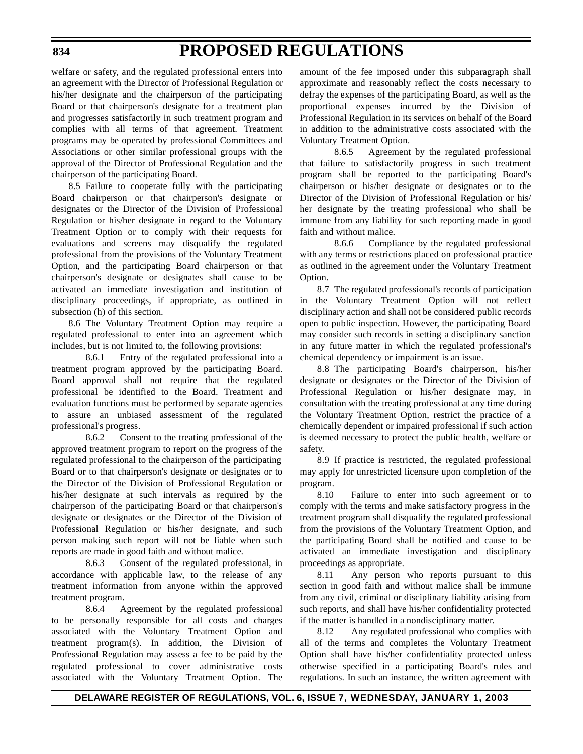welfare or safety, and the regulated professional enters into an agreement with the Director of Professional Regulation or his/her designate and the chairperson of the participating Board or that chairperson's designate for a treatment plan and progresses satisfactorily in such treatment program and complies with all terms of that agreement. Treatment programs may be operated by professional Committees and Associations or other similar professional groups with the approval of the Director of Professional Regulation and the chairperson of the participating Board.

8.5 Failure to cooperate fully with the participating Board chairperson or that chairperson's designate or designates or the Director of the Division of Professional Regulation or his/her designate in regard to the Voluntary Treatment Option or to comply with their requests for evaluations and screens may disqualify the regulated professional from the provisions of the Voluntary Treatment Option, and the participating Board chairperson or that chairperson's designate or designates shall cause to be activated an immediate investigation and institution of disciplinary proceedings, if appropriate, as outlined in subsection (h) of this section.

8.6 The Voluntary Treatment Option may require a regulated professional to enter into an agreement which includes, but is not limited to, the following provisions:

8.6.1 Entry of the regulated professional into a treatment program approved by the participating Board. Board approval shall not require that the regulated professional be identified to the Board. Treatment and evaluation functions must be performed by separate agencies to assure an unbiased assessment of the regulated professional's progress.

8.6.2 Consent to the treating professional of the approved treatment program to report on the progress of the regulated professional to the chairperson of the participating Board or to that chairperson's designate or designates or to the Director of the Division of Professional Regulation or his/her designate at such intervals as required by the chairperson of the participating Board or that chairperson's designate or designates or the Director of the Division of Professional Regulation or his/her designate, and such person making such report will not be liable when such reports are made in good faith and without malice.

8.6.3 Consent of the regulated professional, in accordance with applicable law, to the release of any treatment information from anyone within the approved treatment program.

8.6.4 Agreement by the regulated professional to be personally responsible for all costs and charges associated with the Voluntary Treatment Option and treatment program(s). In addition, the Division of Professional Regulation may assess a fee to be paid by the regulated professional to cover administrative costs associated with the Voluntary Treatment Option. The amount of the fee imposed under this subparagraph shall approximate and reasonably reflect the costs necessary to defray the expenses of the participating Board, as well as the proportional expenses incurred by the Division of Professional Regulation in its services on behalf of the Board in addition to the administrative costs associated with the Voluntary Treatment Option.

8.6.5 Agreement by the regulated professional that failure to satisfactorily progress in such treatment program shall be reported to the participating Board's chairperson or his/her designate or designates or to the Director of the Division of Professional Regulation or his/her designate by the treating professional who shall be immune from any liability for such reporting made in good faith and without malice.

8.6.6 Compliance by the regulated professional with any terms or restrictions placed on professional practice as outlined in the agreement under the Voluntary Treatment Option.

8.7 The regulated professional's records of participation in the Voluntary Treatment Option will not reflect disciplinary action and shall not be considered public records open to public inspection. However, the participating Board may consider such records in setting a disciplinary sanction in any future matter in which the regulated professional's chemical dependency or impairment is an issue.

8.8 The participating Board's chairperson, his/her designate or designates or the Director of the Division of Professional Regulation or his/her designate may, in consultation with the treating professional at any time during the Voluntary Treatment Option, restrict the practice of a chemically dependent or impaired professional if such action is deemed necessary to protect the public health, welfare or safety.

8.9 If practice is restricted, the regulated professional may apply for unrestricted licensure upon completion of the program.

8.10 Failure to enter into such agreement or to comply with the terms and make satisfactory progress in the treatment program shall disqualify the regulated professional from the provisions of the Voluntary Treatment Option, and the participating Board shall be notified and cause to be activated an immediate investigation and disciplinary proceedings as appropriate.

8.11 Any person who reports pursuant to this section in good faith and without malice shall be immune from any civil, criminal or disciplinary liability arising from such reports, and shall have his/her confidentiality protected if the matter is handled in a nondisciplinary matter.

8.12 Any regulated professional who complies with all of the terms and completes the Voluntary Treatment Option shall have his/her confidentiality protected unless otherwise specified in a participating Board's rules and regulations. In such an instance, the written agreement with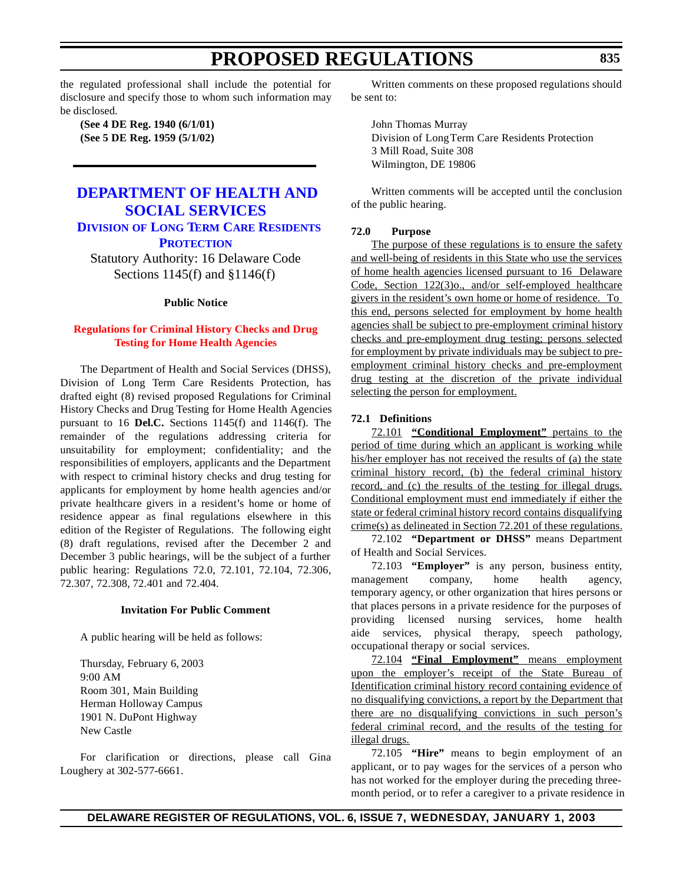the regulated professional shall include the potential for disclosure and specify those to whom such information may be disclosed.

**(See 4 DE Reg. 1940 (6/1/01)**
**(See 5 DE Reg. 1959 (5/1/02)**

# DEPARTMENT OF HEALTH AND SOCIAL SERVICES

## Division of Long Term Care Residents Protection

Statutory Authority: 16 Delaware Code Sections 1145(f) and §1146(f)

**Public Notice**

### Regulations for Criminal History Checks and Drug Testing for Home Health Agencies

The Department of Health and Social Services (DHSS), Division of Long Term Care Residents Protection, has drafted eight (8) revised proposed Regulations for Criminal History Checks and Drug Testing for Home Health Agencies pursuant to 16 **Del.C.** Sections 1145(f) and 1146(f). The remainder of the regulations addressing criteria for unsuitability for employment; confidentiality; and the responsibilities of employers, applicants and the Department with respect to criminal history checks and drug testing for applicants for employment by home health agencies and/or private healthcare givers in a resident's home or home of residence appear as final regulations elsewhere in this edition of the Register of Regulations. The following eight (8) draft regulations, revised after the December 2 and December 3 public hearings, will be the subject of a further public hearing: Regulations 72.0, 72.101, 72.104, 72.306, 72.307, 72.308, 72.401 and 72.404.

**Invitation For Public Comment**

A public hearing will be held as follows:

Thursday, February 6, 2003
9:00 AM
Room 301, Main Building
Herman Holloway Campus
1901 N. DuPont Highway
New Castle

For clarification or directions, please call Gina Loughery at 302-577-6661.

Written comments on these proposed regulations should be sent to:

John Thomas Murray
Division of Long Term Care Residents Protection
3 Mill Road, Suite 308
Wilmington, DE 19806

Written comments will be accepted until the conclusion of the public hearing.

**72.0 Purpose**

The purpose of these regulations is to ensure the safety and well-being of residents in this State who use the services of home health agencies licensed pursuant to 16 Delaware Code, Section 122(3)o., and/or self-employed healthcare givers in the resident's own home or home of residence. To this end, persons selected for employment by home health agencies shall be subject to pre-employment criminal history checks and pre-employment drug testing; persons selected for employment by private individuals may be subject to pre-employment criminal history checks and pre-employment drug testing at the discretion of the private individual selecting the person for employment.

**72.1 Definitions**

72.101 **"Conditional Employment"** pertains to the period of time during which an applicant is working while his/her employer has not received the results of (a) the state criminal history record, (b) the federal criminal history record, and (c) the results of the testing for illegal drugs. Conditional employment must end immediately if either the state or federal criminal history record contains disqualifying crime(s) as delineated in Section 72.201 of these regulations.

72.102 **"Department or DHSS"** means Department of Health and Social Services.

72.103 **"Employer"** is any person, business entity, management company, home health agency, temporary agency, or other organization that hires persons or that places persons in a private residence for the purposes of providing licensed nursing services, home health aide services, physical therapy, speech pathology, occupational therapy or social services.

72.104 **"Final Employment"** means employment upon the employer's receipt of the State Bureau of Identification criminal history record containing evidence of no disqualifying convictions, a report by the Department that there are no disqualifying convictions in such person's federal criminal record, and the results of the testing for illegal drugs.

72.105 **"Hire"** means to begin employment of an applicant, or to pay wages for the services of a person who has not worked for the employer during the preceding three-month period, or to refer a caregiver to a private residence in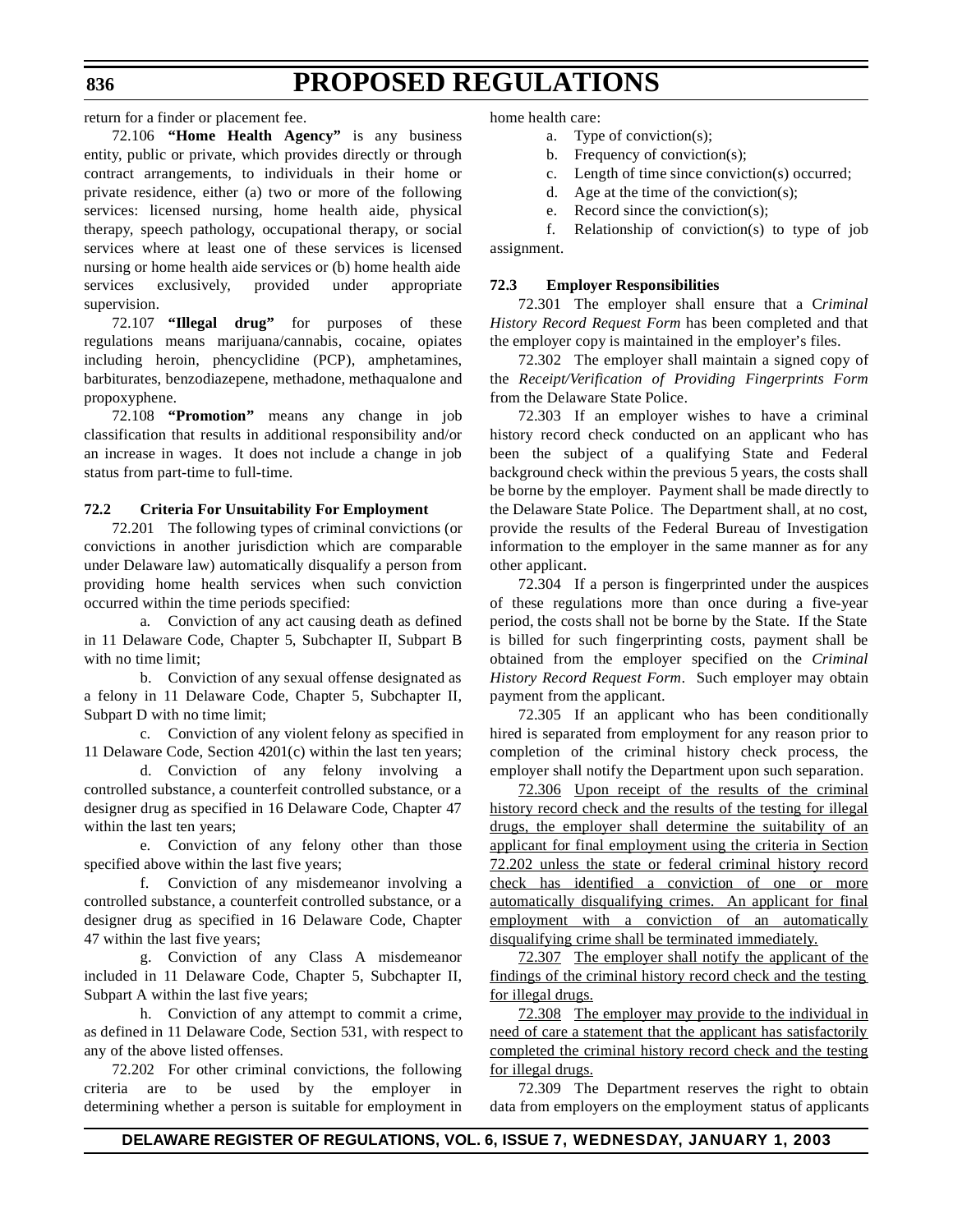return for a finder or placement fee.

72.106 **"Home Health Agency"** is any business entity, public or private, which provides directly or through contract arrangements, to individuals in their home or private residence, either (a) two or more of the following services: licensed nursing, home health aide, physical therapy, speech pathology, occupational therapy, or social services where at least one of these services is licensed nursing or home health aide services or (b) home health aide services exclusively, provided under appropriate supervision.

72.107 **"Illegal drug"** for purposes of these regulations means marijuana/cannabis, cocaine, opiates including heroin, phencyclidine (PCP), amphetamines, barbiturates, benzodiazepene, methadone, methaqualone and propoxyphene.

72.108 **"Promotion"** means any change in job classification that results in additional responsibility and/or an increase in wages. It does not include a change in job status from part-time to full-time.

**72.2 Criteria For Unsuitability For Employment**

72.201 The following types of criminal convictions (or convictions in another jurisdiction which are comparable under Delaware law) automatically disqualify a person from providing home health services when such conviction occurred within the time periods specified:

a. Conviction of any act causing death as defined in 11 Delaware Code, Chapter 5, Subchapter II, Subpart B with no time limit;

b. Conviction of any sexual offense designated as a felony in 11 Delaware Code, Chapter 5, Subchapter II, Subpart D with no time limit;

c. Conviction of any violent felony as specified in 11 Delaware Code, Section 4201(c) within the last ten years;

d. Conviction of any felony involving a controlled substance, a counterfeit controlled substance, or a designer drug as specified in 16 Delaware Code, Chapter 47 within the last ten years;

e. Conviction of any felony other than those specified above within the last five years;

f. Conviction of any misdemeanor involving a controlled substance, a counterfeit controlled substance, or a designer drug as specified in 16 Delaware Code, Chapter 47 within the last five years;

g. Conviction of any Class A misdemeanor included in 11 Delaware Code, Chapter 5, Subchapter II, Subpart A within the last five years;

h. Conviction of any attempt to commit a crime, as defined in 11 Delaware Code, Section 531, with respect to any of the above listed offenses.

72.202 For other criminal convictions, the following criteria are to be used by the employer in determining whether a person is suitable for employment in home health care:

a. Type of conviction(s);

b. Frequency of conviction(s);

c. Length of time since conviction(s) occurred;

d. Age at the time of the conviction(s);

e. Record since the conviction(s);

f. Relationship of conviction(s) to type of job assignment.

**72.3 Employer Responsibilities**

72.301 The employer shall ensure that a *Criminal History Record Request Form* has been completed and that the employer copy is maintained in the employer's files.

72.302 The employer shall maintain a signed copy of the *Receipt/Verification of Providing Fingerprints Form* from the Delaware State Police.

72.303 If an employer wishes to have a criminal history record check conducted on an applicant who has been the subject of a qualifying State and Federal background check within the previous 5 years, the costs shall be borne by the employer. Payment shall be made directly to the Delaware State Police. The Department shall, at no cost, provide the results of the Federal Bureau of Investigation information to the employer in the same manner as for any other applicant.

72.304 If a person is fingerprinted under the auspices of these regulations more than once during a five-year period, the costs shall not be borne by the State. If the State is billed for such fingerprinting costs, payment shall be obtained from the employer specified on the *Criminal History Record Request Form*. Such employer may obtain payment from the applicant.

72.305 If an applicant who has been conditionally hired is separated from employment for any reason prior to completion of the criminal history check process, the employer shall notify the Department upon such separation.

<u>72.306 Upon receipt of the results of the criminal history record check and the results of the testing for illegal drugs, the employer shall determine the suitability of an applicant for final employment using the criteria in Section 72.202 unless the state or federal criminal history record check has identified a conviction of one or more automatically disqualifying crimes. An applicant for final employment with a conviction of an automatically disqualifying crime shall be terminated immediately.</u>

<u>72.307 The employer shall notify the applicant of the findings of the criminal history record check and the testing for illegal drugs.</u>

<u>72.308 The employer may provide to the individual in need of care a statement that the applicant has satisfactorily completed the criminal history record check and the testing for illegal drugs.</u>

72.309 The Department reserves the right to obtain data from employers on the employment status of applicants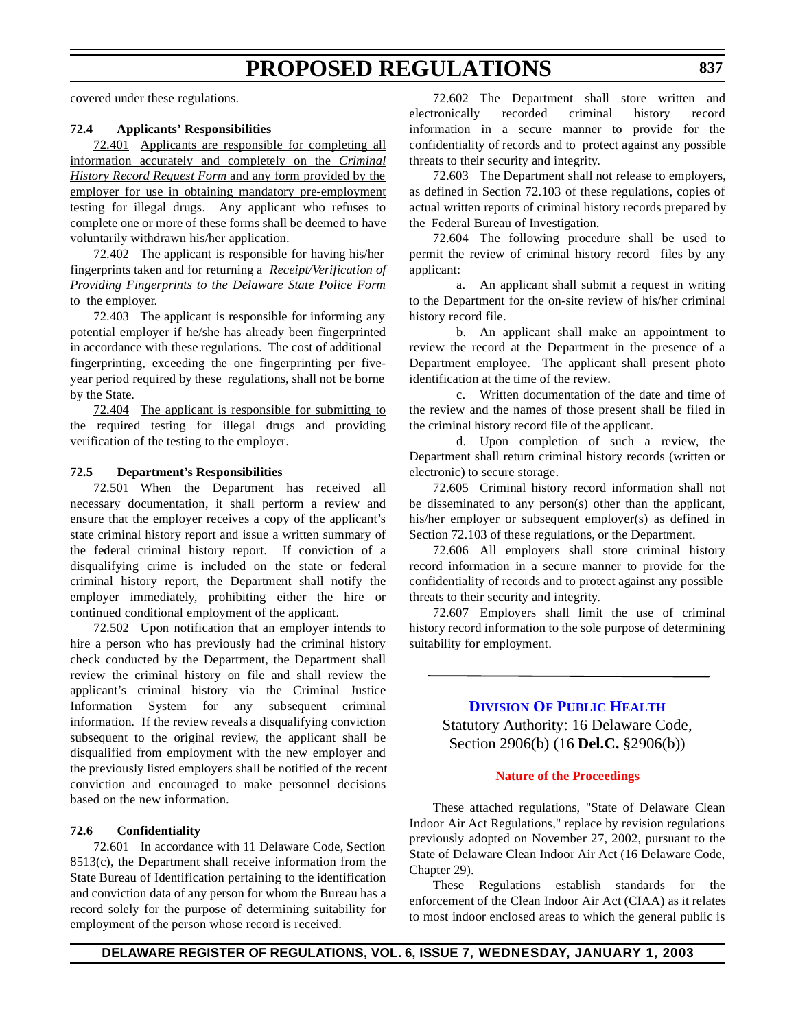covered under these regulations.

**72.4 Applicants' Responsibilities**

72.401 Applicants are responsible for completing all information accurately and completely on the *Criminal History Record Request Form* and any form provided by the employer for use in obtaining mandatory pre-employment testing for illegal drugs. Any applicant who refuses to complete one or more of these forms shall be deemed to have voluntarily withdrawn his/her application.

72.402 The applicant is responsible for having his/her fingerprints taken and for returning a *Receipt/Verification of Providing Fingerprints to the Delaware State Police Form* to the employer.

72.403 The applicant is responsible for informing any potential employer if he/she has already been fingerprinted in accordance with these regulations. The cost of additional fingerprinting, exceeding the one fingerprinting per five-year period required by these regulations, shall not be borne by the State.

72.404 The applicant is responsible for submitting to the required testing for illegal drugs and providing verification of the testing to the employer.

**72.5 Department's Responsibilities**

72.501 When the Department has received all necessary documentation, it shall perform a review and ensure that the employer receives a copy of the applicant's state criminal history report and issue a written summary of the federal criminal history report. If conviction of a disqualifying crime is included on the state or federal criminal history report, the Department shall notify the employer immediately, prohibiting either the hire or continued conditional employment of the applicant.

72.502 Upon notification that an employer intends to hire a person who has previously had the criminal history check conducted by the Department, the Department shall review the criminal history on file and shall review the applicant's criminal history via the Criminal Justice Information System for any subsequent criminal information. If the review reveals a disqualifying conviction subsequent to the original review, the applicant shall be disqualified from employment with the new employer and the previously listed employers shall be notified of the recent conviction and encouraged to make personnel decisions based on the new information.

**72.6 Confidentiality**

72.601 In accordance with 11 Delaware Code, Section 8513(c), the Department shall receive information from the State Bureau of Identification pertaining to the identification and conviction data of any person for whom the Bureau has a record solely for the purpose of determining suitability for employment of the person whose record is received.

72.602 The Department shall store written and electronically recorded criminal history record information in a secure manner to provide for the confidentiality of records and to protect against any possible threats to their security and integrity.

72.603 The Department shall not release to employers, as defined in Section 72.103 of these regulations, copies of actual written reports of criminal history records prepared by the Federal Bureau of Investigation.

72.604 The following procedure shall be used to permit the review of criminal history record files by any applicant:

a. An applicant shall submit a request in writing to the Department for the on-site review of his/her criminal history record file.

b. An applicant shall make an appointment to review the record at the Department in the presence of a Department employee. The applicant shall present photo identification at the time of the review.

c. Written documentation of the date and time of the review and the names of those present shall be filed in the criminal history record file of the applicant.

d. Upon completion of such a review, the Department shall return criminal history records (written or electronic) to secure storage.

72.605 Criminal history record information shall not be disseminated to any person(s) other than the applicant, his/her employer or subsequent employer(s) as defined in Section 72.103 of these regulations, or the Department.

72.606 All employers shall store criminal history record information in a secure manner to provide for the confidentiality of records and to protect against any possible threats to their security and integrity.

72.607 Employers shall limit the use of criminal history record information to the sole purpose of determining suitability for employment.

---

## Division Of Public Health

Statutory Authority: 16 Delaware Code, Section 2906(b) (16 **Del.C.** §2906(b))

### Nature of the Proceedings

These attached regulations, "State of Delaware Clean Indoor Air Act Regulations," replace by revision regulations previously adopted on November 27, 2002, pursuant to the State of Delaware Clean Indoor Air Act (16 Delaware Code, Chapter 29).

These Regulations establish standards for the enforcement of the Clean Indoor Air Act (CIAA) as it relates to most indoor enclosed areas to which the general public is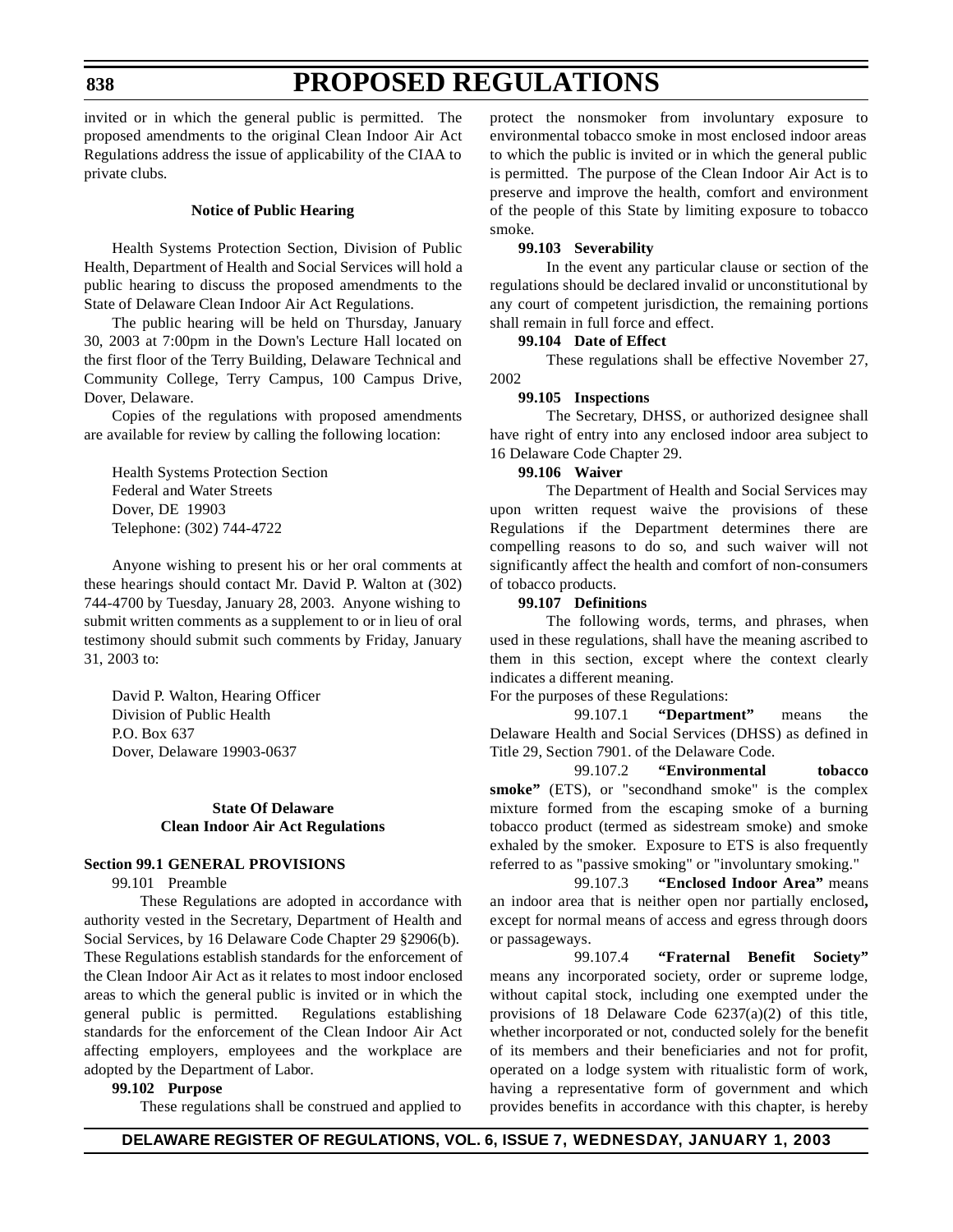invited or in which the general public is permitted. The proposed amendments to the original Clean Indoor Air Act Regulations address the issue of applicability of the CIAA to private clubs.

**Notice of Public Hearing**

Health Systems Protection Section, Division of Public Health, Department of Health and Social Services will hold a public hearing to discuss the proposed amendments to the State of Delaware Clean Indoor Air Act Regulations.

The public hearing will be held on Thursday, January 30, 2003 at 7:00pm in the Down's Lecture Hall located on the first floor of the Terry Building, Delaware Technical and Community College, Terry Campus, 100 Campus Drive, Dover, Delaware.

Copies of the regulations with proposed amendments are available for review by calling the following location:

Health Systems Protection Section
Federal and Water Streets
Dover, DE 19903
Telephone: (302) 744-4722

Anyone wishing to present his or her oral comments at these hearings should contact Mr. David P. Walton at (302) 744-4700 by Tuesday, January 28, 2003. Anyone wishing to submit written comments as a supplement to or in lieu of oral testimony should submit such comments by Friday, January 31, 2003 to:

David P. Walton, Hearing Officer
Division of Public Health
P.O. Box 637
Dover, Delaware 19903-0637

**State Of Delaware**
**Clean Indoor Air Act Regulations**

**Section 99.1 GENERAL PROVISIONS**

99.101 Preamble

These Regulations are adopted in accordance with authority vested in the Secretary, Department of Health and Social Services, by 16 Delaware Code Chapter 29 §2906(b). These Regulations establish standards for the enforcement of the Clean Indoor Air Act as it relates to most indoor enclosed areas to which the general public is invited or in which the general public is permitted. Regulations establishing standards for the enforcement of the Clean Indoor Air Act affecting employers, employees and the workplace are adopted by the Department of Labor.

**99.102 Purpose**

These regulations shall be construed and applied to protect the nonsmoker from involuntary exposure to environmental tobacco smoke in most enclosed indoor areas to which the public is invited or in which the general public is permitted. The purpose of the Clean Indoor Air Act is to preserve and improve the health, comfort and environment of the people of this State by limiting exposure to tobacco smoke.

**99.103 Severability**

In the event any particular clause or section of the regulations should be declared invalid or unconstitutional by any court of competent jurisdiction, the remaining portions shall remain in full force and effect.

**99.104 Date of Effect**

These regulations shall be effective November 27, 2002

**99.105 Inspections**

The Secretary, DHSS, or authorized designee shall have right of entry into any enclosed indoor area subject to 16 Delaware Code Chapter 29.

**99.106 Waiver**

The Department of Health and Social Services may upon written request waive the provisions of these Regulations if the Department determines there are compelling reasons to do so, and such waiver will not significantly affect the health and comfort of non-consumers of tobacco products.

**99.107 Definitions**

The following words, terms, and phrases, when used in these regulations, shall have the meaning ascribed to them in this section, except where the context clearly indicates a different meaning.

For the purposes of these Regulations:

99.107.1 **"Department"** means the Delaware Health and Social Services (DHSS) as defined in Title 29, Section 7901. of the Delaware Code.

99.107.2 **"Environmental tobacco smoke"** (ETS), or "secondhand smoke" is the complex mixture formed from the escaping smoke of a burning tobacco product (termed as sidestream smoke) and smoke exhaled by the smoker. Exposure to ETS is also frequently referred to as "passive smoking" or "involuntary smoking."

99.107.3 **"Enclosed Indoor Area"** means an indoor area that is neither open nor partially enclosed**,** except for normal means of access and egress through doors or passageways.

99.107.4 **"Fraternal Benefit Society"** means any incorporated society, order or supreme lodge, without capital stock, including one exempted under the provisions of 18 Delaware Code 6237(a)(2) of this title, whether incorporated or not, conducted solely for the benefit of its members and their beneficiaries and not for profit, operated on a lodge system with ritualistic form of work, having a representative form of government and which provides benefits in accordance with this chapter, is hereby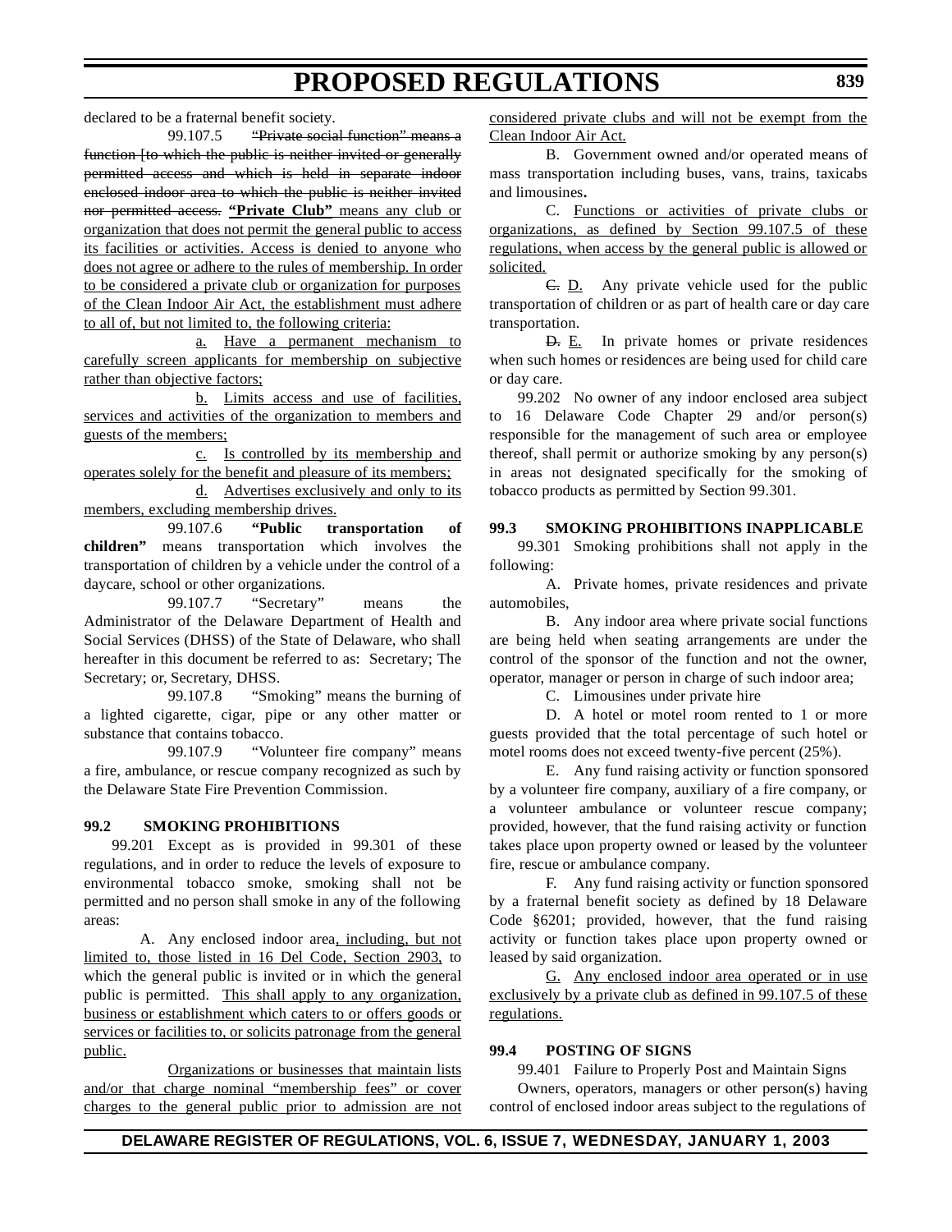declared to be a fraternal benefit society.

99.107.5 ~~"Private social function" means a function [to which the public is neither invited or generally permitted access and which is held in separate indoor enclosed indoor area to which the public is neither invited nor permitted access.~~ **"Private Club"** means any club or organization that does not permit the general public to access its facilities or activities. Access is denied to anyone who does not agree or adhere to the rules of membership. In order to be considered a private club or organization for purposes of the Clean Indoor Air Act, the establishment must adhere to all of, but not limited to, the following criteria:

a. Have a permanent mechanism to carefully screen applicants for membership on subjective rather than objective factors;

b. Limits access and use of facilities, services and activities of the organization to members and guests of the members;

c. Is controlled by its membership and operates solely for the benefit and pleasure of its members;

d. Advertises exclusively and only to its members, excluding membership drives.

99.107.6 **"Public transportation of children"** means transportation which involves the transportation of children by a vehicle under the control of a daycare, school or other organizations.

99.107.7 "Secretary" means the Administrator of the Delaware Department of Health and Social Services (DHSS) of the State of Delaware, who shall hereafter in this document be referred to as: Secretary; The Secretary; or, Secretary, DHSS.

99.107.8 "Smoking" means the burning of a lighted cigarette, cigar, pipe or any other matter or substance that contains tobacco.

99.107.9 "Volunteer fire company" means a fire, ambulance, or rescue company recognized as such by the Delaware State Fire Prevention Commission.

**99.2 SMOKING PROHIBITIONS**

99.201 Except as is provided in 99.301 of these regulations, and in order to reduce the levels of exposure to environmental tobacco smoke, smoking shall not be permitted and no person shall smoke in any of the following areas:

A. Any enclosed indoor area, including, but not limited to, those listed in 16 Del Code, Section 2903, to which the general public is invited or in which the general public is permitted. This shall apply to any organization, business or establishment which caters to or offers goods or services or facilities to, or solicits patronage from the general public.

Organizations or businesses that maintain lists and/or that charge nominal "membership fees" or cover charges to the general public prior to admission are not considered private clubs and will not be exempt from the Clean Indoor Air Act.

B. Government owned and/or operated means of mass transportation including buses, vans, trains, taxicabs and limousines**.**

C. Functions or activities of private clubs or organizations, as defined by Section 99.107.5 of these regulations, when access by the general public is allowed or solicited.

~~C.~~ D. Any private vehicle used for the public transportation of children or as part of health care or day care transportation.

~~D.~~ E. In private homes or private residences when such homes or residences are being used for child care or day care.

99.202 No owner of any indoor enclosed area subject to 16 Delaware Code Chapter 29 and/or person(s) responsible for the management of such area or employee thereof, shall permit or authorize smoking by any person(s) in areas not designated specifically for the smoking of tobacco products as permitted by Section 99.301.

**99.3 SMOKING PROHIBITIONS INAPPLICABLE**

99.301 Smoking prohibitions shall not apply in the following:

A. Private homes, private residences and private automobiles,

B. Any indoor area where private social functions are being held when seating arrangements are under the control of the sponsor of the function and not the owner, operator, manager or person in charge of such indoor area;

C. Limousines under private hire

D. A hotel or motel room rented to 1 or more guests provided that the total percentage of such hotel or motel rooms does not exceed twenty-five percent (25%).

E. Any fund raising activity or function sponsored by a volunteer fire company, auxiliary of a fire company, or a volunteer ambulance or volunteer rescue company; provided, however, that the fund raising activity or function takes place upon property owned or leased by the volunteer fire, rescue or ambulance company.

F. Any fund raising activity or function sponsored by a fraternal benefit society as defined by 18 Delaware Code §6201; provided, however, that the fund raising activity or function takes place upon property owned or leased by said organization.

G. Any enclosed indoor area operated or in use exclusively by a private club as defined in 99.107.5 of these regulations.

**99.4 POSTING OF SIGNS**

99.401 Failure to Properly Post and Maintain Signs

Owners, operators, managers or other person(s) having control of enclosed indoor areas subject to the regulations of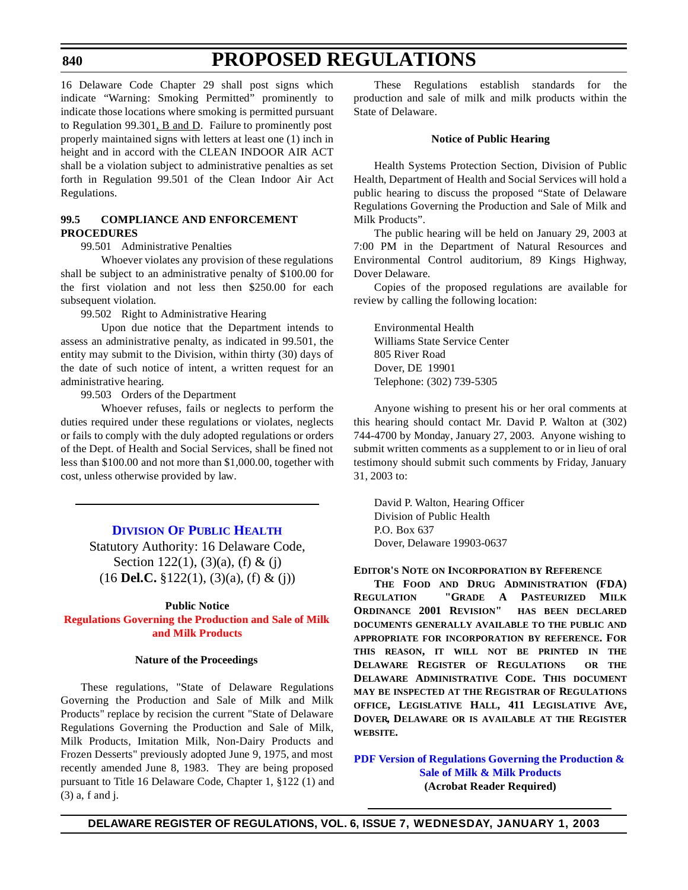16 Delaware Code Chapter 29 shall post signs which indicate "Warning: Smoking Permitted" prominently to indicate those locations where smoking is permitted pursuant to Regulation 99.301, B and D. Failure to prominently post properly maintained signs with letters at least one (1) inch in height and in accord with the CLEAN INDOOR AIR ACT shall be a violation subject to administrative penalties as set forth in Regulation 99.501 of the Clean Indoor Air Act Regulations.

**99.5 COMPLIANCE AND ENFORCEMENT PROCEDURES**

99.501 Administrative Penalties

Whoever violates any provision of these regulations shall be subject to an administrative penalty of $100.00 for the first violation and not less then $250.00 for each subsequent violation.

99.502 Right to Administrative Hearing

Upon due notice that the Department intends to assess an administrative penalty, as indicated in 99.501, the entity may submit to the Division, within thirty (30) days of the date of such notice of intent, a written request for an administrative hearing.

99.503 Orders of the Department

Whoever refuses, fails or neglects to perform the duties required under these regulations or violates, neglects or fails to comply with the duly adopted regulations or orders of the Dept. of Health and Social Services, shall be fined not less than $100.00 and not more than $1,000.00, together with cost, unless otherwise provided by law.

---

## DIVISION OF PUBLIC HEALTH

Statutory Authority: 16 Delaware Code, Section 122(1), (3)(a), (f) & (j) (16 **Del.C.** §122(1), (3)(a), (f) & (j))

**Public Notice**

**Regulations Governing the Production and Sale of Milk and Milk Products**

**Nature of the Proceedings**

These regulations, "State of Delaware Regulations Governing the Production and Sale of Milk and Milk Products" replace by recision the current "State of Delaware Regulations Governing the Production and Sale of Milk, Milk Products, Imitation Milk, Non-Dairy Products and Frozen Desserts" previously adopted June 9, 1975, and most recently amended June 8, 1983. They are being proposed pursuant to Title 16 Delaware Code, Chapter 1, §122 (1) and (3) a, f and j.

These Regulations establish standards for the production and sale of milk and milk products within the State of Delaware.

**Notice of Public Hearing**

Health Systems Protection Section, Division of Public Health, Department of Health and Social Services will hold a public hearing to discuss the proposed "State of Delaware Regulations Governing the Production and Sale of Milk and Milk Products".

The public hearing will be held on January 29, 2003 at 7:00 PM in the Department of Natural Resources and Environmental Control auditorium, 89 Kings Highway, Dover Delaware.

Copies of the proposed regulations are available for review by calling the following location:

Environmental Health
Williams State Service Center
805 River Road
Dover, DE 19901
Telephone: (302) 739-5305

Anyone wishing to present his or her oral comments at this hearing should contact Mr. David P. Walton at (302) 744-4700 by Monday, January 27, 2003. Anyone wishing to submit written comments as a supplement to or in lieu of oral testimony should submit such comments by Friday, January 31, 2003 to:

David P. Walton, Hearing Officer
Division of Public Health
P.O. Box 637
Dover, Delaware 19903-0637

**EDITOR'S NOTE ON INCORPORATION BY REFERENCE**

**THE FOOD AND DRUG ADMINISTRATION (FDA) REGULATION "GRADE A PASTEURIZED MILK ORDINANCE 2001 REVISION" HAS BEEN DECLARED DOCUMENTS GENERALLY AVAILABLE TO THE PUBLIC AND APPROPRIATE FOR INCORPORATION BY REFERENCE. FOR THIS REASON, IT WILL NOT BE PRINTED IN THE DELAWARE REGISTER OF REGULATIONS OR THE DELAWARE ADMINISTRATIVE CODE. THIS DOCUMENT MAY BE INSPECTED AT THE REGISTRAR OF REGULATIONS OFFICE, LEGISLATIVE HALL, 411 LEGISLATIVE AVE, DOVER, DELAWARE OR IS AVAILABLE AT THE REGISTER WEBSITE.**

**PDF Version of Regulations Governing the Production & Sale of Milk & Milk Products**
**(Acrobat Reader Required)**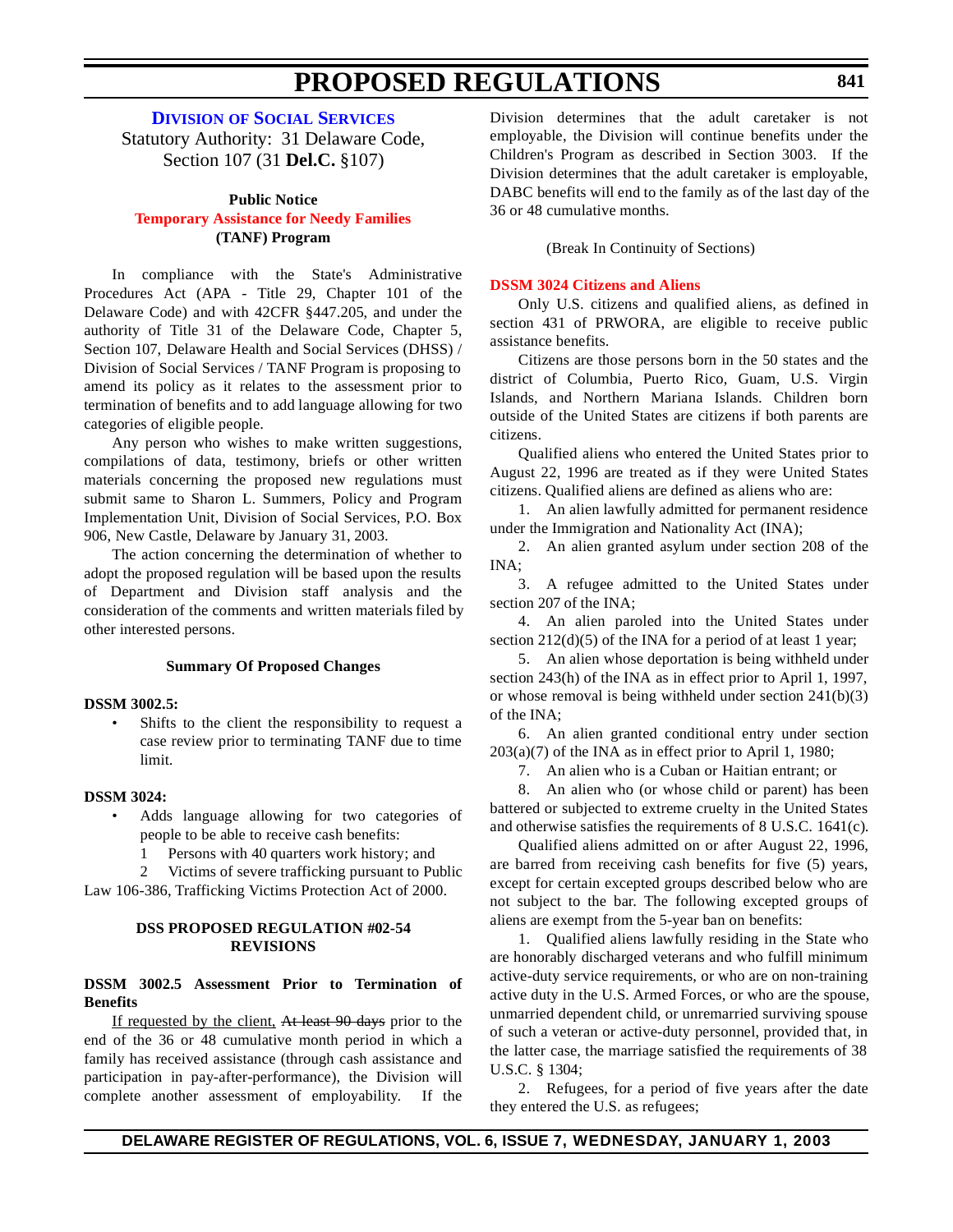# DIVISION OF SOCIAL SERVICES

Statutory Authority: 31 Delaware Code, Section 107 (31 **Del.C.** §107)

**Public Notice**

**Temporary Assistance for Needy Families (TANF) Program**

In compliance with the State's Administrative Procedures Act (APA - Title 29, Chapter 101 of the Delaware Code) and with 42CFR §447.205, and under the authority of Title 31 of the Delaware Code, Chapter 5, Section 107, Delaware Health and Social Services (DHSS) / Division of Social Services / TANF Program is proposing to amend its policy as it relates to the assessment prior to termination of benefits and to add language allowing for two categories of eligible people.

Any person who wishes to make written suggestions, compilations of data, testimony, briefs or other written materials concerning the proposed new regulations must submit same to Sharon L. Summers, Policy and Program Implementation Unit, Division of Social Services, P.O. Box 906, New Castle, Delaware by January 31, 2003.

The action concerning the determination of whether to adopt the proposed regulation will be based upon the results of Department and Division staff analysis and the consideration of the comments and written materials filed by other interested persons.

**Summary Of Proposed Changes**

**DSSM 3002.5:**

- Shifts to the client the responsibility to request a case review prior to terminating TANF due to time limit.

**DSSM 3024:**

- Adds language allowing for two categories of people to be able to receive cash benefits:
  1. Persons with 40 quarters work history; and
  2. Victims of severe trafficking pursuant to Public Law 106-386, Trafficking Victims Protection Act of 2000.

**DSS PROPOSED REGULATION #02-54 REVISIONS**

**DSSM 3002.5 Assessment Prior to Termination of Benefits**

<u>If requested by the client,</u> ~~At least 90 days~~ prior to the end of the 36 or 48 cumulative month period in which a family has received assistance (through cash assistance and participation in pay-after-performance), the Division will complete another assessment of employability. If the Division determines that the adult caretaker is not employable, the Division will continue benefits under the Children's Program as described in Section 3003. If the Division determines that the adult caretaker is employable, DABC benefits will end to the family as of the last day of the 36 or 48 cumulative months.

(Break In Continuity of Sections)

**DSSM 3024 Citizens and Aliens**

Only U.S. citizens and qualified aliens, as defined in section 431 of PRWORA, are eligible to receive public assistance benefits.

Citizens are those persons born in the 50 states and the district of Columbia, Puerto Rico, Guam, U.S. Virgin Islands, and Northern Mariana Islands. Children born outside of the United States are citizens if both parents are citizens.

Qualified aliens who entered the United States prior to August 22, 1996 are treated as if they were United States citizens. Qualified aliens are defined as aliens who are:

1. An alien lawfully admitted for permanent residence under the Immigration and Nationality Act (INA);
2. An alien granted asylum under section 208 of the INA;
3. A refugee admitted to the United States under section 207 of the INA;
4. An alien paroled into the United States under section 212(d)(5) of the INA for a period of at least 1 year;
5. An alien whose deportation is being withheld under section 243(h) of the INA as in effect prior to April 1, 1997, or whose removal is being withheld under section 241(b)(3) of the INA;
6. An alien granted conditional entry under section 203(a)(7) of the INA as in effect prior to April 1, 1980;
7. An alien who is a Cuban or Haitian entrant; or
8. An alien who (or whose child or parent) has been battered or subjected to extreme cruelty in the United States and otherwise satisfies the requirements of 8 U.S.C. 1641(c).

Qualified aliens admitted on or after August 22, 1996, are barred from receiving cash benefits for five (5) years, except for certain excepted groups described below who are not subject to the bar. The following excepted groups of aliens are exempt from the 5-year ban on benefits:

1. Qualified aliens lawfully residing in the State who are honorably discharged veterans and who fulfill minimum active-duty service requirements, or who are on non-training active duty in the U.S. Armed Forces, or who are the spouse, unmarried dependent child, or unremarried surviving spouse of such a veteran or active-duty personnel, provided that, in the latter case, the marriage satisfied the requirements of 38 U.S.C. § 1304;
2. Refugees, for a period of five years after the date they entered the U.S. as refugees;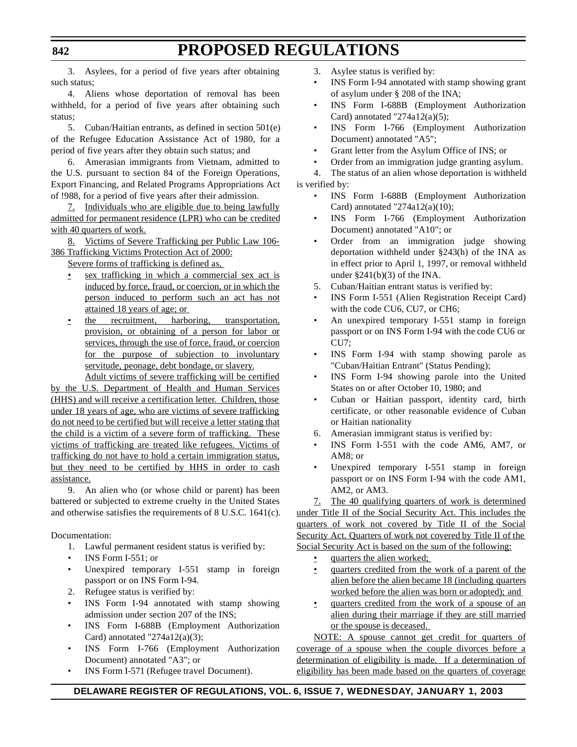3. Asylees, for a period of five years after obtaining such status;

4. Aliens whose deportation of removal has been withheld, for a period of five years after obtaining such status;

5. Cuban/Haitian entrants, as defined in section 501(e) of the Refugee Education Assistance Act of 1980, for a period of five years after they obtain such status; and

6. Amerasian immigrants from Vietnam, admitted to the U.S. pursuant to section 84 of the Foreign Operations, Export Financing, and Related Programs Appropriations Act of !988, for a period of five years after their admission.

7. Individuals who are eligible due to being lawfully admitted for permanent residence (LPR) who can be credited with 40 quarters of work.

8. Victims of Severe Trafficking per Public Law 106-386 Trafficking Victims Protection Act of 2000:

Severe forms of trafficking is defined as,

- sex trafficking in which a commercial sex act is induced by force, fraud, or coercion, or in which the person induced to perform such an act has not attained 18 years of age; or
- the recruitment, harboring, transportation, provision, or obtaining of a person for labor or services, through the use of force, fraud, or coercion for the purpose of subjection to involuntary servitude, peonage, debt bondage, or slavery.

Adult victims of severe trafficking will be certified by the U.S. Department of Health and Human Services (HHS) and will receive a certification letter. Children, those under 18 years of age, who are victims of severe trafficking do not need to be certified but will receive a letter stating that the child is a victim of a severe form of trafficking. These victims of trafficking are treated like refugees. Victims of trafficking do not have to hold a certain immigration status, but they need to be certified by HHS in order to cash assistance.

9. An alien who (or whose child or parent) has been battered or subjected to extreme cruelty in the United States and otherwise satisfies the requirements of 8 U.S.C. 1641(c).

Documentation:

1. Lawful permanent resident status is verified by:
- INS Form I-551; or
- Unexpired temporary I-551 stamp in foreign passport or on INS Form I-94.

2. Refugee status is verified by:
- INS Form I-94 annotated with stamp showing admission under section 207 of the INS;
- INS Form I-688B (Employment Authorization Card) annotated "274a12(a)(3);
- INS Form I-766 (Employment Authorization Document) annotated "A3"; or
- INS Form I-571 (Refugee travel Document).

3. Asylee status is verified by:
- INS Form I-94 annotated with stamp showing grant of asylum under § 208 of the INA;
- INS Form I-688B (Employment Authorization Card) annotated "274a12(a)(5);
- INS Form I-766 (Employment Authorization Document) annotated "A5";
- Grant letter from the Asylum Office of INS; or
- Order from an immigration judge granting asylum.

4. The status of an alien whose deportation is withheld is verified by:
- INS Form I-688B (Employment Authorization Card) annotated "274a12(a)(10);
- INS Form I-766 (Employment Authorization Document) annotated "A10"; or
- Order from an immigration judge showing deportation withheld under §243(h) of the INA as in effect prior to April 1, 1997, or removal withheld under §241(b)(3) of the INA.

5. Cuban/Haitian entrant status is verified by:
- INS Form I-551 (Alien Registration Receipt Card) with the code CU6, CU7, or CH6;
- An unexpired temporary I-551 stamp in foreign passport or on INS Form I-94 with the code CU6 or CU7;
- INS Form I-94 with stamp showing parole as "Cuban/Haitian Entrant" (Status Pending);
- INS Form I-94 showing parole into the United States on or after October 10, 1980; and
- Cuban or Haitian passport, identity card, birth certificate, or other reasonable evidence of Cuban or Haitian nationality

6. Amerasian immigrant status is verified by:
- INS Form I-551 with the code AM6, AM7, or AM8; or
- Unexpired temporary I-551 stamp in foreign passport or on INS Form I-94 with the code AM1, AM2, or AM3.

7. The 40 qualifying quarters of work is determined under Title II of the Social Security Act. This includes the quarters of work not covered by Title II of the Social Security Act. Quarters of work not covered by Title II of the Social Security Act is based on the sum of the following:

- quarters the alien worked;
- quarters credited from the work of a parent of the alien before the alien became 18 (including quarters worked before the alien was born or adopted); and
- quarters credited from the work of a spouse of an alien during their marriage if they are still married or the spouse is deceased.

NOTE: A spouse cannot get credit for quarters of coverage of a spouse when the couple divorces before a determination of eligibility is made. If a determination of eligibility has been made based on the quarters of coverage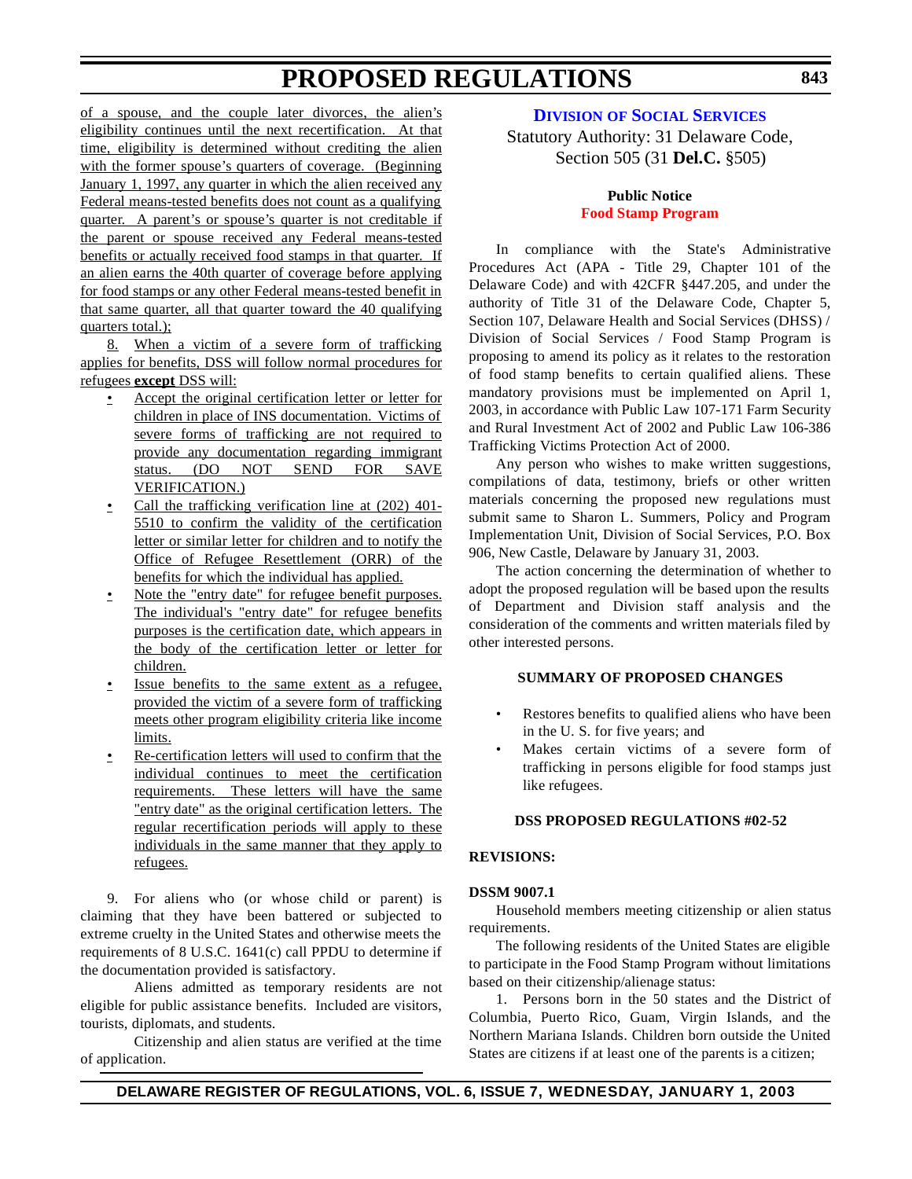of a spouse, and the couple later divorces, the alien's eligibility continues until the next recertification. At that time, eligibility is determined without crediting the alien with the former spouse's quarters of coverage. (Beginning January 1, 1997, any quarter in which the alien received any Federal means-tested benefits does not count as a qualifying quarter. A parent's or spouse's quarter is not creditable if the parent or spouse received any Federal means-tested benefits or actually received food stamps in that quarter. If an alien earns the 40th quarter of coverage before applying for food stamps or any other Federal means-tested benefit in that same quarter, all that quarter toward the 40 qualifying quarters total.);

8. When a victim of a severe form of trafficking applies for benefits, DSS will follow normal procedures for refugees **except** DSS will:

- Accept the original certification letter or letter for children in place of INS documentation. Victims of severe forms of trafficking are not required to provide any documentation regarding immigrant status. (DO NOT SEND FOR SAVE VERIFICATION.)
- Call the trafficking verification line at (202) 401-5510 to confirm the validity of the certification letter or similar letter for children and to notify the Office of Refugee Resettlement (ORR) of the benefits for which the individual has applied.
- Note the "entry date" for refugee benefit purposes. The individual's "entry date" for refugee benefits purposes is the certification date, which appears in the body of the certification letter or letter for children.
- Issue benefits to the same extent as a refugee, provided the victim of a severe form of trafficking meets other program eligibility criteria like income limits.
- Re-certification letters will used to confirm that the individual continues to meet the certification requirements. These letters will have the same "entry date" as the original certification letters. The regular recertification periods will apply to these individuals in the same manner that they apply to refugees.

9. For aliens who (or whose child or parent) is claiming that they have been battered or subjected to extreme cruelty in the United States and otherwise meets the requirements of 8 U.S.C. 1641(c) call PPDU to determine if the documentation provided is satisfactory.

Aliens admitted as temporary residents are not eligible for public assistance benefits. Included are visitors, tourists, diplomats, and students.

Citizenship and alien status are verified at the time of application.

## DIVISION OF SOCIAL SERVICES

Statutory Authority: 31 Delaware Code, Section 505 (31 **Del.C.** §505)

### Public Notice
### Food Stamp Program

In compliance with the State's Administrative Procedures Act (APA - Title 29, Chapter 101 of the Delaware Code) and with 42CFR §447.205, and under the authority of Title 31 of the Delaware Code, Chapter 5, Section 107, Delaware Health and Social Services (DHSS) / Division of Social Services / Food Stamp Program is proposing to amend its policy as it relates to the restoration of food stamp benefits to certain qualified aliens. These mandatory provisions must be implemented on April 1, 2003, in accordance with Public Law 107-171 Farm Security and Rural Investment Act of 2002 and Public Law 106-386 Trafficking Victims Protection Act of 2000.

Any person who wishes to make written suggestions, compilations of data, testimony, briefs or other written materials concerning the proposed new regulations must submit same to Sharon L. Summers, Policy and Program Implementation Unit, Division of Social Services, P.O. Box 906, New Castle, Delaware by January 31, 2003.

The action concerning the determination of whether to adopt the proposed regulation will be based upon the results of Department and Division staff analysis and the consideration of the comments and written materials filed by other interested persons.

### SUMMARY OF PROPOSED CHANGES

- Restores benefits to qualified aliens who have been in the U. S. for five years; and
- Makes certain victims of a severe form of trafficking in persons eligible for food stamps just like refugees.

### DSS PROPOSED REGULATIONS #02-52

**REVISIONS:**

**DSSM 9007.1**

Household members meeting citizenship or alien status requirements.

The following residents of the United States are eligible to participate in the Food Stamp Program without limitations based on their citizenship/alienage status:

1. Persons born in the 50 states and the District of Columbia, Puerto Rico, Guam, Virgin Islands, and the Northern Mariana Islands. Children born outside the United States are citizens if at least one of the parents is a citizen;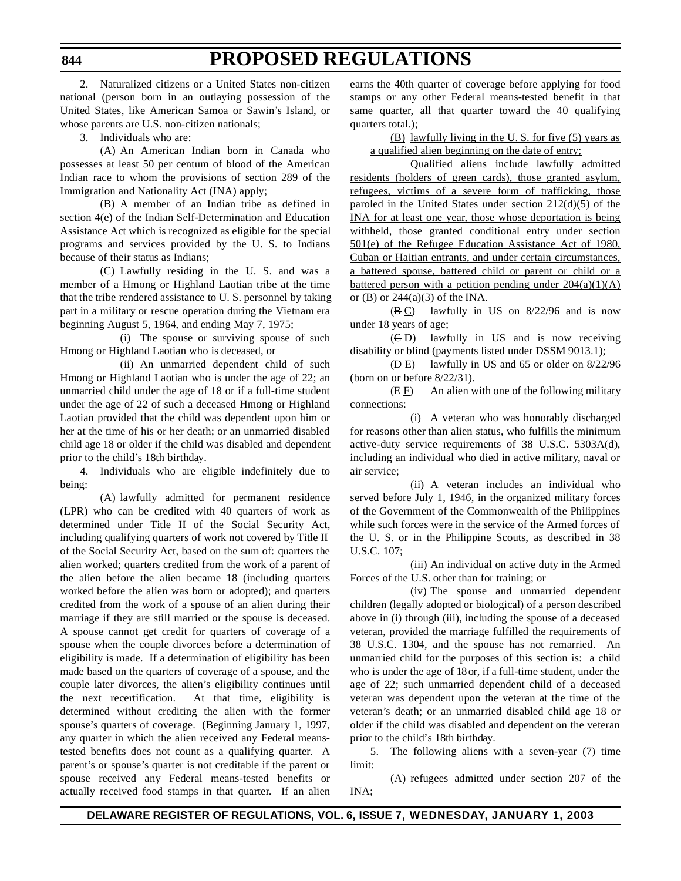2. Naturalized citizens or a United States non-citizen national (person born in an outlaying possession of the United States, like American Samoa or Sawin's Island, or whose parents are U.S. non-citizen nationals;

3. Individuals who are:

(A) An American Indian born in Canada who possesses at least 50 per centum of blood of the American Indian race to whom the provisions of section 289 of the Immigration and Nationality Act (INA) apply;

(B) A member of an Indian tribe as defined in section 4(e) of the Indian Self-Determination and Education Assistance Act which is recognized as eligible for the special programs and services provided by the U. S. to Indians because of their status as Indians;

(C) Lawfully residing in the U. S. and was a member of a Hmong or Highland Laotian tribe at the time that the tribe rendered assistance to U. S. personnel by taking part in a military or rescue operation during the Vietnam era beginning August 5, 1964, and ending May 7, 1975;

(i) The spouse or surviving spouse of such Hmong or Highland Laotian who is deceased, or

(ii) An unmarried dependent child of such Hmong or Highland Laotian who is under the age of 22; an unmarried child under the age of 18 or if a full-time student under the age of 22 of such a deceased Hmong or Highland Laotian provided that the child was dependent upon him or her at the time of his or her death; or an unmarried disabled child age 18 or older if the child was disabled and dependent prior to the child's 18th birthday.

4. Individuals who are eligible indefinitely due to being:

(A) lawfully admitted for permanent residence (LPR) who can be credited with 40 quarters of work as determined under Title II of the Social Security Act, including qualifying quarters of work not covered by Title II of the Social Security Act, based on the sum of: quarters the alien worked; quarters credited from the work of a parent of the alien before the alien became 18 (including quarters worked before the alien was born or adopted); and quarters credited from the work of a spouse of an alien during their marriage if they are still married or the spouse is deceased. A spouse cannot get credit for quarters of coverage of a spouse when the couple divorces before a determination of eligibility is made. If a determination of eligibility has been made based on the quarters of coverage of a spouse, and the couple later divorces, the alien's eligibility continues until the next recertification. At that time, eligibility is determined without crediting the alien with the former spouse's quarters of coverage. (Beginning January 1, 1997, any quarter in which the alien received any Federal means-tested benefits does not count as a qualifying quarter. A parent's or spouse's quarter is not creditable if the parent or spouse received any Federal means-tested benefits or actually received food stamps in that quarter. If an alien earns the 40th quarter of coverage before applying for food stamps or any other Federal means-tested benefit in that same quarter, all that quarter toward the 40 qualifying quarters total.);

<u>(B) lawfully living in the U. S. for five (5) years as a qualified alien beginning on the date of entry;</u>

<u>Qualified aliens include lawfully admitted residents (holders of green cards), those granted asylum, refugees, victims of a severe form of trafficking, those paroled in the United States under section 212(d)(5) of the INA for at least one year, those whose deportation is being withheld, those granted conditional entry under section 501(e) of the Refugee Education Assistance Act of 1980, Cuban or Haitian entrants, and under certain circumstances, a battered spouse, battered child or parent or child or a battered person with a petition pending under 204(a)(1)(A) or (B) or 244(a)(3) of the INA.</u>

(~~B~~ <u>C</u>) lawfully in US on 8/22/96 and is now under 18 years of age;

(~~C~~ <u>D</u>) lawfully in US and is now receiving disability or blind (payments listed under DSSM 9013.1);

(~~D~~ <u>E</u>) lawfully in US and 65 or older on 8/22/96 (born on or before 8/22/31).

(~~E~~ <u>F</u>) An alien with one of the following military connections:

(i) A veteran who was honorably discharged for reasons other than alien status, who fulfills the minimum active-duty service requirements of 38 U.S.C. 5303A(d), including an individual who died in active military, naval or air service;

(ii) A veteran includes an individual who served before July 1, 1946, in the organized military forces of the Government of the Commonwealth of the Philippines while such forces were in the service of the Armed forces of the U. S. or in the Philippine Scouts, as described in 38 U.S.C. 107;

(iii) An individual on active duty in the Armed Forces of the U.S. other than for training; or

(iv) The spouse and unmarried dependent children (legally adopted or biological) of a person described above in (i) through (iii), including the spouse of a deceased veteran, provided the marriage fulfilled the requirements of 38 U.S.C. 1304, and the spouse has not remarried. An unmarried child for the purposes of this section is: a child who is under the age of 18 or, if a full-time student, under the age of 22; such unmarried dependent child of a deceased veteran was dependent upon the veteran at the time of the veteran's death; or an unmarried disabled child age 18 or older if the child was disabled and dependent on the veteran prior to the child's 18th birthday.

5. The following aliens with a seven-year (7) time limit:

(A) refugees admitted under section 207 of the INA;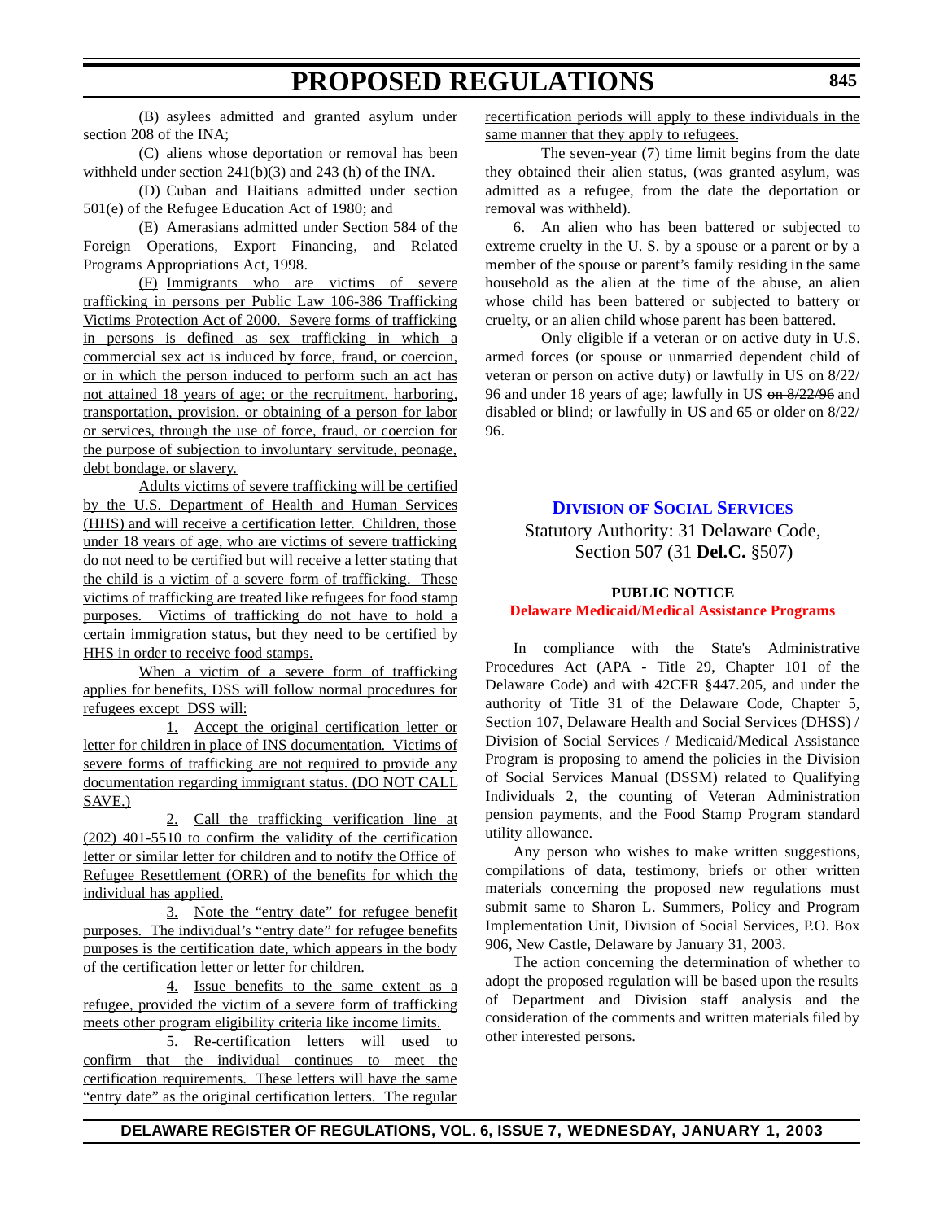(B) asylees admitted and granted asylum under section 208 of the INA;

(C) aliens whose deportation or removal has been withheld under section 241(b)(3) and 243 (h) of the INA.

(D) Cuban and Haitians admitted under section 501(e) of the Refugee Education Act of 1980; and

(E) Amerasians admitted under Section 584 of the Foreign Operations, Export Financing, and Related Programs Appropriations Act, 1998.

(F) Immigrants who are victims of severe trafficking in persons per Public Law 106-386 Trafficking Victims Protection Act of 2000. Severe forms of trafficking in persons is defined as sex trafficking in which a commercial sex act is induced by force, fraud, or coercion, or in which the person induced to perform such an act has not attained 18 years of age; or the recruitment, harboring, transportation, provision, or obtaining of a person for labor or services, through the use of force, fraud, or coercion for the purpose of subjection to involuntary servitude, peonage, debt bondage, or slavery.

Adults victims of severe trafficking will be certified by the U.S. Department of Health and Human Services (HHS) and will receive a certification letter. Children, those under 18 years of age, who are victims of severe trafficking do not need to be certified but will receive a letter stating that the child is a victim of a severe form of trafficking. These victims of trafficking are treated like refugees for food stamp purposes. Victims of trafficking do not have to hold a certain immigration status, but they need to be certified by HHS in order to receive food stamps.

When a victim of a severe form of trafficking applies for benefits, DSS will follow normal procedures for refugees except DSS will:

1. Accept the original certification letter or letter for children in place of INS documentation. Victims of severe forms of trafficking are not required to provide any documentation regarding immigrant status. (DO NOT CALL SAVE.)

2. Call the trafficking verification line at (202) 401-5510 to confirm the validity of the certification letter or similar letter for children and to notify the Office of Refugee Resettlement (ORR) of the benefits for which the individual has applied.

3. Note the "entry date" for refugee benefit purposes. The individual's "entry date" for refugee benefits purposes is the certification date, which appears in the body of the certification letter or letter for children.

4. Issue benefits to the same extent as a refugee, provided the victim of a severe form of trafficking meets other program eligibility criteria like income limits.

5. Re-certification letters will used to confirm that the individual continues to meet the certification requirements. These letters will have the same "entry date" as the original certification letters. The regular recertification periods will apply to these individuals in the same manner that they apply to refugees.

The seven-year (7) time limit begins from the date they obtained their alien status, (was granted asylum, was admitted as a refugee, from the date the deportation or removal was withheld).

6. An alien who has been battered or subjected to extreme cruelty in the U. S. by a spouse or a parent or by a member of the spouse or parent's family residing in the same household as the alien at the time of the abuse, an alien whose child has been battered or subjected to battery or cruelty, or an alien child whose parent has been battered.

Only eligible if a veteran or on active duty in U.S. armed forces (or spouse or unmarried dependent child of veteran or person on active duty) or lawfully in US on 8/22/96 and under 18 years of age; lawfully in US ~~on 8/22/96~~ and disabled or blind; or lawfully in US and 65 or older on 8/22/96.

---

## Division of Social Services

Statutory Authority: 31 Delaware Code, Section 507 (31 **Del.C.** §507)

**PUBLIC NOTICE**

**Delaware Medicaid/Medical Assistance Programs**

In compliance with the State's Administrative Procedures Act (APA - Title 29, Chapter 101 of the Delaware Code) and with 42CFR §447.205, and under the authority of Title 31 of the Delaware Code, Chapter 5, Section 107, Delaware Health and Social Services (DHSS) / Division of Social Services / Medicaid/Medical Assistance Program is proposing to amend the policies in the Division of Social Services Manual (DSSM) related to Qualifying Individuals 2, the counting of Veteran Administration pension payments, and the Food Stamp Program standard utility allowance.

Any person who wishes to make written suggestions, compilations of data, testimony, briefs or other written materials concerning the proposed new regulations must submit same to Sharon L. Summers, Policy and Program Implementation Unit, Division of Social Services, P.O. Box 906, New Castle, Delaware by January 31, 2003.

The action concerning the determination of whether to adopt the proposed regulation will be based upon the results of Department and Division staff analysis and the consideration of the comments and written materials filed by other interested persons.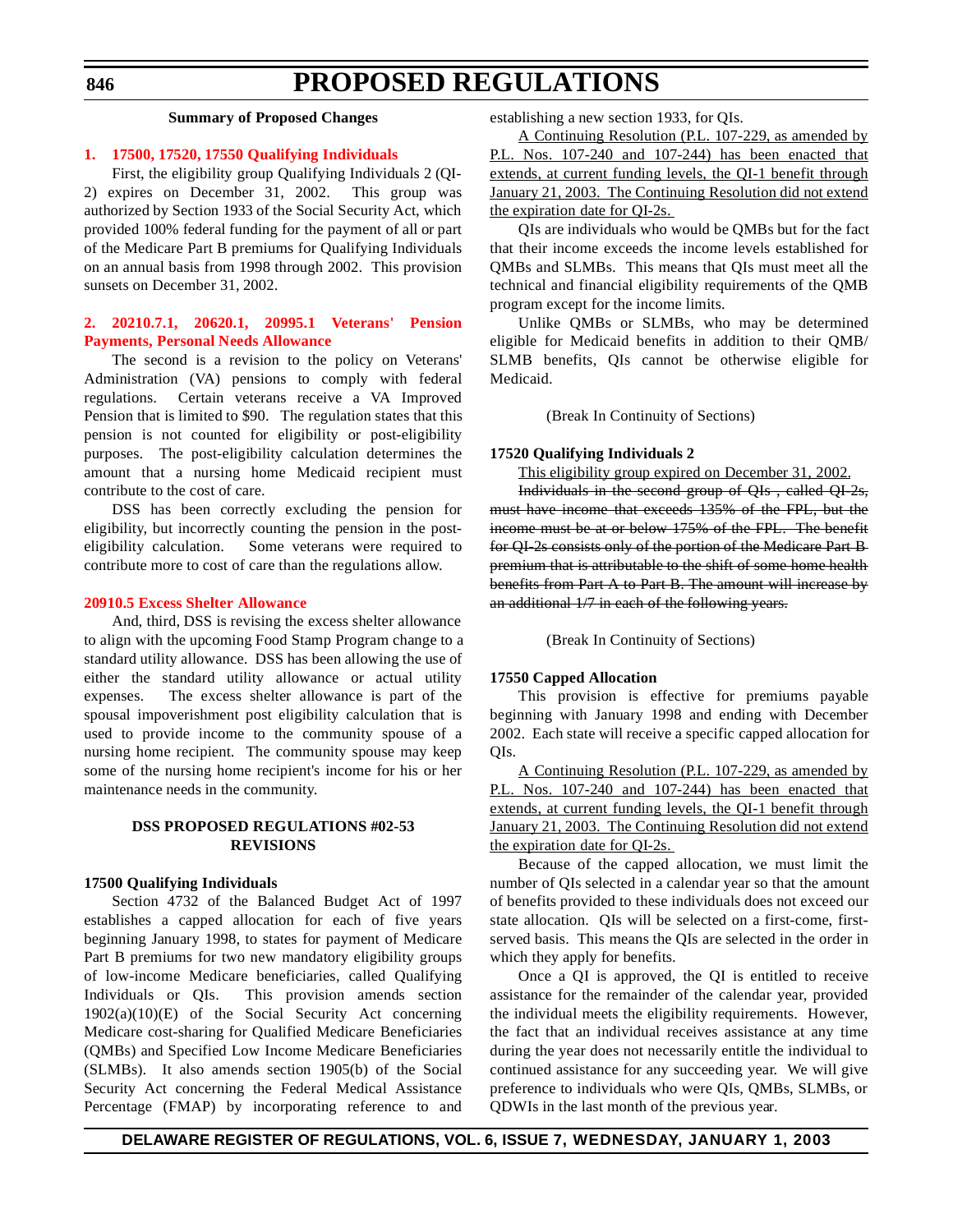**Summary of Proposed Changes**

**1. 17500, 17520, 17550 Qualifying Individuals**

First, the eligibility group Qualifying Individuals 2 (QI-2) expires on December 31, 2002. This group was authorized by Section 1933 of the Social Security Act, which provided 100% federal funding for the payment of all or part of the Medicare Part B premiums for Qualifying Individuals on an annual basis from 1998 through 2002. This provision sunsets on December 31, 2002.

**2. 20210.7.1, 20620.1, 20995.1 Veterans' Pension Payments, Personal Needs Allowance**

The second is a revision to the policy on Veterans' Administration (VA) pensions to comply with federal regulations. Certain veterans receive a VA Improved Pension that is limited to $90. The regulation states that this pension is not counted for eligibility or post-eligibility purposes. The post-eligibility calculation determines the amount that a nursing home Medicaid recipient must contribute to the cost of care.

DSS has been correctly excluding the pension for eligibility, but incorrectly counting the pension in the post-eligibility calculation. Some veterans were required to contribute more to cost of care than the regulations allow.

**20910.5 Excess Shelter Allowance**

And, third, DSS is revising the excess shelter allowance to align with the upcoming Food Stamp Program change to a standard utility allowance. DSS has been allowing the use of either the standard utility allowance or actual utility expenses. The excess shelter allowance is part of the spousal impoverishment post eligibility calculation that is used to provide income to the community spouse of a nursing home recipient. The community spouse may keep some of the nursing home recipient's income for his or her maintenance needs in the community.

**DSS PROPOSED REGULATIONS #02-53 REVISIONS**

**17500 Qualifying Individuals**

Section 4732 of the Balanced Budget Act of 1997 establishes a capped allocation for each of five years beginning January 1998, to states for payment of Medicare Part B premiums for two new mandatory eligibility groups of low-income Medicare beneficiaries, called Qualifying Individuals or QIs. This provision amends section 1902(a)(10)(E) of the Social Security Act concerning Medicare cost-sharing for Qualified Medicare Beneficiaries (QMBs) and Specified Low Income Medicare Beneficiaries (SLMBs). It also amends section 1905(b) of the Social Security Act concerning the Federal Medical Assistance Percentage (FMAP) by incorporating reference to and establishing a new section 1933, for QIs.

<u>A Continuing Resolution (P.L. 107-229, as amended by P.L. Nos. 107-240 and 107-244) has been enacted that extends, at current funding levels, the QI-1 benefit through January 21, 2003. The Continuing Resolution did not extend the expiration date for QI-2s.</u>

QIs are individuals who would be QMBs but for the fact that their income exceeds the income levels established for QMBs and SLMBs. This means that QIs must meet all the technical and financial eligibility requirements of the QMB program except for the income limits.

Unlike QMBs or SLMBs, who may be determined eligible for Medicaid benefits in addition to their QMB/SLMB benefits, QIs cannot be otherwise eligible for Medicaid.

(Break In Continuity of Sections)

**17520 Qualifying Individuals 2**

<u>This eligibility group expired on December 31, 2002.</u>

~~Individuals in the second group of QIs , called QI-2s, must have income that exceeds 135% of the FPL, but the income must be at or below 175% of the FPL. The benefit for QI-2s consists only of the portion of the Medicare Part B premium that is attributable to the shift of some home health benefits from Part A to Part B. The amount will increase by an additional 1/7 in each of the following years.~~

(Break In Continuity of Sections)

**17550 Capped Allocation**

This provision is effective for premiums payable beginning with January 1998 and ending with December 2002. Each state will receive a specific capped allocation for QIs.

<u>A Continuing Resolution (P.L. 107-229, as amended by P.L. Nos. 107-240 and 107-244) has been enacted that extends, at current funding levels, the QI-1 benefit through January 21, 2003. The Continuing Resolution did not extend the expiration date for QI-2s.</u>

Because of the capped allocation, we must limit the number of QIs selected in a calendar year so that the amount of benefits provided to these individuals does not exceed our state allocation. QIs will be selected on a first-come, first-served basis. This means the QIs are selected in the order in which they apply for benefits.

Once a QI is approved, the QI is entitled to receive assistance for the remainder of the calendar year, provided the individual meets the eligibility requirements. However, the fact that an individual receives assistance at any time during the year does not necessarily entitle the individual to continued assistance for any succeeding year. We will give preference to individuals who were QIs, QMBs, SLMBs, or QDWIs in the last month of the previous year.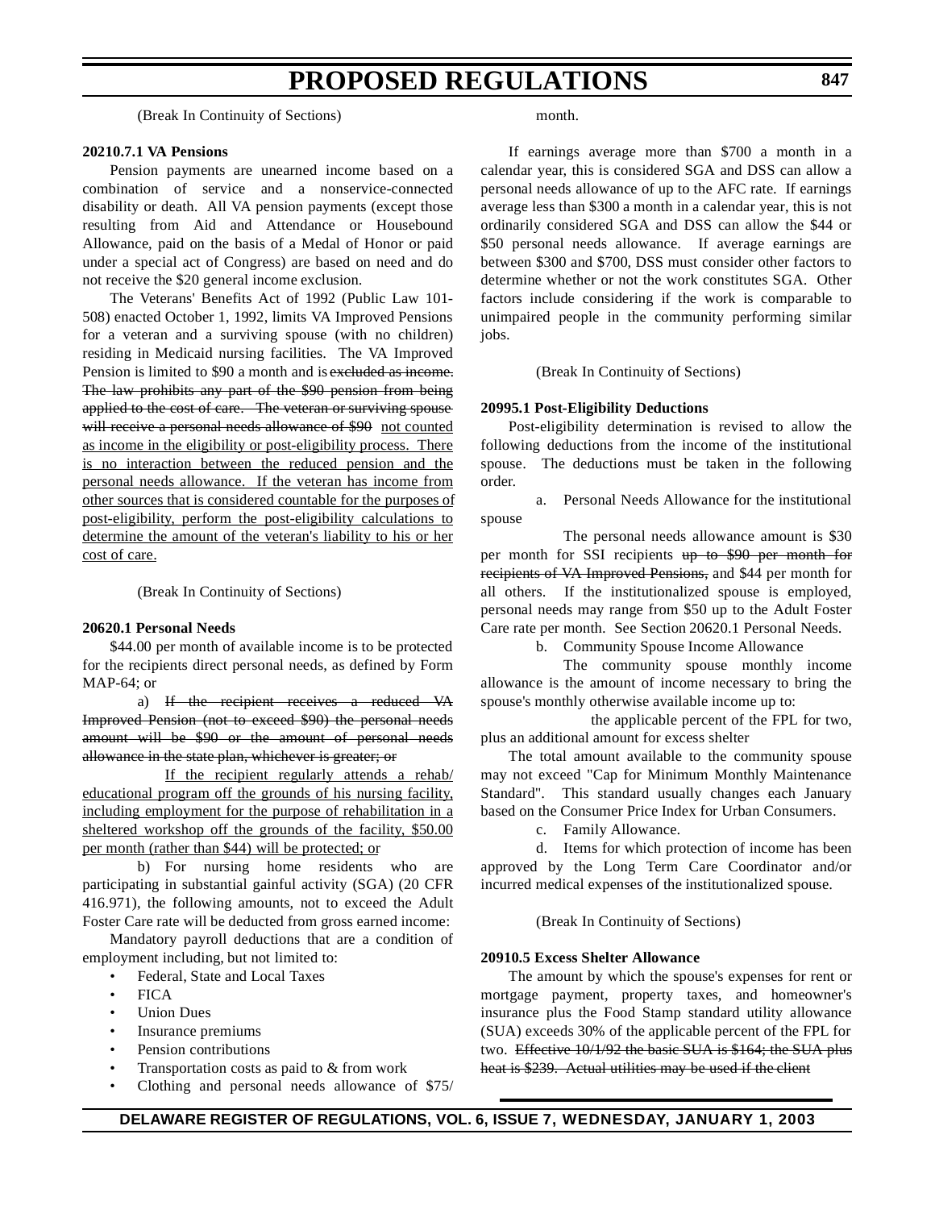(Break In Continuity of Sections)

**20210.7.1 VA Pensions**

Pension payments are unearned income based on a combination of service and a nonservice-connected disability or death. All VA pension payments (except those resulting from Aid and Attendance or Housebound Allowance, paid on the basis of a Medal of Honor or paid under a special act of Congress) are based on need and do not receive the $20 general income exclusion.

The Veterans' Benefits Act of 1992 (Public Law 101-508) enacted October 1, 1992, limits VA Improved Pensions for a veteran and a surviving spouse (with no children) residing in Medicaid nursing facilities. The VA Improved Pension is limited to $90 a month and is ~~excluded as income. The law prohibits any part of the $90 pension from being applied to the cost of care. The veteran or surviving spouse will receive a personal needs allowance of $90~~ <u>not counted as income in the eligibility or post-eligibility process. There is no interaction between the reduced pension and the personal needs allowance. If the veteran has income from other sources that is considered countable for the purposes of post-eligibility, perform the post-eligibility calculations to determine the amount of the veteran's liability to his or her cost of care.</u>

(Break In Continuity of Sections)

**20620.1 Personal Needs**

$44.00 per month of available income is to be protected for the recipients direct personal needs, as defined by Form MAP-64; or

a) ~~If the recipient receives a reduced VA Improved Pension (not to exceed $90) the personal needs amount will be $90 or the amount of personal needs allowance in the state plan, whichever is greater; or~~

<u>If the recipient regularly attends a rehab/ educational program off the grounds of his nursing facility, including employment for the purpose of rehabilitation in a sheltered workshop off the grounds of the facility, $50.00 per month (rather than $44) will be protected; or</u>

b) For nursing home residents who are participating in substantial gainful activity (SGA) (20 CFR 416.971), the following amounts, not to exceed the Adult Foster Care rate will be deducted from gross earned income:

Mandatory payroll deductions that are a condition of employment including, but not limited to:

- Federal, State and Local Taxes
- FICA
- Union Dues
- Insurance premiums
- Pension contributions
- Transportation costs as paid to & from work
- Clothing and personal needs allowance of $75/ month.

If earnings average more than $700 a month in a calendar year, this is considered SGA and DSS can allow a personal needs allowance of up to the AFC rate. If earnings average less than $300 a month in a calendar year, this is not ordinarily considered SGA and DSS can allow the $44 or $50 personal needs allowance. If average earnings are between $300 and $700, DSS must consider other factors to determine whether or not the work constitutes SGA. Other factors include considering if the work is comparable to unimpaired people in the community performing similar jobs.

(Break In Continuity of Sections)

**20995.1 Post-Eligibility Deductions**

Post-eligibility determination is revised to allow the following deductions from the income of the institutional spouse. The deductions must be taken in the following order.

a. Personal Needs Allowance for the institutional spouse

The personal needs allowance amount is $30 per month for SSI recipients ~~up to $90 per month for recipients of VA Improved Pensions,~~ and $44 per month for all others. If the institutionalized spouse is employed, personal needs may range from $50 up to the Adult Foster Care rate per month. See Section 20620.1 Personal Needs.

b. Community Spouse Income Allowance

The community spouse monthly income allowance is the amount of income necessary to bring the spouse's monthly otherwise available income up to:

the applicable percent of the FPL for two, plus an additional amount for excess shelter

The total amount available to the community spouse may not exceed "Cap for Minimum Monthly Maintenance Standard". This standard usually changes each January based on the Consumer Price Index for Urban Consumers.

c. Family Allowance.

d. Items for which protection of income has been approved by the Long Term Care Coordinator and/or incurred medical expenses of the institutionalized spouse.

(Break In Continuity of Sections)

**20910.5 Excess Shelter Allowance**

The amount by which the spouse's expenses for rent or mortgage payment, property taxes, and homeowner's insurance plus the Food Stamp standard utility allowance (SUA) exceeds 30% of the applicable percent of the FPL for two. ~~Effective 10/1/92 the basic SUA is $164; the SUA plus heat is $239. Actual utilities may be used if the client~~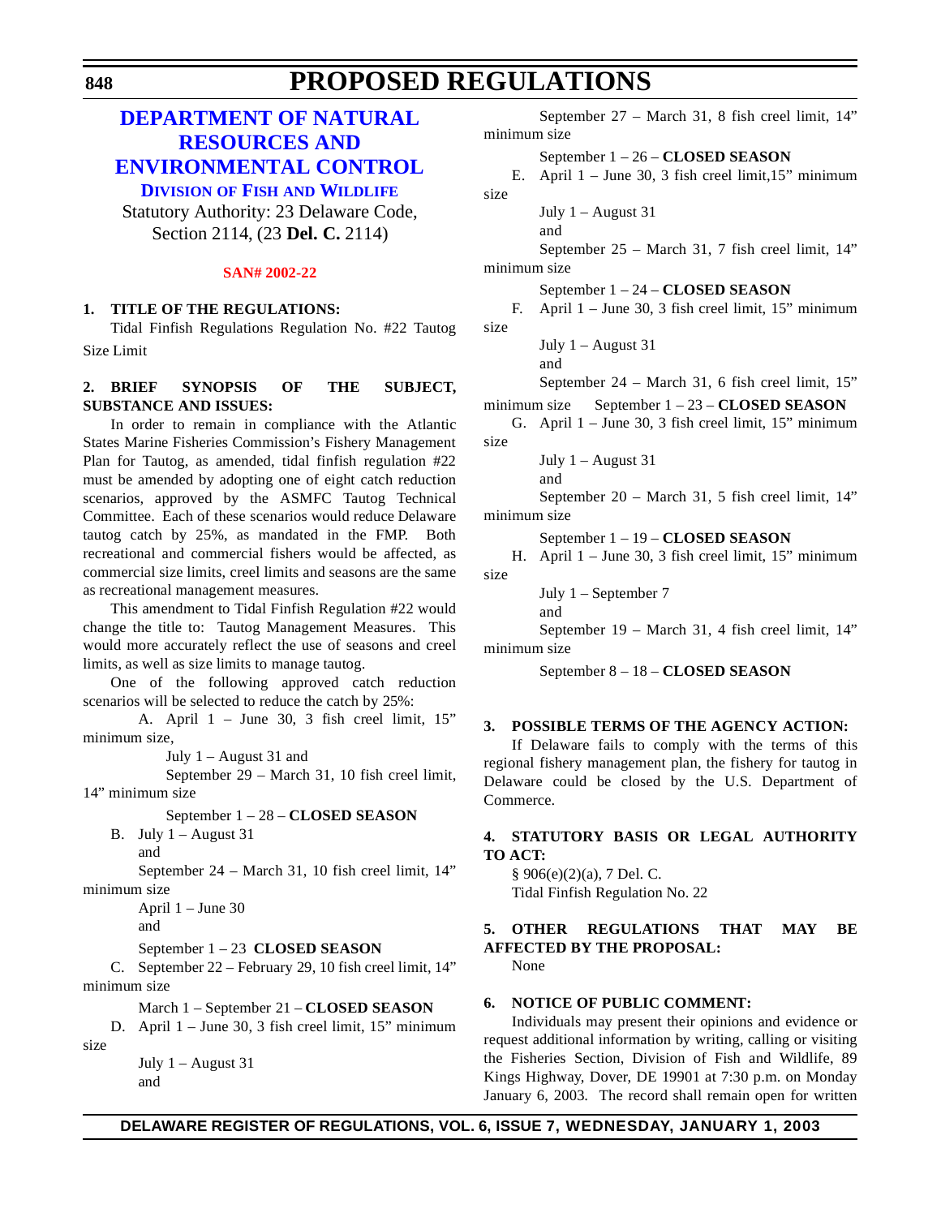# DEPARTMENT OF NATURAL RESOURCES AND ENVIRONMENTAL CONTROL

## DIVISION OF FISH AND WILDLIFE

Statutory Authority: 23 Delaware Code, Section 2114, (23 **Del. C.** 2114)

**SAN# 2002-22**

**1. TITLE OF THE REGULATIONS:**

Tidal Finfish Regulations Regulation No. #22 Tautog Size Limit

**2. BRIEF SYNOPSIS OF THE SUBJECT, SUBSTANCE AND ISSUES:**

In order to remain in compliance with the Atlantic States Marine Fisheries Commission's Fishery Management Plan for Tautog, as amended, tidal finfish regulation #22 must be amended by adopting one of eight catch reduction scenarios, approved by the ASMFC Tautog Technical Committee. Each of these scenarios would reduce Delaware tautog catch by 25%, as mandated in the FMP. Both recreational and commercial fishers would be affected, as commercial size limits, creel limits and seasons are the same as recreational management measures.

This amendment to Tidal Finfish Regulation #22 would change the title to: Tautog Management Measures. This would more accurately reflect the use of seasons and creel limits, as well as size limits to manage tautog.

One of the following approved catch reduction scenarios will be selected to reduce the catch by 25%:

A. April 1 – June 30, 3 fish creel limit, 15" minimum size,

July 1 – August 31 and

September 29 – March 31, 10 fish creel limit, 14" minimum size

September 1 – 28 – **CLOSED SEASON**

B. July 1 – August 31

and

September 24 – March 31, 10 fish creel limit, 14" minimum size

April 1 – June 30

and

September 1 – 23 **CLOSED SEASON**

C. September 22 – February 29, 10 fish creel limit, 14" minimum size

March 1 – September 21 – **CLOSED SEASON**

D. April 1 – June 30, 3 fish creel limit, 15" minimum size

July 1 – August 31

and

September 27 – March 31, 8 fish creel limit, 14" minimum size

September 1 – 26 – **CLOSED SEASON**

E. April 1 – June 30, 3 fish creel limit,15" minimum size

July 1 – August 31

and

September 25 – March 31, 7 fish creel limit, 14" minimum size

September 1 – 24 – **CLOSED SEASON**

F. April 1 – June 30, 3 fish creel limit, 15" minimum size

July 1 – August 31

and

September 24 – March 31, 6 fish creel limit, 15" minimum size September 1 – 23 – **CLOSED SEASON**

G. April 1 – June 30, 3 fish creel limit, 15" minimum size

July 1 – August 31

and

September 20 – March 31, 5 fish creel limit, 14" minimum size

September 1 – 19 – **CLOSED SEASON**

H. April 1 – June 30, 3 fish creel limit, 15" minimum size

July 1 – September 7

and

September 19 – March 31, 4 fish creel limit, 14" minimum size

September 8 – 18 – **CLOSED SEASON**

**3. POSSIBLE TERMS OF THE AGENCY ACTION:**

If Delaware fails to comply with the terms of this regional fishery management plan, the fishery for tautog in Delaware could be closed by the U.S. Department of Commerce.

**4. STATUTORY BASIS OR LEGAL AUTHORITY TO ACT:**

§ 906(e)(2)(a), 7 Del. C.

Tidal Finfish Regulation No. 22

**5. OTHER REGULATIONS THAT MAY BE AFFECTED BY THE PROPOSAL:**

None

**6. NOTICE OF PUBLIC COMMENT:**

Individuals may present their opinions and evidence or request additional information by writing, calling or visiting the Fisheries Section, Division of Fish and Wildlife, 89 Kings Highway, Dover, DE 19901 at 7:30 p.m. on Monday January 6, 2003. The record shall remain open for written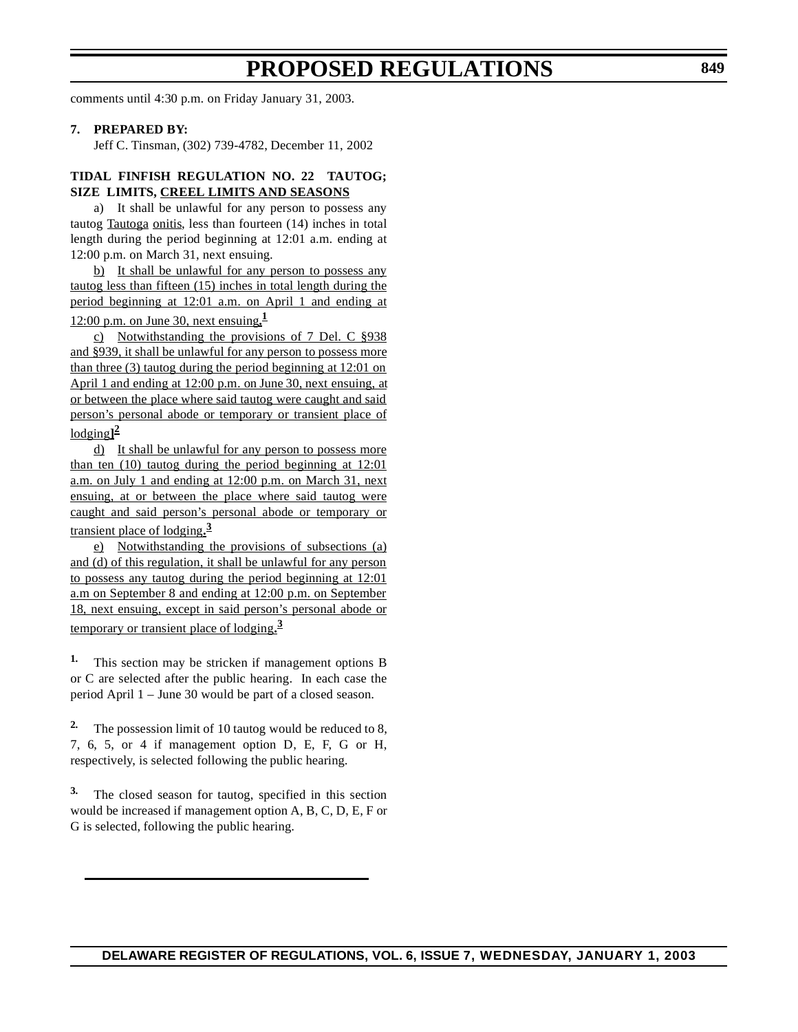comments until 4:30 p.m. on Friday January 31, 2003.

**7. PREPARED BY:**

Jeff C. Tinsman, (302) 739-4782, December 11, 2002

**TIDAL FINFISH REGULATION NO. 22 TAUTOG; SIZE LIMITS, CREEL LIMITS AND SEASONS**

a) It shall be unlawful for any person to possess any tautog Tautoga onitis, less than fourteen (14) inches in total length during the period beginning at 12:01 a.m. ending at 12:00 p.m. on March 31, next ensuing.

b) It shall be unlawful for any person to possess any tautog less than fifteen (15) inches in total length during the period beginning at 12:01 a.m. on April 1 and ending at 12:00 p.m. on June 30, next ensuing.[1]

c) Notwithstanding the provisions of 7 Del. C §938 and §939, it shall be unlawful for any person to possess more than three (3) tautog during the period beginning at 12:01 on April 1 and ending at 12:00 p.m. on June 30, next ensuing, at or between the place where said tautog were caught and said person's personal abode or temporary or transient place of lodging][2]

d) It shall be unlawful for any person to possess more than ten (10) tautog during the period beginning at 12:01 a.m. on July 1 and ending at 12:00 p.m. on March 31, next ensuing, at or between the place where said tautog were caught and said person's personal abode or temporary or transient place of lodging.[3]

e) Notwithstanding the provisions of subsections (a) and (d) of this regulation, it shall be unlawful for any person to possess any tautog during the period beginning at 12:01 a.m on September 8 and ending at 12:00 p.m. on September 18, next ensuing, except in said person's personal abode or temporary or transient place of lodging.[3]

**1.** This section may be stricken if management options B or C are selected after the public hearing. In each case the period April 1 – June 30 would be part of a closed season.

**2.** The possession limit of 10 tautog would be reduced to 8, 7, 6, 5, or 4 if management option D, E, F, G or H, respectively, is selected following the public hearing.

**3.** The closed season for tautog, specified in this section would be increased if management option A, B, C, D, E, F or G is selected, following the public hearing.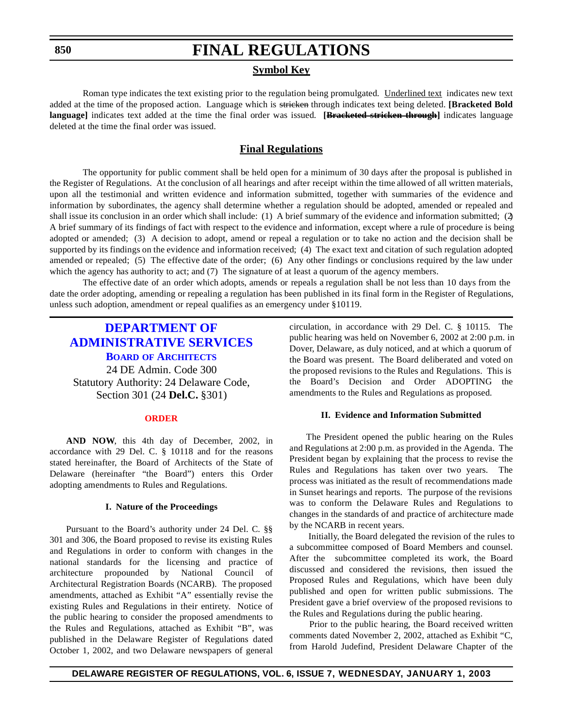# FINAL REGULATIONS

## Symbol Key

Roman type indicates the text existing prior to the regulation being promulgated. Underlined text indicates new text added at the time of the proposed action. Language which is ~~stricken~~ through indicates text being deleted. **[Bracketed Bold language]** indicates text added at the time the final order was issued. **[~~Bracketed stricken through~~]** indicates language deleted at the time the final order was issued.

## Final Regulations

The opportunity for public comment shall be held open for a minimum of 30 days after the proposal is published in the Register of Regulations. At the conclusion of all hearings and after receipt within the time allowed of all written materials, upon all the testimonial and written evidence and information submitted, together with summaries of the evidence and information by subordinates, the agency shall determine whether a regulation should be adopted, amended or repealed and shall issue its conclusion in an order which shall include: (1) A brief summary of the evidence and information submitted; (2) A brief summary of its findings of fact with respect to the evidence and information, except where a rule of procedure is being adopted or amended; (3) A decision to adopt, amend or repeal a regulation or to take no action and the decision shall be supported by its findings on the evidence and information received; (4) The exact text and citation of such regulation adopted, amended or repealed; (5) The effective date of the order; (6) Any other findings or conclusions required by the law under which the agency has authority to act; and (7) The signature of at least a quorum of the agency members.

The effective date of an order which adopts, amends or repeals a regulation shall be not less than 10 days from the date the order adopting, amending or repealing a regulation has been published in its final form in the Register of Regulations, unless such adoption, amendment or repeal qualifies as an emergency under §10119.

## DEPARTMENT OF ADMINISTRATIVE SERVICES

### BOARD OF ARCHITECTS

24 DE Admin. Code 300

Statutory Authority: 24 Delaware Code, Section 301 (24 **Del.C.** §301)

### ORDER

**AND NOW**, this 4th day of December, 2002, in accordance with 29 Del. C. § 10118 and for the reasons stated hereinafter, the Board of Architects of the State of Delaware (hereinafter "the Board") enters this Order adopting amendments to Rules and Regulations.

#### I. Nature of the Proceedings

Pursuant to the Board's authority under 24 Del. C. §§ 301 and 306, the Board proposed to revise its existing Rules and Regulations in order to conform with changes in the national standards for the licensing and practice of architecture propounded by National Council of Architectural Registration Boards (NCARB). The proposed amendments, attached as Exhibit "A" essentially revise the existing Rules and Regulations in their entirety. Notice of the public hearing to consider the proposed amendments to the Rules and Regulations, attached as Exhibit "B", was published in the Delaware Register of Regulations dated October 1, 2002, and two Delaware newspapers of general circulation, in accordance with 29 Del. C. § 10115. The public hearing was held on November 6, 2002 at 2:00 p.m. in Dover, Delaware, as duly noticed, and at which a quorum of the Board was present. The Board deliberated and voted on the proposed revisions to the Rules and Regulations. This is the Board's Decision and Order ADOPTING the amendments to the Rules and Regulations as proposed.

#### II. Evidence and Information Submitted

The President opened the public hearing on the Rules and Regulations at 2:00 p.m. as provided in the Agenda. The President began by explaining that the process to revise the Rules and Regulations has taken over two years. The process was initiated as the result of recommendations made in Sunset hearings and reports. The purpose of the revisions was to conform the Delaware Rules and Regulations to changes in the standards of and practice of architecture made by the NCARB in recent years.

Initially, the Board delegated the revision of the rules to a subcommittee composed of Board Members and counsel. After the subcommittee completed its work, the Board discussed and considered the revisions, then issued the Proposed Rules and Regulations, which have been duly published and open for written public submissions. The President gave a brief overview of the proposed revisions to the Rules and Regulations during the public hearing.

Prior to the public hearing, the Board received written comments dated November 2, 2002, attached as Exhibit "C, from Harold Judefind, President Delaware Chapter of the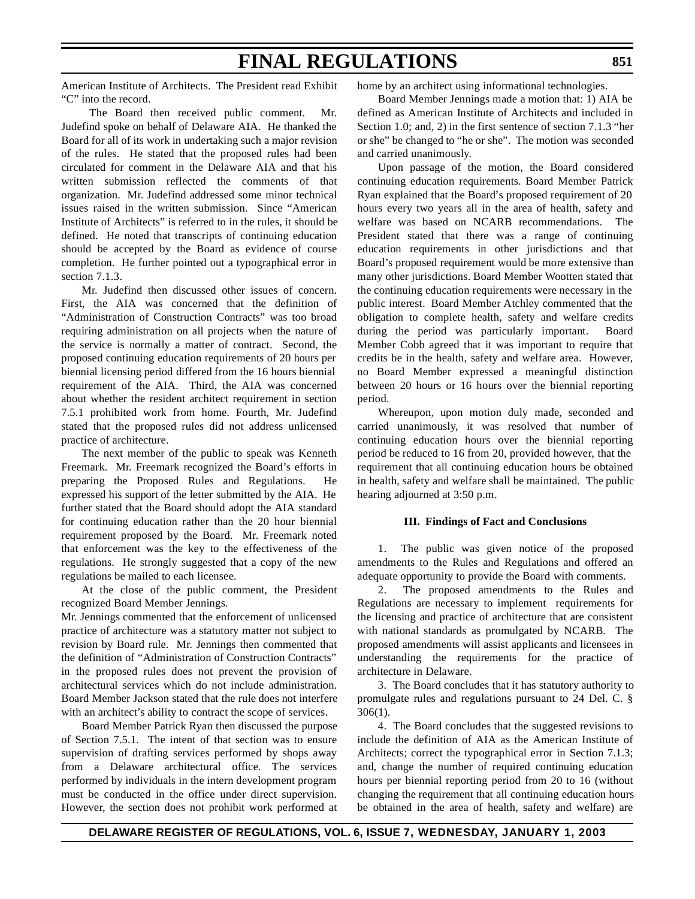American Institute of Architects. The President read Exhibit "C" into the record.

The Board then received public comment. Mr. Judefind spoke on behalf of Delaware AIA. He thanked the Board for all of its work in undertaking such a major revision of the rules. He stated that the proposed rules had been circulated for comment in the Delaware AIA and that his written submission reflected the comments of that organization. Mr. Judefind addressed some minor technical issues raised in the written submission. Since "American Institute of Architects" is referred to in the rules, it should be defined. He noted that transcripts of continuing education should be accepted by the Board as evidence of course completion. He further pointed out a typographical error in section 7.1.3.

Mr. Judefind then discussed other issues of concern. First, the AIA was concerned that the definition of "Administration of Construction Contracts" was too broad requiring administration on all projects when the nature of the service is normally a matter of contract. Second, the proposed continuing education requirements of 20 hours per biennial licensing period differed from the 16 hours biennial requirement of the AIA. Third, the AIA was concerned about whether the resident architect requirement in section 7.5.1 prohibited work from home. Fourth, Mr. Judefind stated that the proposed rules did not address unlicensed practice of architecture.

The next member of the public to speak was Kenneth Freemark. Mr. Freemark recognized the Board's efforts in preparing the Proposed Rules and Regulations. He expressed his support of the letter submitted by the AIA. He further stated that the Board should adopt the AIA standard for continuing education rather than the 20 hour biennial requirement proposed by the Board. Mr. Freemark noted that enforcement was the key to the effectiveness of the regulations. He strongly suggested that a copy of the new regulations be mailed to each licensee.

At the close of the public comment, the President recognized Board Member Jennings.

Mr. Jennings commented that the enforcement of unlicensed practice of architecture was a statutory matter not subject to revision by Board rule. Mr. Jennings then commented that the definition of "Administration of Construction Contracts" in the proposed rules does not prevent the provision of architectural services which do not include administration. Board Member Jackson stated that the rule does not interfere with an architect's ability to contract the scope of services.

Board Member Patrick Ryan then discussed the purpose of Section 7.5.1. The intent of that section was to ensure supervision of drafting services performed by shops away from a Delaware architectural office. The services performed by individuals in the intern development program must be conducted in the office under direct supervision. However, the section does not prohibit work performed at home by an architect using informational technologies.

Board Member Jennings made a motion that: 1) AIA be defined as American Institute of Architects and included in Section 1.0; and, 2) in the first sentence of section 7.1.3 "her or she" be changed to "he or she". The motion was seconded and carried unanimously.

Upon passage of the motion, the Board considered continuing education requirements. Board Member Patrick Ryan explained that the Board's proposed requirement of 20 hours every two years all in the area of health, safety and welfare was based on NCARB recommendations. The President stated that there was a range of continuing education requirements in other jurisdictions and that Board's proposed requirement would be more extensive than many other jurisdictions. Board Member Wootten stated that the continuing education requirements were necessary in the public interest. Board Member Atchley commented that the obligation to complete health, safety and welfare credits during the period was particularly important. Board Member Cobb agreed that it was important to require that credits be in the health, safety and welfare area. However, no Board Member expressed a meaningful distinction between 20 hours or 16 hours over the biennial reporting period.

Whereupon, upon motion duly made, seconded and carried unanimously, it was resolved that number of continuing education hours over the biennial reporting period be reduced to 16 from 20, provided however, that the requirement that all continuing education hours be obtained in health, safety and welfare shall be maintained. The public hearing adjourned at 3:50 p.m.

**III. Findings of Fact and Conclusions**

1. The public was given notice of the proposed amendments to the Rules and Regulations and offered an adequate opportunity to provide the Board with comments.

2. The proposed amendments to the Rules and Regulations are necessary to implement requirements for the licensing and practice of architecture that are consistent with national standards as promulgated by NCARB. The proposed amendments will assist applicants and licensees in understanding the requirements for the practice of architecture in Delaware.

3. The Board concludes that it has statutory authority to promulgate rules and regulations pursuant to 24 Del. C. § 306(1).

4. The Board concludes that the suggested revisions to include the definition of AIA as the American Institute of Architects; correct the typographical error in Section 7.1.3; and, change the number of required continuing education hours per biennial reporting period from 20 to 16 (without changing the requirement that all continuing education hours be obtained in the area of health, safety and welfare) are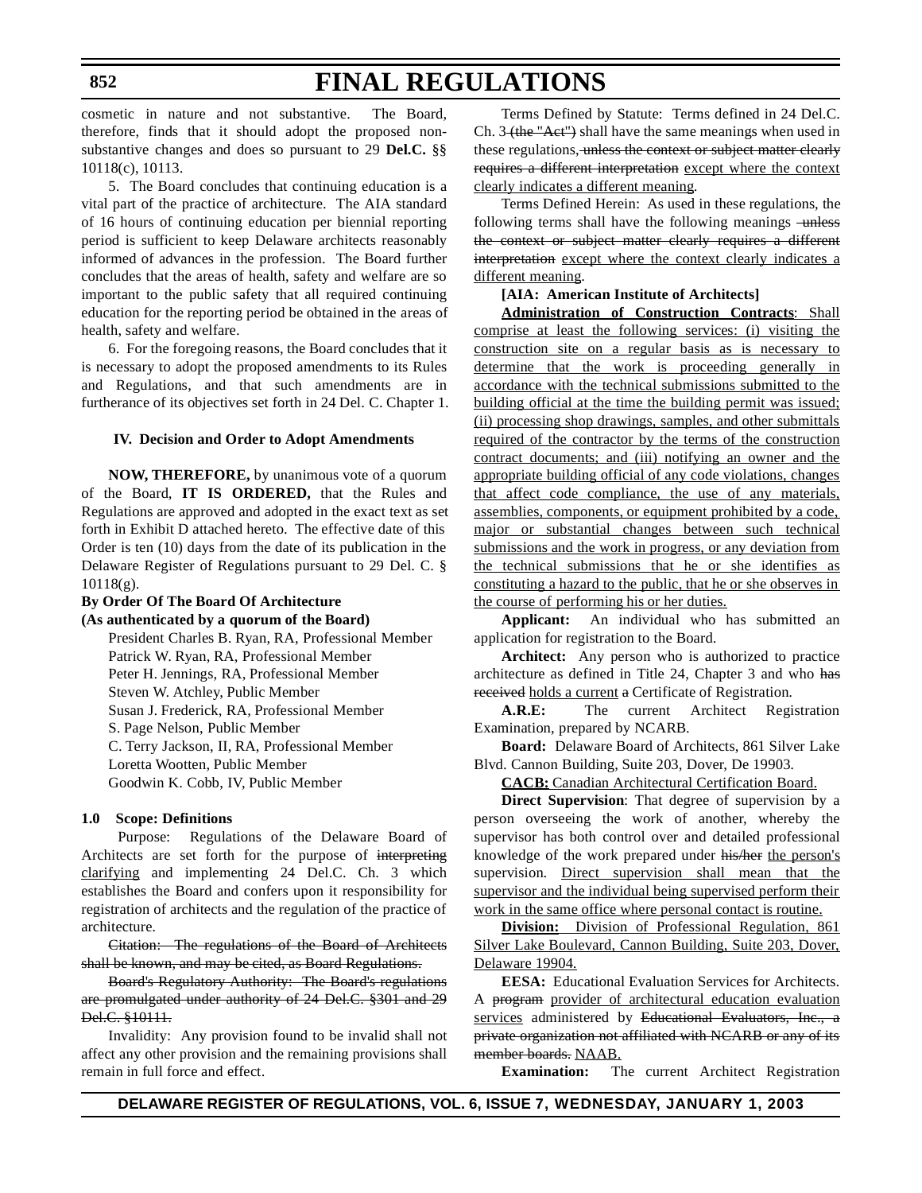cosmetic in nature and not substantive. The Board, therefore, finds that it should adopt the proposed non-substantive changes and does so pursuant to 29 **Del.C.** §§ 10118(c), 10113.

5. The Board concludes that continuing education is a vital part of the practice of architecture. The AIA standard of 16 hours of continuing education per biennial reporting period is sufficient to keep Delaware architects reasonably informed of advances in the profession. The Board further concludes that the areas of health, safety and welfare are so important to the public safety that all required continuing education for the reporting period be obtained in the areas of health, safety and welfare.

6. For the foregoing reasons, the Board concludes that it is necessary to adopt the proposed amendments to its Rules and Regulations, and that such amendments are in furtherance of its objectives set forth in 24 Del. C. Chapter 1.

**IV. Decision and Order to Adopt Amendments**

**NOW, THEREFORE,** by unanimous vote of a quorum of the Board, **IT IS ORDERED,** that the Rules and Regulations are approved and adopted in the exact text as set forth in Exhibit D attached hereto. The effective date of this Order is ten (10) days from the date of its publication in the Delaware Register of Regulations pursuant to 29 Del. C. § 10118(g).

**By Order Of The Board Of Architecture**
**(As authenticated by a quorum of the Board)**

President Charles B. Ryan, RA, Professional Member
Patrick W. Ryan, RA, Professional Member
Peter H. Jennings, RA, Professional Member
Steven W. Atchley, Public Member
Susan J. Frederick, RA, Professional Member
S. Page Nelson, Public Member
C. Terry Jackson, II, RA, Professional Member
Loretta Wootten, Public Member
Goodwin K. Cobb, IV, Public Member

**1.0 Scope: Definitions**

Purpose: Regulations of the Delaware Board of Architects are set forth for the purpose of ~~interpreting~~ <u>clarifying</u> and implementing 24 Del.C. Ch. 3 which establishes the Board and confers upon it responsibility for registration of architects and the regulation of the practice of architecture.

~~Citation: The regulations of the Board of Architects shall be known, and may be cited, as Board Regulations.~~

~~Board's Regulatory Authority: The Board's regulations are promulgated under authority of 24 Del.C. §301 and 29 Del.C. §10111.~~

Invalidity: Any provision found to be invalid shall not affect any other provision and the remaining provisions shall remain in full force and effect.

Terms Defined by Statute: Terms defined in 24 Del.C. Ch. 3 ~~(the "Act")~~ shall have the same meanings when used in these regulations, ~~unless the context or subject matter clearly requires a different interpretation~~ <u>except where the context clearly indicates a different meaning</u>.

Terms Defined Herein: As used in these regulations, the following terms shall have the following meanings ~~unless the context or subject matter clearly requires a different interpretation~~ <u>except where the context clearly indicates a different meaning</u>.

**[AIA: American Institute of Architects]**

<u>**Administration of Construction Contracts**: Shall comprise at least the following services: (i) visiting the construction site on a regular basis as is necessary to determine that the work is proceeding generally in accordance with the technical submissions submitted to the building official at the time the building permit was issued; (ii) processing shop drawings, samples, and other submittals required of the contractor by the terms of the construction contract documents; and (iii) notifying an owner and the appropriate building official of any code violations, changes that affect code compliance, the use of any materials, assemblies, components, or equipment prohibited by a code, major or substantial changes between such technical submissions and the work in progress, or any deviation from the technical submissions that he or she identifies as constituting a hazard to the public, that he or she observes in the course of performing his or her duties.</u>

**Applicant:** An individual who has submitted an application for registration to the Board.

**Architect:** Any person who is authorized to practice architecture as defined in Title 24, Chapter 3 and who ~~has received~~ <u>holds a current</u> ~~a~~ Certificate of Registration.

**A.R.E:** The current Architect Registration Examination, prepared by NCARB.

**Board:** Delaware Board of Architects, 861 Silver Lake Blvd. Cannon Building, Suite 203, Dover, De 19903.

<u>**CACB:** Canadian Architectural Certification Board.</u>

**Direct Supervision**: That degree of supervision by a person overseeing the work of another, whereby the supervisor has both control over and detailed professional knowledge of the work prepared under ~~his/her~~ <u>the person's</u> supervision. <u>Direct supervision shall mean that the supervisor and the individual being supervised perform their work in the same office where personal contact is routine.</u>

<u>**Division:** Division of Professional Regulation, 861 Silver Lake Boulevard, Cannon Building, Suite 203, Dover, Delaware 19904.</u>

**EESA:** Educational Evaluation Services for Architects. A ~~program~~ <u>provider of architectural education evaluation services</u> administered by ~~Educational Evaluators, Inc., a private organization not affiliated with NCARB or any of its member boards.~~ <u>NAAB.</u>

**Examination:** The current Architect Registration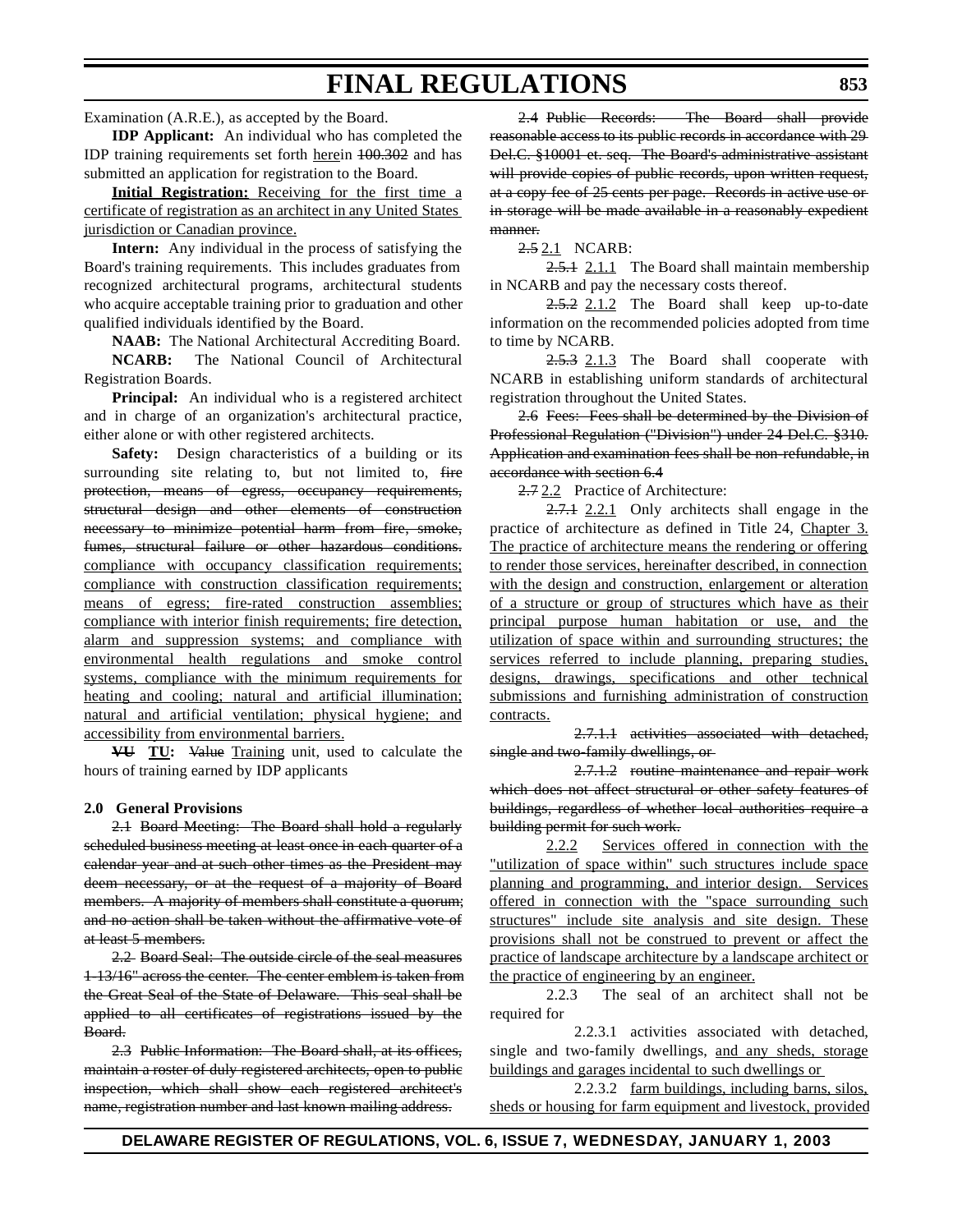Examination (A.R.E.), as accepted by the Board.

**IDP Applicant:** An individual who has completed the IDP training requirements set forth herein ~~100.302~~ and has submitted an application for registration to the Board.

**Initial Registration:** Receiving for the first time a certificate of registration as an architect in any United States jurisdiction or Canadian province.

**Intern:** Any individual in the process of satisfying the Board's training requirements. This includes graduates from recognized architectural programs, architectural students who acquire acceptable training prior to graduation and other qualified individuals identified by the Board.

**NAAB:** The National Architectural Accrediting Board.

**NCARB:** The National Council of Architectural Registration Boards.

**Principal:** An individual who is a registered architect and in charge of an organization's architectural practice, either alone or with other registered architects.

**Safety:** Design characteristics of a building or its surrounding site relating to, but not limited to, ~~fire protection, means of egress, occupancy requirements, structural design and other elements of construction necessary to minimize potential harm from fire, smoke, fumes, structural failure or other hazardous conditions.~~ compliance with occupancy classification requirements; compliance with construction classification requirements; means of egress; fire-rated construction assemblies; compliance with interior finish requirements; fire detection, alarm and suppression systems; and compliance with environmental health regulations and smoke control systems, compliance with the minimum requirements for heating and cooling; natural and artificial illumination; natural and artificial ventilation; physical hygiene; and accessibility from environmental barriers.

**~~VU~~ TU:** ~~Value~~ Training unit, used to calculate the hours of training earned by IDP applicants

**2.0 General Provisions**

~~2.1 Board Meeting: The Board shall hold a regularly scheduled business meeting at least once in each quarter of a calendar year and at such other times as the President may deem necessary, or at the request of a majority of Board members. A majority of members shall constitute a quorum; and no action shall be taken without the affirmative vote of at least 5 members.~~

~~2.2 Board Seal: The outside circle of the seal measures 1-13/16" across the center. The center emblem is taken from the Great Seal of the State of Delaware. This seal shall be applied to all certificates of registrations issued by the Board.~~

~~2.3 Public Information: The Board shall, at its offices, maintain a roster of duly registered architects, open to public inspection, which shall show each registered architect's name, registration number and last known mailing address.~~

~~2.4 Public Records: The Board shall provide reasonable access to its public records in accordance with 29 Del.C. §10001 et. seq. The Board's administrative assistant will provide copies of public records, upon written request, at a copy fee of 25 cents per page. Records in active use or in storage will be made available in a reasonably expedient manner.~~

~~2.5~~ 2.1 NCARB:

~~2.5.1~~ 2.1.1 The Board shall maintain membership in NCARB and pay the necessary costs thereof.

~~2.5.2~~ 2.1.2 The Board shall keep up-to-date information on the recommended policies adopted from time to time by NCARB.

~~2.5.3~~ 2.1.3 The Board shall cooperate with NCARB in establishing uniform standards of architectural registration throughout the United States.

~~2.6 Fees: Fees shall be determined by the Division of Professional Regulation ("Division") under 24 Del.C. §310. Application and examination fees shall be non-refundable, in accordance with section 6.4~~

~~2.7~~ 2.2 Practice of Architecture:

~~2.7.1~~ 2.2.1 Only architects shall engage in the practice of architecture as defined in Title 24, Chapter 3. The practice of architecture means the rendering or offering to render those services, hereinafter described, in connection with the design and construction, enlargement or alteration of a structure or group of structures which have as their principal purpose human habitation or use, and the utilization of space within and surrounding structures; the services referred to include planning, preparing studies, designs, drawings, specifications and other technical submissions and furnishing administration of construction contracts.

~~2.7.1.1 activities associated with detached, single and two-family dwellings, or~~

~~2.7.1.2 routine maintenance and repair work which does not affect structural or other safety features of buildings, regardless of whether local authorities require a building permit for such work.~~

2.2.2 Services offered in connection with the "utilization of space within" such structures include space planning and programming, and interior design. Services offered in connection with the "space surrounding such structures" include site analysis and site design. These provisions shall not be construed to prevent or affect the practice of landscape architecture by a landscape architect or the practice of engineering by an engineer.

2.2.3 The seal of an architect shall not be required for

2.2.3.1 activities associated with detached, single and two-family dwellings, and any sheds, storage buildings and garages incidental to such dwellings or

2.2.3.2 farm buildings, including barns, silos, sheds or housing for farm equipment and livestock, provided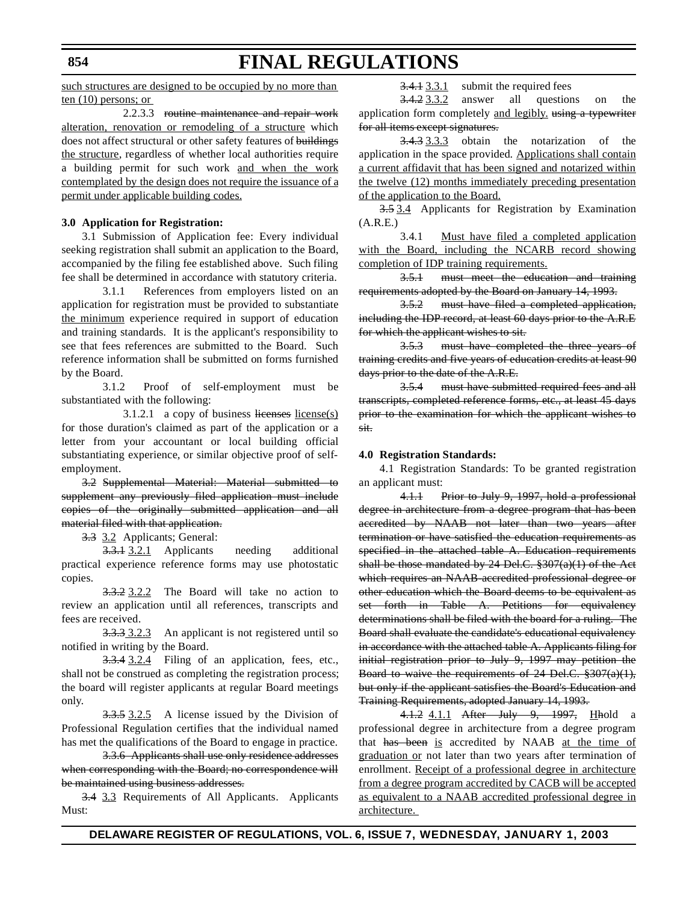such structures are designed to be occupied by no more than ten (10) persons; or

2.2.3.3 ~~routine maintenance and repair work~~ alteration, renovation or remodeling of a structure which does not affect structural or other safety features of ~~buildings~~ the structure, regardless of whether local authorities require a building permit for such work and when the work contemplated by the design does not require the issuance of a permit under applicable building codes.

**3.0 Application for Registration:**

3.1 Submission of Application fee: Every individual seeking registration shall submit an application to the Board, accompanied by the filing fee established above. Such filing fee shall be determined in accordance with statutory criteria.

3.1.1 References from employers listed on an application for registration must be provided to substantiate the minimum experience required in support of education and training standards. It is the applicant's responsibility to see that fees references are submitted to the Board. Such reference information shall be submitted on forms furnished by the Board.

3.1.2 Proof of self-employment must be substantiated with the following:

3.1.2.1 a copy of business ~~licenses~~ license(s) for those duration's claimed as part of the application or a letter from your accountant or local building official substantiating experience, or similar objective proof of self-employment.

~~3.2 Supplemental Material: Material submitted to supplement any previously filed application must include copies of the originally submitted application and all material filed with that application.~~

~~3.3~~ 3.2 Applicants; General:

~~3.3.1~~ 3.2.1 Applicants needing additional practical experience reference forms may use photostatic copies.

~~3.3.2~~ 3.2.2 The Board will take no action to review an application until all references, transcripts and fees are received.

~~3.3.3~~ 3.2.3 An applicant is not registered until so notified in writing by the Board.

~~3.3.4~~ 3.2.4 Filing of an application, fees, etc., shall not be construed as completing the registration process; the board will register applicants at regular Board meetings only.

~~3.3.5~~ 3.2.5 A license issued by the Division of Professional Regulation certifies that the individual named has met the qualifications of the Board to engage in practice.

~~3.3.6 Applicants shall use only residence addresses when corresponding with the Board; no correspondence will be maintained using business addresses.~~

~~3.4~~ 3.3 Requirements of All Applicants. Applicants Must:

~~3.4.1~~ 3.3.1 submit the required fees

~~3.4.2~~ 3.3.2 answer all questions on the application form completely and legibly. ~~using a typewriter for all items except signatures.~~

~~3.4.3~~ 3.3.3 obtain the notarization of the application in the space provided. Applications shall contain a current affidavit that has been signed and notarized within the twelve (12) months immediately preceding presentation of the application to the Board.

~~3.5~~ 3.4 Applicants for Registration by Examination (A.R.E.)

3.4.1 Must have filed a completed application with the Board, including the NCARB record showing completion of IDP training requirements.

~~3.5.1 must meet the education and training requirements adopted by the Board on January 14, 1993.~~

~~3.5.2 must have filed a completed application, including the IDP record, at least 60 days prior to the A.R.E for which the applicant wishes to sit.~~

~~3.5.3 must have completed the three years of training credits and five years of education credits at least 90 days prior to the date of the A.R.E.~~

~~3.5.4 must have submitted required fees and all transcripts, completed reference forms, etc., at least 45 days prior to the examination for which the applicant wishes to sit.~~

**4.0 Registration Standards:**

4.1 Registration Standards: To be granted registration an applicant must:

~~4.1.1 Prior to July 9, 1997, hold a professional degree in architecture from a degree program that has been accredited by NAAB not later than two years after termination or have satisfied the education requirements as specified in the attached table A. Education requirements shall be those mandated by 24 Del.C. §307(a)(1) of the Act which requires an NAAB accredited professional degree or other education which the Board deems to be equivalent as set forth in Table A. Petitions for equivalency determinations shall be filed with the board for a ruling. The Board shall evaluate the candidate's educational equivalency in accordance with the attached table A. Applicants filing for initial registration prior to July 9, 1997 may petition the Board to waive the requirements of 24 Del.C. §307(a)(1), but only if the applicant satisfies the Board's Education and Training Requirements, adopted January 14, 1993.~~

~~4.1.2~~ 4.1.1 ~~After July 9, 1997,~~ H~~h~~old a professional degree in architecture from a degree program that ~~has been~~ is accredited by NAAB at the time of graduation or not later than two years after termination of enrollment. Receipt of a professional degree in architecture from a degree program accredited by CACB will be accepted as equivalent to a NAAB accredited professional degree in architecture.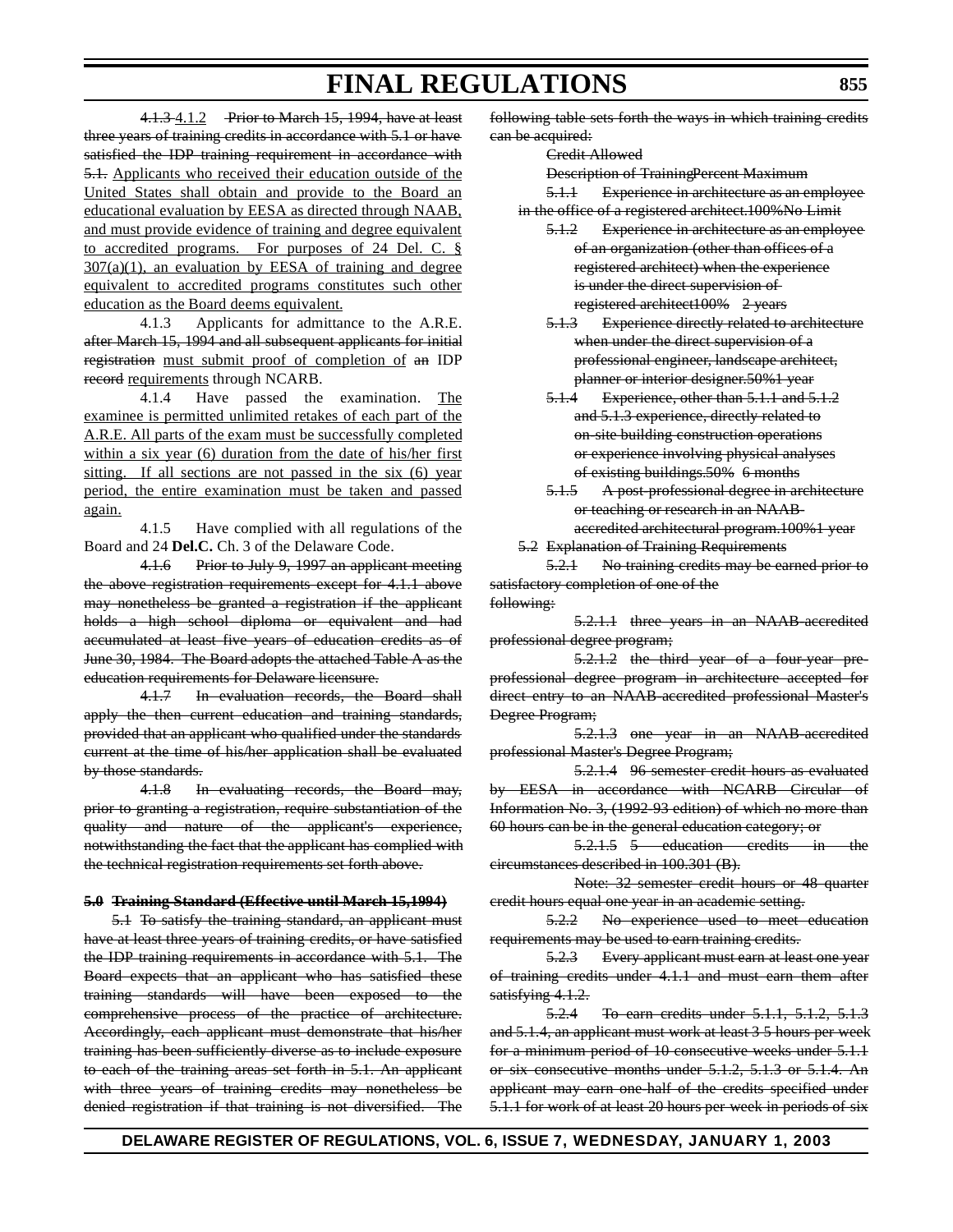~~4.1.3~~ 4.1.2 ~~Prior to March 15, 1994, have at least three years of training credits in accordance with 5.1 or have satisfied the IDP training requirement in accordance with 5.1.~~ Applicants who received their education outside of the United States shall obtain and provide to the Board an educational evaluation by EESA as directed through NAAB, and must provide evidence of training and degree equivalent to accredited programs. For purposes of 24 Del. C. § 307(a)(1), an evaluation by EESA of training and degree equivalent to accredited programs constitutes such other education as the Board deems equivalent.

4.1.3 Applicants for admittance to the A.R.E. ~~after March 15, 1994 and all subsequent applicants for initial registration~~ must submit proof of completion of ~~an~~ IDP ~~record~~ requirements through NCARB.

4.1.4 Have passed the examination. The examinee is permitted unlimited retakes of each part of the A.R.E. All parts of the exam must be successfully completed within a six year (6) duration from the date of his/her first sitting. If all sections are not passed in the six (6) year period, the entire examination must be taken and passed again.

4.1.5 Have complied with all regulations of the Board and 24 **Del.C.** Ch. 3 of the Delaware Code.

~~4.1.6 Prior to July 9, 1997 an applicant meeting the above registration requirements except for 4.1.1 above may nonetheless be granted a registration if the applicant holds a high school diploma or equivalent and had accumulated at least five years of education credits as of June 30, 1984. The Board adopts the attached Table A as the education requirements for Delaware licensure.~~

~~4.1.7 In evaluation records, the Board shall apply the then current education and training standards, provided that an applicant who qualified under the standards current at the time of his/her application shall be evaluated by those standards.~~

~~4.1.8 In evaluating records, the Board may, prior to granting a registration, require substantiation of the quality and nature of the applicant's experience, notwithstanding the fact that the applicant has complied with the technical registration requirements set forth above.~~

~~**5.0 Training Standard (Effective until March 15,1994)**~~

~~5.1 To satisfy the training standard, an applicant must have at least three years of training credits, or have satisfied the IDP training requirements in accordance with 5.1. The Board expects that an applicant who has satisfied these training standards will have been exposed to the comprehensive process of the practice of architecture. Accordingly, each applicant must demonstrate that his/her training has been sufficiently diverse as to include exposure to each of the training areas set forth in 5.1. An applicant with three years of training credits may nonetheless be denied registration if that training is not diversified. The following table sets forth the ways in which training credits can be acquired:~~

~~Credit Allowed~~

~~Description of TrainingPercent Maximum~~

~~5.1.1 Experience in architecture as an employee in the office of a registered architect.100%No Limit~~

~~5.1.2 Experience in architecture as an employee of an organization (other than offices of a registered architect) when the experience is under the direct supervision of registered architect100% 2 years~~

~~5.1.3 Experience directly related to architecture when under the direct supervision of a professional engineer, landscape architect, planner or interior designer.50%1 year~~

~~5.1.4 Experience, other than 5.1.1 and 5.1.2 and 5.1.3 experience, directly related to on-site building construction operations or experience involving physical analyses of existing buildings.50% 6 months~~

~~5.1.5 A post-professional degree in architecture or teaching or research in an NAAB-accredited architectural program.100%1 year~~

~~5.2 Explanation of Training Requirements~~

~~5.2.1 No training credits may be earned prior to satisfactory completion of one of the following:~~

~~5.2.1.1 three years in an NAAB-accredited professional degree program;~~

~~5.2.1.2 the third year of a four-year pre-professional degree program in architecture accepted for direct entry to an NAAB-accredited professional Master's Degree Program;~~

~~5.2.1.3 one year in an NAAB-accredited professional Master's Degree Program;~~

~~5.2.1.4 96 semester credit hours as evaluated by EESA in accordance with NCARB Circular of Information No. 3, (1992-93 edition) of which no more than 60 hours can be in the general education category; or~~

~~5.2.1.5 5 education credits in the circumstances described in 100.301 (B).~~

~~Note: 32 semester credit hours or 48 quarter credit hours equal one year in an academic setting.~~

~~5.2.2 No experience used to meet education requirements may be used to earn training credits.~~

~~5.2.3 Every applicant must earn at least one year of training credits under 4.1.1 and must earn them after satisfying 4.1.2.~~

~~5.2.4 To earn credits under 5.1.1, 5.1.2, 5.1.3 and 5.1.4, an applicant must work at least 3 5 hours per week for a minimum period of 10 consecutive weeks under 5.1.1 or six consecutive months under 5.1.2, 5.1.3 or 5.1.4. An applicant may earn one-half of the credits specified under 5.1.1 for work of at least 20 hours per week in periods of six~~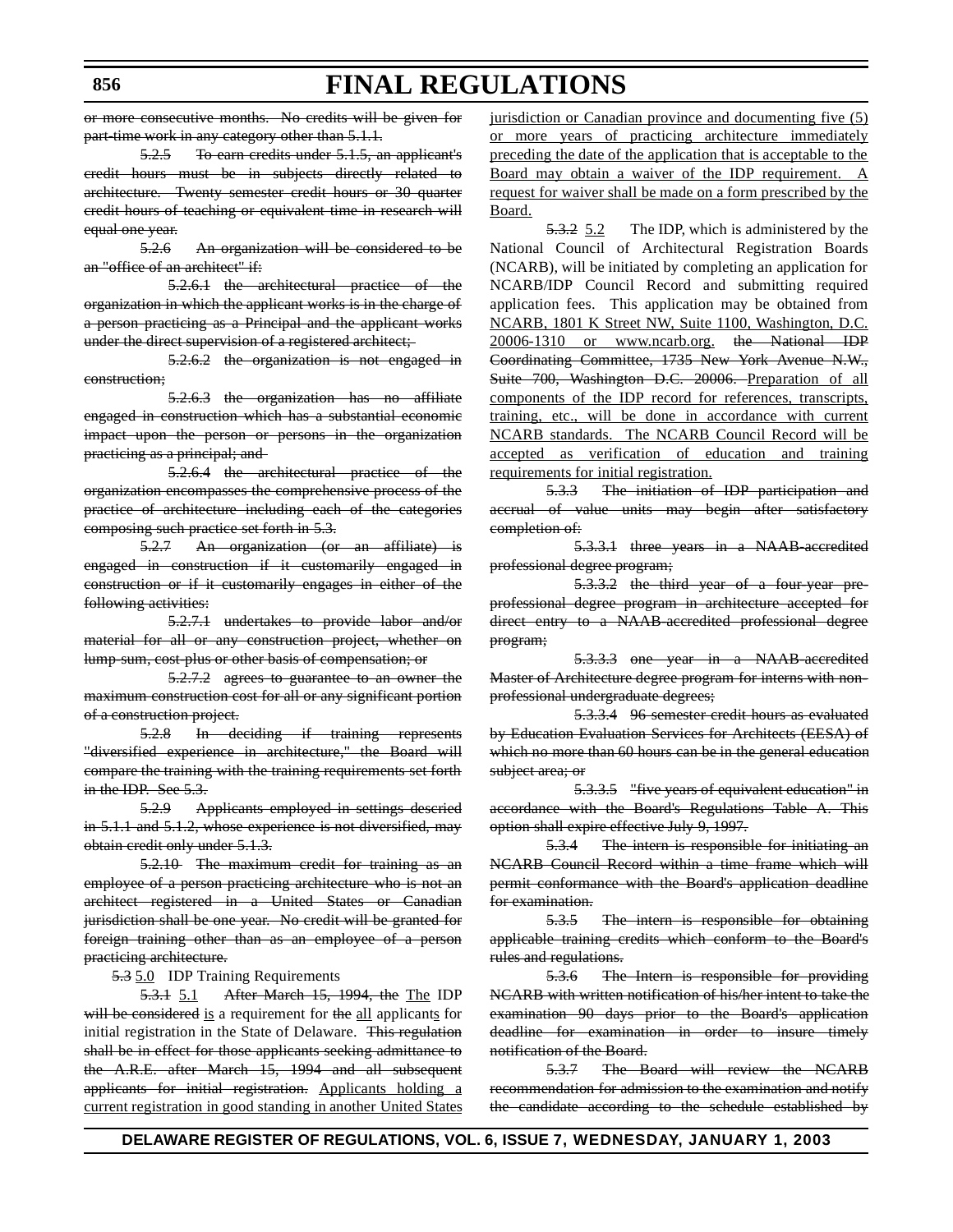or more consecutive months. No credits will be given for part-time work in any category other than 5.1.1.

5.2.5 To earn credits under 5.1.5, an applicant's credit hours must be in subjects directly related to architecture. Twenty semester credit hours or 30 quarter credit hours of teaching or equivalent time in research will equal one year.

5.2.6 An organization will be considered to be an "office of an architect" if:

5.2.6.1 the architectural practice of the organization in which the applicant works is in the charge of a person practicing as a Principal and the applicant works under the direct supervision of a registered architect;

5.2.6.2 the organization is not engaged in construction;

5.2.6.3 the organization has no affiliate engaged in construction which has a substantial economic impact upon the person or persons in the organization practicing as a principal; and

5.2.6.4 the architectural practice of the organization encompasses the comprehensive process of the practice of architecture including each of the categories composing such practice set forth in 5.3.

5.2.7 An organization (or an affiliate) is engaged in construction if it customarily engaged in construction or if it customarily engages in either of the following activities:

5.2.7.1 undertakes to provide labor and/or material for all or any construction project, whether on lump-sum, cost-plus or other basis of compensation; or

5.2.7.2 agrees to guarantee to an owner the maximum construction cost for all or any significant portion of a construction project.

5.2.8 In deciding if training represents "diversified experience in architecture," the Board will compare the training with the training requirements set forth in the IDP. See 5.3.

5.2.9 Applicants employed in settings descried in 5.1.1 and 5.1.2, whose experience is not diversified, may obtain credit only under 5.1.3.

5.2.10 The maximum credit for training as an employee of a person practicing architecture who is not an architect registered in a United States or Canadian jurisdiction shall be one year. No credit will be granted for foreign training other than as an employee of a person practicing architecture.

5.3 5.0 IDP Training Requirements

5.3.1 5.1 After March 15, 1994, the The IDP will be considered is a requirement for the all applicants for initial registration in the State of Delaware. This regulation shall be in effect for those applicants seeking admittance to the A.R.E. after March 15, 1994 and all subsequent applicants for initial registration. Applicants holding a current registration in good standing in another United States jurisdiction or Canadian province and documenting five (5) or more years of practicing architecture immediately preceding the date of the application that is acceptable to the Board may obtain a waiver of the IDP requirement. A request for waiver shall be made on a form prescribed by the Board.

5.3.2 5.2 The IDP, which is administered by the National Council of Architectural Registration Boards (NCARB), will be initiated by completing an application for NCARB/IDP Council Record and submitting required application fees. This application may be obtained from NCARB, 1801 K Street NW, Suite 1100, Washington, D.C. 20006-1310 or www.ncarb.org. the National IDP Coordinating Committee, 1735 New York Avenue N.W., Suite 700, Washington D.C. 20006. Preparation of all components of the IDP record for references, transcripts, training, etc., will be done in accordance with current NCARB standards. The NCARB Council Record will be accepted as verification of education and training requirements for initial registration.

5.3.3 The initiation of IDP participation and accrual of value units may begin after satisfactory completion of:

5.3.3.1 three years in a NAAB-accredited professional degree program;

5.3.3.2 the third year of a four-year pre-professional degree program in architecture accepted for direct entry to a NAAB-accredited professional degree program;

5.3.3.3 one year in a NAAB-accredited Master of Architecture degree program for interns with non-professional undergraduate degrees;

5.3.3.4 96 semester credit hours as evaluated by Education Evaluation Services for Architects (EESA) of which no more than 60 hours can be in the general education subject area; or

5.3.3.5 "five years of equivalent education" in accordance with the Board's Regulations Table A. This option shall expire effective July 9, 1997.

5.3.4 The intern is responsible for initiating an NCARB Council Record within a time frame which will permit conformance with the Board's application deadline for examination.

5.3.5 The intern is responsible for obtaining applicable training credits which conform to the Board's rules and regulations.

5.3.6 The Intern is responsible for providing NCARB with written notification of his/her intent to take the examination 90 days prior to the Board's application deadline for examination in order to insure timely notification of the Board.

5.3.7 The Board will review the NCARB recommendation for admission to the examination and notify the candidate according to the schedule established by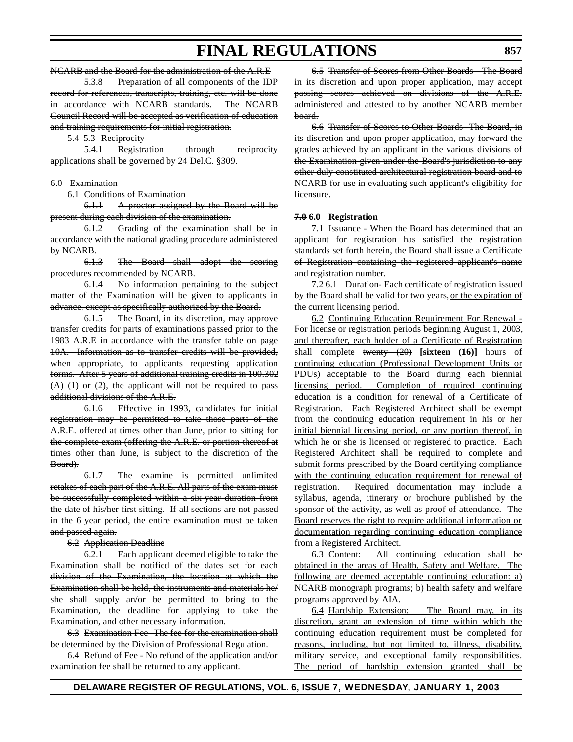NCARB and the Board for the administration of the A.R.E

5.3.8 Preparation of all components of the IDP record for references, transcripts, training, etc. will be done in accordance with NCARB standards. The NCARB Council Record will be accepted as verification of education and training requirements for initial registration.

5.4 5.3 Reciprocity

5.4.1 Registration through reciprocity applications shall be governed by 24 Del.C. §309.

6.0 Examination

6.1 Conditions of Examination

6.1.1 A proctor assigned by the Board will be present during each division of the examination.

6.1.2 Grading of the examination shall be in accordance with the national grading procedure administered by NCARB.

6.1.3 The Board shall adopt the scoring procedures recommended by NCARB.

6.1.4 No information pertaining to the subject matter of the Examination will be given to applicants in advance, except as specifically authorized by the Board.

6.1.5 The Board, in its discretion, may approve transfer credits for parts of examinations passed prior to the 1983 A.R.E in accordance with the transfer table on page 10A. Information as to transfer credits will be provided, when appropriate, to applicants requesting application forms. After 5 years of additional training credits in 100.302 (A) (1) or (2), the applicant will not be required to pass additional divisions of the A.R.E.

6.1.6 Effective in 1993, candidates for initial registration may be permitted to take those parts of the A.R.E. offered at times other than June, prior to sitting for the complete exam (offering the A.R.E. or portion thereof at times other than June, is subject to the discretion of the Board).

6.1.7 The examine is permitted unlimited retakes of each part of the A.R.E. All parts of the exam must be successfully completed within a six-year duration from the date of his/her first sitting. If all sections are not passed in the 6 year period, the entire examination must be taken and passed again.

6.2 Application Deadline

6.2.1 Each applicant deemed eligible to take the Examination shall be notified of the dates set for each division of the Examination, the location at which the Examination shall be held, the instruments and materials he/she shall supply an/or be permitted to bring to the Examination, the deadline for applying to take the Examination, and other necessary information.

6.3 Examination Fee- The fee for the examination shall be determined by the Division of Professional Regulation.

6.4 Refund of Fee - No refund of the application and/or examination fee shall be returned to any applicant.

6.5 Transfer of Scores from Other Boards - The Board in its discretion and upon proper application, may accept passing scores achieved on divisions of the A.R.E. administered and attested to by another NCARB member board.

6.6 Transfer of Scores to Other Boards- The Board, in its discretion and upon proper application, may forward the grades achieved by an applicant in the various divisions of the Examination given under the Board's jurisdiction to any other duly constituted architectural registration board and to NCARB for use in evaluating such applicant's eligibility for licensure.

**7.0 6.0 Registration**

7.1 Issuance - When the Board has determined that an applicant for registration has satisfied the registration standards set forth herein, the Board shall issue a Certificate of Registration containing the registered applicant's name and registration number.

7.2 6.1 Duration- Each certificate of registration issued by the Board shall be valid for two years, or the expiration of the current licensing period.

6.2 Continuing Education Requirement For Renewal - For license or registration periods beginning August 1, 2003, and thereafter, each holder of a Certificate of Registration shall complete twenty (20) **[sixteen (16)]** hours of continuing education (Professional Development Units or PDUs) acceptable to the Board during each biennial licensing period. Completion of required continuing education is a condition for renewal of a Certificate of Registration. Each Registered Architect shall be exempt from the continuing education requirement in his or her initial biennial licensing period, or any portion thereof, in which he or she is licensed or registered to practice. Each Registered Architect shall be required to complete and submit forms prescribed by the Board certifying compliance with the continuing education requirement for renewal of registration. Required documentation may include a syllabus, agenda, itinerary or brochure published by the sponsor of the activity, as well as proof of attendance. The Board reserves the right to require additional information or documentation regarding continuing education compliance from a Registered Architect.

6.3 Content: All continuing education shall be obtained in the areas of Health, Safety and Welfare. The following are deemed acceptable continuing education: a) NCARB monograph programs; b) health safety and welfare programs approved by AIA.

6.4 Hardship Extension: The Board may, in its discretion, grant an extension of time within which the continuing education requirement must be completed for reasons, including, but not limited to, illness, disability, military service, and exceptional family responsibilities. The period of hardship extension granted shall be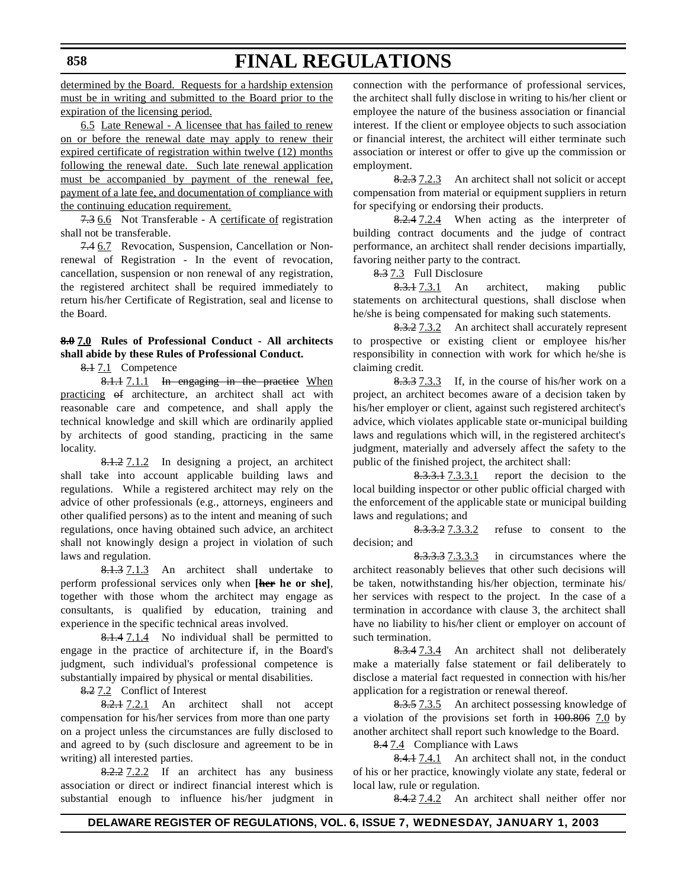determined by the Board. Requests for a hardship extension must be in writing and submitted to the Board prior to the expiration of the licensing period.

6.5 Late Renewal - A licensee that has failed to renew on or before the renewal date may apply to renew their expired certificate of registration within twelve (12) months following the renewal date. Such late renewal application must be accompanied by payment of the renewal fee, payment of a late fee, and documentation of compliance with the continuing education requirement.

~~7.3~~ 6.6 Not Transferable - A certificate of registration shall not be transferable.

~~7.4~~ 6.7 Revocation, Suspension, Cancellation or Non-renewal of Registration - In the event of revocation, cancellation, suspension or non renewal of any registration, the registered architect shall be required immediately to return his/her Certificate of Registration, seal and license to the Board.

**~~8.0~~ 7.0 Rules of Professional Conduct - All architects shall abide by these Rules of Professional Conduct.**

~~8.1~~ 7.1 Competence

~~8.1.1~~ 7.1.1 ~~In engaging in the practice~~ When practicing ~~of~~ architecture, an architect shall act with reasonable care and competence, and shall apply the technical knowledge and skill which are ordinarily applied by architects of good standing, practicing in the same locality.

~~8.1.2~~ 7.1.2 In designing a project, an architect shall take into account applicable building laws and regulations. While a registered architect may rely on the advice of other professionals (e.g., attorneys, engineers and other qualified persons) as to the intent and meaning of such regulations, once having obtained such advice, an architect shall not knowingly design a project in violation of such laws and regulation.

~~8.1.3~~ 7.1.3 An architect shall undertake to perform professional services only when **[~~her~~ he or she]**, together with those whom the architect may engage as consultants, is qualified by education, training and experience in the specific technical areas involved.

~~8.1.4~~ 7.1.4 No individual shall be permitted to engage in the practice of architecture if, in the Board's judgment, such individual's professional competence is substantially impaired by physical or mental disabilities.

~~8.2~~ 7.2 Conflict of Interest

~~8.2.1~~ 7.2.1 An architect shall not accept compensation for his/her services from more than one party on a project unless the circumstances are fully disclosed to and agreed to by (such disclosure and agreement to be in writing) all interested parties.

~~8.2.2~~ 7.2.2 If an architect has any business association or direct or indirect financial interest which is substantial enough to influence his/her judgment in connection with the performance of professional services, the architect shall fully disclose in writing to his/her client or employee the nature of the business association or financial interest. If the client or employee objects to such association or financial interest, the architect will either terminate such association or interest or offer to give up the commission or employment.

~~8.2.3~~ 7.2.3 An architect shall not solicit or accept compensation from material or equipment suppliers in return for specifying or endorsing their products.

~~8.2.4~~ 7.2.4 When acting as the interpreter of building contract documents and the judge of contract performance, an architect shall render decisions impartially, favoring neither party to the contract.

~~8.3~~ 7.3 Full Disclosure

~~8.3.1~~ 7.3.1 An architect, making public statements on architectural questions, shall disclose when he/she is being compensated for making such statements.

~~8.3.2~~ 7.3.2 An architect shall accurately represent to prospective or existing client or employee his/her responsibility in connection with work for which he/she is claiming credit.

~~8.3.3~~ 7.3.3 If, in the course of his/her work on a project, an architect becomes aware of a decision taken by his/her employer or client, against such registered architect's advice, which violates applicable state or-municipal building laws and regulations which will, in the registered architect's judgment, materially and adversely affect the safety to the public of the finished project, the architect shall:

~~8.3.3.1~~ 7.3.3.1 report the decision to the local building inspector or other public official charged with the enforcement of the applicable state or municipal building laws and regulations; and

~~8.3.3.2~~ 7.3.3.2 refuse to consent to the decision; and

~~8.3.3.3~~ 7.3.3.3 in circumstances where the architect reasonably believes that other such decisions will be taken, notwithstanding his/her objection, terminate his/ her services with respect to the project. In the case of a termination in accordance with clause 3, the architect shall have no liability to his/her client or employer on account of such termination.

~~8.3.4~~ 7.3.4 An architect shall not deliberately make a materially false statement or fail deliberately to disclose a material fact requested in connection with his/her application for a registration or renewal thereof.

~~8.3.5~~ 7.3.5 An architect possessing knowledge of a violation of the provisions set forth in ~~100.806~~ 7.0 by another architect shall report such knowledge to the Board.

~~8.4~~ 7.4 Compliance with Laws

~~8.4.1~~ 7.4.1 An architect shall not, in the conduct of his or her practice, knowingly violate any state, federal or local law, rule or regulation.

~~8.4.2~~ 7.4.2 An architect shall neither offer nor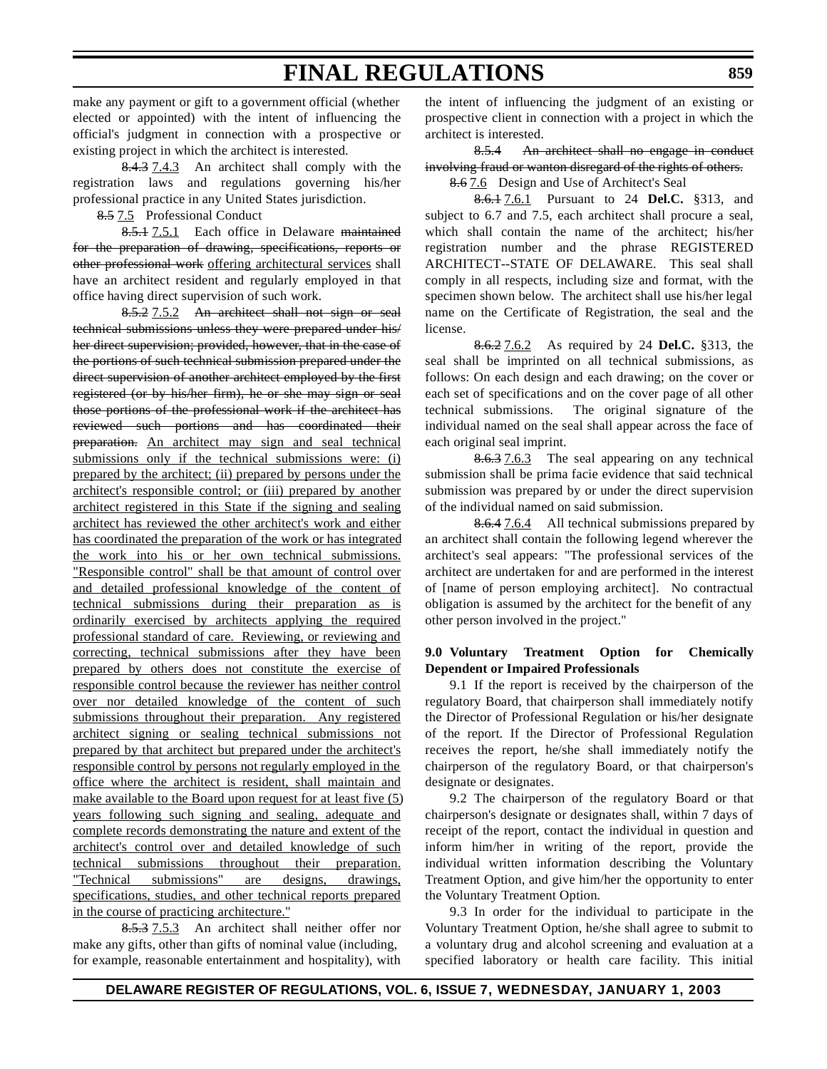make any payment or gift to a government official (whether elected or appointed) with the intent of influencing the official's judgment in connection with a prospective or existing project in which the architect is interested.

~~8.4.3~~ 7.4.3 An architect shall comply with the registration laws and regulations governing his/her professional practice in any United States jurisdiction.

~~8.5~~ 7.5 Professional Conduct

~~8.5.1~~ 7.5.1 Each office in Delaware ~~maintained for the preparation of drawing, specifications, reports or other professional work~~ offering architectural services shall have an architect resident and regularly employed in that office having direct supervision of such work.

~~8.5.2~~ 7.5.2 ~~An architect shall not sign or seal technical submissions unless they were prepared under his/her direct supervision; provided, however, that in the case of the portions of such technical submission prepared under the direct supervision of another architect employed by the first registered (or by his/her firm), he or she may sign or seal those portions of the professional work if the architect has reviewed such portions and has coordinated their preparation.~~ An architect may sign and seal technical submissions only if the technical submissions were: (i) prepared by the architect; (ii) prepared by persons under the architect's responsible control; or (iii) prepared by another architect registered in this State if the signing and sealing architect has reviewed the other architect's work and either has coordinated the preparation of the work or has integrated the work into his or her own technical submissions. "Responsible control" shall be that amount of control over and detailed professional knowledge of the content of technical submissions during their preparation as is ordinarily exercised by architects applying the required professional standard of care. Reviewing, or reviewing and correcting, technical submissions after they have been prepared by others does not constitute the exercise of responsible control because the reviewer has neither control over nor detailed knowledge of the content of such submissions throughout their preparation. Any registered architect signing or sealing technical submissions not prepared by that architect but prepared under the architect's responsible control by persons not regularly employed in the office where the architect is resident, shall maintain and make available to the Board upon request for at least five (5) years following such signing and sealing, adequate and complete records demonstrating the nature and extent of the architect's control over and detailed knowledge of such technical submissions throughout their preparation. "Technical submissions" are designs, drawings, specifications, studies, and other technical reports prepared in the course of practicing architecture."

~~8.5.3~~ 7.5.3 An architect shall neither offer nor make any gifts, other than gifts of nominal value (including, for example, reasonable entertainment and hospitality), with the intent of influencing the judgment of an existing or prospective client in connection with a project in which the architect is interested.

~~8.5.4 An architect shall no engage in conduct involving fraud or wanton disregard of the rights of others.~~

~~8.6~~ 7.6 Design and Use of Architect's Seal

~~8.6.1~~ 7.6.1 Pursuant to 24 **Del.C.** §313, and subject to 6.7 and 7.5, each architect shall procure a seal, which shall contain the name of the architect; his/her registration number and the phrase REGISTERED ARCHITECT--STATE OF DELAWARE. This seal shall comply in all respects, including size and format, with the specimen shown below. The architect shall use his/her legal name on the Certificate of Registration, the seal and the license.

~~8.6.2~~ 7.6.2 As required by 24 **Del.C.** §313, the seal shall be imprinted on all technical submissions, as follows: On each design and each drawing; on the cover or each set of specifications and on the cover page of all other technical submissions. The original signature of the individual named on the seal shall appear across the face of each original seal imprint.

~~8.6.3~~ 7.6.3 The seal appearing on any technical submission shall be prima facie evidence that said technical submission was prepared by or under the direct supervision of the individual named on said submission.

~~8.6.4~~ 7.6.4 All technical submissions prepared by an architect shall contain the following legend wherever the architect's seal appears: "The professional services of the architect are undertaken for and are performed in the interest of [name of person employing architect]. No contractual obligation is assumed by the architect for the benefit of any other person involved in the project."

**9.0 Voluntary Treatment Option for Chemically Dependent or Impaired Professionals**

9.1 If the report is received by the chairperson of the regulatory Board, that chairperson shall immediately notify the Director of Professional Regulation or his/her designate of the report. If the Director of Professional Regulation receives the report, he/she shall immediately notify the chairperson of the regulatory Board, or that chairperson's designate or designates.

9.2 The chairperson of the regulatory Board or that chairperson's designate or designates shall, within 7 days of receipt of the report, contact the individual in question and inform him/her in writing of the report, provide the individual written information describing the Voluntary Treatment Option, and give him/her the opportunity to enter the Voluntary Treatment Option.

9.3 In order for the individual to participate in the Voluntary Treatment Option, he/she shall agree to submit to a voluntary drug and alcohol screening and evaluation at a specified laboratory or health care facility. This initial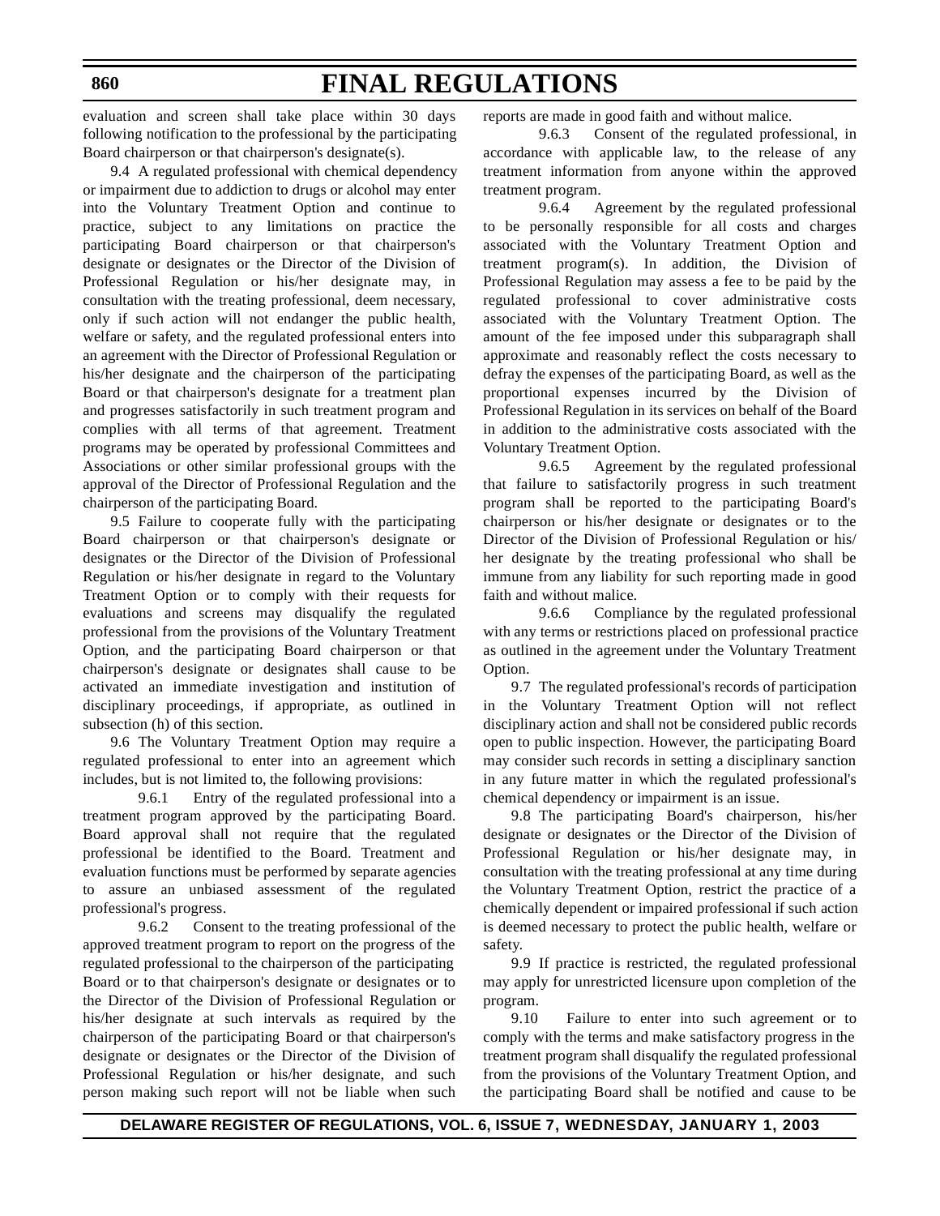evaluation and screen shall take place within 30 days following notification to the professional by the participating Board chairperson or that chairperson's designate(s).

9.4 A regulated professional with chemical dependency or impairment due to addiction to drugs or alcohol may enter into the Voluntary Treatment Option and continue to practice, subject to any limitations on practice the participating Board chairperson or that chairperson's designate or designates or the Director of the Division of Professional Regulation or his/her designate may, in consultation with the treating professional, deem necessary, only if such action will not endanger the public health, welfare or safety, and the regulated professional enters into an agreement with the Director of Professional Regulation or his/her designate and the chairperson of the participating Board or that chairperson's designate for a treatment plan and progresses satisfactorily in such treatment program and complies with all terms of that agreement. Treatment programs may be operated by professional Committees and Associations or other similar professional groups with the approval of the Director of Professional Regulation and the chairperson of the participating Board.

9.5 Failure to cooperate fully with the participating Board chairperson or that chairperson's designate or designates or the Director of the Division of Professional Regulation or his/her designate in regard to the Voluntary Treatment Option or to comply with their requests for evaluations and screens may disqualify the regulated professional from the provisions of the Voluntary Treatment Option, and the participating Board chairperson or that chairperson's designate or designates shall cause to be activated an immediate investigation and institution of disciplinary proceedings, if appropriate, as outlined in subsection (h) of this section.

9.6 The Voluntary Treatment Option may require a regulated professional to enter into an agreement which includes, but is not limited to, the following provisions:

9.6.1 Entry of the regulated professional into a treatment program approved by the participating Board. Board approval shall not require that the regulated professional be identified to the Board. Treatment and evaluation functions must be performed by separate agencies to assure an unbiased assessment of the regulated professional's progress.

9.6.2 Consent to the treating professional of the approved treatment program to report on the progress of the regulated professional to the chairperson of the participating Board or to that chairperson's designate or designates or to the Director of the Division of Professional Regulation or his/her designate at such intervals as required by the chairperson of the participating Board or that chairperson's designate or designates or the Director of the Division of Professional Regulation or his/her designate, and such person making such report will not be liable when such reports are made in good faith and without malice.

9.6.3 Consent of the regulated professional, in accordance with applicable law, to the release of any treatment information from anyone within the approved treatment program.

9.6.4 Agreement by the regulated professional to be personally responsible for all costs and charges associated with the Voluntary Treatment Option and treatment program(s). In addition, the Division of Professional Regulation may assess a fee to be paid by the regulated professional to cover administrative costs associated with the Voluntary Treatment Option. The amount of the fee imposed under this subparagraph shall approximate and reasonably reflect the costs necessary to defray the expenses of the participating Board, as well as the proportional expenses incurred by the Division of Professional Regulation in its services on behalf of the Board in addition to the administrative costs associated with the Voluntary Treatment Option.

9.6.5 Agreement by the regulated professional that failure to satisfactorily progress in such treatment program shall be reported to the participating Board's chairperson or his/her designate or designates or to the Director of the Division of Professional Regulation or his/ her designate by the treating professional who shall be immune from any liability for such reporting made in good faith and without malice.

9.6.6 Compliance by the regulated professional with any terms or restrictions placed on professional practice as outlined in the agreement under the Voluntary Treatment Option.

9.7 The regulated professional's records of participation in the Voluntary Treatment Option will not reflect disciplinary action and shall not be considered public records open to public inspection. However, the participating Board may consider such records in setting a disciplinary sanction in any future matter in which the regulated professional's chemical dependency or impairment is an issue.

9.8 The participating Board's chairperson, his/her designate or designates or the Director of the Division of Professional Regulation or his/her designate may, in consultation with the treating professional at any time during the Voluntary Treatment Option, restrict the practice of a chemically dependent or impaired professional if such action is deemed necessary to protect the public health, welfare or safety.

9.9 If practice is restricted, the regulated professional may apply for unrestricted licensure upon completion of the program.

9.10 Failure to enter into such agreement or to comply with the terms and make satisfactory progress in the treatment program shall disqualify the regulated professional from the provisions of the Voluntary Treatment Option, and the participating Board shall be notified and cause to be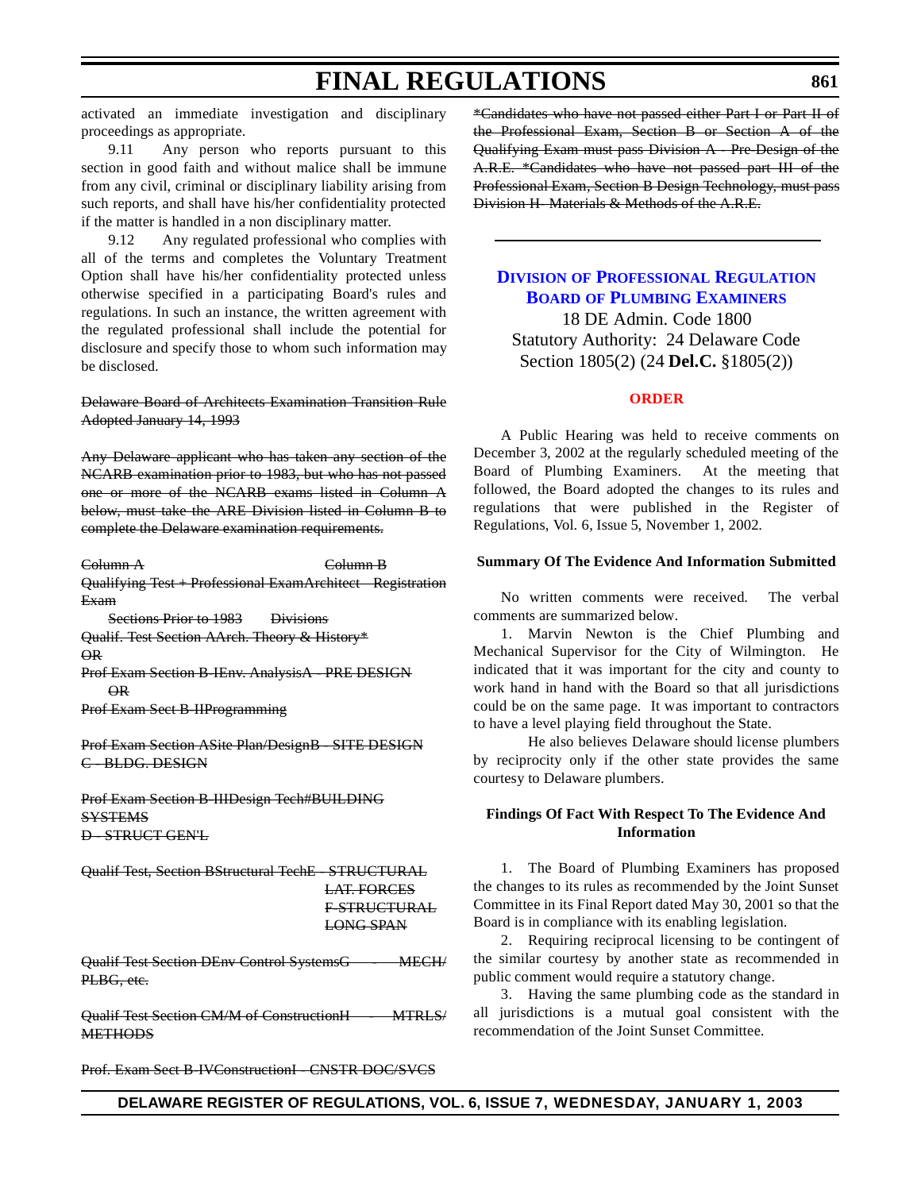activated an immediate investigation and disciplinary proceedings as appropriate.

9.11 Any person who reports pursuant to this section in good faith and without malice shall be immune from any civil, criminal or disciplinary liability arising from such reports, and shall have his/her confidentiality protected if the matter is handled in a non disciplinary matter.

9.12 Any regulated professional who complies with all of the terms and completes the Voluntary Treatment Option shall have his/her confidentiality protected unless otherwise specified in a participating Board's rules and regulations. In such an instance, the written agreement with the regulated professional shall include the potential for disclosure and specify those to whom such information may be disclosed.

~~Delaware Board of Architects Examination Transition Rule Adopted January 14, 1993~~

~~Any Delaware applicant who has taken any section of the NCARB examination prior to 1983, but who has not passed one or more of the NCARB exams listed in Column A below, must take the ARE Division listed in Column B to complete the Delaware examination requirements.~~

| ~~Column A~~ | ~~Column B~~ |
|---|---|
| ~~Qualifying Test + Professional Exam Sections Prior to 1983~~ | ~~Architect - Registration Exam Divisions~~ |
| ~~Qualif. Test Section A Arch. Theory & History* OR Prof Exam Section B-I Env. Analysis OR Prof Exam Sect B-II Programming~~ | ~~A - PRE DESIGN~~ |
| ~~Prof Exam Section A Site Plan/Design~~ | ~~B - SITE DESIGN C - BLDG. DESIGN~~ |
| ~~Prof Exam Section B-III Design Tech#~~ | ~~BUILDING SYSTEMS D - STRUCT GEN'L~~ |
| ~~Qualif Test, Section B Structural Tech~~ | ~~E - STRUCTURAL LAT. FORCES F-STRUCTURAL LONG SPAN~~ |
| ~~Qualif Test Section D Env Control Systems~~ | ~~G - MECH/PLBG, etc.~~ |
| ~~Qualif Test Section C M/M of Construction~~ | ~~H - MTRLS/METHODS~~ |
| ~~Prof. Exam Sect B-IV Construction~~ | ~~I - CNSTR DOC/SVCS~~ |

~~*Candidates who have not passed either Part I or Part II of the Professional Exam, Section B or Section A of the Qualifying Exam must pass Division A - Pre-Design of the A.R.E. *Candidates who have not passed part III of the Professional Exam, Section B Design Technology, must pass Division H- Materials & Methods of the A.R.E.~~

---

## Division of Professional Regulation
## Board of Plumbing Examiners

18 DE Admin. Code 1800

Statutory Authority: 24 Delaware Code Section 1805(2) (24 **Del.C.** §1805(2))

### ORDER

A Public Hearing was held to receive comments on December 3, 2002 at the regularly scheduled meeting of the Board of Plumbing Examiners. At the meeting that followed, the Board adopted the changes to its rules and regulations that were published in the Register of Regulations, Vol. 6, Issue 5, November 1, 2002.

**Summary Of The Evidence And Information Submitted**

No written comments were received. The verbal comments are summarized below.

1. Marvin Newton is the Chief Plumbing and Mechanical Supervisor for the City of Wilmington. He indicated that it was important for the city and county to work hand in hand with the Board so that all jurisdictions could be on the same page. It was important to contractors to have a level playing field throughout the State.

He also believes Delaware should license plumbers by reciprocity only if the other state provides the same courtesy to Delaware plumbers.

**Findings Of Fact With Respect To The Evidence And Information**

1. The Board of Plumbing Examiners has proposed the changes to its rules as recommended by the Joint Sunset Committee in its Final Report dated May 30, 2001 so that the Board is in compliance with its enabling legislation.

2. Requiring reciprocal licensing to be contingent of the similar courtesy by another state as recommended in public comment would require a statutory change.

3. Having the same plumbing code as the standard in all jurisdictions is a mutual goal consistent with the recommendation of the Joint Sunset Committee.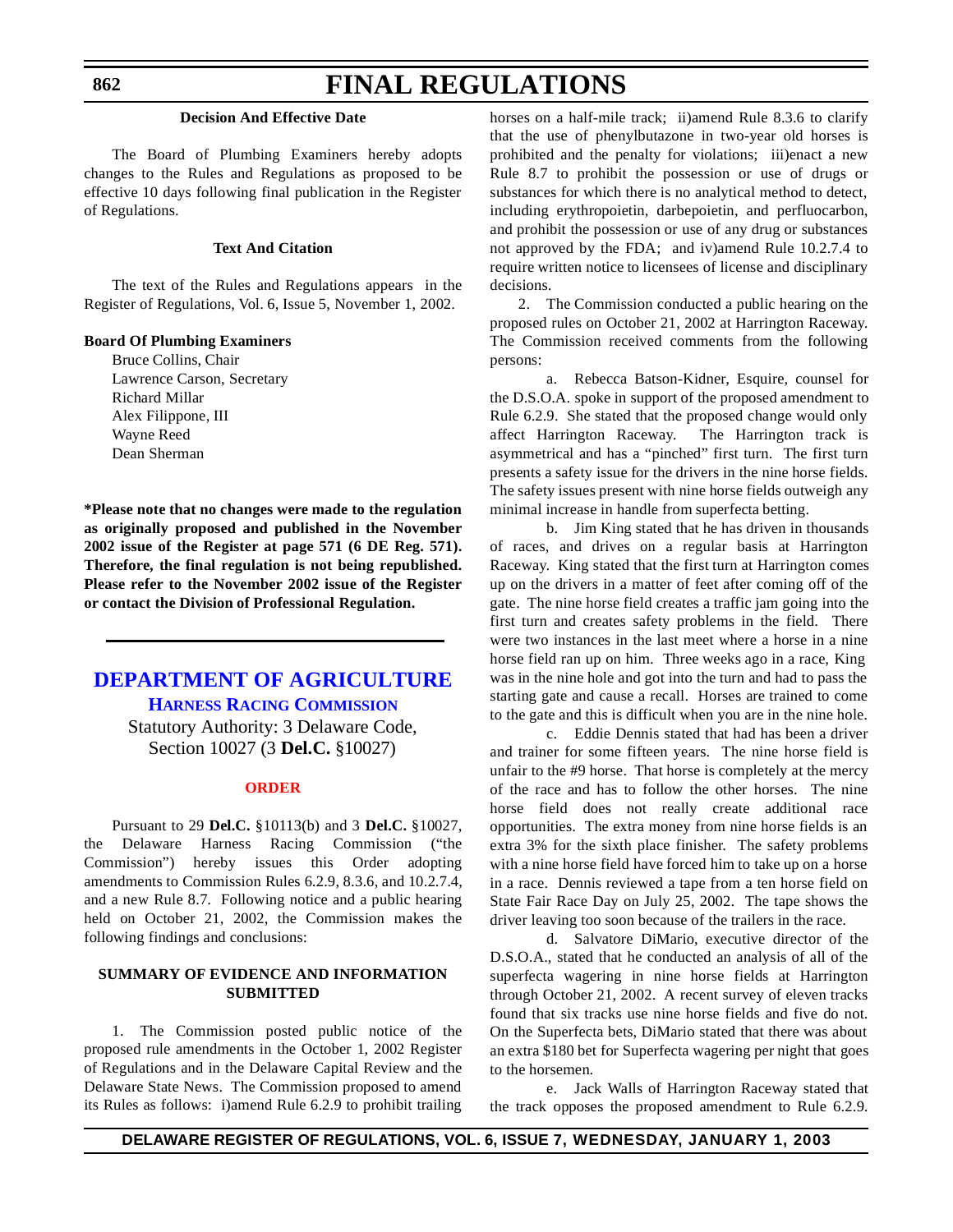### Decision And Effective Date

The Board of Plumbing Examiners hereby adopts changes to the Rules and Regulations as proposed to be effective 10 days following final publication in the Register of Regulations.

### Text And Citation

The text of the Rules and Regulations appears in the Register of Regulations, Vol. 6, Issue 5, November 1, 2002.

**Board Of Plumbing Examiners**
Bruce Collins, Chair
Lawrence Carson, Secretary
Richard Millar
Alex Filippone, III
Wayne Reed
Dean Sherman

**\*Please note that no changes were made to the regulation as originally proposed and published in the November 2002 issue of the Register at page 571 (6 DE Reg. 571). Therefore, the final regulation is not being republished. Please refer to the November 2002 issue of the Register or contact the Division of Professional Regulation.**

---

## DEPARTMENT OF AGRICULTURE

### HARNESS RACING COMMISSION

Statutory Authority: 3 Delaware Code, Section 10027 (3 **Del.C.** §10027)

### ORDER

Pursuant to 29 **Del.C.** §10113(b) and 3 **Del.C.** §10027, the Delaware Harness Racing Commission ("the Commission") hereby issues this Order adopting amendments to Commission Rules 6.2.9, 8.3.6, and 10.2.7.4, and a new Rule 8.7. Following notice and a public hearing held on October 21, 2002, the Commission makes the following findings and conclusions:

### SUMMARY OF EVIDENCE AND INFORMATION SUBMITTED

1. The Commission posted public notice of the proposed rule amendments in the October 1, 2002 Register of Regulations and in the Delaware Capital Review and the Delaware State News. The Commission proposed to amend its Rules as follows: i)amend Rule 6.2.9 to prohibit trailing horses on a half-mile track; ii)amend Rule 8.3.6 to clarify that the use of phenylbutazone in two-year old horses is prohibited and the penalty for violations; iii)enact a new Rule 8.7 to prohibit the possession or use of drugs or substances for which there is no analytical method to detect, including erythropoietin, darbepoietin, and perfluocarbon, and prohibit the possession or use of any drug or substances not approved by the FDA; and iv)amend Rule 10.2.7.4 to require written notice to licensees of license and disciplinary decisions.

2. The Commission conducted a public hearing on the proposed rules on October 21, 2002 at Harrington Raceway. The Commission received comments from the following persons:

a. Rebecca Batson-Kidner, Esquire, counsel for the D.S.O.A. spoke in support of the proposed amendment to Rule 6.2.9. She stated that the proposed change would only affect Harrington Raceway. The Harrington track is asymmetrical and has a "pinched" first turn. The first turn presents a safety issue for the drivers in the nine horse fields. The safety issues present with nine horse fields outweigh any minimal increase in handle from superfecta betting.

b. Jim King stated that he has driven in thousands of races, and drives on a regular basis at Harrington Raceway. King stated that the first turn at Harrington comes up on the drivers in a matter of feet after coming off of the gate. The nine horse field creates a traffic jam going into the first turn and creates safety problems in the field. There were two instances in the last meet where a horse in a nine horse field ran up on him. Three weeks ago in a race, King was in the nine hole and got into the turn and had to pass the starting gate and cause a recall. Horses are trained to come to the gate and this is difficult when you are in the nine hole.

c. Eddie Dennis stated that had has been a driver and trainer for some fifteen years. The nine horse field is unfair to the #9 horse. That horse is completely at the mercy of the race and has to follow the other horses. The nine horse field does not really create additional race opportunities. The extra money from nine horse fields is an extra 3% for the sixth place finisher. The safety problems with a nine horse field have forced him to take up on a horse in a race. Dennis reviewed a tape from a ten horse field on State Fair Race Day on July 25, 2002. The tape shows the driver leaving too soon because of the trailers in the race.

d. Salvatore DiMario, executive director of the D.S.O.A., stated that he conducted an analysis of all of the superfecta wagering in nine horse fields at Harrington through October 21, 2002. A recent survey of eleven tracks found that six tracks use nine horse fields and five do not. On the Superfecta bets, DiMario stated that there was about an extra $180 bet for Superfecta wagering per night that goes to the horsemen.

e. Jack Walls of Harrington Raceway stated that the track opposes the proposed amendment to Rule 6.2.9.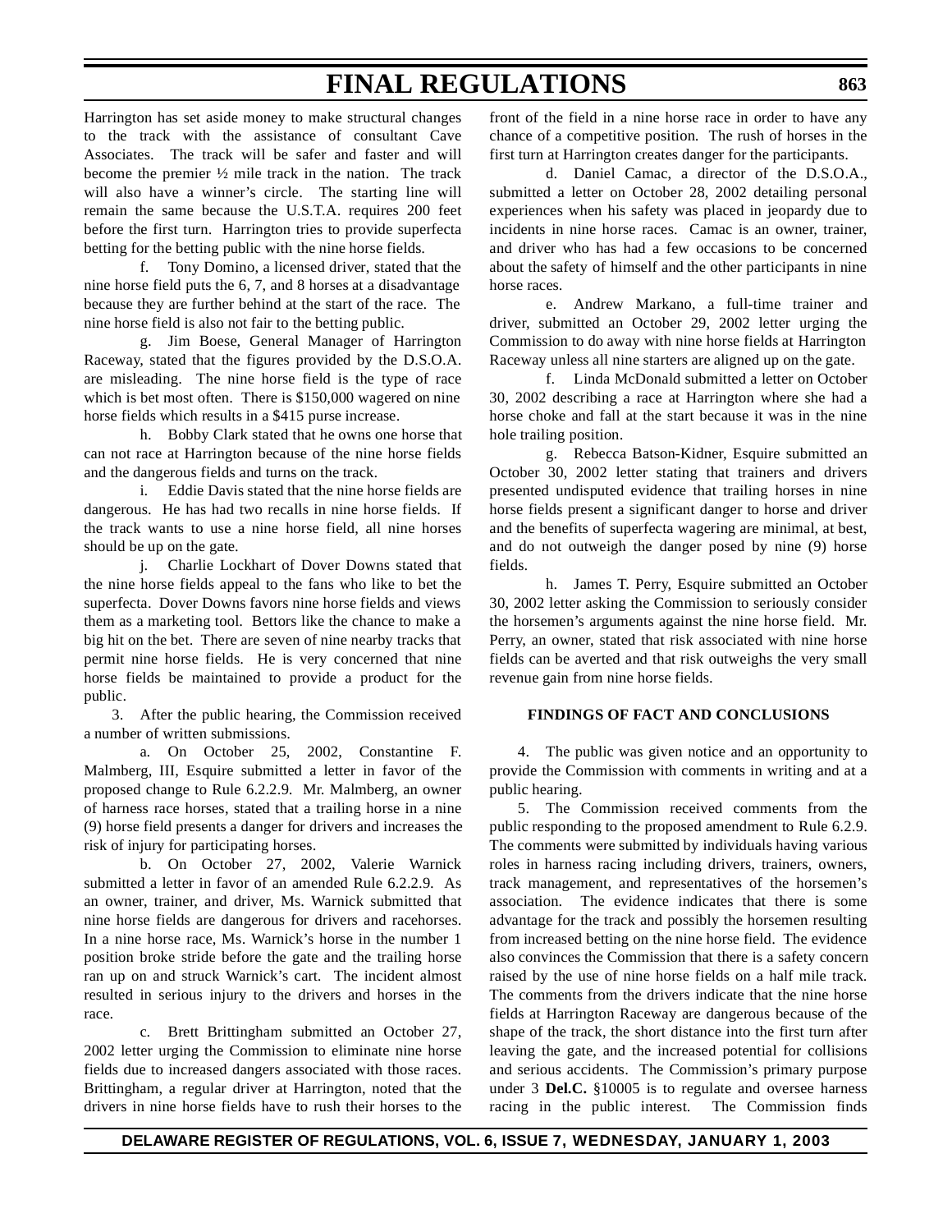Harrington has set aside money to make structural changes to the track with the assistance of consultant Cave Associates. The track will be safer and faster and will become the premier ½ mile track in the nation. The track will also have a winner's circle. The starting line will remain the same because the U.S.T.A. requires 200 feet before the first turn. Harrington tries to provide superfecta betting for the betting public with the nine horse fields.

f. Tony Domino, a licensed driver, stated that the nine horse field puts the 6, 7, and 8 horses at a disadvantage because they are further behind at the start of the race. The nine horse field is also not fair to the betting public.

g. Jim Boese, General Manager of Harrington Raceway, stated that the figures provided by the D.S.O.A. are misleading. The nine horse field is the type of race which is bet most often. There is $150,000 wagered on nine horse fields which results in a $415 purse increase.

h. Bobby Clark stated that he owns one horse that can not race at Harrington because of the nine horse fields and the dangerous fields and turns on the track.

i. Eddie Davis stated that the nine horse fields are dangerous. He has had two recalls in nine horse fields. If the track wants to use a nine horse field, all nine horses should be up on the gate.

j. Charlie Lockhart of Dover Downs stated that the nine horse fields appeal to the fans who like to bet the superfecta. Dover Downs favors nine horse fields and views them as a marketing tool. Bettors like the chance to make a big hit on the bet. There are seven of nine nearby tracks that permit nine horse fields. He is very concerned that nine horse fields be maintained to provide a product for the public.

3. After the public hearing, the Commission received a number of written submissions.

a. On October 25, 2002, Constantine F. Malmberg, III, Esquire submitted a letter in favor of the proposed change to Rule 6.2.2.9. Mr. Malmberg, an owner of harness race horses, stated that a trailing horse in a nine (9) horse field presents a danger for drivers and increases the risk of injury for participating horses.

b. On October 27, 2002, Valerie Warnick submitted a letter in favor of an amended Rule 6.2.2.9. As an owner, trainer, and driver, Ms. Warnick submitted that nine horse fields are dangerous for drivers and racehorses. In a nine horse race, Ms. Warnick's horse in the number 1 position broke stride before the gate and the trailing horse ran up on and struck Warnick's cart. The incident almost resulted in serious injury to the drivers and horses in the race.

c. Brett Brittingham submitted an October 27, 2002 letter urging the Commission to eliminate nine horse fields due to increased dangers associated with those races. Brittingham, a regular driver at Harrington, noted that the drivers in nine horse fields have to rush their horses to the front of the field in a nine horse race in order to have any chance of a competitive position. The rush of horses in the first turn at Harrington creates danger for the participants.

d. Daniel Camac, a director of the D.S.O.A., submitted a letter on October 28, 2002 detailing personal experiences when his safety was placed in jeopardy due to incidents in nine horse races. Camac is an owner, trainer, and driver who has had a few occasions to be concerned about the safety of himself and the other participants in nine horse races.

e. Andrew Markano, a full-time trainer and driver, submitted an October 29, 2002 letter urging the Commission to do away with nine horse fields at Harrington Raceway unless all nine starters are aligned up on the gate.

f. Linda McDonald submitted a letter on October 30, 2002 describing a race at Harrington where she had a horse choke and fall at the start because it was in the nine hole trailing position.

g. Rebecca Batson-Kidner, Esquire submitted an October 30, 2002 letter stating that trainers and drivers presented undisputed evidence that trailing horses in nine horse fields present a significant danger to horse and driver and the benefits of superfecta wagering are minimal, at best, and do not outweigh the danger posed by nine (9) horse fields.

h. James T. Perry, Esquire submitted an October 30, 2002 letter asking the Commission to seriously consider the horsemen's arguments against the nine horse field. Mr. Perry, an owner, stated that risk associated with nine horse fields can be averted and that risk outweighs the very small revenue gain from nine horse fields.

**FINDINGS OF FACT AND CONCLUSIONS**

4. The public was given notice and an opportunity to provide the Commission with comments in writing and at a public hearing.

5. The Commission received comments from the public responding to the proposed amendment to Rule 6.2.9. The comments were submitted by individuals having various roles in harness racing including drivers, trainers, owners, track management, and representatives of the horsemen's association. The evidence indicates that there is some advantage for the track and possibly the horsemen resulting from increased betting on the nine horse field. The evidence also convinces the Commission that there is a safety concern raised by the use of nine horse fields on a half mile track. The comments from the drivers indicate that the nine horse fields at Harrington Raceway are dangerous because of the shape of the track, the short distance into the first turn after leaving the gate, and the increased potential for collisions and serious accidents. The Commission's primary purpose under 3 **Del.C.** §10005 is to regulate and oversee harness racing in the public interest. The Commission finds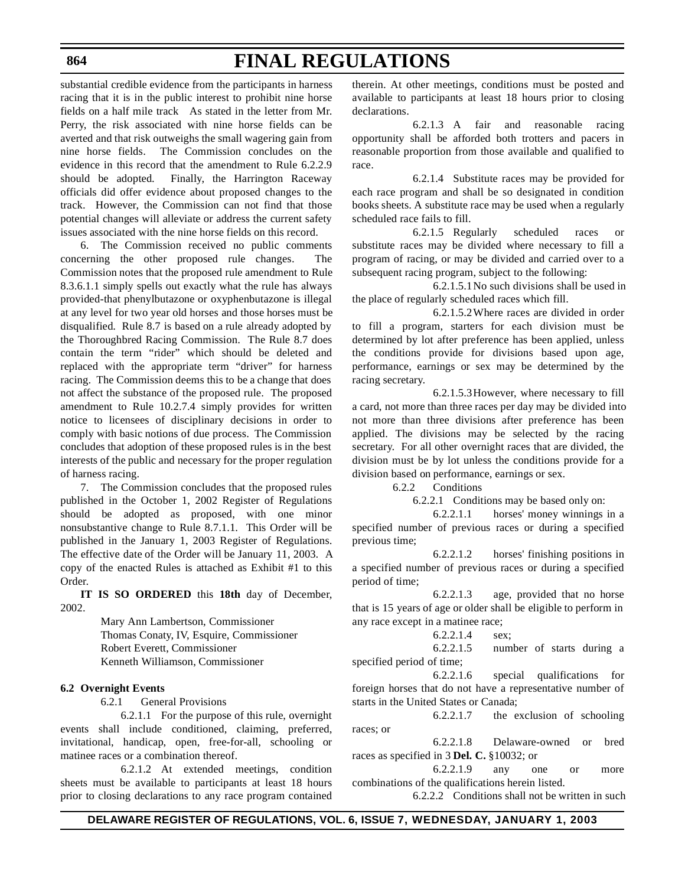substantial credible evidence from the participants in harness racing that it is in the public interest to prohibit nine horse fields on a half mile track As stated in the letter from Mr. Perry, the risk associated with nine horse fields can be averted and that risk outweighs the small wagering gain from nine horse fields. The Commission concludes on the evidence in this record that the amendment to Rule 6.2.2.9 should be adopted. Finally, the Harrington Raceway officials did offer evidence about proposed changes to the track. However, the Commission can not find that those potential changes will alleviate or address the current safety issues associated with the nine horse fields on this record.

6. The Commission received no public comments concerning the other proposed rule changes. The Commission notes that the proposed rule amendment to Rule 8.3.6.1.1 simply spells out exactly what the rule has always provided-that phenylbutazone or oxyphenbutazone is illegal at any level for two year old horses and those horses must be disqualified. Rule 8.7 is based on a rule already adopted by the Thoroughbred Racing Commission. The Rule 8.7 does contain the term "rider" which should be deleted and replaced with the appropriate term "driver" for harness racing. The Commission deems this to be a change that does not affect the substance of the proposed rule. The proposed amendment to Rule 10.2.7.4 simply provides for written notice to licensees of disciplinary decisions in order to comply with basic notions of due process. The Commission concludes that adoption of these proposed rules is in the best interests of the public and necessary for the proper regulation of harness racing.

7. The Commission concludes that the proposed rules published in the October 1, 2002 Register of Regulations should be adopted as proposed, with one minor nonsubstantive change to Rule 8.7.1.1. This Order will be published in the January 1, 2003 Register of Regulations. The effective date of the Order will be January 11, 2003. A copy of the enacted Rules is attached as Exhibit #1 to this Order.

**IT IS SO ORDERED** this **18th** day of December, 2002.

Mary Ann Lambertson, Commissioner
Thomas Conaty, IV, Esquire, Commissioner
Robert Everett, Commissioner
Kenneth Williamson, Commissioner

**6.2 Overnight Events**

6.2.1 General Provisions

6.2.1.1 For the purpose of this rule, overnight events shall include conditioned, claiming, preferred, invitational, handicap, open, free-for-all, schooling or matinee races or a combination thereof.

6.2.1.2 At extended meetings, condition sheets must be available to participants at least 18 hours prior to closing declarations to any race program contained therein. At other meetings, conditions must be posted and available to participants at least 18 hours prior to closing declarations.

6.2.1.3 A fair and reasonable racing opportunity shall be afforded both trotters and pacers in reasonable proportion from those available and qualified to race.

6.2.1.4 Substitute races may be provided for each race program and shall be so designated in condition books sheets. A substitute race may be used when a regularly scheduled race fails to fill.

6.2.1.5 Regularly scheduled races or substitute races may be divided where necessary to fill a program of racing, or may be divided and carried over to a subsequent racing program, subject to the following:

6.2.1.5.1 No such divisions shall be used in the place of regularly scheduled races which fill.

6.2.1.5.2 Where races are divided in order to fill a program, starters for each division must be determined by lot after preference has been applied, unless the conditions provide for divisions based upon age, performance, earnings or sex may be determined by the racing secretary.

6.2.1.5.3 However, where necessary to fill a card, not more than three races per day may be divided into not more than three divisions after preference has been applied. The divisions may be selected by the racing secretary. For all other overnight races that are divided, the division must be by lot unless the conditions provide for a division based on performance, earnings or sex.

6.2.2 Conditions

6.2.2.1 Conditions may be based only on:

6.2.2.1.1 horses' money winnings in a specified number of previous races or during a specified previous time;

6.2.2.1.2 horses' finishing positions in a specified number of previous races or during a specified period of time;

6.2.2.1.3 age, provided that no horse that is 15 years of age or older shall be eligible to perform in any race except in a matinee race;

6.2.2.1.4 sex;

6.2.2.1.5 number of starts during a specified period of time;

6.2.2.1.6 special qualifications for foreign horses that do not have a representative number of starts in the United States or Canada;

6.2.2.1.7 the exclusion of schooling races; or

6.2.2.1.8 Delaware-owned or bred races as specified in 3 **Del. C.** §10032; or

6.2.2.1.9 any one or more combinations of the qualifications herein listed.

6.2.2.2 Conditions shall not be written in such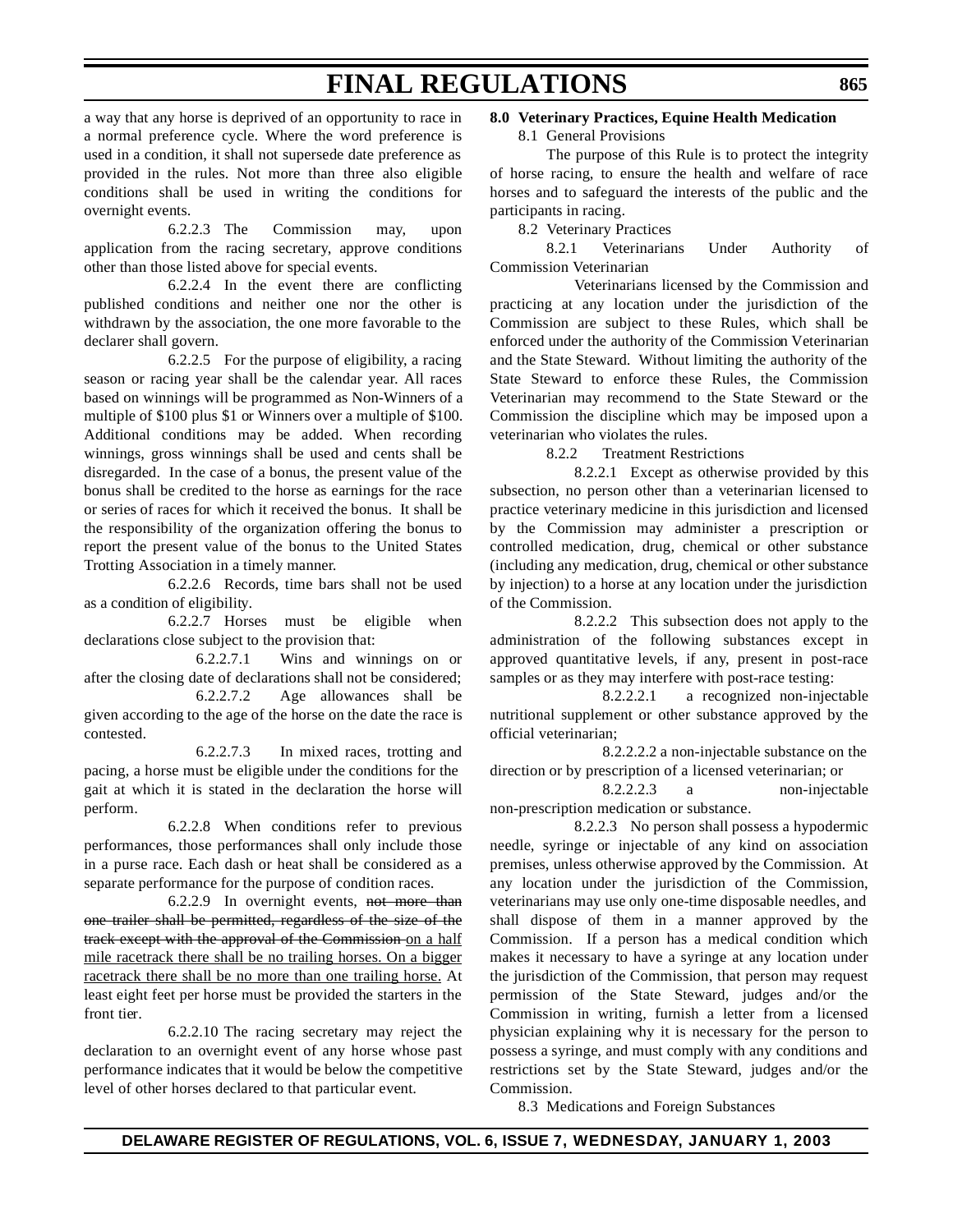a way that any horse is deprived of an opportunity to race in a normal preference cycle. Where the word preference is used in a condition, it shall not supersede date preference as provided in the rules. Not more than three also eligible conditions shall be used in writing the conditions for overnight events.

6.2.2.3 The Commission may, upon application from the racing secretary, approve conditions other than those listed above for special events.

6.2.2.4 In the event there are conflicting published conditions and neither one nor the other is withdrawn by the association, the one more favorable to the declarer shall govern.

6.2.2.5 For the purpose of eligibility, a racing season or racing year shall be the calendar year. All races based on winnings will be programmed as Non-Winners of a multiple of $100 plus $1 or Winners over a multiple of $100. Additional conditions may be added. When recording winnings, gross winnings shall be used and cents shall be disregarded. In the case of a bonus, the present value of the bonus shall be credited to the horse as earnings for the race or series of races for which it received the bonus. It shall be the responsibility of the organization offering the bonus to report the present value of the bonus to the United States Trotting Association in a timely manner.

6.2.2.6 Records, time bars shall not be used as a condition of eligibility.

6.2.2.7 Horses must be eligible when declarations close subject to the provision that:

6.2.2.7.1 Wins and winnings on or after the closing date of declarations shall not be considered;

6.2.2.7.2 Age allowances shall be given according to the age of the horse on the date the race is contested.

6.2.2.7.3 In mixed races, trotting and pacing, a horse must be eligible under the conditions for the gait at which it is stated in the declaration the horse will perform.

6.2.2.8 When conditions refer to previous performances, those performances shall only include those in a purse race. Each dash or heat shall be considered as a separate performance for the purpose of condition races.

6.2.2.9 In overnight events, ~~not more than one trailer shall be permitted, regardless of the size of the track except with the approval of the Commission~~ <u>on a half mile racetrack there shall be no trailing horses. On a bigger racetrack there shall be no more than one trailing horse.</u> At least eight feet per horse must be provided the starters in the front tier.

6.2.2.10 The racing secretary may reject the declaration to an overnight event of any horse whose past performance indicates that it would be below the competitive level of other horses declared to that particular event.

**8.0 Veterinary Practices, Equine Health Medication**

8.1 General Provisions

The purpose of this Rule is to protect the integrity of horse racing, to ensure the health and welfare of race horses and to safeguard the interests of the public and the participants in racing.

8.2 Veterinary Practices

8.2.1 Veterinarians Under Authority of Commission Veterinarian

Veterinarians licensed by the Commission and practicing at any location under the jurisdiction of the Commission are subject to these Rules, which shall be enforced under the authority of the Commission Veterinarian and the State Steward. Without limiting the authority of the State Steward to enforce these Rules, the Commission Veterinarian may recommend to the State Steward or the Commission the discipline which may be imposed upon a veterinarian who violates the rules.

8.2.2 Treatment Restrictions

8.2.2.1 Except as otherwise provided by this subsection, no person other than a veterinarian licensed to practice veterinary medicine in this jurisdiction and licensed by the Commission may administer a prescription or controlled medication, drug, chemical or other substance (including any medication, drug, chemical or other substance by injection) to a horse at any location under the jurisdiction of the Commission.

8.2.2.2 This subsection does not apply to the administration of the following substances except in approved quantitative levels, if any, present in post-race samples or as they may interfere with post-race testing:

8.2.2.2.1 a recognized non-injectable nutritional supplement or other substance approved by the official veterinarian;

8.2.2.2.2 a non-injectable substance on the direction or by prescription of a licensed veterinarian; or

8.2.2.2.3 a non-injectable non-prescription medication or substance.

8.2.2.3 No person shall possess a hypodermic needle, syringe or injectable of any kind on association premises, unless otherwise approved by the Commission. At any location under the jurisdiction of the Commission, veterinarians may use only one-time disposable needles, and shall dispose of them in a manner approved by the Commission. If a person has a medical condition which makes it necessary to have a syringe at any location under the jurisdiction of the Commission, that person may request permission of the State Steward, judges and/or the Commission in writing, furnish a letter from a licensed physician explaining why it is necessary for the person to possess a syringe, and must comply with any conditions and restrictions set by the State Steward, judges and/or the Commission.

8.3 Medications and Foreign Substances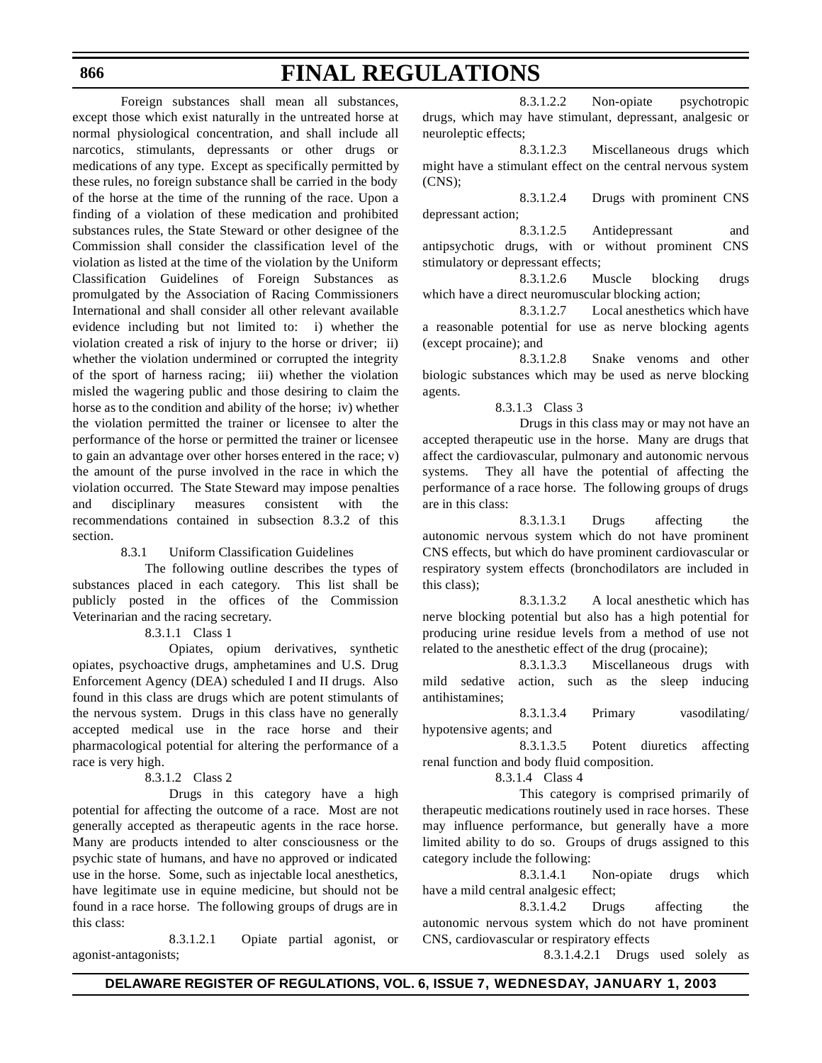Foreign substances shall mean all substances, except those which exist naturally in the untreated horse at normal physiological concentration, and shall include all narcotics, stimulants, depressants or other drugs or medications of any type. Except as specifically permitted by these rules, no foreign substance shall be carried in the body of the horse at the time of the running of the race. Upon a finding of a violation of these medication and prohibited substances rules, the State Steward or other designee of the Commission shall consider the classification level of the violation as listed at the time of the violation by the Uniform Classification Guidelines of Foreign Substances as promulgated by the Association of Racing Commissioners International and shall consider all other relevant available evidence including but not limited to: i) whether the violation created a risk of injury to the horse or driver; ii) whether the violation undermined or corrupted the integrity of the sport of harness racing; iii) whether the violation misled the wagering public and those desiring to claim the horse as to the condition and ability of the horse; iv) whether the violation permitted the trainer or licensee to alter the performance of the horse or permitted the trainer or licensee to gain an advantage over other horses entered in the race; v) the amount of the purse involved in the race in which the violation occurred. The State Steward may impose penalties and disciplinary measures consistent with the recommendations contained in subsection 8.3.2 of this section.

8.3.1 Uniform Classification Guidelines

The following outline describes the types of substances placed in each category. This list shall be publicly posted in the offices of the Commission Veterinarian and the racing secretary.

8.3.1.1 Class 1

Opiates, opium derivatives, synthetic opiates, psychoactive drugs, amphetamines and U.S. Drug Enforcement Agency (DEA) scheduled I and II drugs. Also found in this class are drugs which are potent stimulants of the nervous system. Drugs in this class have no generally accepted medical use in the race horse and their pharmacological potential for altering the performance of a race is very high.

8.3.1.2 Class 2

Drugs in this category have a high potential for affecting the outcome of a race. Most are not generally accepted as therapeutic agents in the race horse. Many are products intended to alter consciousness or the psychic state of humans, and have no approved or indicated use in the horse. Some, such as injectable local anesthetics, have legitimate use in equine medicine, but should not be found in a race horse. The following groups of drugs are in this class:

8.3.1.2.1 Opiate partial agonist, or agonist-antagonists;

8.3.1.2.2 Non-opiate psychotropic drugs, which may have stimulant, depressant, analgesic or neuroleptic effects;

8.3.1.2.3 Miscellaneous drugs which might have a stimulant effect on the central nervous system (CNS);

8.3.1.2.4 Drugs with prominent CNS depressant action;

8.3.1.2.5 Antidepressant and antipsychotic drugs, with or without prominent CNS stimulatory or depressant effects;

8.3.1.2.6 Muscle blocking drugs which have a direct neuromuscular blocking action;

8.3.1.2.7 Local anesthetics which have a reasonable potential for use as nerve blocking agents (except procaine); and

8.3.1.2.8 Snake venoms and other biologic substances which may be used as nerve blocking agents.

8.3.1.3 Class 3

Drugs in this class may or may not have an accepted therapeutic use in the horse. Many are drugs that affect the cardiovascular, pulmonary and autonomic nervous systems. They all have the potential of affecting the performance of a race horse. The following groups of drugs are in this class:

8.3.1.3.1 Drugs affecting the autonomic nervous system which do not have prominent CNS effects, but which do have prominent cardiovascular or respiratory system effects (bronchodilators are included in this class);

8.3.1.3.2 A local anesthetic which has nerve blocking potential but also has a high potential for producing urine residue levels from a method of use not related to the anesthetic effect of the drug (procaine);

8.3.1.3.3 Miscellaneous drugs with mild sedative action, such as the sleep inducing antihistamines;

8.3.1.3.4 Primary vasodilating/ hypotensive agents; and

8.3.1.3.5 Potent diuretics affecting renal function and body fluid composition.

8.3.1.4 Class 4

This category is comprised primarily of therapeutic medications routinely used in race horses. These may influence performance, but generally have a more limited ability to do so. Groups of drugs assigned to this category include the following:

8.3.1.4.1 Non-opiate drugs which have a mild central analgesic effect;

8.3.1.4.2 Drugs affecting the autonomic nervous system which do not have prominent CNS, cardiovascular or respiratory effects

8.3.1.4.2.1 Drugs used solely as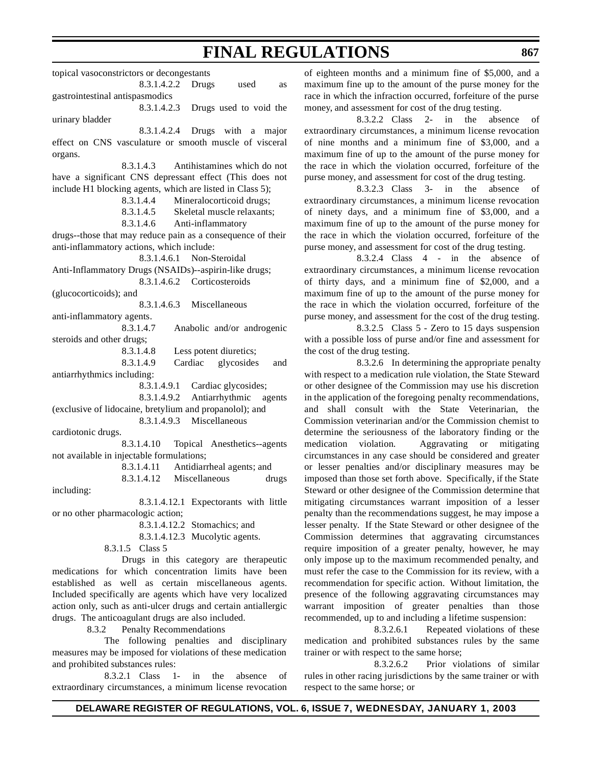topical vasoconstrictors or decongestants

8.3.1.4.2.2 Drugs used as gastrointestinal antispasmodics

8.3.1.4.2.3 Drugs used to void the urinary bladder

8.3.1.4.2.4 Drugs with a major effect on CNS vasculature or smooth muscle of visceral organs.

8.3.1.4.3 Antihistamines which do not have a significant CNS depressant effect (This does not include H1 blocking agents, which are listed in Class 5);

8.3.1.4.4 Mineralocorticoid drugs;

8.3.1.4.5 Skeletal muscle relaxants;

8.3.1.4.6 Anti-inflammatory drugs--those that may reduce pain as a consequence of their anti-inflammatory actions, which include:

8.3.1.4.6.1 Non-Steroidal Anti-Inflammatory Drugs (NSAIDs)--aspirin-like drugs;

8.3.1.4.6.2 Corticosteroids (glucocorticoids); and

8.3.1.4.6.3 Miscellaneous anti-inflammatory agents.

8.3.1.4.7 Anabolic and/or androgenic steroids and other drugs;

8.3.1.4.8 Less potent diuretics;

8.3.1.4.9 Cardiac glycosides and antiarrhythmics including:

8.3.1.4.9.1 Cardiac glycosides;

8.3.1.4.9.2 Antiarrhythmic agents (exclusive of lidocaine, bretylium and propanolol); and

8.3.1.4.9.3 Miscellaneous cardiotonic drugs.

8.3.1.4.10 Topical Anesthetics--agents not available in injectable formulations;

8.3.1.4.11 Antidiarrheal agents; and

8.3.1.4.12 Miscellaneous drugs including:

8.3.1.4.12.1 Expectorants with little or no other pharmacologic action;

8.3.1.4.12.2 Stomachics; and

8.3.1.4.12.3 Mucolytic agents.

8.3.1.5 Class 5

Drugs in this category are therapeutic medications for which concentration limits have been established as well as certain miscellaneous agents. Included specifically are agents which have very localized action only, such as anti-ulcer drugs and certain antiallergic drugs. The anticoagulant drugs are also included.

8.3.2 Penalty Recommendations

The following penalties and disciplinary measures may be imposed for violations of these medication and prohibited substances rules:

8.3.2.1 Class 1- in the absence of extraordinary circumstances, a minimum license revocation of eighteen months and a minimum fine of $5,000, and a maximum fine up to the amount of the purse money for the race in which the infraction occurred, forfeiture of the purse money, and assessment for cost of the drug testing.

8.3.2.2 Class 2- in the absence of extraordinary circumstances, a minimum license revocation of nine months and a minimum fine of $3,000, and a maximum fine of up to the amount of the purse money for the race in which the violation occurred, forfeiture of the purse money, and assessment for cost of the drug testing.

8.3.2.3 Class 3- in the absence of extraordinary circumstances, a minimum license revocation of ninety days, and a minimum fine of $3,000, and a maximum fine of up to the amount of the purse money for the race in which the violation occurred, forfeiture of the purse money, and assessment for cost of the drug testing.

8.3.2.4 Class 4 - in the absence of extraordinary circumstances, a minimum license revocation of thirty days, and a minimum fine of $2,000, and a maximum fine of up to the amount of the purse money for the race in which the violation occurred, forfeiture of the purse money, and assessment for the cost of the drug testing.

8.3.2.5 Class 5 - Zero to 15 days suspension with a possible loss of purse and/or fine and assessment for the cost of the drug testing.

8.3.2.6 In determining the appropriate penalty with respect to a medication rule violation, the State Steward or other designee of the Commission may use his discretion in the application of the foregoing penalty recommendations, and shall consult with the State Veterinarian, the Commission veterinarian and/or the Commission chemist to determine the seriousness of the laboratory finding or the medication violation. Aggravating or mitigating circumstances in any case should be considered and greater or lesser penalties and/or disciplinary measures may be imposed than those set forth above. Specifically, if the State Steward or other designee of the Commission determine that mitigating circumstances warrant imposition of a lesser penalty than the recommendations suggest, he may impose a lesser penalty. If the State Steward or other designee of the Commission determines that aggravating circumstances require imposition of a greater penalty, however, he may only impose up to the maximum recommended penalty, and must refer the case to the Commission for its review, with a recommendation for specific action. Without limitation, the presence of the following aggravating circumstances may warrant imposition of greater penalties than those recommended, up to and including a lifetime suspension:

8.3.2.6.1 Repeated violations of these medication and prohibited substances rules by the same trainer or with respect to the same horse;

8.3.2.6.2 Prior violations of similar rules in other racing jurisdictions by the same trainer or with respect to the same horse; or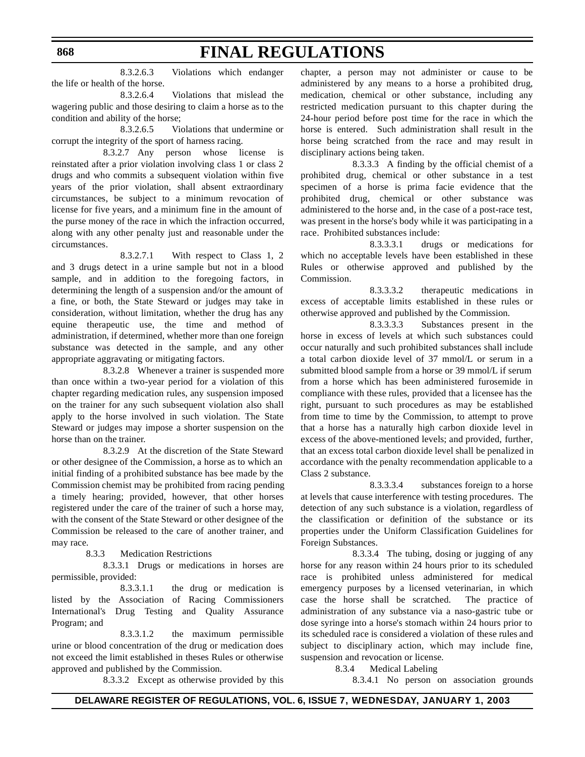8.3.2.6.3 Violations which endanger the life or health of the horse.

8.3.2.6.4 Violations that mislead the wagering public and those desiring to claim a horse as to the condition and ability of the horse;

8.3.2.6.5 Violations that undermine or corrupt the integrity of the sport of harness racing.

8.3.2.7 Any person whose license is reinstated after a prior violation involving class 1 or class 2 drugs and who commits a subsequent violation within five years of the prior violation, shall absent extraordinary circumstances, be subject to a minimum revocation of license for five years, and a minimum fine in the amount of the purse money of the race in which the infraction occurred, along with any other penalty just and reasonable under the circumstances.

8.3.2.7.1 With respect to Class 1, 2 and 3 drugs detect in a urine sample but not in a blood sample, and in addition to the foregoing factors, in determining the length of a suspension and/or the amount of a fine, or both, the State Steward or judges may take in consideration, without limitation, whether the drug has any equine therapeutic use, the time and method of administration, if determined, whether more than one foreign substance was detected in the sample, and any other appropriate aggravating or mitigating factors.

8.3.2.8 Whenever a trainer is suspended more than once within a two-year period for a violation of this chapter regarding medication rules, any suspension imposed on the trainer for any such subsequent violation also shall apply to the horse involved in such violation. The State Steward or judges may impose a shorter suspension on the horse than on the trainer.

8.3.2.9 At the discretion of the State Steward or other designee of the Commission, a horse as to which an initial finding of a prohibited substance has bee made by the Commission chemist may be prohibited from racing pending a timely hearing; provided, however, that other horses registered under the care of the trainer of such a horse may, with the consent of the State Steward or other designee of the Commission be released to the care of another trainer, and may race.

8.3.3 Medication Restrictions

8.3.3.1 Drugs or medications in horses are permissible, provided:

8.3.3.1.1 the drug or medication is listed by the Association of Racing Commissioners International's Drug Testing and Quality Assurance Program; and

8.3.3.1.2 the maximum permissible urine or blood concentration of the drug or medication does not exceed the limit established in theses Rules or otherwise approved and published by the Commission.

8.3.3.2 Except as otherwise provided by this chapter, a person may not administer or cause to be administered by any means to a horse a prohibited drug, medication, chemical or other substance, including any restricted medication pursuant to this chapter during the 24-hour period before post time for the race in which the horse is entered. Such administration shall result in the horse being scratched from the race and may result in disciplinary actions being taken.

8.3.3.3 A finding by the official chemist of a prohibited drug, chemical or other substance in a test specimen of a horse is prima facie evidence that the prohibited drug, chemical or other substance was administered to the horse and, in the case of a post-race test, was present in the horse's body while it was participating in a race. Prohibited substances include:

8.3.3.3.1 drugs or medications for which no acceptable levels have been established in these Rules or otherwise approved and published by the Commission.

8.3.3.3.2 therapeutic medications in excess of acceptable limits established in these rules or otherwise approved and published by the Commission.

8.3.3.3.3 Substances present in the horse in excess of levels at which such substances could occur naturally and such prohibited substances shall include a total carbon dioxide level of 37 mmol/L or serum in a submitted blood sample from a horse or 39 mmol/L if serum from a horse which has been administered furosemide in compliance with these rules, provided that a licensee has the right, pursuant to such procedures as may be established from time to time by the Commission, to attempt to prove that a horse has a naturally high carbon dioxide level in excess of the above-mentioned levels; and provided, further, that an excess total carbon dioxide level shall be penalized in accordance with the penalty recommendation applicable to a Class 2 substance.

8.3.3.3.4 substances foreign to a horse at levels that cause interference with testing procedures. The detection of any such substance is a violation, regardless of the classification or definition of the substance or its properties under the Uniform Classification Guidelines for Foreign Substances.

8.3.3.4 The tubing, dosing or jugging of any horse for any reason within 24 hours prior to its scheduled race is prohibited unless administered for medical emergency purposes by a licensed veterinarian, in which case the horse shall be scratched. The practice of administration of any substance via a naso-gastric tube or dose syringe into a horse's stomach within 24 hours prior to its scheduled race is considered a violation of these rules and subject to disciplinary action, which may include fine, suspension and revocation or license.

8.3.4 Medical Labeling

8.3.4.1 No person on association grounds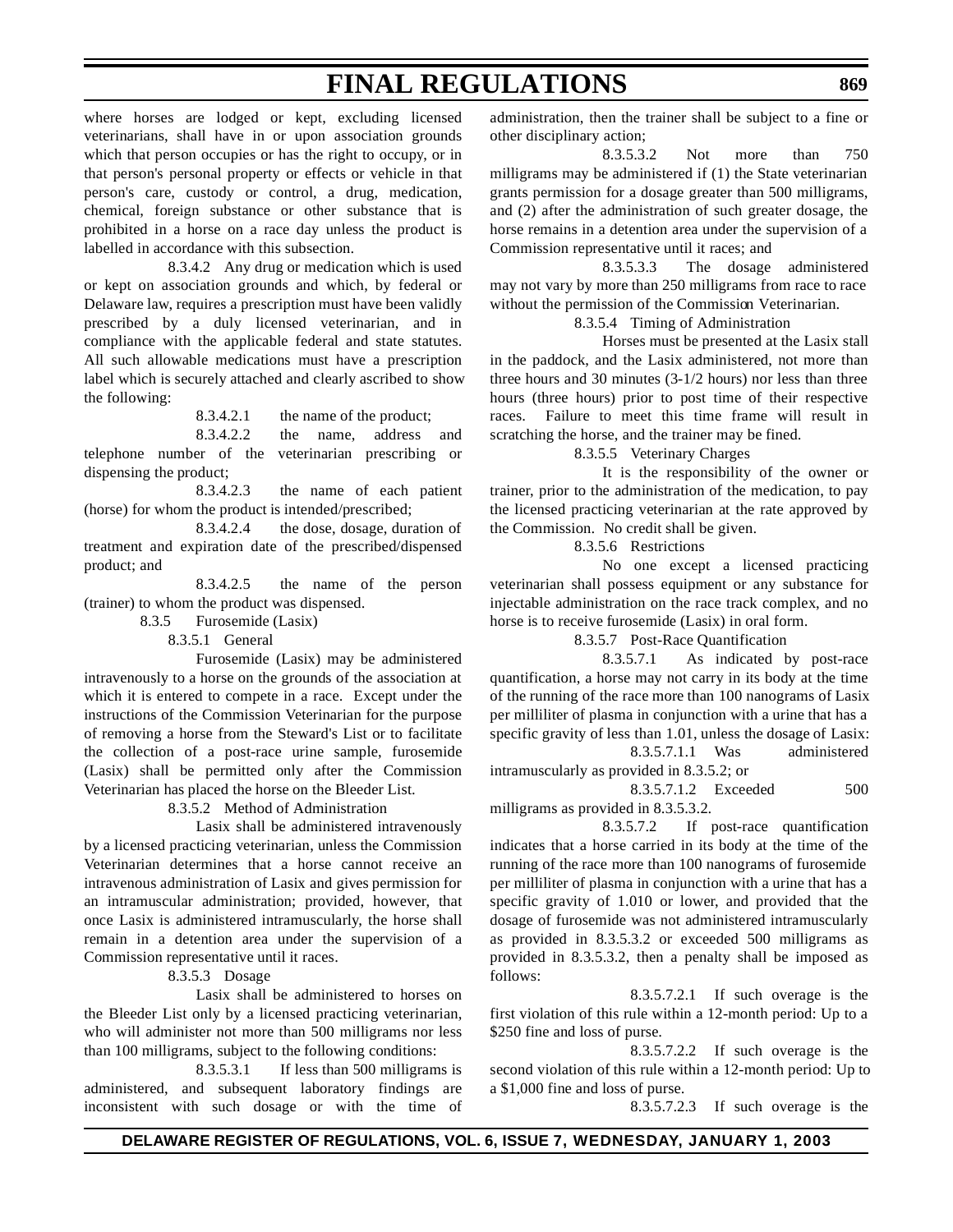where horses are lodged or kept, excluding licensed veterinarians, shall have in or upon association grounds which that person occupies or has the right to occupy, or in that person's personal property or effects or vehicle in that person's care, custody or control, a drug, medication, chemical, foreign substance or other substance that is prohibited in a horse on a race day unless the product is labelled in accordance with this subsection.

8.3.4.2 Any drug or medication which is used or kept on association grounds and which, by federal or Delaware law, requires a prescription must have been validly prescribed by a duly licensed veterinarian, and in compliance with the applicable federal and state statutes. All such allowable medications must have a prescription label which is securely attached and clearly ascribed to show the following:

8.3.4.2.1 the name of the product;

8.3.4.2.2 the name, address and telephone number of the veterinarian prescribing or dispensing the product;

8.3.4.2.3 the name of each patient (horse) for whom the product is intended/prescribed;

8.3.4.2.4 the dose, dosage, duration of treatment and expiration date of the prescribed/dispensed product; and

8.3.4.2.5 the name of the person (trainer) to whom the product was dispensed.

8.3.5 Furosemide (Lasix)

8.3.5.1 General

Furosemide (Lasix) may be administered intravenously to a horse on the grounds of the association at which it is entered to compete in a race. Except under the instructions of the Commission Veterinarian for the purpose of removing a horse from the Steward's List or to facilitate the collection of a post-race urine sample, furosemide (Lasix) shall be permitted only after the Commission Veterinarian has placed the horse on the Bleeder List.

8.3.5.2 Method of Administration

Lasix shall be administered intravenously by a licensed practicing veterinarian, unless the Commission Veterinarian determines that a horse cannot receive an intravenous administration of Lasix and gives permission for an intramuscular administration; provided, however, that once Lasix is administered intramuscularly, the horse shall remain in a detention area under the supervision of a Commission representative until it races.

8.3.5.3 Dosage

Lasix shall be administered to horses on the Bleeder List only by a licensed practicing veterinarian, who will administer not more than 500 milligrams nor less than 100 milligrams, subject to the following conditions:

8.3.5.3.1 If less than 500 milligrams is administered, and subsequent laboratory findings are inconsistent with such dosage or with the time of administration, then the trainer shall be subject to a fine or other disciplinary action;

8.3.5.3.2 Not more than 750 milligrams may be administered if (1) the State veterinarian grants permission for a dosage greater than 500 milligrams, and (2) after the administration of such greater dosage, the horse remains in a detention area under the supervision of a Commission representative until it races; and

8.3.5.3.3 The dosage administered may not vary by more than 250 milligrams from race to race without the permission of the Commission Veterinarian.

8.3.5.4 Timing of Administration

Horses must be presented at the Lasix stall in the paddock, and the Lasix administered, not more than three hours and 30 minutes (3-1/2 hours) nor less than three hours (three hours) prior to post time of their respective races. Failure to meet this time frame will result in scratching the horse, and the trainer may be fined.

8.3.5.5 Veterinary Charges

It is the responsibility of the owner or trainer, prior to the administration of the medication, to pay the licensed practicing veterinarian at the rate approved by the Commission. No credit shall be given.

8.3.5.6 Restrictions

No one except a licensed practicing veterinarian shall possess equipment or any substance for injectable administration on the race track complex, and no horse is to receive furosemide (Lasix) in oral form.

8.3.5.7 Post-Race Quantification

8.3.5.7.1 As indicated by post-race quantification, a horse may not carry in its body at the time of the running of the race more than 100 nanograms of Lasix per milliliter of plasma in conjunction with a urine that has a specific gravity of less than 1.01, unless the dosage of Lasix:

8.3.5.7.1.1 Was administered intramuscularly as provided in 8.3.5.2; or

8.3.5.7.1.2 Exceeded 500 milligrams as provided in 8.3.5.3.2.

8.3.5.7.2 If post-race quantification indicates that a horse carried in its body at the time of the running of the race more than 100 nanograms of furosemide per milliliter of plasma in conjunction with a urine that has a specific gravity of 1.010 or lower, and provided that the dosage of furosemide was not administered intramuscularly as provided in 8.3.5.3.2 or exceeded 500 milligrams as provided in 8.3.5.3.2, then a penalty shall be imposed as follows:

8.3.5.7.2.1 If such overage is the first violation of this rule within a 12-month period: Up to a \$250 fine and loss of purse.

8.3.5.7.2.2 If such overage is the second violation of this rule within a 12-month period: Up to a \$1,000 fine and loss of purse.

8.3.5.7.2.3 If such overage is the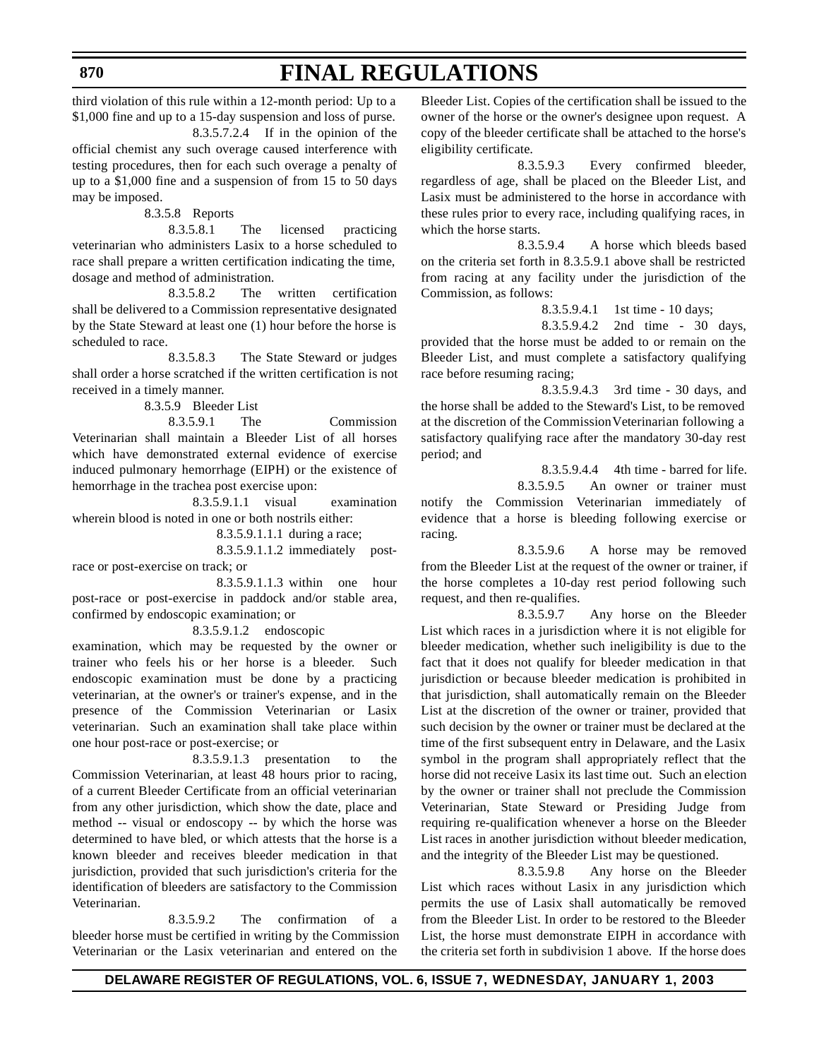third violation of this rule within a 12-month period: Up to a $1,000 fine and up to a 15-day suspension and loss of purse.

8.3.5.7.2.4 If in the opinion of the official chemist any such overage caused interference with testing procedures, then for each such overage a penalty of up to a $1,000 fine and a suspension of from 15 to 50 days may be imposed.

8.3.5.8 Reports

8.3.5.8.1 The licensed practicing veterinarian who administers Lasix to a horse scheduled to race shall prepare a written certification indicating the time, dosage and method of administration.

8.3.5.8.2 The written certification shall be delivered to a Commission representative designated by the State Steward at least one (1) hour before the horse is scheduled to race.

8.3.5.8.3 The State Steward or judges shall order a horse scratched if the written certification is not received in a timely manner.

8.3.5.9 Bleeder List

8.3.5.9.1 The Commission Veterinarian shall maintain a Bleeder List of all horses which have demonstrated external evidence of exercise induced pulmonary hemorrhage (EIPH) or the existence of hemorrhage in the trachea post exercise upon:

8.3.5.9.1.1 visual examination wherein blood is noted in one or both nostrils either:

8.3.5.9.1.1.1 during a race;

8.3.5.9.1.1.2 immediately post-race or post-exercise on track; or

8.3.5.9.1.1.3 within one hour post-race or post-exercise in paddock and/or stable area, confirmed by endoscopic examination; or

8.3.5.9.1.2 endoscopic examination, which may be requested by the owner or trainer who feels his or her horse is a bleeder. Such endoscopic examination must be done by a practicing veterinarian, at the owner's or trainer's expense, and in the presence of the Commission Veterinarian or Lasix veterinarian. Such an examination shall take place within one hour post-race or post-exercise; or

8.3.5.9.1.3 presentation to the Commission Veterinarian, at least 48 hours prior to racing, of a current Bleeder Certificate from an official veterinarian from any other jurisdiction, which show the date, place and method -- visual or endoscopy -- by which the horse was determined to have bled, or which attests that the horse is a known bleeder and receives bleeder medication in that jurisdiction, provided that such jurisdiction's criteria for the identification of bleeders are satisfactory to the Commission Veterinarian.

8.3.5.9.2 The confirmation of a bleeder horse must be certified in writing by the Commission Veterinarian or the Lasix veterinarian and entered on the Bleeder List. Copies of the certification shall be issued to the owner of the horse or the owner's designee upon request. A copy of the bleeder certificate shall be attached to the horse's eligibility certificate.

8.3.5.9.3 Every confirmed bleeder, regardless of age, shall be placed on the Bleeder List, and Lasix must be administered to the horse in accordance with these rules prior to every race, including qualifying races, in which the horse starts.

8.3.5.9.4 A horse which bleeds based on the criteria set forth in 8.3.5.9.1 above shall be restricted from racing at any facility under the jurisdiction of the Commission, as follows:

8.3.5.9.4.1 1st time - 10 days;

8.3.5.9.4.2 2nd time - 30 days, provided that the horse must be added to or remain on the Bleeder List, and must complete a satisfactory qualifying race before resuming racing;

8.3.5.9.4.3 3rd time - 30 days, and the horse shall be added to the Steward's List, to be removed at the discretion of the Commission Veterinarian following a satisfactory qualifying race after the mandatory 30-day rest period; and

8.3.5.9.4.4 4th time - barred for life.

8.3.5.9.5 An owner or trainer must notify the Commission Veterinarian immediately of evidence that a horse is bleeding following exercise or racing.

8.3.5.9.6 A horse may be removed from the Bleeder List at the request of the owner or trainer, if the horse completes a 10-day rest period following such request, and then re-qualifies.

8.3.5.9.7 Any horse on the Bleeder List which races in a jurisdiction where it is not eligible for bleeder medication, whether such ineligibility is due to the fact that it does not qualify for bleeder medication in that jurisdiction or because bleeder medication is prohibited in that jurisdiction, shall automatically remain on the Bleeder List at the discretion of the owner or trainer, provided that such decision by the owner or trainer must be declared at the time of the first subsequent entry in Delaware, and the Lasix symbol in the program shall appropriately reflect that the horse did not receive Lasix its last time out. Such an election by the owner or trainer shall not preclude the Commission Veterinarian, State Steward or Presiding Judge from requiring re-qualification whenever a horse on the Bleeder List races in another jurisdiction without bleeder medication, and the integrity of the Bleeder List may be questioned.

8.3.5.9.8 Any horse on the Bleeder List which races without Lasix in any jurisdiction which permits the use of Lasix shall automatically be removed from the Bleeder List. In order to be restored to the Bleeder List, the horse must demonstrate EIPH in accordance with the criteria set forth in subdivision 1 above. If the horse does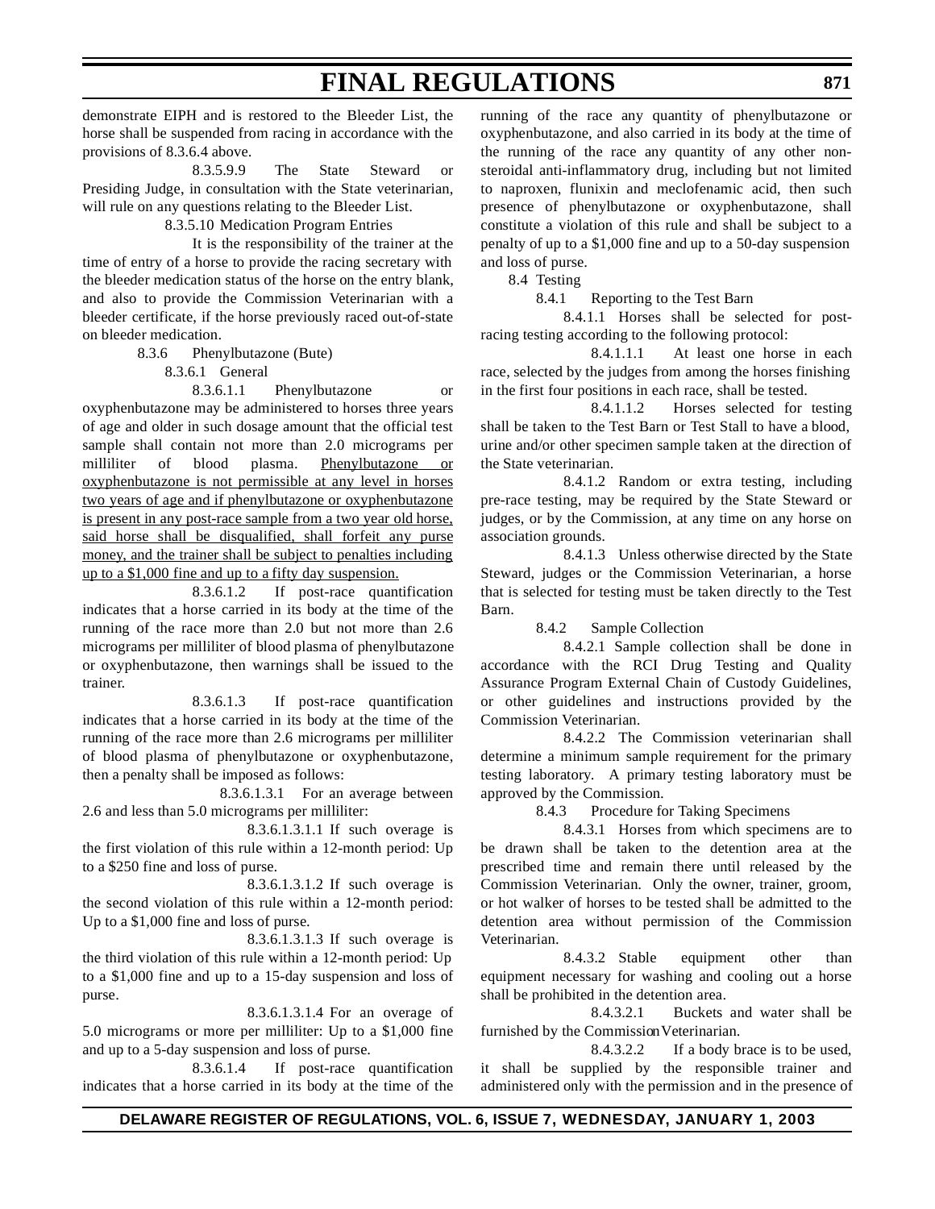demonstrate EIPH and is restored to the Bleeder List, the horse shall be suspended from racing in accordance with the provisions of 8.3.6.4 above.

8.3.5.9.9 The State Steward or Presiding Judge, in consultation with the State veterinarian, will rule on any questions relating to the Bleeder List.

8.3.5.10 Medication Program Entries

It is the responsibility of the trainer at the time of entry of a horse to provide the racing secretary with the bleeder medication status of the horse on the entry blank, and also to provide the Commission Veterinarian with a bleeder certificate, if the horse previously raced out-of-state on bleeder medication.

8.3.6 Phenylbutazone (Bute)

8.3.6.1 General

8.3.6.1.1 Phenylbutazone or oxyphenbutazone may be administered to horses three years of age and older in such dosage amount that the official test sample shall contain not more than 2.0 micrograms per milliliter of blood plasma. <u>Phenylbutazone or oxyphenbutazone is not permissible at any level in horses two years of age and if phenylbutazone or oxyphenbutazone is present in any post-race sample from a two year old horse, said horse shall be disqualified, shall forfeit any purse money, and the trainer shall be subject to penalties including up to a $1,000 fine and up to a fifty day suspension.</u>

8.3.6.1.2 If post-race quantification indicates that a horse carried in its body at the time of the running of the race more than 2.0 but not more than 2.6 micrograms per milliliter of blood plasma of phenylbutazone or oxyphenbutazone, then warnings shall be issued to the trainer.

8.3.6.1.3 If post-race quantification indicates that a horse carried in its body at the time of the running of the race more than 2.6 micrograms per milliliter of blood plasma of phenylbutazone or oxyphenbutazone, then a penalty shall be imposed as follows:

8.3.6.1.3.1 For an average between 2.6 and less than 5.0 micrograms per milliliter:

8.3.6.1.3.1.1 If such overage is the first violation of this rule within a 12-month period: Up to a $250 fine and loss of purse.

8.3.6.1.3.1.2 If such overage is the second violation of this rule within a 12-month period: Up to a $1,000 fine and loss of purse.

8.3.6.1.3.1.3 If such overage is the third violation of this rule within a 12-month period: Up to a $1,000 fine and up to a 15-day suspension and loss of purse.

8.3.6.1.3.1.4 For an overage of 5.0 micrograms or more per milliliter: Up to a $1,000 fine and up to a 5-day suspension and loss of purse.

8.3.6.1.4 If post-race quantification indicates that a horse carried in its body at the time of the running of the race any quantity of phenylbutazone or oxyphenbutazone, and also carried in its body at the time of the running of the race any quantity of any other non-steroidal anti-inflammatory drug, including but not limited to naproxen, flunixin and meclofenamic acid, then such presence of phenylbutazone or oxyphenbutazone, shall constitute a violation of this rule and shall be subject to a penalty of up to a $1,000 fine and up to a 50-day suspension and loss of purse.

8.4 Testing

8.4.1 Reporting to the Test Barn

8.4.1.1 Horses shall be selected for post-racing testing according to the following protocol:

8.4.1.1.1 At least one horse in each race, selected by the judges from among the horses finishing in the first four positions in each race, shall be tested.

8.4.1.1.2 Horses selected for testing shall be taken to the Test Barn or Test Stall to have a blood, urine and/or other specimen sample taken at the direction of the State veterinarian.

8.4.1.2 Random or extra testing, including pre-race testing, may be required by the State Steward or judges, or by the Commission, at any time on any horse on association grounds.

8.4.1.3 Unless otherwise directed by the State Steward, judges or the Commission Veterinarian, a horse that is selected for testing must be taken directly to the Test Barn.

8.4.2 Sample Collection

8.4.2.1 Sample collection shall be done in accordance with the RCI Drug Testing and Quality Assurance Program External Chain of Custody Guidelines, or other guidelines and instructions provided by the Commission Veterinarian.

8.4.2.2 The Commission veterinarian shall determine a minimum sample requirement for the primary testing laboratory. A primary testing laboratory must be approved by the Commission.

8.4.3 Procedure for Taking Specimens

8.4.3.1 Horses from which specimens are to be drawn shall be taken to the detention area at the prescribed time and remain there until released by the Commission Veterinarian. Only the owner, trainer, groom, or hot walker of horses to be tested shall be admitted to the detention area without permission of the Commission Veterinarian.

8.4.3.2 Stable equipment other than equipment necessary for washing and cooling out a horse shall be prohibited in the detention area.

8.4.3.2.1 Buckets and water shall be furnished by the Commission Veterinarian.

8.4.3.2.2 If a body brace is to be used, it shall be supplied by the responsible trainer and administered only with the permission and in the presence of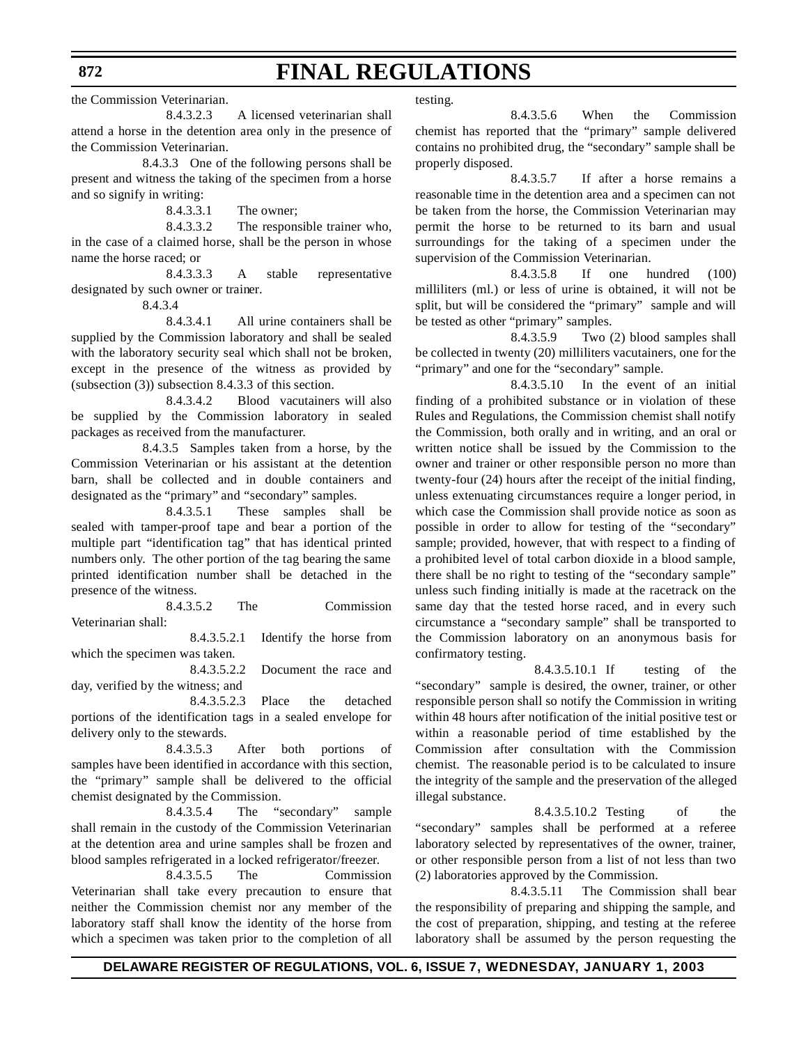the Commission Veterinarian.

8.4.3.2.3 A licensed veterinarian shall attend a horse in the detention area only in the presence of the Commission Veterinarian.

8.4.3.3 One of the following persons shall be present and witness the taking of the specimen from a horse and so signify in writing:

8.4.3.3.1 The owner;

8.4.3.3.2 The responsible trainer who, in the case of a claimed horse, shall be the person in whose name the horse raced; or

8.4.3.3.3 A stable representative designated by such owner or trainer.

8.4.3.4

8.4.3.4.1 All urine containers shall be supplied by the Commission laboratory and shall be sealed with the laboratory security seal which shall not be broken, except in the presence of the witness as provided by (subsection (3)) subsection 8.4.3.3 of this section.

8.4.3.4.2 Blood vacutainers will also be supplied by the Commission laboratory in sealed packages as received from the manufacturer.

8.4.3.5 Samples taken from a horse, by the Commission Veterinarian or his assistant at the detention barn, shall be collected and in double containers and designated as the "primary" and "secondary" samples.

8.4.3.5.1 These samples shall be sealed with tamper-proof tape and bear a portion of the multiple part "identification tag" that has identical printed numbers only. The other portion of the tag bearing the same printed identification number shall be detached in the presence of the witness.

8.4.3.5.2 The Commission Veterinarian shall:

8.4.3.5.2.1 Identify the horse from which the specimen was taken.

8.4.3.5.2.2 Document the race and day, verified by the witness; and

8.4.3.5.2.3 Place the detached portions of the identification tags in a sealed envelope for delivery only to the stewards.

8.4.3.5.3 After both portions of samples have been identified in accordance with this section, the "primary" sample shall be delivered to the official chemist designated by the Commission.

8.4.3.5.4 The "secondary" sample shall remain in the custody of the Commission Veterinarian at the detention area and urine samples shall be frozen and blood samples refrigerated in a locked refrigerator/freezer.

8.4.3.5.5 The Commission Veterinarian shall take every precaution to ensure that neither the Commission chemist nor any member of the laboratory staff shall know the identity of the horse from which a specimen was taken prior to the completion of all testing.

8.4.3.5.6 When the Commission chemist has reported that the "primary" sample delivered contains no prohibited drug, the "secondary" sample shall be properly disposed.

8.4.3.5.7 If after a horse remains a reasonable time in the detention area and a specimen can not be taken from the horse, the Commission Veterinarian may permit the horse to be returned to its barn and usual surroundings for the taking of a specimen under the supervision of the Commission Veterinarian.

8.4.3.5.8 If one hundred (100) milliliters (ml.) or less of urine is obtained, it will not be split, but will be considered the "primary" sample and will be tested as other "primary" samples.

8.4.3.5.9 Two (2) blood samples shall be collected in twenty (20) milliliters vacutainers, one for the "primary" and one for the "secondary" sample.

8.4.3.5.10 In the event of an initial finding of a prohibited substance or in violation of these Rules and Regulations, the Commission chemist shall notify the Commission, both orally and in writing, and an oral or written notice shall be issued by the Commission to the owner and trainer or other responsible person no more than twenty-four (24) hours after the receipt of the initial finding, unless extenuating circumstances require a longer period, in which case the Commission shall provide notice as soon as possible in order to allow for testing of the "secondary" sample; provided, however, that with respect to a finding of a prohibited level of total carbon dioxide in a blood sample, there shall be no right to testing of the "secondary sample" unless such finding initially is made at the racetrack on the same day that the tested horse raced, and in every such circumstance a "secondary sample" shall be transported to the Commission laboratory on an anonymous basis for confirmatory testing.

8.4.3.5.10.1 If testing of the "secondary" sample is desired, the owner, trainer, or other responsible person shall so notify the Commission in writing within 48 hours after notification of the initial positive test or within a reasonable period of time established by the Commission after consultation with the Commission chemist. The reasonable period is to be calculated to insure the integrity of the sample and the preservation of the alleged illegal substance.

8.4.3.5.10.2 Testing of the "secondary" samples shall be performed at a referee laboratory selected by representatives of the owner, trainer, or other responsible person from a list of not less than two (2) laboratories approved by the Commission.

8.4.3.5.11 The Commission shall bear the responsibility of preparing and shipping the sample, and the cost of preparation, shipping, and testing at the referee laboratory shall be assumed by the person requesting the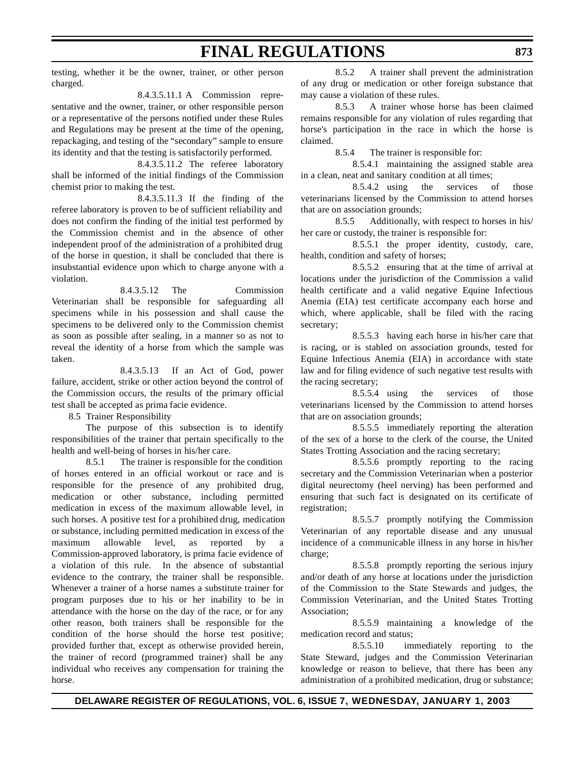testing, whether it be the owner, trainer, or other person charged.

8.4.3.5.11.1 A Commission representative and the owner, trainer, or other responsible person or a representative of the persons notified under these Rules and Regulations may be present at the time of the opening, repackaging, and testing of the "secondary" sample to ensure its identity and that the testing is satisfactorily performed.

8.4.3.5.11.2 The referee laboratory shall be informed of the initial findings of the Commission chemist prior to making the test.

8.4.3.5.11.3 If the finding of the referee laboratory is proven to be of sufficient reliability and does not confirm the finding of the initial test performed by the Commission chemist and in the absence of other independent proof of the administration of a prohibited drug of the horse in question, it shall be concluded that there is insubstantial evidence upon which to charge anyone with a violation.

8.4.3.5.12 The Commission Veterinarian shall be responsible for safeguarding all specimens while in his possession and shall cause the specimens to be delivered only to the Commission chemist as soon as possible after sealing, in a manner so as not to reveal the identity of a horse from which the sample was taken.

8.4.3.5.13 If an Act of God, power failure, accident, strike or other action beyond the control of the Commission occurs, the results of the primary official test shall be accepted as prima facie evidence.

8.5 Trainer Responsibility

The purpose of this subsection is to identify responsibilities of the trainer that pertain specifically to the health and well-being of horses in his/her care.

8.5.1 The trainer is responsible for the condition of horses entered in an official workout or race and is responsible for the presence of any prohibited drug, medication or other substance, including permitted medication in excess of the maximum allowable level, in such horses. A positive test for a prohibited drug, medication or substance, including permitted medication in excess of the maximum allowable level, as reported by a Commission-approved laboratory, is prima facie evidence of a violation of this rule. In the absence of substantial evidence to the contrary, the trainer shall be responsible. Whenever a trainer of a horse names a substitute trainer for program purposes due to his or her inability to be in attendance with the horse on the day of the race, or for any other reason, both trainers shall be responsible for the condition of the horse should the horse test positive; provided further that, except as otherwise provided herein, the trainer of record (programmed trainer) shall be any individual who receives any compensation for training the horse.

8.5.2 A trainer shall prevent the administration of any drug or medication or other foreign substance that may cause a violation of these rules.

8.5.3 A trainer whose horse has been claimed remains responsible for any violation of rules regarding that horse's participation in the race in which the horse is claimed.

8.5.4 The trainer is responsible for:

8.5.4.1 maintaining the assigned stable area in a clean, neat and sanitary condition at all times;

8.5.4.2 using the services of those veterinarians licensed by the Commission to attend horses that are on association grounds;

8.5.5 Additionally, with respect to horses in his/her care or custody, the trainer is responsible for:

8.5.5.1 the proper identity, custody, care, health, condition and safety of horses;

8.5.5.2 ensuring that at the time of arrival at locations under the jurisdiction of the Commission a valid health certificate and a valid negative Equine Infectious Anemia (EIA) test certificate accompany each horse and which, where applicable, shall be filed with the racing secretary;

8.5.5.3 having each horse in his/her care that is racing, or is stabled on association grounds, tested for Equine Infectious Anemia (EIA) in accordance with state law and for filing evidence of such negative test results with the racing secretary;

8.5.5.4 using the services of those veterinarians licensed by the Commission to attend horses that are on association grounds;

8.5.5.5 immediately reporting the alteration of the sex of a horse to the clerk of the course, the United States Trotting Association and the racing secretary;

8.5.5.6 promptly reporting to the racing secretary and the Commission Veterinarian when a posterior digital neurectomy (heel nerving) has been performed and ensuring that such fact is designated on its certificate of registration;

8.5.5.7 promptly notifying the Commission Veterinarian of any reportable disease and any unusual incidence of a communicable illness in any horse in his/her charge;

8.5.5.8 promptly reporting the serious injury and/or death of any horse at locations under the jurisdiction of the Commission to the State Stewards and judges, the Commission Veterinarian, and the United States Trotting Association;

8.5.5.9 maintaining a knowledge of the medication record and status;

8.5.5.10 immediately reporting to the State Steward, judges and the Commission Veterinarian knowledge or reason to believe, that there has been any administration of a prohibited medication, drug or substance;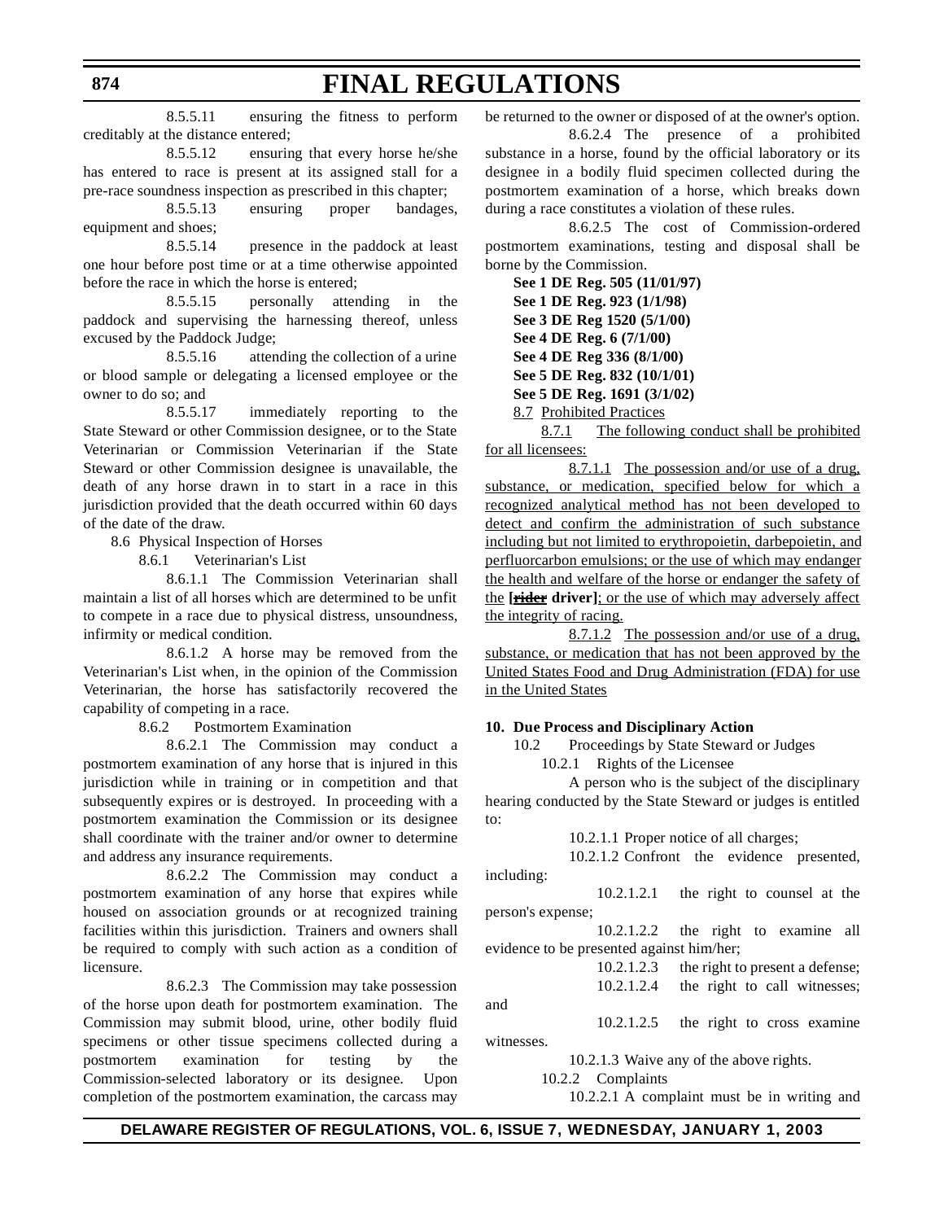8.5.5.11 ensuring the fitness to perform creditably at the distance entered;

8.5.5.12 ensuring that every horse he/she has entered to race is present at its assigned stall for a pre-race soundness inspection as prescribed in this chapter;

8.5.5.13 ensuring proper bandages, equipment and shoes;

8.5.5.14 presence in the paddock at least one hour before post time or at a time otherwise appointed before the race in which the horse is entered;

8.5.5.15 personally attending in the paddock and supervising the harnessing thereof, unless excused by the Paddock Judge;

8.5.5.16 attending the collection of a urine or blood sample or delegating a licensed employee or the owner to do so; and

8.5.5.17 immediately reporting to the State Steward or other Commission designee, or to the State Veterinarian or Commission Veterinarian if the State Steward or other Commission designee is unavailable, the death of any horse drawn in to start in a race in this jurisdiction provided that the death occurred within 60 days of the date of the draw.

8.6 Physical Inspection of Horses

8.6.1 Veterinarian's List

8.6.1.1 The Commission Veterinarian shall maintain a list of all horses which are determined to be unfit to compete in a race due to physical distress, unsoundness, infirmity or medical condition.

8.6.1.2 A horse may be removed from the Veterinarian's List when, in the opinion of the Commission Veterinarian, the horse has satisfactorily recovered the capability of competing in a race.

8.6.2 Postmortem Examination

8.6.2.1 The Commission may conduct a postmortem examination of any horse that is injured in this jurisdiction while in training or in competition and that subsequently expires or is destroyed. In proceeding with a postmortem examination the Commission or its designee shall coordinate with the trainer and/or owner to determine and address any insurance requirements.

8.6.2.2 The Commission may conduct a postmortem examination of any horse that expires while housed on association grounds or at recognized training facilities within this jurisdiction. Trainers and owners shall be required to comply with such action as a condition of licensure.

8.6.2.3 The Commission may take possession of the horse upon death for postmortem examination. The Commission may submit blood, urine, other bodily fluid specimens or other tissue specimens collected during a postmortem examination for testing by the Commission-selected laboratory or its designee. Upon completion of the postmortem examination, the carcass may be returned to the owner or disposed of at the owner's option.

8.6.2.4 The presence of a prohibited substance in a horse, found by the official laboratory or its designee in a bodily fluid specimen collected during the postmortem examination of a horse, which breaks down during a race constitutes a violation of these rules.

8.6.2.5 The cost of Commission-ordered postmortem examinations, testing and disposal shall be borne by the Commission.

**See 1 DE Reg. 505 (11/01/97)**
**See 1 DE Reg. 923 (1/1/98)**
**See 3 DE Reg 1520 (5/1/00)**
**See 4 DE Reg. 6 (7/1/00)**
**See 4 DE Reg 336 (8/1/00)**
**See 5 DE Reg. 832 (10/1/01)**
**See 5 DE Reg. 1691 (3/1/02)**

<u>8.7 Prohibited Practices</u>

<u>8.7.1 The following conduct shall be prohibited for all licensees:</u>

<u>8.7.1.1 The possession and/or use of a drug, substance, or medication, specified below for which a recognized analytical method has not been developed to detect and confirm the administration of such substance including but not limited to erythropoietin, darbepoietin, and perfluorcarbon emulsions; or the use of which may endanger the health and welfare of the horse or endanger the safety of the</u> **[~~rider~~ driver]**<u>; or the use of which may adversely affect the integrity of racing.</u>

<u>8.7.1.2 The possession and/or use of a drug, substance, or medication that has not been approved by the United States Food and Drug Administration (FDA) for use in the United States</u>

**10. Due Process and Disciplinary Action**

10.2 Proceedings by State Steward or Judges

10.2.1 Rights of the Licensee

A person who is the subject of the disciplinary hearing conducted by the State Steward or judges is entitled to:

10.2.1.1 Proper notice of all charges;

10.2.1.2 Confront the evidence presented, including:

10.2.1.2.1 the right to counsel at the person's expense;

10.2.1.2.2 the right to examine all evidence to be presented against him/her;

10.2.1.2.3 the right to present a defense;

10.2.1.2.4 the right to call witnesses; and

10.2.1.2.5 the right to cross examine witnesses.

10.2.1.3 Waive any of the above rights.

10.2.2 Complaints

10.2.2.1 A complaint must be in writing and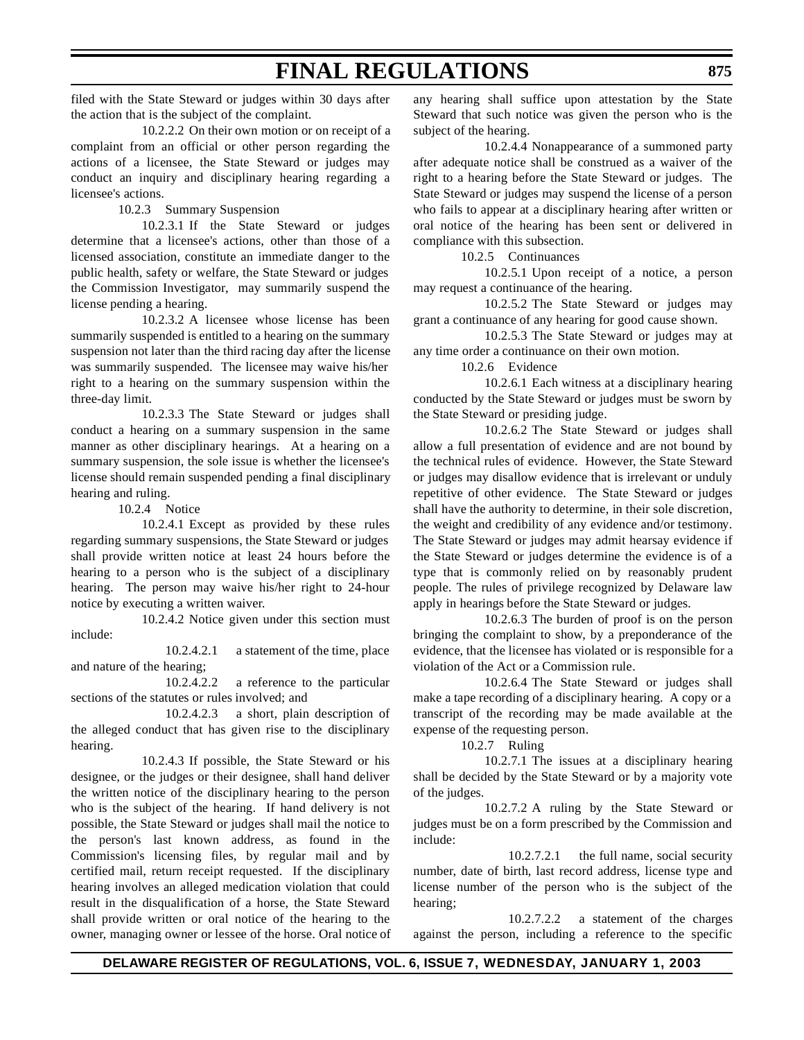filed with the State Steward or judges within 30 days after the action that is the subject of the complaint.

10.2.2.2 On their own motion or on receipt of a complaint from an official or other person regarding the actions of a licensee, the State Steward or judges may conduct an inquiry and disciplinary hearing regarding a licensee's actions.

10.2.3 Summary Suspension

10.2.3.1 If the State Steward or judges determine that a licensee's actions, other than those of a licensed association, constitute an immediate danger to the public health, safety or welfare, the State Steward or judges the Commission Investigator, may summarily suspend the license pending a hearing.

10.2.3.2 A licensee whose license has been summarily suspended is entitled to a hearing on the summary suspension not later than the third racing day after the license was summarily suspended. The licensee may waive his/her right to a hearing on the summary suspension within the three-day limit.

10.2.3.3 The State Steward or judges shall conduct a hearing on a summary suspension in the same manner as other disciplinary hearings. At a hearing on a summary suspension, the sole issue is whether the licensee's license should remain suspended pending a final disciplinary hearing and ruling.

10.2.4 Notice

10.2.4.1 Except as provided by these rules regarding summary suspensions, the State Steward or judges shall provide written notice at least 24 hours before the hearing to a person who is the subject of a disciplinary hearing. The person may waive his/her right to 24-hour notice by executing a written waiver.

10.2.4.2 Notice given under this section must include:

10.2.4.2.1 a statement of the time, place and nature of the hearing;

10.2.4.2.2 a reference to the particular sections of the statutes or rules involved; and

10.2.4.2.3 a short, plain description of the alleged conduct that has given rise to the disciplinary hearing.

10.2.4.3 If possible, the State Steward or his designee, or the judges or their designee, shall hand deliver the written notice of the disciplinary hearing to the person who is the subject of the hearing. If hand delivery is not possible, the State Steward or judges shall mail the notice to the person's last known address, as found in the Commission's licensing files, by regular mail and by certified mail, return receipt requested. If the disciplinary hearing involves an alleged medication violation that could result in the disqualification of a horse, the State Steward shall provide written or oral notice of the hearing to the owner, managing owner or lessee of the horse. Oral notice of any hearing shall suffice upon attestation by the State Steward that such notice was given the person who is the subject of the hearing.

10.2.4.4 Nonappearance of a summoned party after adequate notice shall be construed as a waiver of the right to a hearing before the State Steward or judges. The State Steward or judges may suspend the license of a person who fails to appear at a disciplinary hearing after written or oral notice of the hearing has been sent or delivered in compliance with this subsection.

10.2.5 Continuances

10.2.5.1 Upon receipt of a notice, a person may request a continuance of the hearing.

10.2.5.2 The State Steward or judges may grant a continuance of any hearing for good cause shown.

10.2.5.3 The State Steward or judges may at any time order a continuance on their own motion.

10.2.6 Evidence

10.2.6.1 Each witness at a disciplinary hearing conducted by the State Steward or judges must be sworn by the State Steward or presiding judge.

10.2.6.2 The State Steward or judges shall allow a full presentation of evidence and are not bound by the technical rules of evidence. However, the State Steward or judges may disallow evidence that is irrelevant or unduly repetitive of other evidence. The State Steward or judges shall have the authority to determine, in their sole discretion, the weight and credibility of any evidence and/or testimony. The State Steward or judges may admit hearsay evidence if the State Steward or judges determine the evidence is of a type that is commonly relied on by reasonably prudent people. The rules of privilege recognized by Delaware law apply in hearings before the State Steward or judges.

10.2.6.3 The burden of proof is on the person bringing the complaint to show, by a preponderance of the evidence, that the licensee has violated or is responsible for a violation of the Act or a Commission rule.

10.2.6.4 The State Steward or judges shall make a tape recording of a disciplinary hearing. A copy or a transcript of the recording may be made available at the expense of the requesting person.

10.2.7 Ruling

10.2.7.1 The issues at a disciplinary hearing shall be decided by the State Steward or by a majority vote of the judges.

10.2.7.2 A ruling by the State Steward or judges must be on a form prescribed by the Commission and include:

10.2.7.2.1 the full name, social security number, date of birth, last record address, license type and license number of the person who is the subject of the hearing;

10.2.7.2.2 a statement of the charges against the person, including a reference to the specific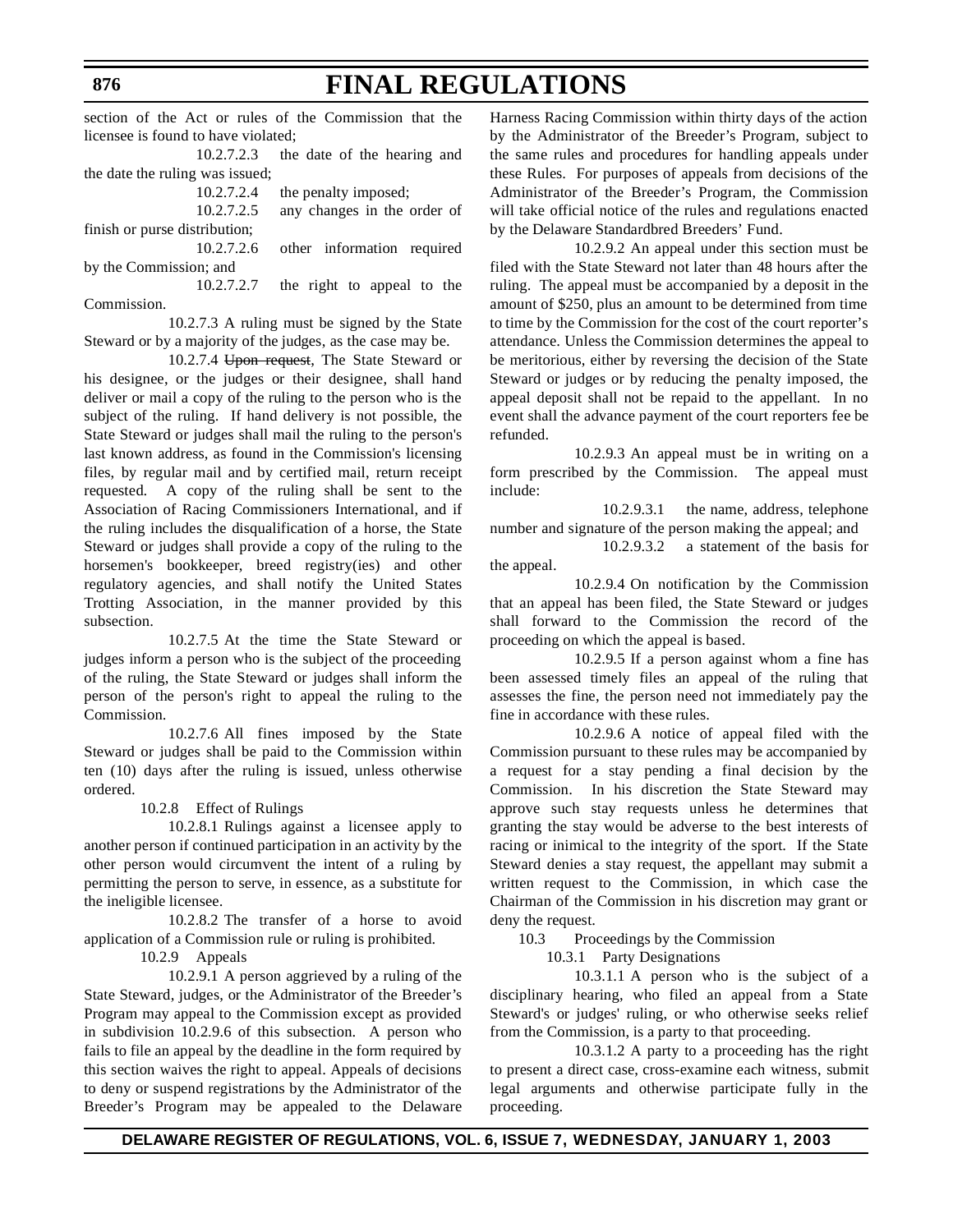section of the Act or rules of the Commission that the licensee is found to have violated;

10.2.7.2.3 the date of the hearing and the date the ruling was issued;

10.2.7.2.4 the penalty imposed;

10.2.7.2.5 any changes in the order of finish or purse distribution;

10.2.7.2.6 other information required by the Commission; and

10.2.7.2.7 the right to appeal to the Commission.

10.2.7.3 A ruling must be signed by the State Steward or by a majority of the judges, as the case may be.

10.2.7.4 ~~Upon request~~, The State Steward or his designee, or the judges or their designee, shall hand deliver or mail a copy of the ruling to the person who is the subject of the ruling. If hand delivery is not possible, the State Steward or judges shall mail the ruling to the person's last known address, as found in the Commission's licensing files, by regular mail and by certified mail, return receipt requested. A copy of the ruling shall be sent to the Association of Racing Commissioners International, and if the ruling includes the disqualification of a horse, the State Steward or judges shall provide a copy of the ruling to the horsemen's bookkeeper, breed registry(ies) and other regulatory agencies, and shall notify the United States Trotting Association, in the manner provided by this subsection.

10.2.7.5 At the time the State Steward or judges inform a person who is the subject of the proceeding of the ruling, the State Steward or judges shall inform the person of the person's right to appeal the ruling to the Commission.

10.2.7.6 All fines imposed by the State Steward or judges shall be paid to the Commission within ten (10) days after the ruling is issued, unless otherwise ordered.

10.2.8 Effect of Rulings

10.2.8.1 Rulings against a licensee apply to another person if continued participation in an activity by the other person would circumvent the intent of a ruling by permitting the person to serve, in essence, as a substitute for the ineligible licensee.

10.2.8.2 The transfer of a horse to avoid application of a Commission rule or ruling is prohibited.

10.2.9 Appeals

10.2.9.1 A person aggrieved by a ruling of the State Steward, judges, or the Administrator of the Breeder's Program may appeal to the Commission except as provided in subdivision 10.2.9.6 of this subsection. A person who fails to file an appeal by the deadline in the form required by this section waives the right to appeal. Appeals of decisions to deny or suspend registrations by the Administrator of the Breeder's Program may be appealed to the Delaware Harness Racing Commission within thirty days of the action by the Administrator of the Breeder's Program, subject to the same rules and procedures for handling appeals under these Rules. For purposes of appeals from decisions of the Administrator of the Breeder's Program, the Commission will take official notice of the rules and regulations enacted by the Delaware Standardbred Breeders' Fund.

10.2.9.2 An appeal under this section must be filed with the State Steward not later than 48 hours after the ruling. The appeal must be accompanied by a deposit in the amount of $250, plus an amount to be determined from time to time by the Commission for the cost of the court reporter's attendance. Unless the Commission determines the appeal to be meritorious, either by reversing the decision of the State Steward or judges or by reducing the penalty imposed, the appeal deposit shall not be repaid to the appellant. In no event shall the advance payment of the court reporters fee be refunded.

10.2.9.3 An appeal must be in writing on a form prescribed by the Commission. The appeal must include:

10.2.9.3.1 the name, address, telephone number and signature of the person making the appeal; and

10.2.9.3.2 a statement of the basis for the appeal.

10.2.9.4 On notification by the Commission that an appeal has been filed, the State Steward or judges shall forward to the Commission the record of the proceeding on which the appeal is based.

10.2.9.5 If a person against whom a fine has been assessed timely files an appeal of the ruling that assesses the fine, the person need not immediately pay the fine in accordance with these rules.

10.2.9.6 A notice of appeal filed with the Commission pursuant to these rules may be accompanied by a request for a stay pending a final decision by the Commission. In his discretion the State Steward may approve such stay requests unless he determines that granting the stay would be adverse to the best interests of racing or inimical to the integrity of the sport. If the State Steward denies a stay request, the appellant may submit a written request to the Commission, in which case the Chairman of the Commission in his discretion may grant or deny the request.

10.3 Proceedings by the Commission

10.3.1 Party Designations

10.3.1.1 A person who is the subject of a disciplinary hearing, who filed an appeal from a State Steward's or judges' ruling, or who otherwise seeks relief from the Commission, is a party to that proceeding.

10.3.1.2 A party to a proceeding has the right to present a direct case, cross-examine each witness, submit legal arguments and otherwise participate fully in the proceeding.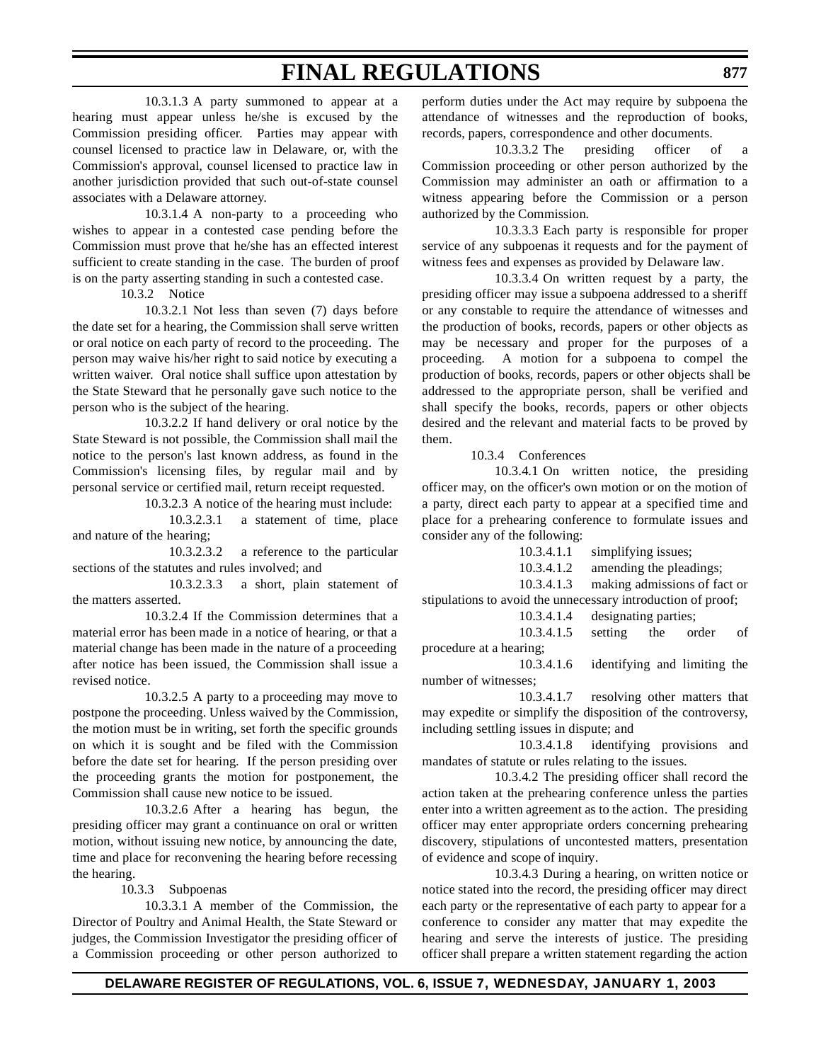10.3.1.3 A party summoned to appear at a hearing must appear unless he/she is excused by the Commission presiding officer. Parties may appear with counsel licensed to practice law in Delaware, or, with the Commission's approval, counsel licensed to practice law in another jurisdiction provided that such out-of-state counsel associates with a Delaware attorney.

10.3.1.4 A non-party to a proceeding who wishes to appear in a contested case pending before the Commission must prove that he/she has an effected interest sufficient to create standing in the case. The burden of proof is on the party asserting standing in such a contested case.

10.3.2 Notice

10.3.2.1 Not less than seven (7) days before the date set for a hearing, the Commission shall serve written or oral notice on each party of record to the proceeding. The person may waive his/her right to said notice by executing a written waiver. Oral notice shall suffice upon attestation by the State Steward that he personally gave such notice to the person who is the subject of the hearing.

10.3.2.2 If hand delivery or oral notice by the State Steward is not possible, the Commission shall mail the notice to the person's last known address, as found in the Commission's licensing files, by regular mail and by personal service or certified mail, return receipt requested.

10.3.2.3 A notice of the hearing must include:

10.3.2.3.1 a statement of time, place and nature of the hearing;

10.3.2.3.2 a reference to the particular sections of the statutes and rules involved; and

10.3.2.3.3 a short, plain statement of the matters asserted.

10.3.2.4 If the Commission determines that a material error has been made in a notice of hearing, or that a material change has been made in the nature of a proceeding after notice has been issued, the Commission shall issue a revised notice.

10.3.2.5 A party to a proceeding may move to postpone the proceeding. Unless waived by the Commission, the motion must be in writing, set forth the specific grounds on which it is sought and be filed with the Commission before the date set for hearing. If the person presiding over the proceeding grants the motion for postponement, the Commission shall cause new notice to be issued.

10.3.2.6 After a hearing has begun, the presiding officer may grant a continuance on oral or written motion, without issuing new notice, by announcing the date, time and place for reconvening the hearing before recessing the hearing.

10.3.3 Subpoenas

10.3.3.1 A member of the Commission, the Director of Poultry and Animal Health, the State Steward or judges, the Commission Investigator the presiding officer of a Commission proceeding or other person authorized to perform duties under the Act may require by subpoena the attendance of witnesses and the reproduction of books, records, papers, correspondence and other documents.

10.3.3.2 The presiding officer of a Commission proceeding or other person authorized by the Commission may administer an oath or affirmation to a witness appearing before the Commission or a person authorized by the Commission.

10.3.3.3 Each party is responsible for proper service of any subpoenas it requests and for the payment of witness fees and expenses as provided by Delaware law.

10.3.3.4 On written request by a party, the presiding officer may issue a subpoena addressed to a sheriff or any constable to require the attendance of witnesses and the production of books, records, papers or other objects as may be necessary and proper for the purposes of a proceeding. A motion for a subpoena to compel the production of books, records, papers or other objects shall be addressed to the appropriate person, shall be verified and shall specify the books, records, papers or other objects desired and the relevant and material facts to be proved by them.

10.3.4 Conferences

10.3.4.1 On written notice, the presiding officer may, on the officer's own motion or on the motion of a party, direct each party to appear at a specified time and place for a prehearing conference to formulate issues and consider any of the following:

10.3.4.1.1 simplifying issues;

10.3.4.1.2 amending the pleadings;

10.3.4.1.3 making admissions of fact or stipulations to avoid the unnecessary introduction of proof;

10.3.4.1.4 designating parties;

10.3.4.1.5 setting the order of procedure at a hearing;

10.3.4.1.6 identifying and limiting the number of witnesses;

10.3.4.1.7 resolving other matters that may expedite or simplify the disposition of the controversy, including settling issues in dispute; and

10.3.4.1.8 identifying provisions and mandates of statute or rules relating to the issues.

10.3.4.2 The presiding officer shall record the action taken at the prehearing conference unless the parties enter into a written agreement as to the action. The presiding officer may enter appropriate orders concerning prehearing discovery, stipulations of uncontested matters, presentation of evidence and scope of inquiry.

10.3.4.3 During a hearing, on written notice or notice stated into the record, the presiding officer may direct each party or the representative of each party to appear for a conference to consider any matter that may expedite the hearing and serve the interests of justice. The presiding officer shall prepare a written statement regarding the action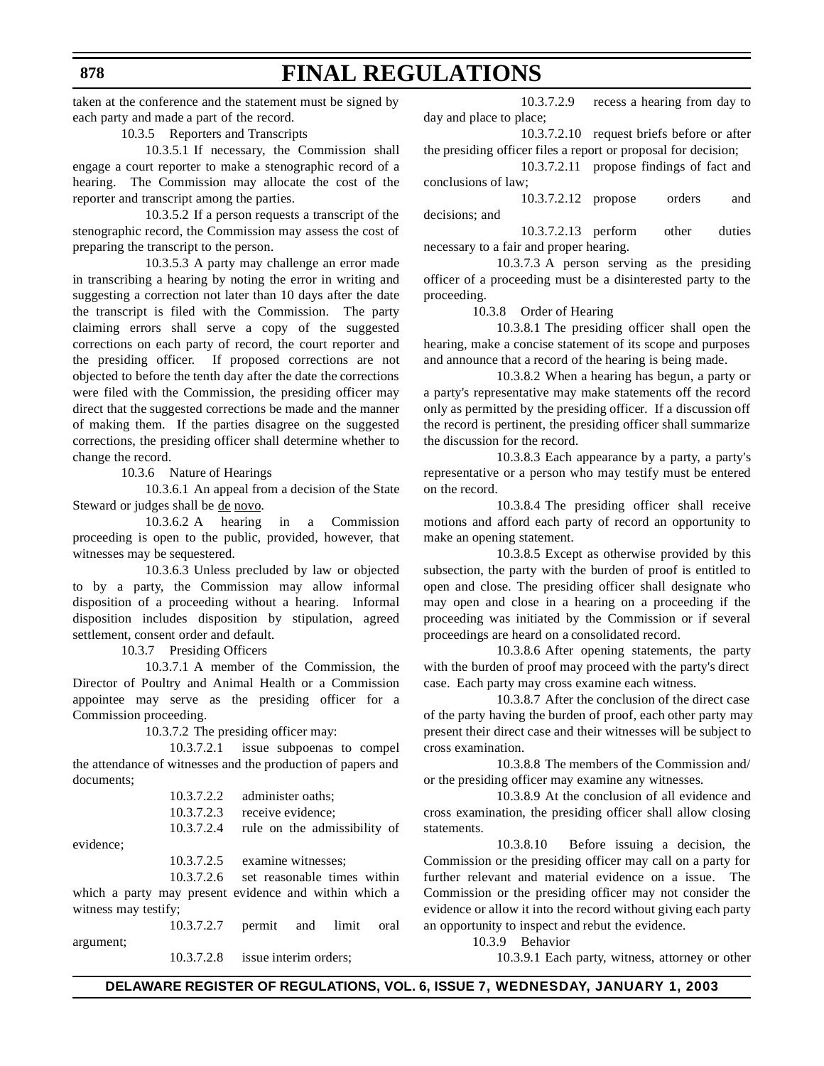taken at the conference and the statement must be signed by each party and made a part of the record.

10.3.5 Reporters and Transcripts

10.3.5.1 If necessary, the Commission shall engage a court reporter to make a stenographic record of a hearing. The Commission may allocate the cost of the reporter and transcript among the parties.

10.3.5.2 If a person requests a transcript of the stenographic record, the Commission may assess the cost of preparing the transcript to the person.

10.3.5.3 A party may challenge an error made in transcribing a hearing by noting the error in writing and suggesting a correction not later than 10 days after the date the transcript is filed with the Commission. The party claiming errors shall serve a copy of the suggested corrections on each party of record, the court reporter and the presiding officer. If proposed corrections are not objected to before the tenth day after the date the corrections were filed with the Commission, the presiding officer may direct that the suggested corrections be made and the manner of making them. If the parties disagree on the suggested corrections, the presiding officer shall determine whether to change the record.

10.3.6 Nature of Hearings

10.3.6.1 An appeal from a decision of the State Steward or judges shall be de novo.

10.3.6.2 A hearing in a Commission proceeding is open to the public, provided, however, that witnesses may be sequestered.

10.3.6.3 Unless precluded by law or objected to by a party, the Commission may allow informal disposition of a proceeding without a hearing. Informal disposition includes disposition by stipulation, agreed settlement, consent order and default.

10.3.7 Presiding Officers

10.3.7.1 A member of the Commission, the Director of Poultry and Animal Health or a Commission appointee may serve as the presiding officer for a Commission proceeding.

10.3.7.2 The presiding officer may:

10.3.7.2.1 issue subpoenas to compel the attendance of witnesses and the production of papers and documents;

10.3.7.2.2 administer oaths;

10.3.7.2.3 receive evidence;

10.3.7.2.4 rule on the admissibility of evidence;

10.3.7.2.5 examine witnesses;

10.3.7.2.6 set reasonable times within which a party may present evidence and within which a witness may testify;

10.3.7.2.7 permit and limit oral argument;

10.3.7.2.8 issue interim orders;

10.3.7.2.9 recess a hearing from day to day and place to place;

10.3.7.2.10 request briefs before or after the presiding officer files a report or proposal for decision;

10.3.7.2.11 propose findings of fact and conclusions of law;

10.3.7.2.12 propose orders and decisions; and

10.3.7.2.13 perform other duties necessary to a fair and proper hearing.

10.3.7.3 A person serving as the presiding officer of a proceeding must be a disinterested party to the proceeding.

10.3.8 Order of Hearing

10.3.8.1 The presiding officer shall open the hearing, make a concise statement of its scope and purposes and announce that a record of the hearing is being made.

10.3.8.2 When a hearing has begun, a party or a party's representative may make statements off the record only as permitted by the presiding officer. If a discussion off the record is pertinent, the presiding officer shall summarize the discussion for the record.

10.3.8.3 Each appearance by a party, a party's representative or a person who may testify must be entered on the record.

10.3.8.4 The presiding officer shall receive motions and afford each party of record an opportunity to make an opening statement.

10.3.8.5 Except as otherwise provided by this subsection, the party with the burden of proof is entitled to open and close. The presiding officer shall designate who may open and close in a hearing on a proceeding if the proceeding was initiated by the Commission or if several proceedings are heard on a consolidated record.

10.3.8.6 After opening statements, the party with the burden of proof may proceed with the party's direct case. Each party may cross examine each witness.

10.3.8.7 After the conclusion of the direct case of the party having the burden of proof, each other party may present their direct case and their witnesses will be subject to cross examination.

10.3.8.8 The members of the Commission and/or the presiding officer may examine any witnesses.

10.3.8.9 At the conclusion of all evidence and cross examination, the presiding officer shall allow closing statements.

10.3.8.10 Before issuing a decision, the Commission or the presiding officer may call on a party for further relevant and material evidence on a issue. The Commission or the presiding officer may not consider the evidence or allow it into the record without giving each party an opportunity to inspect and rebut the evidence.

10.3.9 Behavior

10.3.9.1 Each party, witness, attorney or other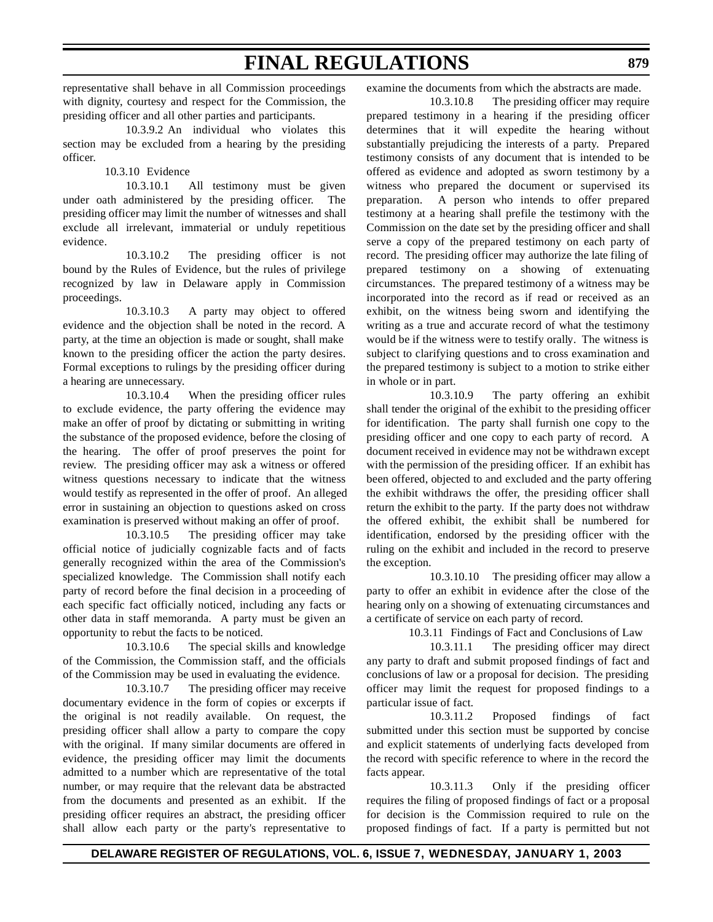representative shall behave in all Commission proceedings with dignity, courtesy and respect for the Commission, the presiding officer and all other parties and participants.

10.3.9.2 An individual who violates this section may be excluded from a hearing by the presiding officer.

10.3.10 Evidence

10.3.10.1 All testimony must be given under oath administered by the presiding officer. The presiding officer may limit the number of witnesses and shall exclude all irrelevant, immaterial or unduly repetitious evidence.

10.3.10.2 The presiding officer is not bound by the Rules of Evidence, but the rules of privilege recognized by law in Delaware apply in Commission proceedings.

10.3.10.3 A party may object to offered evidence and the objection shall be noted in the record. A party, at the time an objection is made or sought, shall make known to the presiding officer the action the party desires. Formal exceptions to rulings by the presiding officer during a hearing are unnecessary.

10.3.10.4 When the presiding officer rules to exclude evidence, the party offering the evidence may make an offer of proof by dictating or submitting in writing the substance of the proposed evidence, before the closing of the hearing. The offer of proof preserves the point for review. The presiding officer may ask a witness or offered witness questions necessary to indicate that the witness would testify as represented in the offer of proof. An alleged error in sustaining an objection to questions asked on cross examination is preserved without making an offer of proof.

10.3.10.5 The presiding officer may take official notice of judicially cognizable facts and of facts generally recognized within the area of the Commission's specialized knowledge. The Commission shall notify each party of record before the final decision in a proceeding of each specific fact officially noticed, including any facts or other data in staff memoranda. A party must be given an opportunity to rebut the facts to be noticed.

10.3.10.6 The special skills and knowledge of the Commission, the Commission staff, and the officials of the Commission may be used in evaluating the evidence.

10.3.10.7 The presiding officer may receive documentary evidence in the form of copies or excerpts if the original is not readily available. On request, the presiding officer shall allow a party to compare the copy with the original. If many similar documents are offered in evidence, the presiding officer may limit the documents admitted to a number which are representative of the total number, or may require that the relevant data be abstracted from the documents and presented as an exhibit. If the presiding officer requires an abstract, the presiding officer shall allow each party or the party's representative to examine the documents from which the abstracts are made.

10.3.10.8 The presiding officer may require prepared testimony in a hearing if the presiding officer determines that it will expedite the hearing without substantially prejudicing the interests of a party. Prepared testimony consists of any document that is intended to be offered as evidence and adopted as sworn testimony by a witness who prepared the document or supervised its preparation. A person who intends to offer prepared testimony at a hearing shall prefile the testimony with the Commission on the date set by the presiding officer and shall serve a copy of the prepared testimony on each party of record. The presiding officer may authorize the late filing of prepared testimony on a showing of extenuating circumstances. The prepared testimony of a witness may be incorporated into the record as if read or received as an exhibit, on the witness being sworn and identifying the writing as a true and accurate record of what the testimony would be if the witness were to testify orally. The witness is subject to clarifying questions and to cross examination and the prepared testimony is subject to a motion to strike either in whole or in part.

10.3.10.9 The party offering an exhibit shall tender the original of the exhibit to the presiding officer for identification. The party shall furnish one copy to the presiding officer and one copy to each party of record. A document received in evidence may not be withdrawn except with the permission of the presiding officer. If an exhibit has been offered, objected to and excluded and the party offering the exhibit withdraws the offer, the presiding officer shall return the exhibit to the party. If the party does not withdraw the offered exhibit, the exhibit shall be numbered for identification, endorsed by the presiding officer with the ruling on the exhibit and included in the record to preserve the exception.

10.3.10.10 The presiding officer may allow a party to offer an exhibit in evidence after the close of the hearing only on a showing of extenuating circumstances and a certificate of service on each party of record.

10.3.11 Findings of Fact and Conclusions of Law

10.3.11.1 The presiding officer may direct any party to draft and submit proposed findings of fact and conclusions of law or a proposal for decision. The presiding officer may limit the request for proposed findings to a particular issue of fact.

10.3.11.2 Proposed findings of fact submitted under this section must be supported by concise and explicit statements of underlying facts developed from the record with specific reference to where in the record the facts appear.

10.3.11.3 Only if the presiding officer requires the filing of proposed findings of fact or a proposal for decision is the Commission required to rule on the proposed findings of fact. If a party is permitted but not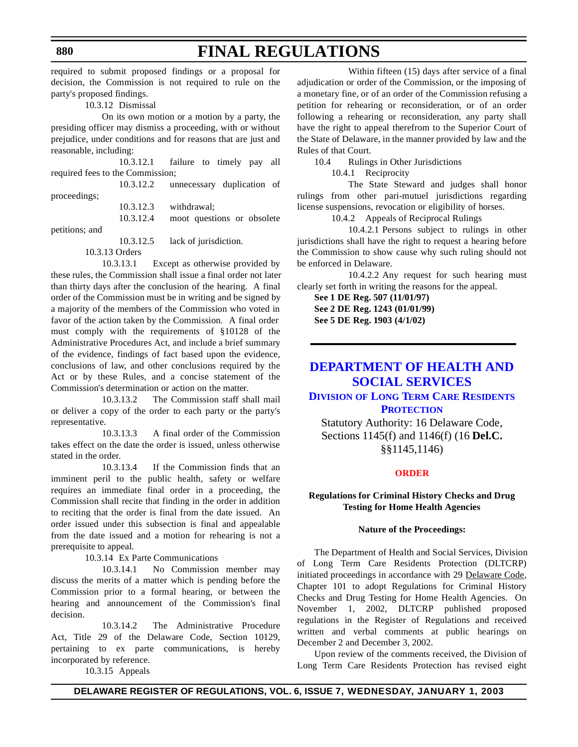required to submit proposed findings or a proposal for decision, the Commission is not required to rule on the party's proposed findings.

10.3.12 Dismissal

On its own motion or a motion by a party, the presiding officer may dismiss a proceeding, with or without prejudice, under conditions and for reasons that are just and reasonable, including:

10.3.12.1 failure to timely pay all required fees to the Commission;

10.3.12.2 unnecessary duplication of proceedings;

10.3.12.3 withdrawal;

10.3.12.4 moot questions or obsolete petitions; and

10.3.12.5 lack of jurisdiction.

10.3.13 Orders

10.3.13.1 Except as otherwise provided by these rules, the Commission shall issue a final order not later than thirty days after the conclusion of the hearing. A final order of the Commission must be in writing and be signed by a majority of the members of the Commission who voted in favor of the action taken by the Commission. A final order must comply with the requirements of §10128 of the Administrative Procedures Act, and include a brief summary of the evidence, findings of fact based upon the evidence, conclusions of law, and other conclusions required by the Act or by these Rules, and a concise statement of the Commission's determination or action on the matter.

10.3.13.2 The Commission staff shall mail or deliver a copy of the order to each party or the party's representative.

10.3.13.3 A final order of the Commission takes effect on the date the order is issued, unless otherwise stated in the order.

10.3.13.4 If the Commission finds that an imminent peril to the public health, safety or welfare requires an immediate final order in a proceeding, the Commission shall recite that finding in the order in addition to reciting that the order is final from the date issued. An order issued under this subsection is final and appealable from the date issued and a motion for rehearing is not a prerequisite to appeal.

10.3.14 Ex Parte Communications

10.3.14.1 No Commission member may discuss the merits of a matter which is pending before the Commission prior to a formal hearing, or between the hearing and announcement of the Commission's final decision.

10.3.14.2 The Administrative Procedure Act, Title 29 of the Delaware Code, Section 10129, pertaining to ex parte communications, is hereby incorporated by reference.

10.3.15 Appeals

Within fifteen (15) days after service of a final adjudication or order of the Commission, or the imposing of a monetary fine, or of an order of the Commission refusing a petition for rehearing or reconsideration, or of an order following a rehearing or reconsideration, any party shall have the right to appeal therefrom to the Superior Court of the State of Delaware, in the manner provided by law and the Rules of that Court.

10.4 Rulings in Other Jurisdictions

10.4.1 Reciprocity

The State Steward and judges shall honor rulings from other pari-mutuel jurisdictions regarding license suspensions, revocation or eligibility of horses.

10.4.2 Appeals of Reciprocal Rulings

10.4.2.1 Persons subject to rulings in other jurisdictions shall have the right to request a hearing before the Commission to show cause why such ruling should not be enforced in Delaware.

10.4.2.2 Any request for such hearing must clearly set forth in writing the reasons for the appeal.

**See 1 DE Reg. 507 (11/01/97)**
**See 2 DE Reg. 1243 (01/01/99)**
**See 5 DE Reg. 1903 (4/1/02)**

---

## DEPARTMENT OF HEALTH AND SOCIAL SERVICES

### DIVISION OF LONG TERM CARE RESIDENTS PROTECTION

Statutory Authority: 16 Delaware Code, Sections 1145(f) and 1146(f) (16 **Del.C.** §§1145,1146)

### ORDER

**Regulations for Criminal History Checks and Drug Testing for Home Health Agencies**

**Nature of the Proceedings:**

The Department of Health and Social Services, Division of Long Term Care Residents Protection (DLTCRP) initiated proceedings in accordance with 29 Delaware Code, Chapter 101 to adopt Regulations for Criminal History Checks and Drug Testing for Home Health Agencies. On November 1, 2002, DLTCRP published proposed regulations in the Register of Regulations and received written and verbal comments at public hearings on December 2 and December 3, 2002.

Upon review of the comments received, the Division of Long Term Care Residents Protection has revised eight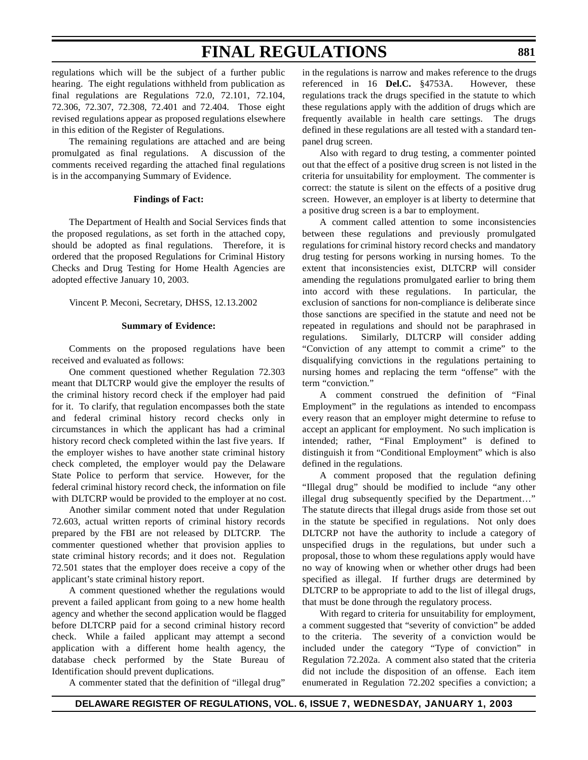regulations which will be the subject of a further public hearing. The eight regulations withheld from publication as final regulations are Regulations 72.0, 72.101, 72.104, 72.306, 72.307, 72.308, 72.401 and 72.404. Those eight revised regulations appear as proposed regulations elsewhere in this edition of the Register of Regulations.

The remaining regulations are attached and are being promulgated as final regulations. A discussion of the comments received regarding the attached final regulations is in the accompanying Summary of Evidence.

**Findings of Fact:**

The Department of Health and Social Services finds that the proposed regulations, as set forth in the attached copy, should be adopted as final regulations. Therefore, it is ordered that the proposed Regulations for Criminal History Checks and Drug Testing for Home Health Agencies are adopted effective January 10, 2003.

Vincent P. Meconi, Secretary, DHSS, 12.13.2002

**Summary of Evidence:**

Comments on the proposed regulations have been received and evaluated as follows:

One comment questioned whether Regulation 72.303 meant that DLTCRP would give the employer the results of the criminal history record check if the employer had paid for it. To clarify, that regulation encompasses both the state and federal criminal history record checks only in circumstances in which the applicant has had a criminal history record check completed within the last five years. If the employer wishes to have another state criminal history check completed, the employer would pay the Delaware State Police to perform that service. However, for the federal criminal history record check, the information on file with DLTCRP would be provided to the employer at no cost.

Another similar comment noted that under Regulation 72.603, actual written reports of criminal history records prepared by the FBI are not released by DLTCRP. The commenter questioned whether that provision applies to state criminal history records; and it does not. Regulation 72.501 states that the employer does receive a copy of the applicant's state criminal history report.

A comment questioned whether the regulations would prevent a failed applicant from going to a new home health agency and whether the second application would be flagged before DLTCRP paid for a second criminal history record check. While a failed applicant may attempt a second application with a different home health agency, the database check performed by the State Bureau of Identification should prevent duplications.

A commenter stated that the definition of "illegal drug" in the regulations is narrow and makes reference to the drugs referenced in 16 **Del.C.** §4753A. However, these regulations track the drugs specified in the statute to which these regulations apply with the addition of drugs which are frequently available in health care settings. The drugs defined in these regulations are all tested with a standard ten-panel drug screen.

Also with regard to drug testing, a commenter pointed out that the effect of a positive drug screen is not listed in the criteria for unsuitability for employment. The commenter is correct: the statute is silent on the effects of a positive drug screen. However, an employer is at liberty to determine that a positive drug screen is a bar to employment.

A comment called attention to some inconsistencies between these regulations and previously promulgated regulations for criminal history record checks and mandatory drug testing for persons working in nursing homes. To the extent that inconsistencies exist, DLTCRP will consider amending the regulations promulgated earlier to bring them into accord with these regulations. In particular, the exclusion of sanctions for non-compliance is deliberate since those sanctions are specified in the statute and need not be repeated in regulations and should not be paraphrased in regulations. Similarly, DLTCRP will consider adding "Conviction of any attempt to commit a crime" to the disqualifying convictions in the regulations pertaining to nursing homes and replacing the term "offense" with the term "conviction."

A comment construed the definition of "Final Employment" in the regulations as intended to encompass every reason that an employer might determine to refuse to accept an applicant for employment. No such implication is intended; rather, "Final Employment" is defined to distinguish it from "Conditional Employment" which is also defined in the regulations.

A comment proposed that the regulation defining "Illegal drug" should be modified to include "any other illegal drug subsequently specified by the Department…" The statute directs that illegal drugs aside from those set out in the statute be specified in regulations. Not only does DLTCRP not have the authority to include a category of unspecified drugs in the regulations, but under such a proposal, those to whom these regulations apply would have no way of knowing when or whether other drugs had been specified as illegal. If further drugs are determined by DLTCRP to be appropriate to add to the list of illegal drugs, that must be done through the regulatory process.

With regard to criteria for unsuitability for employment, a comment suggested that "severity of conviction" be added to the criteria. The severity of a conviction would be included under the category "Type of conviction" in Regulation 72.202a. A comment also stated that the criteria did not include the disposition of an offense. Each item enumerated in Regulation 72.202 specifies a conviction; a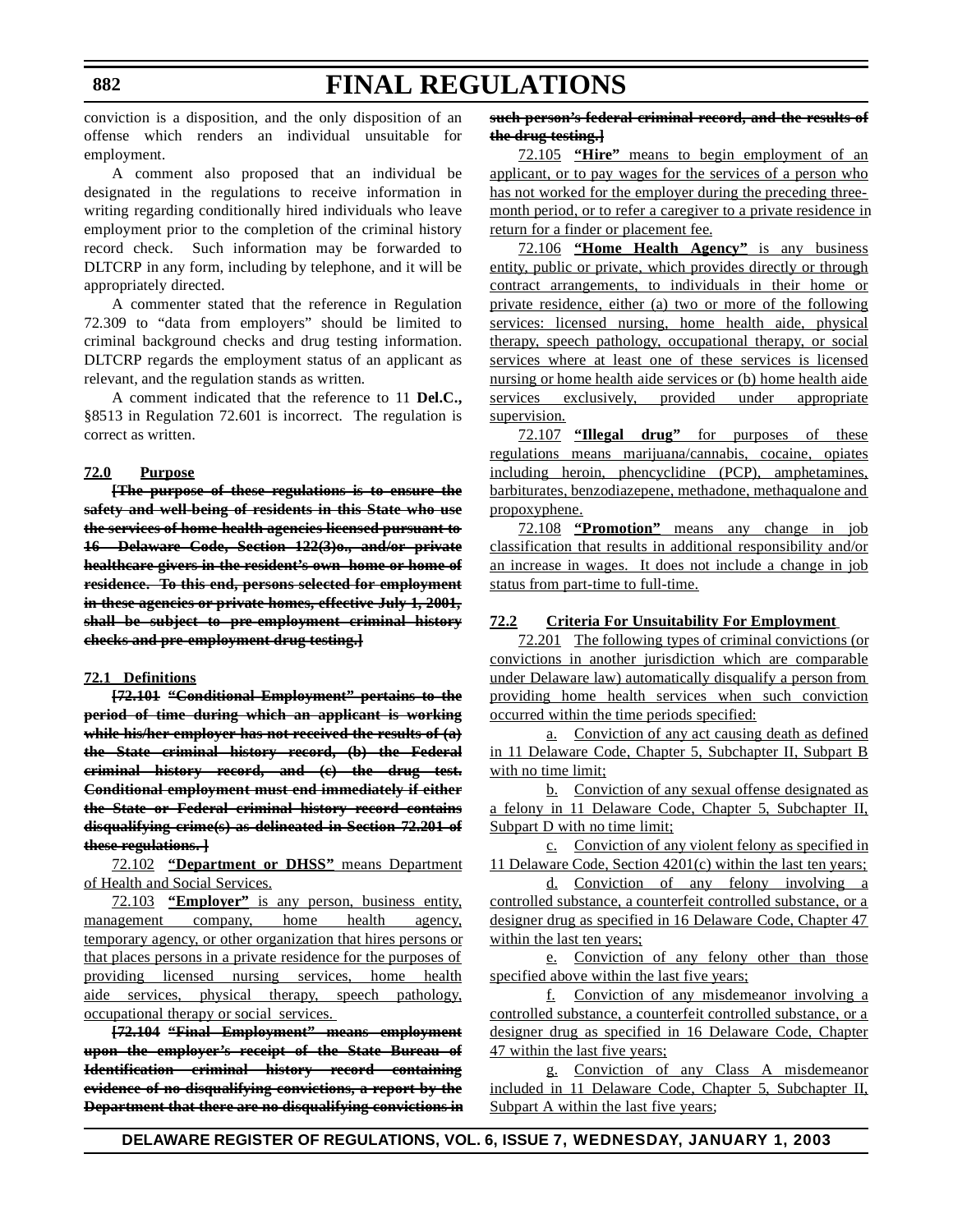conviction is a disposition, and the only disposition of an offense which renders an individual unsuitable for employment.

A comment also proposed that an individual be designated in the regulations to receive information in writing regarding conditionally hired individuals who leave employment prior to the completion of the criminal history record check. Such information may be forwarded to DLTCRP in any form, including by telephone, and it will be appropriately directed.

A commenter stated that the reference in Regulation 72.309 to "data from employers" should be limited to criminal background checks and drug testing information. DLTCRP regards the employment status of an applicant as relevant, and the regulation stands as written.

A comment indicated that the reference to 11 **Del.C.,** §8513 in Regulation 72.601 is incorrect. The regulation is correct as written.

**72.0 Purpose**

~~**[The purpose of these regulations is to ensure the safety and well-being of residents in this State who use the services of home health agencies licensed pursuant to 16 Delaware Code, Section 122(3)o., and/or private healthcare givers in the resident's own home or home of residence. To this end, persons selected for employment in these agencies or private homes, effective July 1, 2001, shall be subject to pre-employment criminal history checks and pre-employment drug testing.]**~~

**72.1 Definitions**

~~**[72.101 "Conditional Employment" pertains to the period of time during which an applicant is working while his/her employer has not received the results of (a) the State criminal history record, (b) the Federal criminal history record, and (c) the drug test. Conditional employment must end immediately if either the State or Federal criminal history record contains disqualifying crime(s) as delineated in Section 72.201 of these regulations. ]**~~

72.102 **"Department or DHSS"** means Department of Health and Social Services.

72.103 **"Employer"** is any person, business entity, management company, home health agency, temporary agency, or other organization that hires persons or that places persons in a private residence for the purposes of providing licensed nursing services, home health aide services, physical therapy, speech pathology, occupational therapy or social services.

~~**[72.104 "Final Employment" means employment upon the employer's receipt of the State Bureau of Identification criminal history record containing evidence of no disqualifying convictions, a report by the Department that there are no disqualifying convictions in such person's federal criminal record, and the results of the drug testing.]**~~

72.105 **"Hire"** means to begin employment of an applicant, or to pay wages for the services of a person who has not worked for the employer during the preceding three-month period, or to refer a caregiver to a private residence in return for a finder or placement fee.

72.106 **"Home Health Agency"** is any business entity, public or private, which provides directly or through contract arrangements, to individuals in their home or private residence, either (a) two or more of the following services: licensed nursing, home health aide, physical therapy, speech pathology, occupational therapy, or social services where at least one of these services is licensed nursing or home health aide services or (b) home health aide services exclusively, provided under appropriate supervision.

72.107 **"Illegal drug"** for purposes of these regulations means marijuana/cannabis, cocaine, opiates including heroin, phencyclidine (PCP), amphetamines, barbiturates, benzodiazepene, methadone, methaqualone and propoxyphene.

72.108 **"Promotion"** means any change in job classification that results in additional responsibility and/or an increase in wages. It does not include a change in job status from part-time to full-time.

**72.2 Criteria For Unsuitability For Employment**

72.201 The following types of criminal convictions (or convictions in another jurisdiction which are comparable under Delaware law) automatically disqualify a person from providing home health services when such conviction occurred within the time periods specified:

a. Conviction of any act causing death as defined in 11 Delaware Code, Chapter 5, Subchapter II, Subpart B with no time limit;

b. Conviction of any sexual offense designated as a felony in 11 Delaware Code, Chapter 5, Subchapter II, Subpart D with no time limit;

c. Conviction of any violent felony as specified in 11 Delaware Code, Section 4201(c) within the last ten years;

d. Conviction of any felony involving a controlled substance, a counterfeit controlled substance, or a designer drug as specified in 16 Delaware Code, Chapter 47 within the last ten years;

e. Conviction of any felony other than those specified above within the last five years;

f. Conviction of any misdemeanor involving a controlled substance, a counterfeit controlled substance, or a designer drug as specified in 16 Delaware Code, Chapter 47 within the last five years;

g. Conviction of any Class A misdemeanor included in 11 Delaware Code, Chapter 5, Subchapter II, Subpart A within the last five years;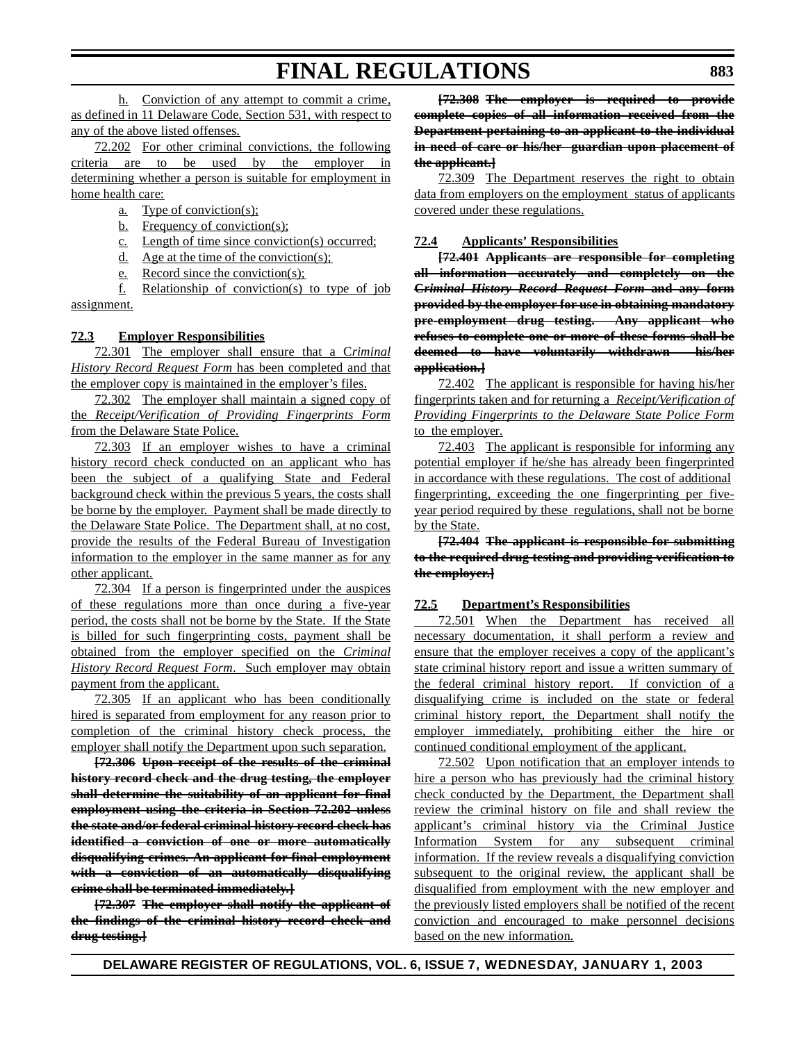h. Conviction of any attempt to commit a crime, as defined in 11 Delaware Code, Section 531, with respect to any of the above listed offenses.

72.202 For other criminal convictions, the following criteria are to be used by the employer in determining whether a person is suitable for employment in home health care:

a. Type of conviction(s);

b. Frequency of conviction(s);

c. Length of time since conviction(s) occurred;

d. Age at the time of the conviction(s);

e. Record since the conviction(s);

f. Relationship of conviction(s) to type of job assignment.

**72.3 Employer Responsibilities**

72.301 The employer shall ensure that a *Criminal History Record Request Form* has been completed and that the employer copy is maintained in the employer's files.

72.302 The employer shall maintain a signed copy of the *Receipt/Verification of Providing Fingerprints Form* from the Delaware State Police.

72.303 If an employer wishes to have a criminal history record check conducted on an applicant who has been the subject of a qualifying State and Federal background check within the previous 5 years, the costs shall be borne by the employer. Payment shall be made directly to the Delaware State Police. The Department shall, at no cost, provide the results of the Federal Bureau of Investigation information to the employer in the same manner as for any other applicant.

72.304 If a person is fingerprinted under the auspices of these regulations more than once during a five-year period, the costs shall not be borne by the State. If the State is billed for such fingerprinting costs, payment shall be obtained from the employer specified on the *Criminal History Record Request Form*. Such employer may obtain payment from the applicant.

72.305 If an applicant who has been conditionally hired is separated from employment for any reason prior to completion of the criminal history check process, the employer shall notify the Department upon such separation.

**[~~72.306 Upon receipt of the results of the criminal history record check and the drug testing, the employer shall determine the suitability of an applicant for final employment using the criteria in Section 72.202 unless the state and/or federal criminal history record check has identified a conviction of one or more automatically disqualifying crimes. An applicant for final employment with a conviction of an automatically disqualifying crime shall be terminated immediately.~~]**

**[~~72.307 The employer shall notify the applicant of the findings of the criminal history record check and drug testing.~~]**

**[~~72.308 The employer is required to provide complete copies of all information received from the Department pertaining to an applicant to the individual in need of care or his/her guardian upon placement of the applicant.~~]**

72.309 The Department reserves the right to obtain data from employers on the employment status of applicants covered under these regulations.

**72.4 Applicants' Responsibilities**

**[~~72.401 Applicants are responsible for completing all information accurately and completely on the *Criminal History Record Request Form* and any form provided by the employer for use in obtaining mandatory pre-employment drug testing. Any applicant who refuses to complete one or more of these forms shall be deemed to have voluntarily withdrawn his/her application.~~]**

72.402 The applicant is responsible for having his/her fingerprints taken and for returning a *Receipt/Verification of Providing Fingerprints to the Delaware State Police Form* to the employer.

72.403 The applicant is responsible for informing any potential employer if he/she has already been fingerprinted in accordance with these regulations. The cost of additional fingerprinting, exceeding the one fingerprinting per five-year period required by these regulations, shall not be borne by the State.

**[~~72.404 The applicant is responsible for submitting to the required drug testing and providing verification to the employer.~~]**

**72.5 Department's Responsibilities**

72.501 When the Department has received all necessary documentation, it shall perform a review and ensure that the employer receives a copy of the applicant's state criminal history report and issue a written summary of the federal criminal history report. If conviction of a disqualifying crime is included on the state or federal criminal history report, the Department shall notify the employer immediately, prohibiting either the hire or continued conditional employment of the applicant.

72.502 Upon notification that an employer intends to hire a person who has previously had the criminal history check conducted by the Department, the Department shall review the criminal history on file and shall review the applicant's criminal history via the Criminal Justice Information System for any subsequent criminal information. If the review reveals a disqualifying conviction subsequent to the original review, the applicant shall be disqualified from employment with the new employer and the previously listed employers shall be notified of the recent conviction and encouraged to make personnel decisions based on the new information.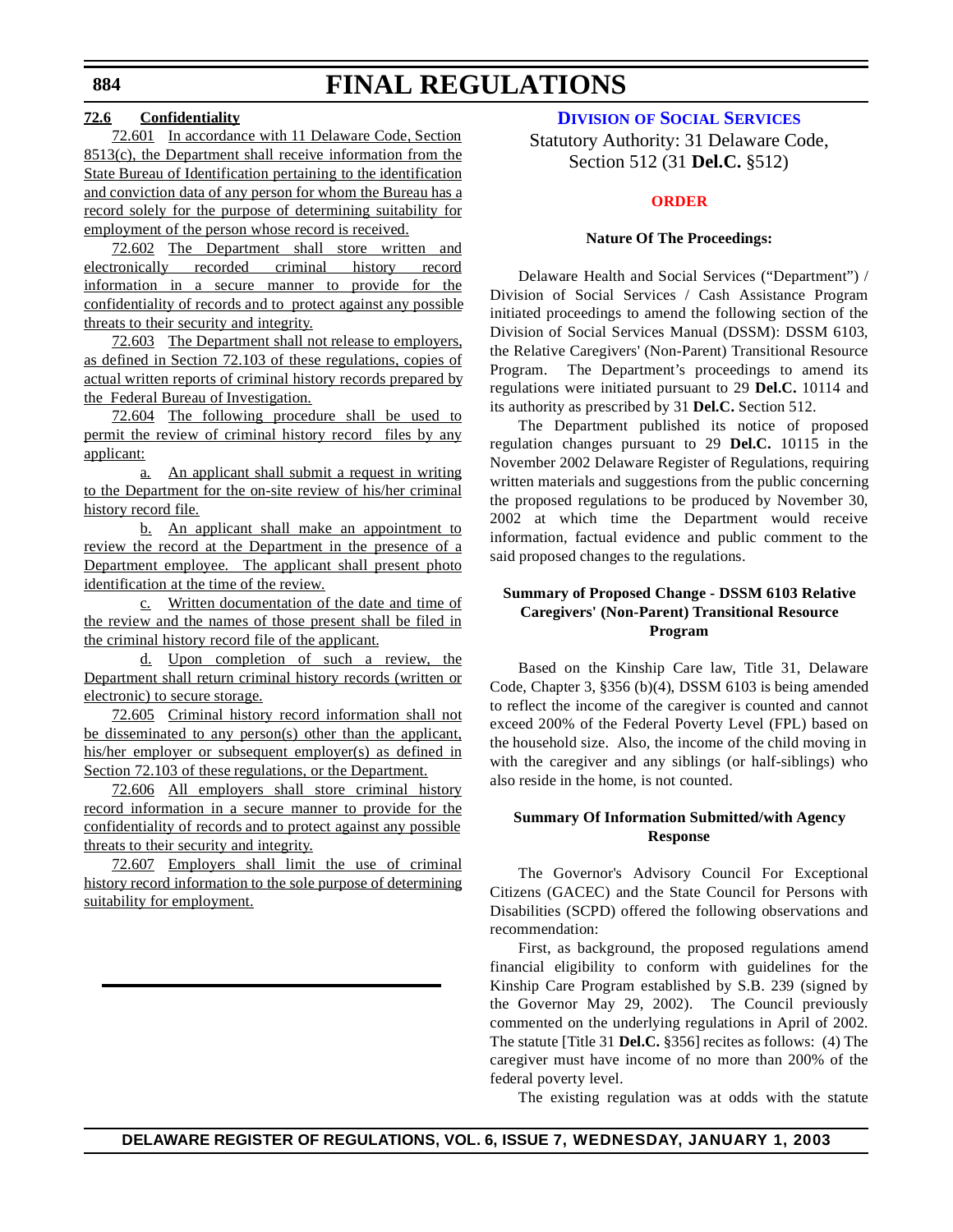**72.6 Confidentiality**

72.601 In accordance with 11 Delaware Code, Section 8513(c), the Department shall receive information from the State Bureau of Identification pertaining to the identification and conviction data of any person for whom the Bureau has a record solely for the purpose of determining suitability for employment of the person whose record is received.

72.602 The Department shall store written and electronically recorded criminal history record information in a secure manner to provide for the confidentiality of records and to protect against any possible threats to their security and integrity.

72.603 The Department shall not release to employers, as defined in Section 72.103 of these regulations, copies of actual written reports of criminal history records prepared by the Federal Bureau of Investigation.

72.604 The following procedure shall be used to permit the review of criminal history record files by any applicant:

a. An applicant shall submit a request in writing to the Department for the on-site review of his/her criminal history record file.

b. An applicant shall make an appointment to review the record at the Department in the presence of a Department employee. The applicant shall present photo identification at the time of the review.

c. Written documentation of the date and time of the review and the names of those present shall be filed in the criminal history record file of the applicant.

d. Upon completion of such a review, the Department shall return criminal history records (written or electronic) to secure storage.

72.605 Criminal history record information shall not be disseminated to any person(s) other than the applicant, his/her employer or subsequent employer(s) as defined in Section 72.103 of these regulations, or the Department.

72.606 All employers shall store criminal history record information in a secure manner to provide for the confidentiality of records and to protect against any possible threats to their security and integrity.

72.607 Employers shall limit the use of criminal history record information to the sole purpose of determining suitability for employment.

## DIVISION OF SOCIAL SERVICES

Statutory Authority: 31 Delaware Code, Section 512 (31 **Del.C.** §512)

### ORDER

**Nature Of The Proceedings:**

Delaware Health and Social Services ("Department") / Division of Social Services / Cash Assistance Program initiated proceedings to amend the following section of the Division of Social Services Manual (DSSM): DSSM 6103, the Relative Caregivers' (Non-Parent) Transitional Resource Program. The Department's proceedings to amend its regulations were initiated pursuant to 29 **Del.C.** 10114 and its authority as prescribed by 31 **Del.C.** Section 512.

The Department published its notice of proposed regulation changes pursuant to 29 **Del.C.** 10115 in the November 2002 Delaware Register of Regulations, requiring written materials and suggestions from the public concerning the proposed regulations to be produced by November 30, 2002 at which time the Department would receive information, factual evidence and public comment to the said proposed changes to the regulations.

**Summary of Proposed Change - DSSM 6103 Relative Caregivers' (Non-Parent) Transitional Resource Program**

Based on the Kinship Care law, Title 31, Delaware Code, Chapter 3, §356 (b)(4), DSSM 6103 is being amended to reflect the income of the caregiver is counted and cannot exceed 200% of the Federal Poverty Level (FPL) based on the household size. Also, the income of the child moving in with the caregiver and any siblings (or half-siblings) who also reside in the home, is not counted.

**Summary Of Information Submitted/with Agency Response**

The Governor's Advisory Council For Exceptional Citizens (GACEC) and the State Council for Persons with Disabilities (SCPD) offered the following observations and recommendation:

First, as background, the proposed regulations amend financial eligibility to conform with guidelines for the Kinship Care Program established by S.B. 239 (signed by the Governor May 29, 2002). The Council previously commented on the underlying regulations in April of 2002. The statute [Title 31 **Del.C.** §356] recites as follows: (4) The caregiver must have income of no more than 200% of the federal poverty level.

The existing regulation was at odds with the statute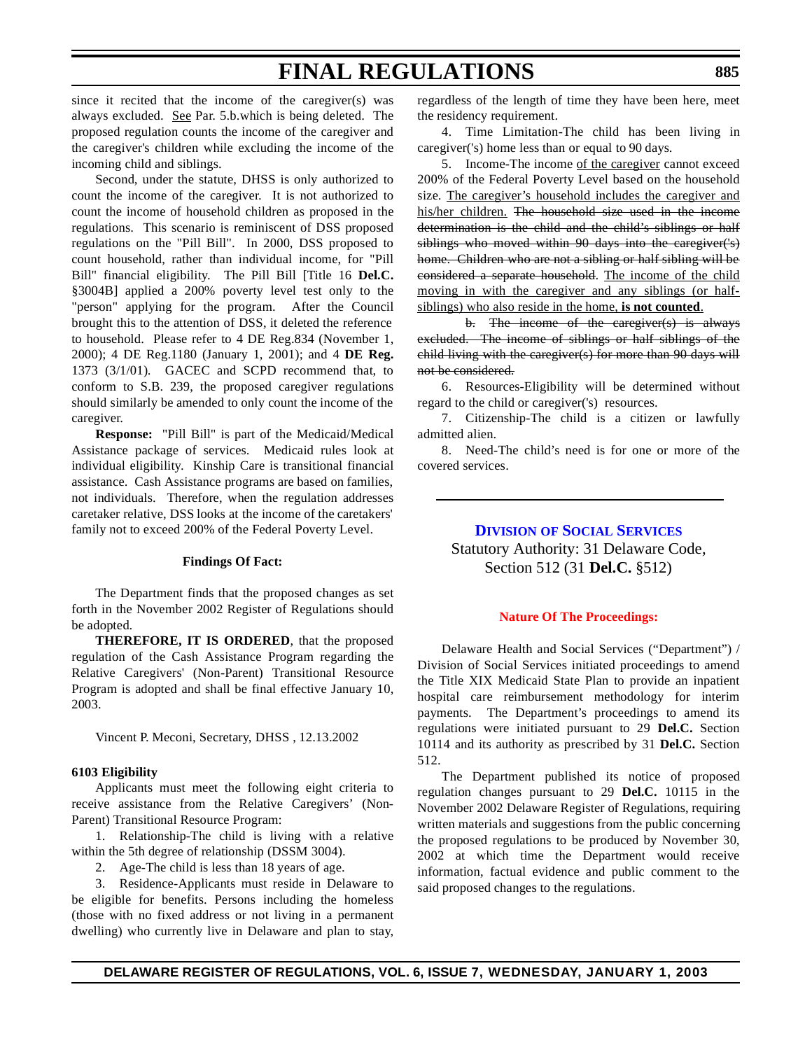since it recited that the income of the caregiver(s) was always excluded. See Par. 5.b.which is being deleted. The proposed regulation counts the income of the caregiver and the caregiver's children while excluding the income of the incoming child and siblings.

Second, under the statute, DHSS is only authorized to count the income of the caregiver. It is not authorized to count the income of household children as proposed in the regulations. This scenario is reminiscent of DSS proposed regulations on the "Pill Bill". In 2000, DSS proposed to count household, rather than individual income, for "Pill Bill" financial eligibility. The Pill Bill [Title 16 **Del.C.** §3004B] applied a 200% poverty level test only to the "person" applying for the program. After the Council brought this to the attention of DSS, it deleted the reference to household. Please refer to 4 DE Reg.834 (November 1, 2000); 4 DE Reg.1180 (January 1, 2001); and 4 **DE Reg.** 1373 (3/1/01). GACEC and SCPD recommend that, to conform to S.B. 239, the proposed caregiver regulations should similarly be amended to only count the income of the caregiver.

**Response:** "Pill Bill" is part of the Medicaid/Medical Assistance package of services. Medicaid rules look at individual eligibility. Kinship Care is transitional financial assistance. Cash Assistance programs are based on families, not individuals. Therefore, when the regulation addresses caretaker relative, DSS looks at the income of the caretakers' family not to exceed 200% of the Federal Poverty Level.

**Findings Of Fact:**

The Department finds that the proposed changes as set forth in the November 2002 Register of Regulations should be adopted.

**THEREFORE, IT IS ORDERED**, that the proposed regulation of the Cash Assistance Program regarding the Relative Caregivers' (Non-Parent) Transitional Resource Program is adopted and shall be final effective January 10, 2003.

Vincent P. Meconi, Secretary, DHSS , 12.13.2002

**6103 Eligibility**

Applicants must meet the following eight criteria to receive assistance from the Relative Caregivers' (Non-Parent) Transitional Resource Program:

1. Relationship-The child is living with a relative within the 5th degree of relationship (DSSM 3004).

2. Age-The child is less than 18 years of age.

3. Residence-Applicants must reside in Delaware to be eligible for benefits. Persons including the homeless (those with no fixed address or not living in a permanent dwelling) who currently live in Delaware and plan to stay, regardless of the length of time they have been here, meet the residency requirement.

4. Time Limitation-The child has been living in caregiver('s) home less than or equal to 90 days.

5. Income-The income <u>of the caregiver</u> cannot exceed 200% of the Federal Poverty Level based on the household size. <u>The caregiver's household includes the caregiver and his/her children.</u> ~~The household size used in the income determination is the child and the child's siblings or half siblings who moved within 90 days into the caregiver('s) home. Children who are not a sibling or half sibling will be considered a separate household.~~ <u>The income of the child moving in with the caregiver and any siblings (or half-siblings) who also reside in the home,</u> **<u>is not counted</u>**.

~~b. The income of the caregiver(s) is always excluded. The income of siblings or half siblings of the child living with the caregiver(s) for more than 90 days will not be considered.~~

6. Resources-Eligibility will be determined without regard to the child or caregiver('s) resources.

7. Citizenship-The child is a citizen or lawfully admitted alien.

8. Need-The child's need is for one or more of the covered services.

---

## Division of Social Services

Statutory Authority: 31 Delaware Code, Section 512 (31 **Del.C.** §512)

**Nature Of The Proceedings:**

Delaware Health and Social Services ("Department") / Division of Social Services initiated proceedings to amend the Title XIX Medicaid State Plan to provide an inpatient hospital care reimbursement methodology for interim payments. The Department's proceedings to amend its regulations were initiated pursuant to 29 **Del.C.** Section 10114 and its authority as prescribed by 31 **Del.C.** Section 512.

The Department published its notice of proposed regulation changes pursuant to 29 **Del.C.** 10115 in the November 2002 Delaware Register of Regulations, requiring written materials and suggestions from the public concerning the proposed regulations to be produced by November 30, 2002 at which time the Department would receive information, factual evidence and public comment to the said proposed changes to the regulations.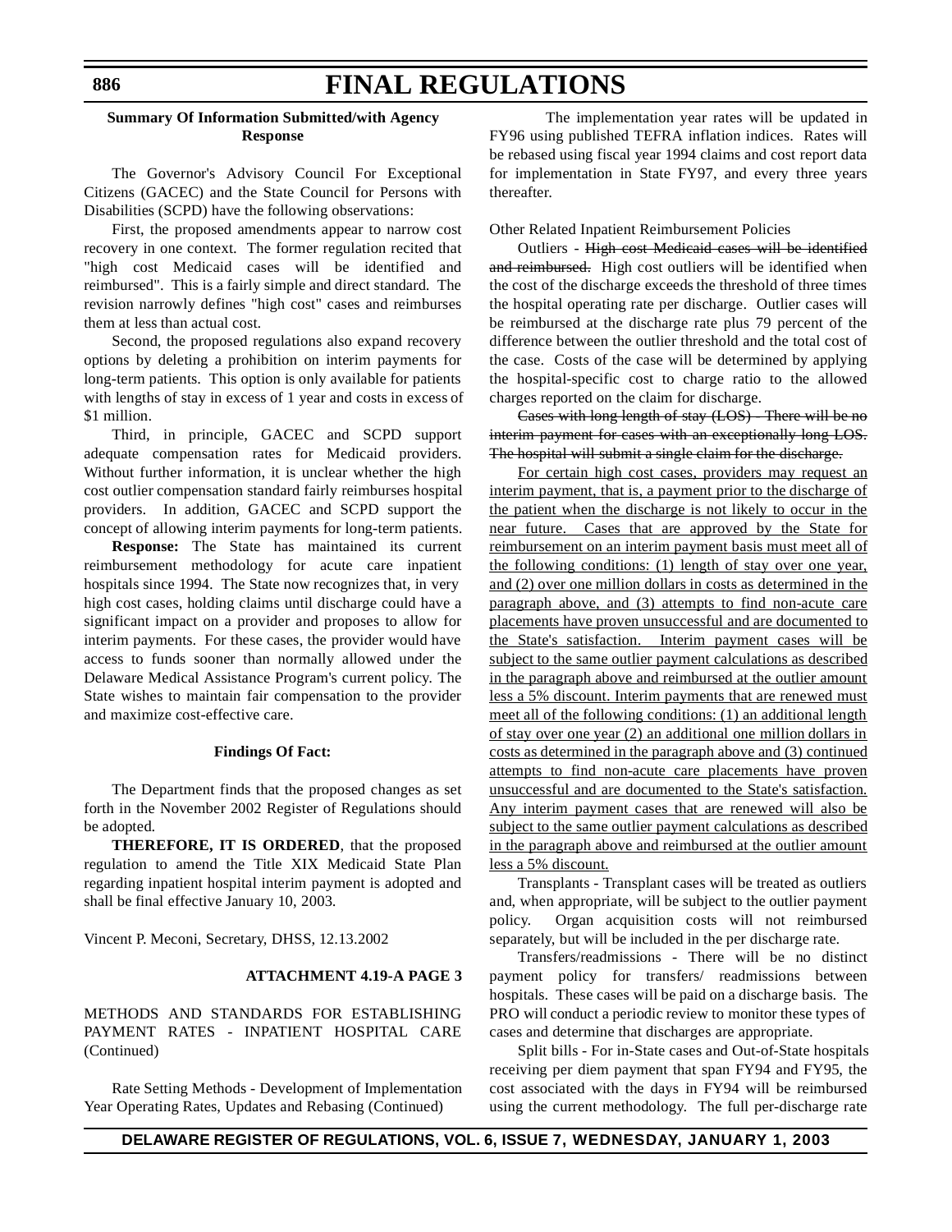**Summary Of Information Submitted/with Agency Response**

The Governor's Advisory Council For Exceptional Citizens (GACEC) and the State Council for Persons with Disabilities (SCPD) have the following observations:

First, the proposed amendments appear to narrow cost recovery in one context. The former regulation recited that "high cost Medicaid cases will be identified and reimbursed". This is a fairly simple and direct standard. The revision narrowly defines "high cost" cases and reimburses them at less than actual cost.

Second, the proposed regulations also expand recovery options by deleting a prohibition on interim payments for long-term patients. This option is only available for patients with lengths of stay in excess of 1 year and costs in excess of $1 million.

Third, in principle, GACEC and SCPD support adequate compensation rates for Medicaid providers. Without further information, it is unclear whether the high cost outlier compensation standard fairly reimburses hospital providers. In addition, GACEC and SCPD support the concept of allowing interim payments for long-term patients.

**Response:** The State has maintained its current reimbursement methodology for acute care inpatient hospitals since 1994. The State now recognizes that, in very high cost cases, holding claims until discharge could have a significant impact on a provider and proposes to allow for interim payments. For these cases, the provider would have access to funds sooner than normally allowed under the Delaware Medical Assistance Program's current policy. The State wishes to maintain fair compensation to the provider and maximize cost-effective care.

**Findings Of Fact:**

The Department finds that the proposed changes as set forth in the November 2002 Register of Regulations should be adopted.

**THEREFORE, IT IS ORDERED**, that the proposed regulation to amend the Title XIX Medicaid State Plan regarding inpatient hospital interim payment is adopted and shall be final effective January 10, 2003.

Vincent P. Meconi, Secretary, DHSS, 12.13.2002

**ATTACHMENT 4.19-A PAGE 3**

METHODS AND STANDARDS FOR ESTABLISHING PAYMENT RATES - INPATIENT HOSPITAL CARE (Continued)

Rate Setting Methods - Development of Implementation Year Operating Rates, Updates and Rebasing (Continued)

The implementation year rates will be updated in FY96 using published TEFRA inflation indices. Rates will be rebased using fiscal year 1994 claims and cost report data for implementation in State FY97, and every three years thereafter.

Other Related Inpatient Reimbursement Policies

Outliers - ~~High cost Medicaid cases will be identified and reimbursed.~~ High cost outliers will be identified when the cost of the discharge exceeds the threshold of three times the hospital operating rate per discharge. Outlier cases will be reimbursed at the discharge rate plus 79 percent of the difference between the outlier threshold and the total cost of the case. Costs of the case will be determined by applying the hospital-specific cost to charge ratio to the allowed charges reported on the claim for discharge.

~~Cases with long length of stay (LOS) - There will be no interim payment for cases with an exceptionally long LOS. The hospital will submit a single claim for the discharge.~~

For certain high cost cases, providers may request an interim payment, that is, a payment prior to the discharge of the patient when the discharge is not likely to occur in the near future. Cases that are approved by the State for reimbursement on an interim payment basis must meet all of the following conditions: (1) length of stay over one year, and (2) over one million dollars in costs as determined in the paragraph above, and (3) attempts to find non-acute care placements have proven unsuccessful and are documented to the State's satisfaction. Interim payment cases will be subject to the same outlier payment calculations as described in the paragraph above and reimbursed at the outlier amount less a 5% discount. Interim payments that are renewed must meet all of the following conditions: (1) an additional length of stay over one year (2) an additional one million dollars in costs as determined in the paragraph above and (3) continued attempts to find non-acute care placements have proven unsuccessful and are documented to the State's satisfaction. Any interim payment cases that are renewed will also be subject to the same outlier payment calculations as described in the paragraph above and reimbursed at the outlier amount less a 5% discount.

Transplants - Transplant cases will be treated as outliers and, when appropriate, will be subject to the outlier payment policy. Organ acquisition costs will not reimbursed separately, but will be included in the per discharge rate.

Transfers/readmissions - There will be no distinct payment policy for transfers/ readmissions between hospitals. These cases will be paid on a discharge basis. The PRO will conduct a periodic review to monitor these types of cases and determine that discharges are appropriate.

Split bills - For in-State cases and Out-of-State hospitals receiving per diem payment that span FY94 and FY95, the cost associated with the days in FY94 will be reimbursed using the current methodology. The full per-discharge rate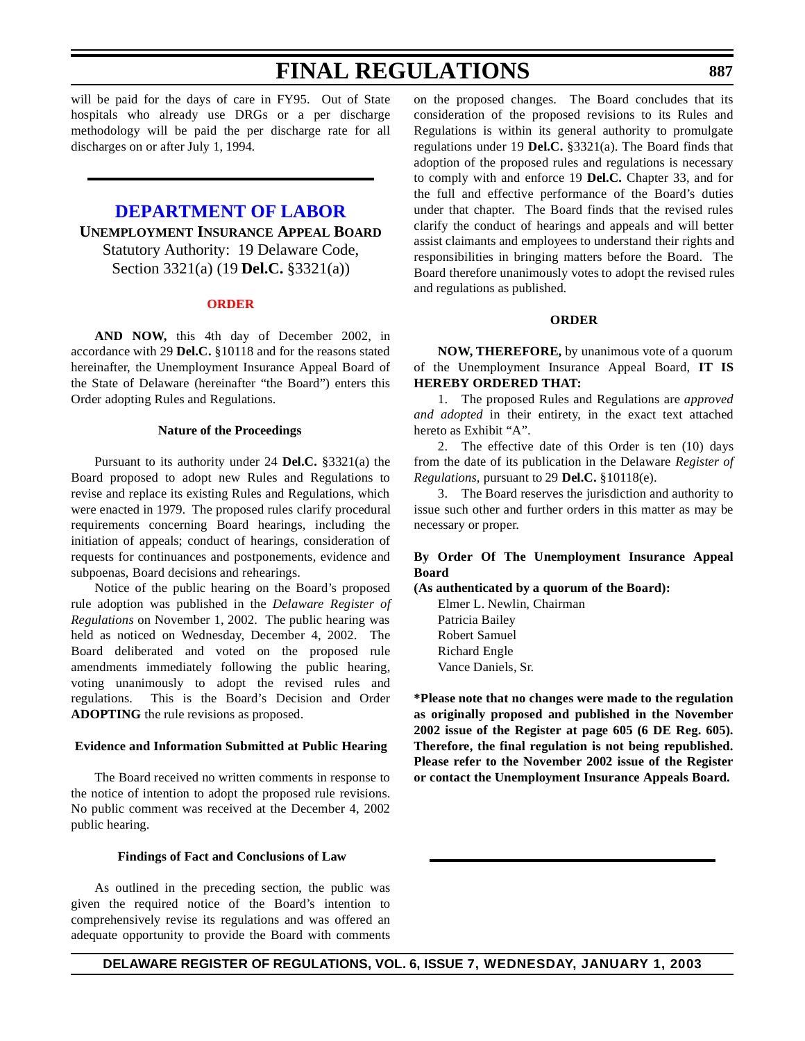will be paid for the days of care in FY95. Out of State hospitals who already use DRGs or a per discharge methodology will be paid the per discharge rate for all discharges on or after July 1, 1994.

## DEPARTMENT OF LABOR

### UNEMPLOYMENT INSURANCE APPEAL BOARD

Statutory Authority: 19 Delaware Code, Section 3321(a) (19 **Del.C.** §3321(a))

#### ORDER

**AND NOW,** this 4th day of December 2002, in accordance with 29 **Del.C.** §10118 and for the reasons stated hereinafter, the Unemployment Insurance Appeal Board of the State of Delaware (hereinafter "the Board") enters this Order adopting Rules and Regulations.

**Nature of the Proceedings**

Pursuant to its authority under 24 **Del.C.** §3321(a) the Board proposed to adopt new Rules and Regulations to revise and replace its existing Rules and Regulations, which were enacted in 1979. The proposed rules clarify procedural requirements concerning Board hearings, including the initiation of appeals; conduct of hearings, consideration of requests for continuances and postponements, evidence and subpoenas, Board decisions and rehearings.

Notice of the public hearing on the Board's proposed rule adoption was published in the *Delaware Register of Regulations* on November 1, 2002. The public hearing was held as noticed on Wednesday, December 4, 2002. The Board deliberated and voted on the proposed rule amendments immediately following the public hearing, voting unanimously to adopt the revised rules and regulations. This is the Board's Decision and Order **ADOPTING** the rule revisions as proposed.

**Evidence and Information Submitted at Public Hearing**

The Board received no written comments in response to the notice of intention to adopt the proposed rule revisions. No public comment was received at the December 4, 2002 public hearing.

**Findings of Fact and Conclusions of Law**

As outlined in the preceding section, the public was given the required notice of the Board's intention to comprehensively revise its regulations and was offered an adequate opportunity to provide the Board with comments on the proposed changes. The Board concludes that its consideration of the proposed revisions to its Rules and Regulations is within its general authority to promulgate regulations under 19 **Del.C.** §3321(a). The Board finds that adoption of the proposed rules and regulations is necessary to comply with and enforce 19 **Del.C.** Chapter 33, and for the full and effective performance of the Board's duties under that chapter. The Board finds that the revised rules clarify the conduct of hearings and appeals and will better assist claimants and employees to understand their rights and responsibilities in bringing matters before the Board. The Board therefore unanimously votes to adopt the revised rules and regulations as published.

**ORDER**

**NOW, THEREFORE,** by unanimous vote of a quorum of the Unemployment Insurance Appeal Board, **IT IS HEREBY ORDERED THAT:**

1. The proposed Rules and Regulations are *approved and adopted* in their entirety, in the exact text attached hereto as Exhibit "A".

2. The effective date of this Order is ten (10) days from the date of its publication in the Delaware *Register of Regulations*, pursuant to 29 **Del.C.** §10118(e).

3. The Board reserves the jurisdiction and authority to issue such other and further orders in this matter as may be necessary or proper.

**By Order Of The Unemployment Insurance Appeal Board**

**(As authenticated by a quorum of the Board):**

Elmer L. Newlin, Chairman
Patricia Bailey
Robert Samuel
Richard Engle
Vance Daniels, Sr.

**\*Please note that no changes were made to the regulation as originally proposed and published in the November 2002 issue of the Register at page 605 (6 DE Reg. 605). Therefore, the final regulation is not being republished. Please refer to the November 2002 issue of the Register or contact the Unemployment Insurance Appeals Board.**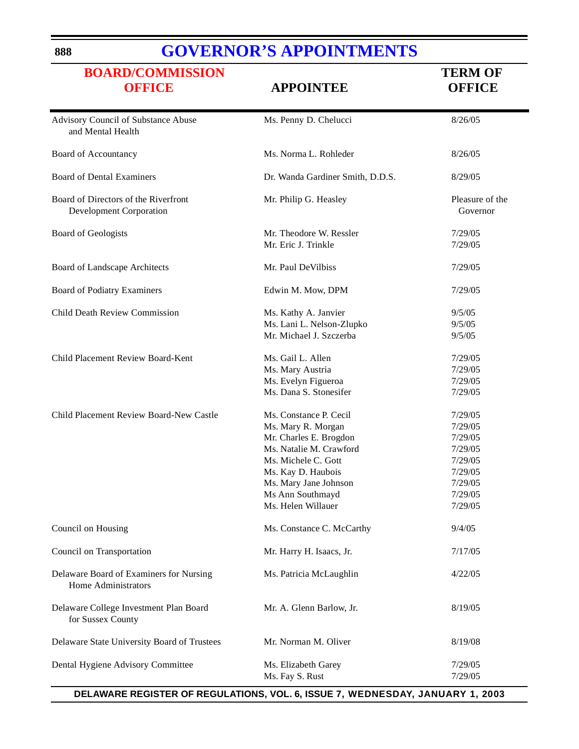# GOVERNOR'S APPOINTMENTS

| BOARD/COMMISSION OFFICE | APPOINTEE | TERM OF OFFICE |
|---|---|---|
| Advisory Council of Substance Abuse and Mental Health | Ms. Penny D. Chelucci | 8/26/05 |
| Board of Accountancy | Ms. Norma L. Rohleder | 8/26/05 |
| Board of Dental Examiners | Dr. Wanda Gardiner Smith, D.D.S. | 8/29/05 |
| Board of Directors of the Riverfront Development Corporation | Mr. Philip G. Heasley | Pleasure of the Governor |
| Board of Geologists | Mr. Theodore W. Ressler | 7/29/05 |
| | Mr. Eric J. Trinkle | 7/29/05 |
| Board of Landscape Architects | Mr. Paul DeVilbiss | 7/29/05 |
| Board of Podiatry Examiners | Edwin M. Mow, DPM | 7/29/05 |
| Child Death Review Commission | Ms. Kathy A. Janvier | 9/5/05 |
| | Ms. Lani L. Nelson-Zlupko | 9/5/05 |
| | Mr. Michael J. Szczerba | 9/5/05 |
| Child Placement Review Board-Kent | Ms. Gail L. Allen | 7/29/05 |
| | Ms. Mary Austria | 7/29/05 |
| | Ms. Evelyn Figueroa | 7/29/05 |
| | Ms. Dana S. Stonesifer | 7/29/05 |
| Child Placement Review Board-New Castle | Ms. Constance P. Cecil | 7/29/05 |
| | Ms. Mary R. Morgan | 7/29/05 |
| | Mr. Charles E. Brogdon | 7/29/05 |
| | Ms. Natalie M. Crawford | 7/29/05 |
| | Ms. Michele C. Gott | 7/29/05 |
| | Ms. Kay D. Haubois | 7/29/05 |
| | Ms. Mary Jane Johnson | 7/29/05 |
| | Ms Ann Southmayd | 7/29/05 |
| | Ms. Helen Willauer | 7/29/05 |
| Council on Housing | Ms. Constance C. McCarthy | 9/4/05 |
| Council on Transportation | Mr. Harry H. Isaacs, Jr. | 7/17/05 |
| Delaware Board of Examiners for Nursing Home Administrators | Ms. Patricia McLaughlin | 4/22/05 |
| Delaware College Investment Plan Board for Sussex County | Mr. A. Glenn Barlow, Jr. | 8/19/05 |
| Delaware State University Board of Trustees | Mr. Norman M. Oliver | 8/19/08 |
| Dental Hygiene Advisory Committee | Ms. Elizabeth Garey | 7/29/05 |
| | Ms. Fay S. Rust | 7/29/05 |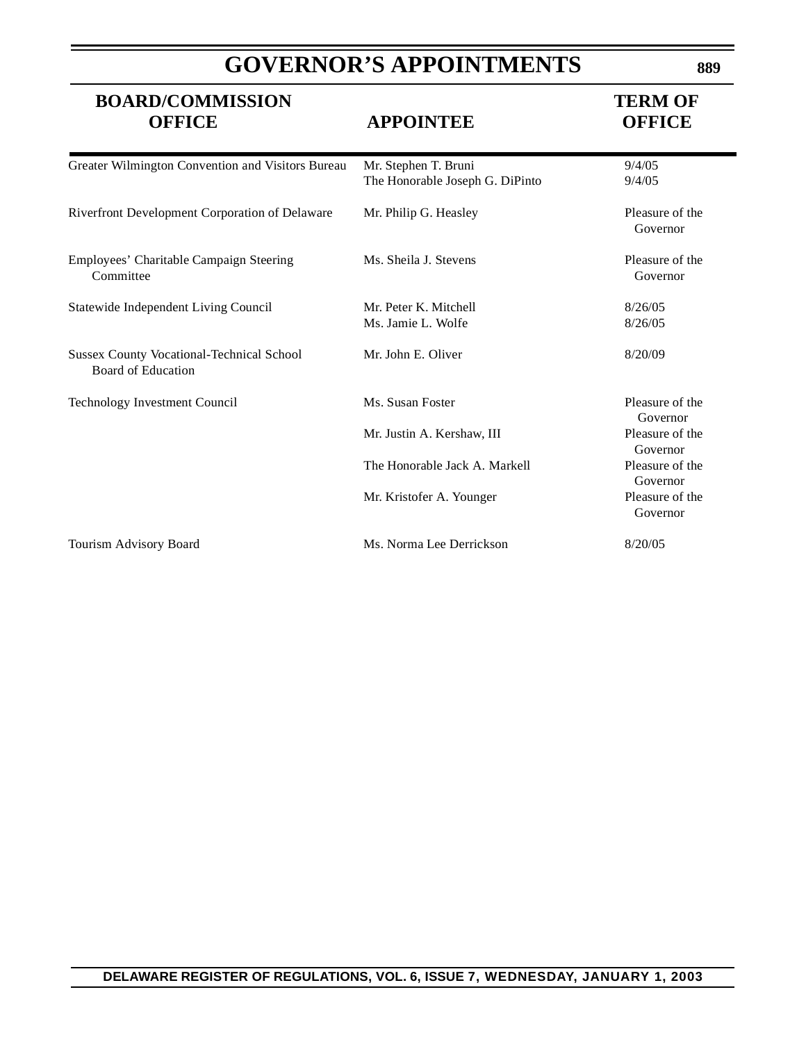# GOVERNOR'S APPOINTMENTS

| BOARD/COMMISSION OFFICE | APPOINTEE | TERM OF OFFICE |
|---|---|---|
| Greater Wilmington Convention and Visitors Bureau | Mr. Stephen T. Bruni | 9/4/05 |
| | The Honorable Joseph G. DiPinto | 9/4/05 |
| Riverfront Development Corporation of Delaware | Mr. Philip G. Heasley | Pleasure of the Governor |
| Employees' Charitable Campaign Steering Committee | Ms. Sheila J. Stevens | Pleasure of the Governor |
| Statewide Independent Living Council | Mr. Peter K. Mitchell | 8/26/05 |
| | Ms. Jamie L. Wolfe | 8/26/05 |
| Sussex County Vocational-Technical School Board of Education | Mr. John E. Oliver | 8/20/09 |
| Technology Investment Council | Ms. Susan Foster | Pleasure of the Governor |
| | Mr. Justin A. Kershaw, III | Pleasure of the Governor |
| | The Honorable Jack A. Markell | Pleasure of the Governor |
| | Mr. Kristofer A. Younger | Pleasure of the Governor |
| Tourism Advisory Board | Ms. Norma Lee Derrickson | 8/20/05 |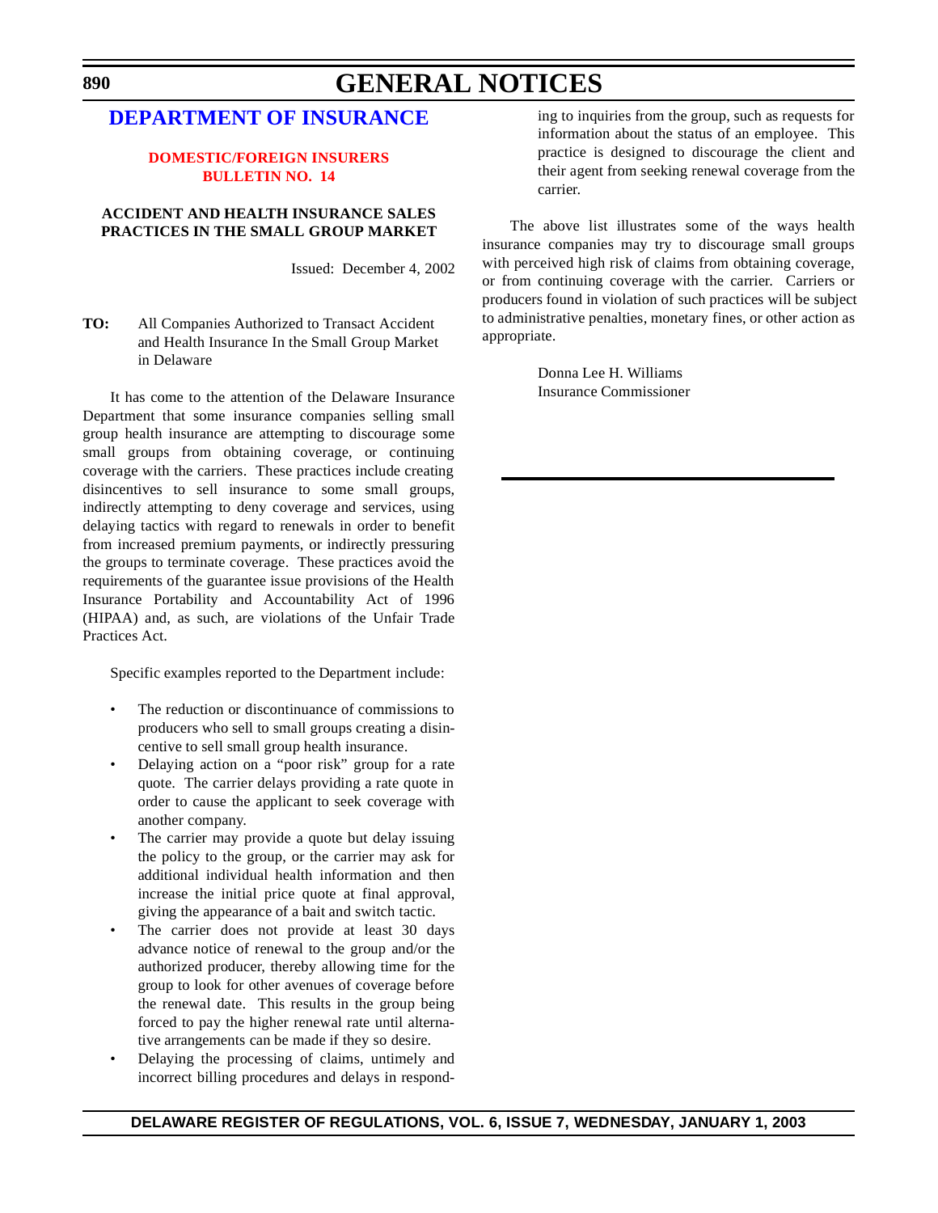# GENERAL NOTICES

## DEPARTMENT OF INSURANCE

### DOMESTIC/FOREIGN INSURERS BULLETIN NO. 14

**ACCIDENT AND HEALTH INSURANCE SALES PRACTICES IN THE SMALL GROUP MARKET**

Issued: December 4, 2002

**TO:** All Companies Authorized to Transact Accident and Health Insurance In the Small Group Market in Delaware

It has come to the attention of the Delaware Insurance Department that some insurance companies selling small group health insurance are attempting to discourage some small groups from obtaining coverage, or continuing coverage with the carriers. These practices include creating disincentives to sell insurance to some small groups, indirectly attempting to deny coverage and services, using delaying tactics with regard to renewals in order to benefit from increased premium payments, or indirectly pressuring the groups to terminate coverage. These practices avoid the requirements of the guarantee issue provisions of the Health Insurance Portability and Accountability Act of 1996 (HIPAA) and, as such, are violations of the Unfair Trade Practices Act.

Specific examples reported to the Department include:

- The reduction or discontinuance of commissions to producers who sell to small groups creating a disincentive to sell small group health insurance.
- Delaying action on a "poor risk" group for a rate quote. The carrier delays providing a rate quote in order to cause the applicant to seek coverage with another company.
- The carrier may provide a quote but delay issuing the policy to the group, or the carrier may ask for additional individual health information and then increase the initial price quote at final approval, giving the appearance of a bait and switch tactic.
- The carrier does not provide at least 30 days advance notice of renewal to the group and/or the authorized producer, thereby allowing time for the group to look for other avenues of coverage before the renewal date. This results in the group being forced to pay the higher renewal rate until alternative arrangements can be made if they so desire.
- Delaying the processing of claims, untimely and incorrect billing procedures and delays in responding to inquiries from the group, such as requests for information about the status of an employee. This practice is designed to discourage the client and their agent from seeking renewal coverage from the carrier.

The above list illustrates some of the ways health insurance companies may try to discourage small groups with perceived high risk of claims from obtaining coverage, or from continuing coverage with the carrier. Carriers or producers found in violation of such practices will be subject to administrative penalties, monetary fines, or other action as appropriate.

Donna Lee H. Williams
Insurance Commissioner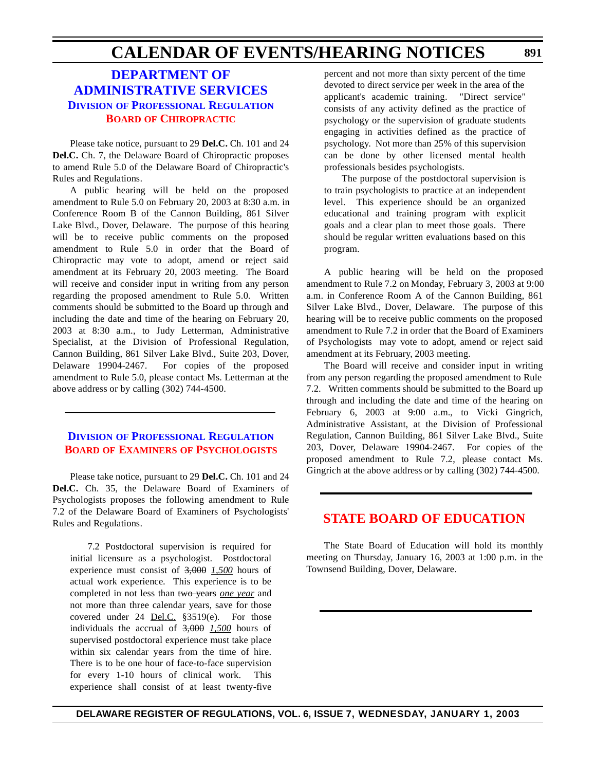## DEPARTMENT OF ADMINISTRATIVE SERVICES

### DIVISION OF PROFESSIONAL REGULATION

### BOARD OF CHIROPRACTIC

Please take notice, pursuant to 29 **Del.C.** Ch. 101 and 24 **Del.C.** Ch. 7, the Delaware Board of Chiropractic proposes to amend Rule 5.0 of the Delaware Board of Chiropractic's Rules and Regulations.

A public hearing will be held on the proposed amendment to Rule 5.0 on February 20, 2003 at 8:30 a.m. in Conference Room B of the Cannon Building, 861 Silver Lake Blvd., Dover, Delaware. The purpose of this hearing will be to receive public comments on the proposed amendment to Rule 5.0 in order that the Board of Chiropractic may vote to adopt, amend or reject said amendment at its February 20, 2003 meeting. The Board will receive and consider input in writing from any person regarding the proposed amendment to Rule 5.0. Written comments should be submitted to the Board up through and including the date and time of the hearing on February 20, 2003 at 8:30 a.m., to Judy Letterman, Administrative Specialist, at the Division of Professional Regulation, Cannon Building, 861 Silver Lake Blvd., Suite 203, Dover, Delaware 19904-2467. For copies of the proposed amendment to Rule 5.0, please contact Ms. Letterman at the above address or by calling (302) 744-4500.

---

### DIVISION OF PROFESSIONAL REGULATION

### BOARD OF EXAMINERS OF PSYCHOLOGISTS

Please take notice, pursuant to 29 **Del.C.** Ch. 101 and 24 **Del.C.** Ch. 35, the Delaware Board of Examiners of Psychologists proposes the following amendment to Rule 7.2 of the Delaware Board of Examiners of Psychologists' Rules and Regulations.

> 7.2 Postdoctoral supervision is required for initial licensure as a psychologist. Postdoctoral experience must consist of ~~3,000~~ *1,500* hours of actual work experience. This experience is to be completed in not less than ~~two years~~ *one year* and not more than three calendar years, save for those covered under 24 Del.C. §3519(e). For those individuals the accrual of ~~3,000~~ *1,500* hours of supervised postdoctoral experience must take place within six calendar years from the time of hire. There is to be one hour of face-to-face supervision for every 1-10 hours of clinical work. This experience shall consist of at least twenty-five percent and not more than sixty percent of the time devoted to direct service per week in the area of the applicant's academic training. "Direct service" consists of any activity defined as the practice of psychology or the supervision of graduate students engaging in activities defined as the practice of psychology. Not more than 25% of this supervision can be done by other licensed mental health professionals besides psychologists.
>
> The purpose of the postdoctoral supervision is to train psychologists to practice at an independent level. This experience should be an organized educational and training program with explicit goals and a clear plan to meet those goals. There should be regular written evaluations based on this program.

A public hearing will be held on the proposed amendment to Rule 7.2 on Monday, February 3, 2003 at 9:00 a.m. in Conference Room A of the Cannon Building, 861 Silver Lake Blvd., Dover, Delaware. The purpose of this hearing will be to receive public comments on the proposed amendment to Rule 7.2 in order that the Board of Examiners of Psychologists may vote to adopt, amend or reject said amendment at its February, 2003 meeting.

The Board will receive and consider input in writing from any person regarding the proposed amendment to Rule 7.2. Written comments should be submitted to the Board up through and including the date and time of the hearing on February 6, 2003 at 9:00 a.m., to Vicki Gingrich, Administrative Assistant, at the Division of Professional Regulation, Cannon Building, 861 Silver Lake Blvd., Suite 203, Dover, Delaware 19904-2467. For copies of the proposed amendment to Rule 7.2, please contact Ms. Gingrich at the above address or by calling (302) 744-4500.

---

## STATE BOARD OF EDUCATION

The State Board of Education will hold its monthly meeting on Thursday, January 16, 2003 at 1:00 p.m. in the Townsend Building, Dover, Delaware.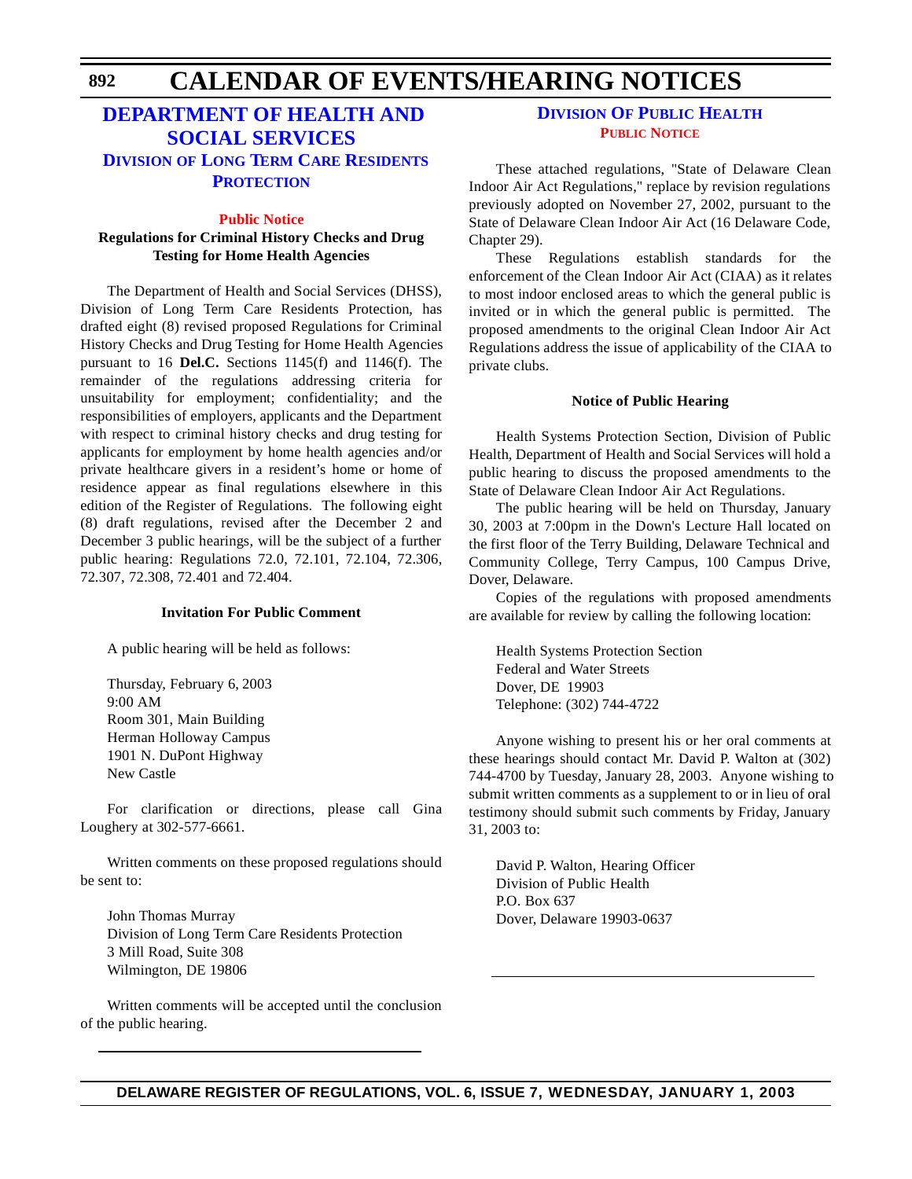## DEPARTMENT OF HEALTH AND SOCIAL SERVICES

### Division of Long Term Care Residents Protection

**Public Notice**

**Regulations for Criminal History Checks and Drug Testing for Home Health Agencies**

The Department of Health and Social Services (DHSS), Division of Long Term Care Residents Protection, has drafted eight (8) revised proposed Regulations for Criminal History Checks and Drug Testing for Home Health Agencies pursuant to 16 **Del.C.** Sections 1145(f) and 1146(f). The remainder of the regulations addressing criteria for unsuitability for employment; confidentiality; and the responsibilities of employers, applicants and the Department with respect to criminal history checks and drug testing for applicants for employment by home health agencies and/or private healthcare givers in a resident's home or home of residence appear as final regulations elsewhere in this edition of the Register of Regulations. The following eight (8) draft regulations, revised after the December 2 and December 3 public hearings, will be the subject of a further public hearing: Regulations 72.0, 72.101, 72.104, 72.306, 72.307, 72.308, 72.401 and 72.404.

**Invitation For Public Comment**

A public hearing will be held as follows:

Thursday, February 6, 2003
9:00 AM
Room 301, Main Building
Herman Holloway Campus
1901 N. DuPont Highway
New Castle

For clarification or directions, please call Gina Loughery at 302-577-6661.

Written comments on these proposed regulations should be sent to:

John Thomas Murray
Division of Long Term Care Residents Protection
3 Mill Road, Suite 308
Wilmington, DE 19806

Written comments will be accepted until the conclusion of the public hearing.

---

### Division Of Public Health

**Public Notice**

These attached regulations, "State of Delaware Clean Indoor Air Act Regulations," replace by revision regulations previously adopted on November 27, 2002, pursuant to the State of Delaware Clean Indoor Air Act (16 Delaware Code, Chapter 29).

These Regulations establish standards for the enforcement of the Clean Indoor Air Act (CIAA) as it relates to most indoor enclosed areas to which the general public is invited or in which the general public is permitted. The proposed amendments to the original Clean Indoor Air Act Regulations address the issue of applicability of the CIAA to private clubs.

**Notice of Public Hearing**

Health Systems Protection Section, Division of Public Health, Department of Health and Social Services will hold a public hearing to discuss the proposed amendments to the State of Delaware Clean Indoor Air Act Regulations.

The public hearing will be held on Thursday, January 30, 2003 at 7:00pm in the Down's Lecture Hall located on the first floor of the Terry Building, Delaware Technical and Community College, Terry Campus, 100 Campus Drive, Dover, Delaware.

Copies of the regulations with proposed amendments are available for review by calling the following location:

Health Systems Protection Section
Federal and Water Streets
Dover, DE 19903
Telephone: (302) 744-4722

Anyone wishing to present his or her oral comments at these hearings should contact Mr. David P. Walton at (302) 744-4700 by Tuesday, January 28, 2003. Anyone wishing to submit written comments as a supplement to or in lieu of oral testimony should submit such comments by Friday, January 31, 2003 to:

David P. Walton, Hearing Officer
Division of Public Health
P.O. Box 637
Dover, Delaware 19903-0637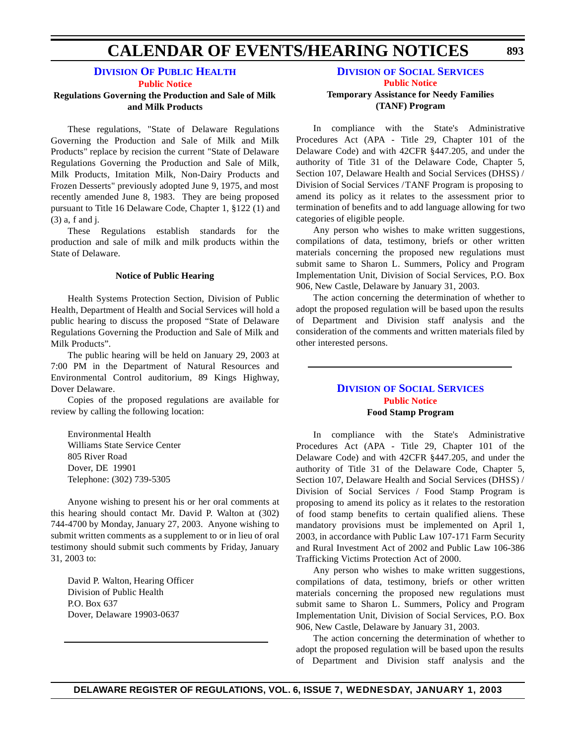## Division Of Public Health

**Public Notice**

**Regulations Governing the Production and Sale of Milk and Milk Products**

These regulations, "State of Delaware Regulations Governing the Production and Sale of Milk and Milk Products" replace by recision the current "State of Delaware Regulations Governing the Production and Sale of Milk, Milk Products, Imitation Milk, Non-Dairy Products and Frozen Desserts" previously adopted June 9, 1975, and most recently amended June 8, 1983. They are being proposed pursuant to Title 16 Delaware Code, Chapter 1, §122 (1) and (3) a, f and j.

These Regulations establish standards for the production and sale of milk and milk products within the State of Delaware.

**Notice of Public Hearing**

Health Systems Protection Section, Division of Public Health, Department of Health and Social Services will hold a public hearing to discuss the proposed "State of Delaware Regulations Governing the Production and Sale of Milk and Milk Products".

The public hearing will be held on January 29, 2003 at 7:00 PM in the Department of Natural Resources and Environmental Control auditorium, 89 Kings Highway, Dover Delaware.

Copies of the proposed regulations are available for review by calling the following location:

Environmental Health
Williams State Service Center
805 River Road
Dover, DE 19901
Telephone: (302) 739-5305

Anyone wishing to present his or her oral comments at this hearing should contact Mr. David P. Walton at (302) 744-4700 by Monday, January 27, 2003. Anyone wishing to submit written comments as a supplement to or in lieu of oral testimony should submit such comments by Friday, January 31, 2003 to:

David P. Walton, Hearing Officer
Division of Public Health
P.O. Box 637
Dover, Delaware 19903-0637

## Division of Social Services

**Public Notice**

**Temporary Assistance for Needy Families (TANF) Program**

In compliance with the State's Administrative Procedures Act (APA - Title 29, Chapter 101 of the Delaware Code) and with 42CFR §447.205, and under the authority of Title 31 of the Delaware Code, Chapter 5, Section 107, Delaware Health and Social Services (DHSS) / Division of Social Services /TANF Program is proposing to amend its policy as it relates to the assessment prior to termination of benefits and to add language allowing for two categories of eligible people.

Any person who wishes to make written suggestions, compilations of data, testimony, briefs or other written materials concerning the proposed new regulations must submit same to Sharon L. Summers, Policy and Program Implementation Unit, Division of Social Services, P.O. Box 906, New Castle, Delaware by January 31, 2003.

The action concerning the determination of whether to adopt the proposed regulation will be based upon the results of Department and Division staff analysis and the consideration of the comments and written materials filed by other interested persons.

## Division of Social Services

**Public Notice**

**Food Stamp Program**

In compliance with the State's Administrative Procedures Act (APA - Title 29, Chapter 101 of the Delaware Code) and with 42CFR §447.205, and under the authority of Title 31 of the Delaware Code, Chapter 5, Section 107, Delaware Health and Social Services (DHSS) / Division of Social Services / Food Stamp Program is proposing to amend its policy as it relates to the restoration of food stamp benefits to certain qualified aliens. These mandatory provisions must be implemented on April 1, 2003, in accordance with Public Law 107-171 Farm Security and Rural Investment Act of 2002 and Public Law 106-386 Trafficking Victims Protection Act of 2000.

Any person who wishes to make written suggestions, compilations of data, testimony, briefs or other written materials concerning the proposed new regulations must submit same to Sharon L. Summers, Policy and Program Implementation Unit, Division of Social Services, P.O. Box 906, New Castle, Delaware by January 31, 2003.

The action concerning the determination of whether to adopt the proposed regulation will be based upon the results of Department and Division staff analysis and the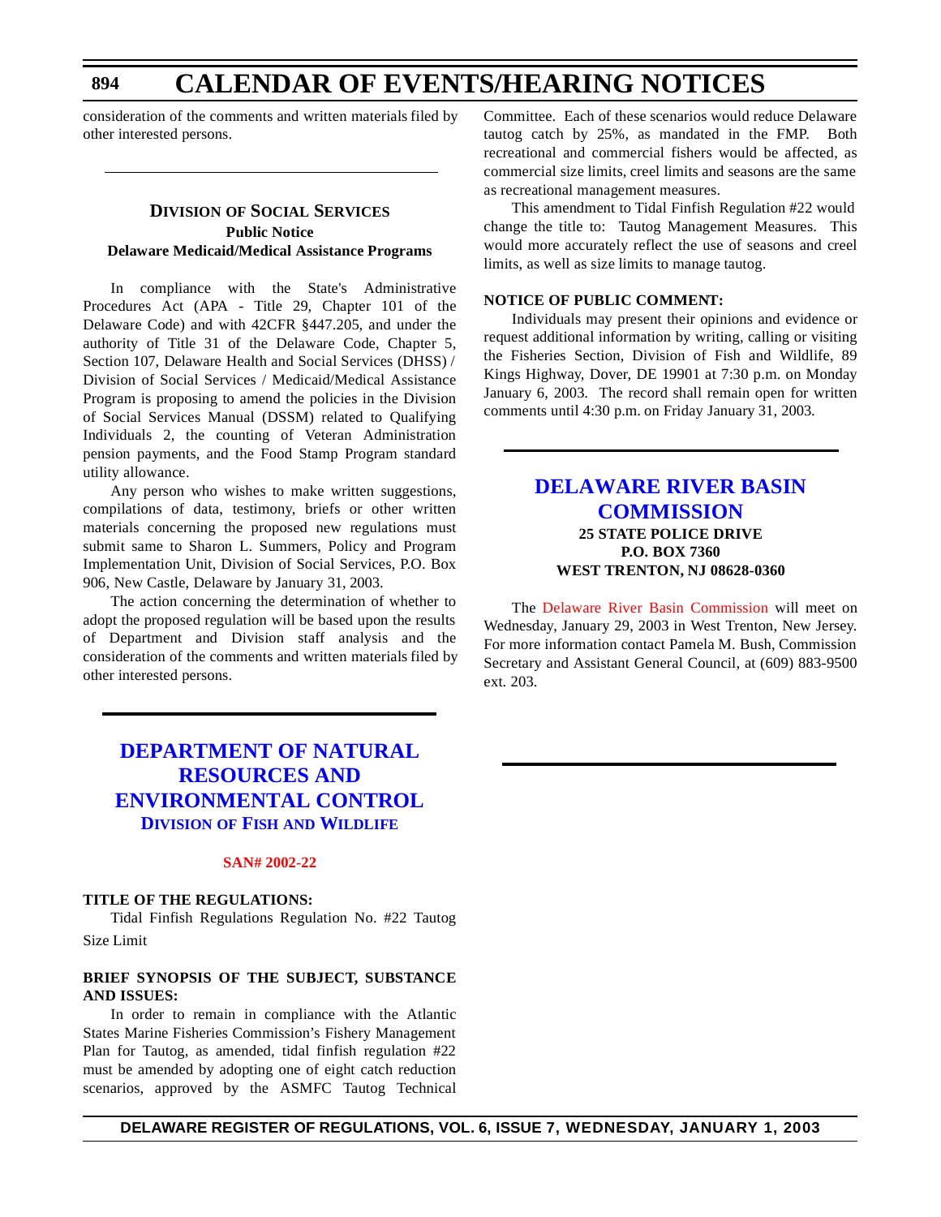consideration of the comments and written materials filed by other interested persons.

---

### Division of Social Services
**Public Notice**
**Delaware Medicaid/Medical Assistance Programs**

In compliance with the State's Administrative Procedures Act (APA - Title 29, Chapter 101 of the Delaware Code) and with 42CFR §447.205, and under the authority of Title 31 of the Delaware Code, Chapter 5, Section 107, Delaware Health and Social Services (DHSS) / Division of Social Services / Medicaid/Medical Assistance Program is proposing to amend the policies in the Division of Social Services Manual (DSSM) related to Qualifying Individuals 2, the counting of Veteran Administration pension payments, and the Food Stamp Program standard utility allowance.

Any person who wishes to make written suggestions, compilations of data, testimony, briefs or other written materials concerning the proposed new regulations must submit same to Sharon L. Summers, Policy and Program Implementation Unit, Division of Social Services, P.O. Box 906, New Castle, Delaware by January 31, 2003.

The action concerning the determination of whether to adopt the proposed regulation will be based upon the results of Department and Division staff analysis and the consideration of the comments and written materials filed by other interested persons.

---

## Department of Natural Resources and Environmental Control
### Division of Fish and Wildlife

**SAN# 2002-22**

**TITLE OF THE REGULATIONS:**

Tidal Finfish Regulations Regulation No. #22 Tautog Size Limit

**BRIEF SYNOPSIS OF THE SUBJECT, SUBSTANCE AND ISSUES:**

In order to remain in compliance with the Atlantic States Marine Fisheries Commission's Fishery Management Plan for Tautog, as amended, tidal finfish regulation #22 must be amended by adopting one of eight catch reduction scenarios, approved by the ASMFC Tautog Technical Committee. Each of these scenarios would reduce Delaware tautog catch by 25%, as mandated in the FMP. Both recreational and commercial fishers would be affected, as commercial size limits, creel limits and seasons are the same as recreational management measures.

This amendment to Tidal Finfish Regulation #22 would change the title to: Tautog Management Measures. This would more accurately reflect the use of seasons and creel limits, as well as size limits to manage tautog.

**NOTICE OF PUBLIC COMMENT:**

Individuals may present their opinions and evidence or request additional information by writing, calling or visiting the Fisheries Section, Division of Fish and Wildlife, 89 Kings Highway, Dover, DE 19901 at 7:30 p.m. on Monday January 6, 2003. The record shall remain open for written comments until 4:30 p.m. on Friday January 31, 2003.

---

## Delaware River Basin Commission
**25 STATE POLICE DRIVE**
**P.O. BOX 7360**
**WEST TRENTON, NJ 08628-0360**

The Delaware River Basin Commission will meet on Wednesday, January 29, 2003 in West Trenton, New Jersey. For more information contact Pamela M. Bush, Commission Secretary and Assistant General Council, at (609) 883-9500 ext. 203.

---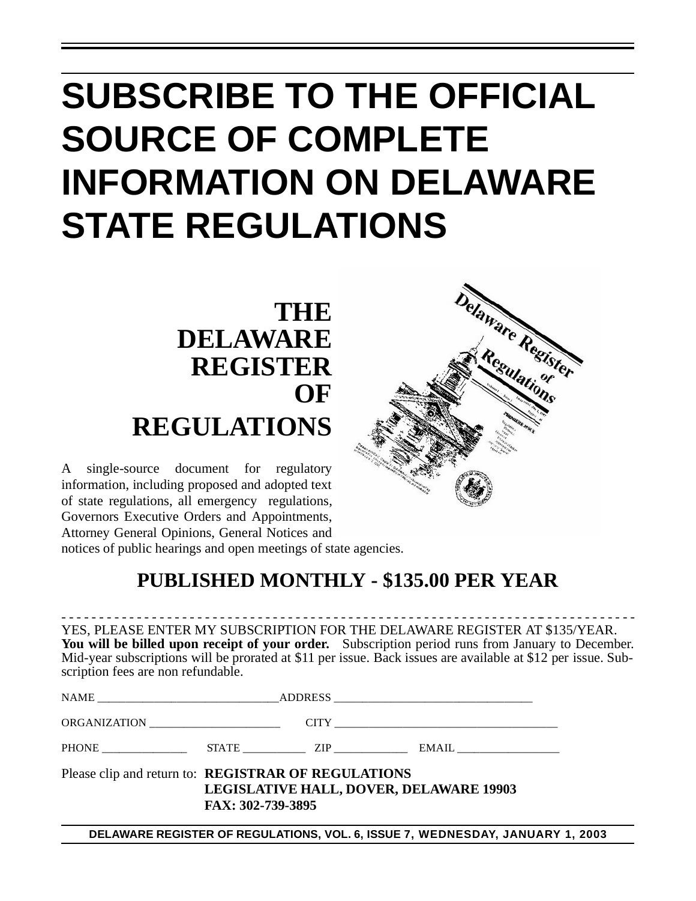# SUBSCRIBE TO THE OFFICIAL SOURCE OF COMPLETE INFORMATION ON DELAWARE STATE REGULATIONS

## THE DELAWARE REGISTER OF REGULATIONS

A single-source document for regulatory information, including proposed and adopted text of state regulations, all emergency regulations, Governors Executive Orders and Appointments, Attorney General Opinions, General Notices and notices of public hearings and open meetings of state agencies.

## PUBLISHED MONTHLY - $135.00 PER YEAR

---

YES, PLEASE ENTER MY SUBSCRIPTION FOR THE DELAWARE REGISTER AT $135/YEAR. **You will be billed upon receipt of your order.** Subscription period runs from January to December. Mid-year subscriptions will be prorated at $11 per issue. Back issues are available at $12 per issue. Subscription fees are non refundable.

NAME ______________________________ ADDRESS _________________________________

ORGANIZATION ______________________ CITY _____________________________________

PHONE _______________ STATE ___________ ZIP _____________ EMAIL __________________

Please clip and return to: **REGISTRAR OF REGULATIONS**
**LEGISLATIVE HALL, DOVER, DELAWARE 19903**
**FAX: 302-739-3895**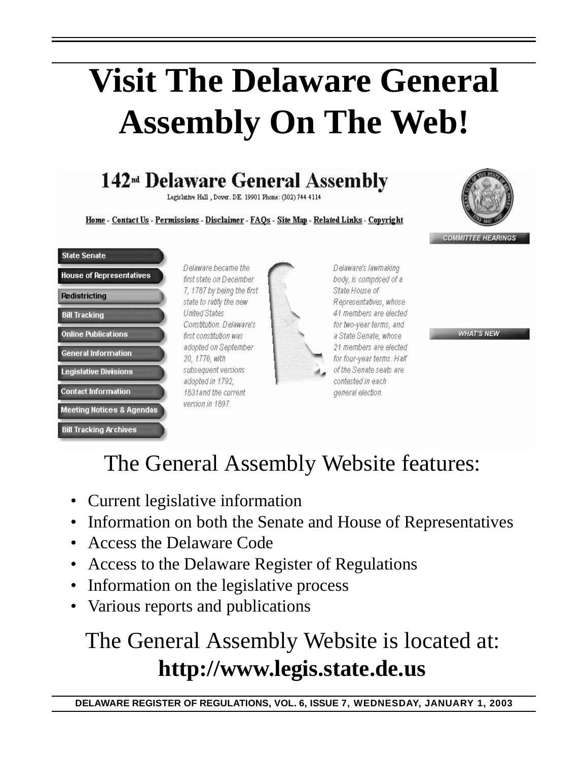# Visit The Delaware General Assembly On The Web!

142nd Delaware General Assembly

Legislative Hall , Dover. DE. 19901 Phone: (302) 744 4114

Home - Contact Us - Permissions - Disclaimer - FAQs - Site Map - Related Links - Copyright

COMMITTEE HEARINGS

State Senate

House of Representatives

Redistricting

Bill Tracking

Online Publications

General Information

Legislative Divisions

Contact Information

Meeting Notices & Agendas

Bill Tracking Archives

*Delaware became the first state on December 7, 1787 by being the first state to ratify the new United States Constitution. Delaware's first constitution was adopted on September 20, 1776, with subsequent versions adopted in 1792, 1831 and the current version in 1897.*

*Delaware's lawmaking body, is comprised of a State House of Representatives, whose 41 members are elected for two-year terms, and a State Senate, whose 21 members are elected for four-year terms. Half of the Senate seats are contested in each general election.*

WHAT'S NEW

The General Assembly Website features:

- Current legislative information
- Information on both the Senate and House of Representatives
- Access the Delaware Code
- Access to the Delaware Register of Regulations
- Information on the legislative process
- Various reports and publications

The General Assembly Website is located at:

**http://www.legis.state.de.us**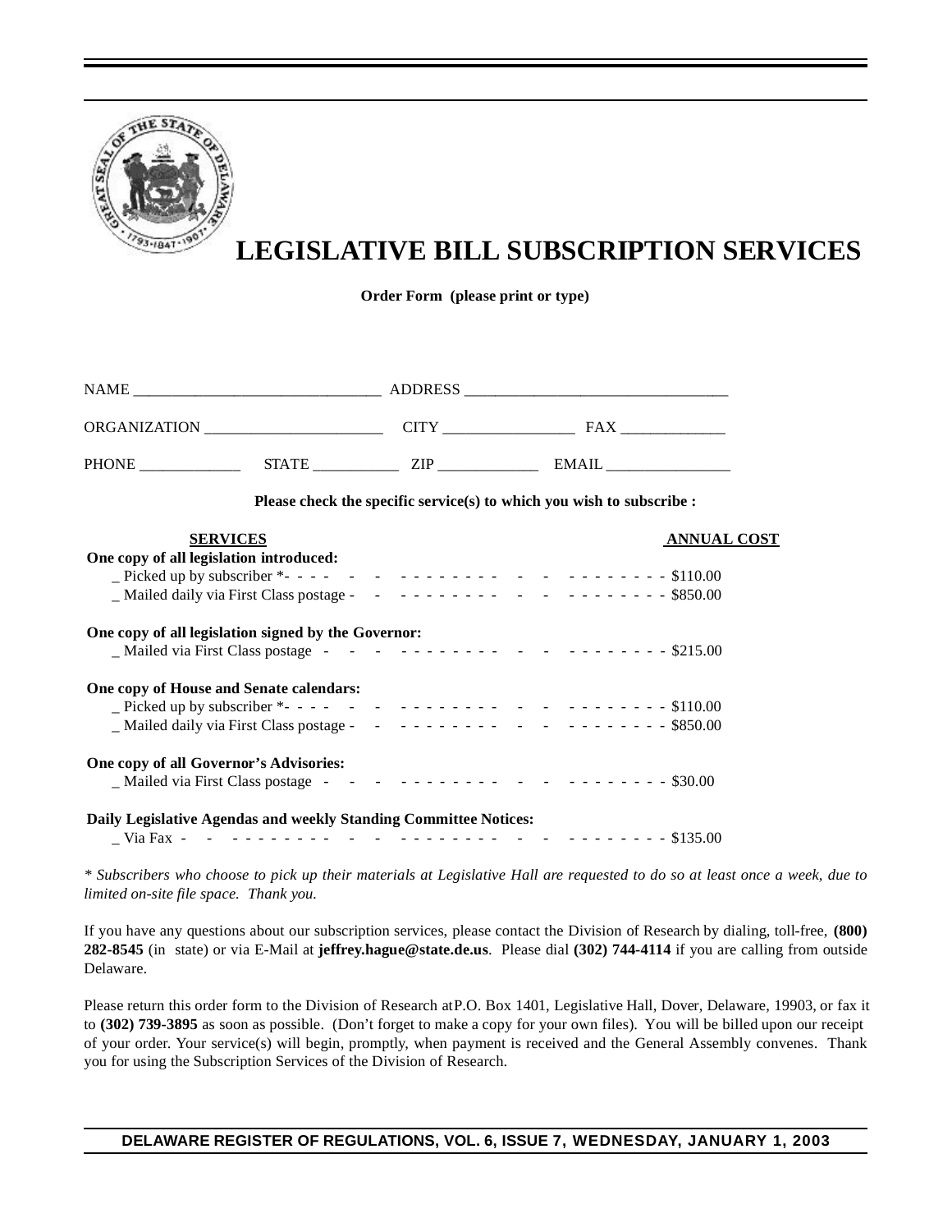# LEGISLATIVE BILL SUBSCRIPTION SERVICES

**Order Form (please print or type)**

NAME ______________________________ ADDRESS ________________________________

ORGANIZATION ______________________ CITY ________________ FAX ____________

PHONE ____________ STATE __________ ZIP ____________ EMAIL _______________

**Please check the specific service(s) to which you wish to subscribe :**

| **SERVICES** | **ANNUAL COST** |
|---|---|
| **One copy of all legislation introduced:** | |
| _ Picked up by subscriber * | $110.00 |
| _ Mailed daily via First Class postage | $850.00 |
| **One copy of all legislation signed by the Governor:** | |
| _ Mailed via First Class postage | $215.00 |
| **One copy of House and Senate calendars:** | |
| _ Picked up by subscriber * | $110.00 |
| _ Mailed daily via First Class postage | $850.00 |
| **One copy of all Governor's Advisories:** | |
| _ Mailed via First Class postage | $30.00 |
| **Daily Legislative Agendas and weekly Standing Committee Notices:** | |
| _ Via Fax | $135.00 |

*\* Subscribers who choose to pick up their materials at Legislative Hall are requested to do so at least once a week, due to limited on-site file space. Thank you.*

If you have any questions about our subscription services, please contact the Division of Research by dialing, toll-free, **(800) 282-8545** (in state) or via E-Mail at **jeffrey.hague@state.de.us**. Please dial **(302) 744-4114** if you are calling from outside Delaware.

Please return this order form to the Division of Research at P.O. Box 1401, Legislative Hall, Dover, Delaware, 19903, or fax it to **(302) 739-3895** as soon as possible. (Don't forget to make a copy for your own files). You will be billed upon our receipt of your order. Your service(s) will begin, promptly, when payment is received and the General Assembly convenes. Thank you for using the Subscription Services of the Division of Research.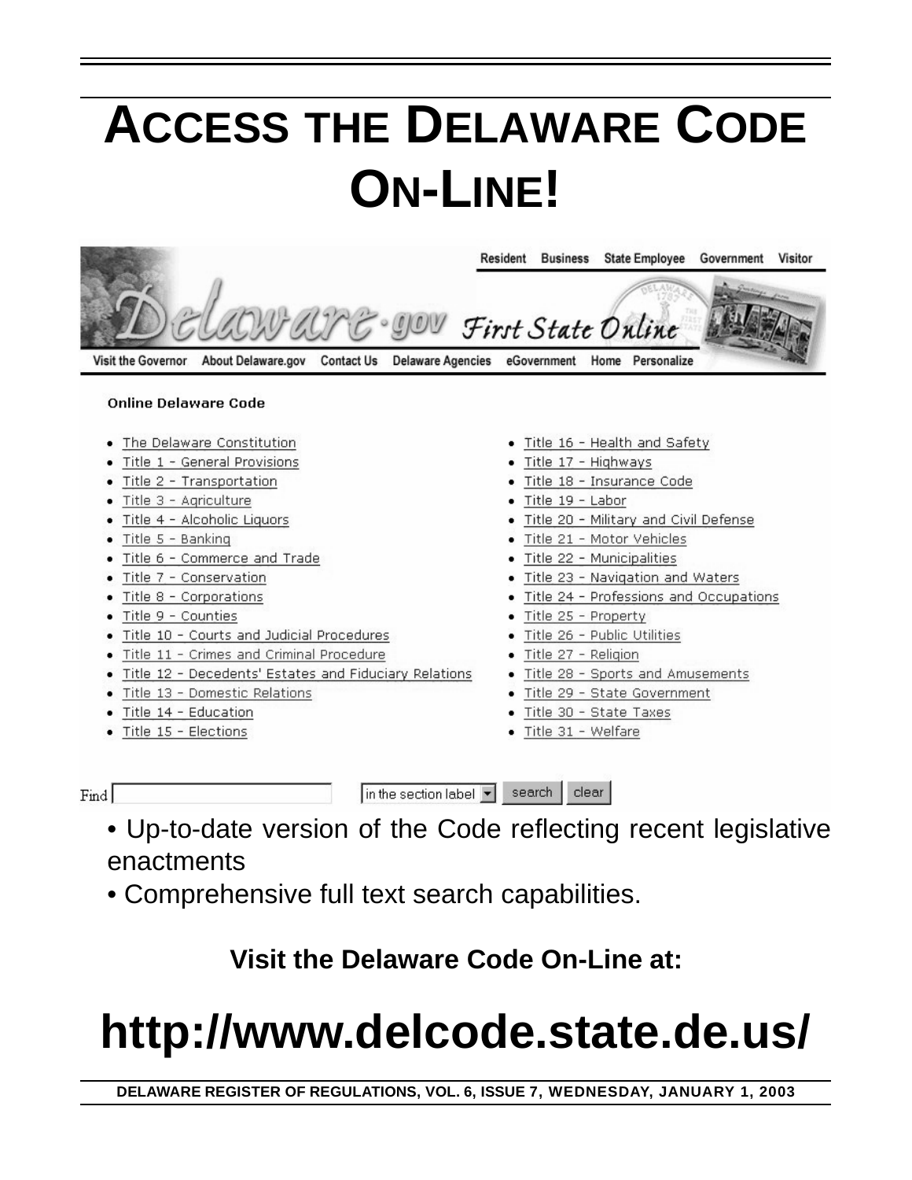# ACCESS THE DELAWARE CODE ON-LINE!

Resident Business State Employee Government Visitor

Delaware.gov First State Online

Visit the Governor About Delaware.gov Contact Us Delaware Agencies eGovernment Home Personalize

**Online Delaware Code**

- The Delaware Constitution
- Title 1 - General Provisions
- Title 2 - Transportation
- Title 3 - Agriculture
- Title 4 - Alcoholic Liquors
- Title 5 - Banking
- Title 6 - Commerce and Trade
- Title 7 - Conservation
- Title 8 - Corporations
- Title 9 - Counties
- Title 10 - Courts and Judicial Procedures
- Title 11 - Crimes and Criminal Procedure
- Title 12 - Decedents' Estates and Fiduciary Relations
- Title 13 - Domestic Relations
- Title 14 - Education
- Title 15 - Elections
- Title 16 - Health and Safety
- Title 17 - Highways
- Title 18 - Insurance Code
- Title 19 - Labor
- Title 20 - Military and Civil Defense
- Title 21 - Motor Vehicles
- Title 22 - Municipalities
- Title 23 - Navigation and Waters
- Title 24 - Professions and Occupations
- Title 25 - Property
- Title 26 - Public Utilities
- Title 27 - Religion
- Title 28 - Sports and Amusements
- Title 29 - State Government
- Title 30 - State Taxes
- Title 31 - Welfare

Find [ ] in the section label search clear

- Up-to-date version of the Code reflecting recent legislative enactments
- Comprehensive full text search capabilities.

**Visit the Delaware Code On-Line at:**

# http://www.delcode.state.de.us/